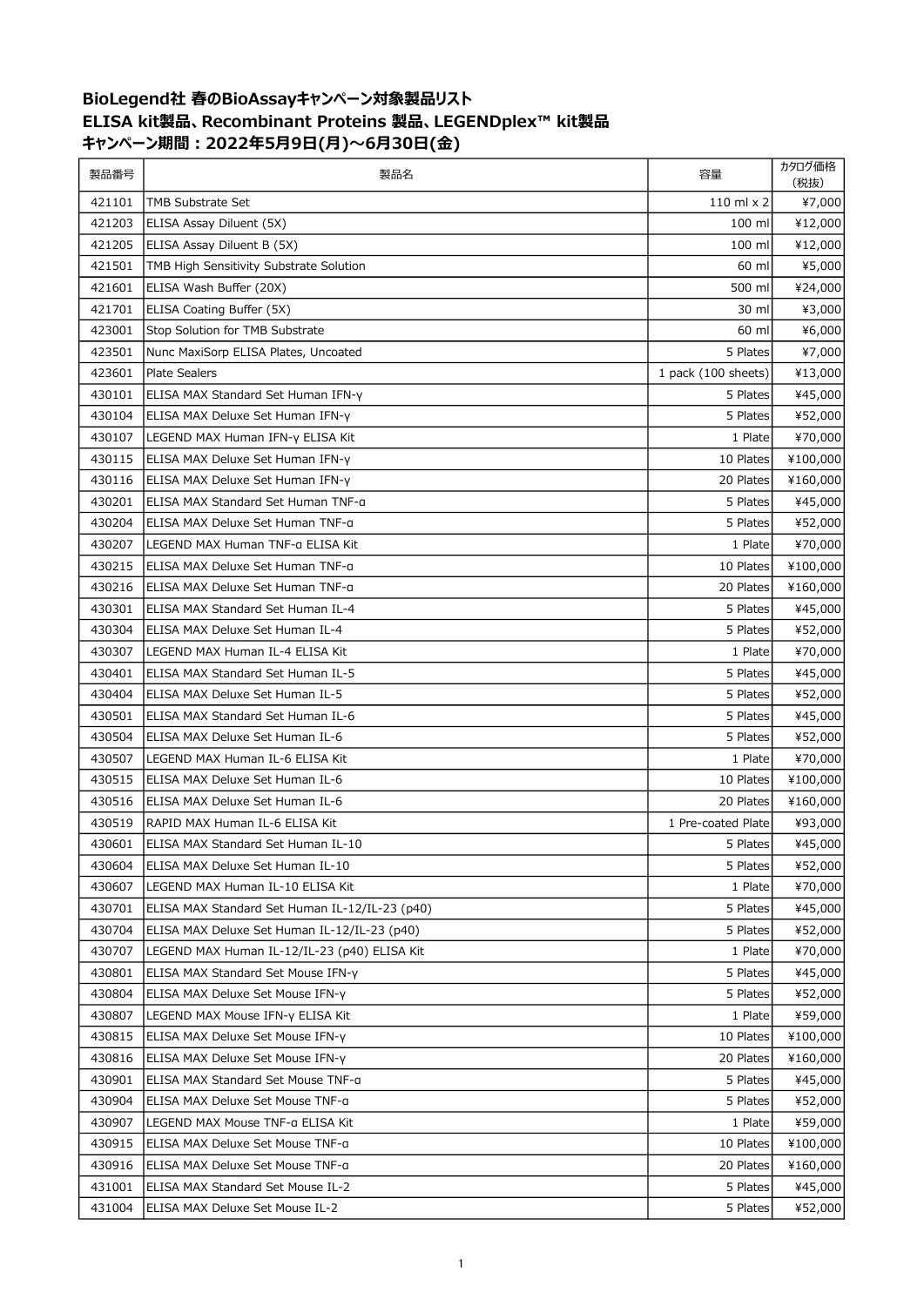# BioLegend社 春のBioAssayキャンペーン対象製品リスト
# ELISA kit製品、Recombinant Proteins 製品、LEGENDplex™ kit製品
# キャンペーン期間：2022年5月9日(月)～6月30日(金)

| 製品番号 | 製品名 | 容量 | カタログ価格(税抜) |
|---|---|---|---|
| 421101 | TMB Substrate Set | 110 ml x 2 | ¥7,000 |
| 421203 | ELISA Assay Diluent (5X) | 100 ml | ¥12,000 |
| 421205 | ELISA Assay Diluent B (5X) | 100 ml | ¥12,000 |
| 421501 | TMB High Sensitivity Substrate Solution | 60 ml | ¥5,000 |
| 421601 | ELISA Wash Buffer (20X) | 500 ml | ¥24,000 |
| 421701 | ELISA Coating Buffer (5X) | 30 ml | ¥3,000 |
| 423001 | Stop Solution for TMB Substrate | 60 ml | ¥6,000 |
| 423501 | Nunc MaxiSorp ELISA Plates, Uncoated | 5 Plates | ¥7,000 |
| 423601 | Plate Sealers | 1 pack (100 sheets) | ¥13,000 |
| 430101 | ELISA MAX Standard Set Human IFN-γ | 5 Plates | ¥45,000 |
| 430104 | ELISA MAX Deluxe Set Human IFN-γ | 5 Plates | ¥52,000 |
| 430107 | LEGEND MAX Human IFN-γ ELISA Kit | 1 Plate | ¥70,000 |
| 430115 | ELISA MAX Deluxe Set Human IFN-γ | 10 Plates | ¥100,000 |
| 430116 | ELISA MAX Deluxe Set Human IFN-γ | 20 Plates | ¥160,000 |
| 430201 | ELISA MAX Standard Set Human TNF-α | 5 Plates | ¥45,000 |
| 430204 | ELISA MAX Deluxe Set Human TNF-α | 5 Plates | ¥52,000 |
| 430207 | LEGEND MAX Human TNF-α ELISA Kit | 1 Plate | ¥70,000 |
| 430215 | ELISA MAX Deluxe Set Human TNF-α | 10 Plates | ¥100,000 |
| 430216 | ELISA MAX Deluxe Set Human TNF-α | 20 Plates | ¥160,000 |
| 430301 | ELISA MAX Standard Set Human IL-4 | 5 Plates | ¥45,000 |
| 430304 | ELISA MAX Deluxe Set Human IL-4 | 5 Plates | ¥52,000 |
| 430307 | LEGEND MAX Human IL-4 ELISA Kit | 1 Plate | ¥70,000 |
| 430401 | ELISA MAX Standard Set Human IL-5 | 5 Plates | ¥45,000 |
| 430404 | ELISA MAX Deluxe Set Human IL-5 | 5 Plates | ¥52,000 |
| 430501 | ELISA MAX Standard Set Human IL-6 | 5 Plates | ¥45,000 |
| 430504 | ELISA MAX Deluxe Set Human IL-6 | 5 Plates | ¥52,000 |
| 430507 | LEGEND MAX Human IL-6 ELISA Kit | 1 Plate | ¥70,000 |
| 430515 | ELISA MAX Deluxe Set Human IL-6 | 10 Plates | ¥100,000 |
| 430516 | ELISA MAX Deluxe Set Human IL-6 | 20 Plates | ¥160,000 |
| 430519 | RAPID MAX Human IL-6 ELISA Kit | 1 Pre-coated Plate | ¥93,000 |
| 430601 | ELISA MAX Standard Set Human IL-10 | 5 Plates | ¥45,000 |
| 430604 | ELISA MAX Deluxe Set Human IL-10 | 5 Plates | ¥52,000 |
| 430607 | LEGEND MAX Human IL-10 ELISA Kit | 1 Plate | ¥70,000 |
| 430701 | ELISA MAX Standard Set Human IL-12/IL-23 (p40) | 5 Plates | ¥45,000 |
| 430704 | ELISA MAX Deluxe Set Human IL-12/IL-23 (p40) | 5 Plates | ¥52,000 |
| 430707 | LEGEND MAX Human IL-12/IL-23 (p40) ELISA Kit | 1 Plate | ¥70,000 |
| 430801 | ELISA MAX Standard Set Mouse IFN-γ | 5 Plates | ¥45,000 |
| 430804 | ELISA MAX Deluxe Set Mouse IFN-γ | 5 Plates | ¥52,000 |
| 430807 | LEGEND MAX Mouse IFN-γ ELISA Kit | 1 Plate | ¥59,000 |
| 430815 | ELISA MAX Deluxe Set Mouse IFN-γ | 10 Plates | ¥100,000 |
| 430816 | ELISA MAX Deluxe Set Mouse IFN-γ | 20 Plates | ¥160,000 |
| 430901 | ELISA MAX Standard Set Mouse TNF-α | 5 Plates | ¥45,000 |
| 430904 | ELISA MAX Deluxe Set Mouse TNF-α | 5 Plates | ¥52,000 |
| 430907 | LEGEND MAX Mouse TNF-α ELISA Kit | 1 Plate | ¥59,000 |
| 430915 | ELISA MAX Deluxe Set Mouse TNF-α | 10 Plates | ¥100,000 |
| 430916 | ELISA MAX Deluxe Set Mouse TNF-α | 20 Plates | ¥160,000 |
| 431001 | ELISA MAX Standard Set Mouse IL-2 | 5 Plates | ¥45,000 |
| 431004 | ELISA MAX Deluxe Set Mouse IL-2 | 5 Plates | ¥52,000 |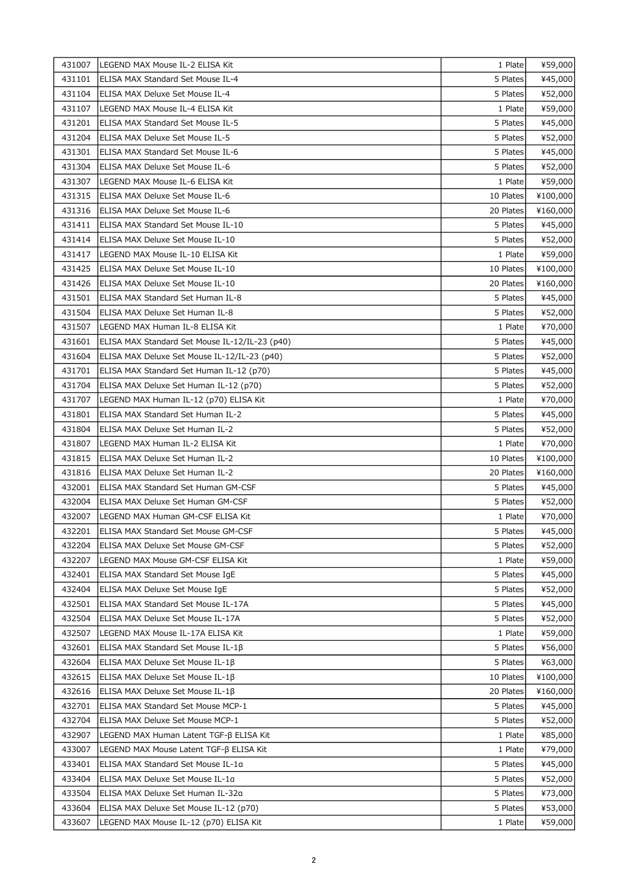| 431007 | LEGEND MAX Mouse IL-2 ELISA Kit | 1 Plate | ¥59,000 |
|---|---|---|---|
| 431101 | ELISA MAX Standard Set Mouse IL-4 | 5 Plates | ¥45,000 |
| 431104 | ELISA MAX Deluxe Set Mouse IL-4 | 5 Plates | ¥52,000 |
| 431107 | LEGEND MAX Mouse IL-4 ELISA Kit | 1 Plate | ¥59,000 |
| 431201 | ELISA MAX Standard Set Mouse IL-5 | 5 Plates | ¥45,000 |
| 431204 | ELISA MAX Deluxe Set Mouse IL-5 | 5 Plates | ¥52,000 |
| 431301 | ELISA MAX Standard Set Mouse IL-6 | 5 Plates | ¥45,000 |
| 431304 | ELISA MAX Deluxe Set Mouse IL-6 | 5 Plates | ¥52,000 |
| 431307 | LEGEND MAX Mouse IL-6 ELISA Kit | 1 Plate | ¥59,000 |
| 431315 | ELISA MAX Deluxe Set Mouse IL-6 | 10 Plates | ¥100,000 |
| 431316 | ELISA MAX Deluxe Set Mouse IL-6 | 20 Plates | ¥160,000 |
| 431411 | ELISA MAX Standard Set Mouse IL-10 | 5 Plates | ¥45,000 |
| 431414 | ELISA MAX Deluxe Set Mouse IL-10 | 5 Plates | ¥52,000 |
| 431417 | LEGEND MAX Mouse IL-10 ELISA Kit | 1 Plate | ¥59,000 |
| 431425 | ELISA MAX Deluxe Set Mouse IL-10 | 10 Plates | ¥100,000 |
| 431426 | ELISA MAX Deluxe Set Mouse IL-10 | 20 Plates | ¥160,000 |
| 431501 | ELISA MAX Standard Set Human IL-8 | 5 Plates | ¥45,000 |
| 431504 | ELISA MAX Deluxe Set Human IL-8 | 5 Plates | ¥52,000 |
| 431507 | LEGEND MAX Human IL-8 ELISA Kit | 1 Plate | ¥70,000 |
| 431601 | ELISA MAX Standard Set Mouse IL-12/IL-23 (p40) | 5 Plates | ¥45,000 |
| 431604 | ELISA MAX Deluxe Set Mouse IL-12/IL-23 (p40) | 5 Plates | ¥52,000 |
| 431701 | ELISA MAX Standard Set Human IL-12 (p70) | 5 Plates | ¥45,000 |
| 431704 | ELISA MAX Deluxe Set Human IL-12 (p70) | 5 Plates | ¥52,000 |
| 431707 | LEGEND MAX Human IL-12 (p70) ELISA Kit | 1 Plate | ¥70,000 |
| 431801 | ELISA MAX Standard Set Human IL-2 | 5 Plates | ¥45,000 |
| 431804 | ELISA MAX Deluxe Set Human IL-2 | 5 Plates | ¥52,000 |
| 431807 | LEGEND MAX Human IL-2 ELISA Kit | 1 Plate | ¥70,000 |
| 431815 | ELISA MAX Deluxe Set Human IL-2 | 10 Plates | ¥100,000 |
| 431816 | ELISA MAX Deluxe Set Human IL-2 | 20 Plates | ¥160,000 |
| 432001 | ELISA MAX Standard Set Human GM-CSF | 5 Plates | ¥45,000 |
| 432004 | ELISA MAX Deluxe Set Human GM-CSF | 5 Plates | ¥52,000 |
| 432007 | LEGEND MAX Human GM-CSF ELISA Kit | 1 Plate | ¥70,000 |
| 432201 | ELISA MAX Standard Set Mouse GM-CSF | 5 Plates | ¥45,000 |
| 432204 | ELISA MAX Deluxe Set Mouse GM-CSF | 5 Plates | ¥52,000 |
| 432207 | LEGEND MAX Mouse GM-CSF ELISA Kit | 1 Plate | ¥59,000 |
| 432401 | ELISA MAX Standard Set Mouse IgE | 5 Plates | ¥45,000 |
| 432404 | ELISA MAX Deluxe Set Mouse IgE | 5 Plates | ¥52,000 |
| 432501 | ELISA MAX Standard Set Mouse IL-17A | 5 Plates | ¥45,000 |
| 432504 | ELISA MAX Deluxe Set Mouse IL-17A | 5 Plates | ¥52,000 |
| 432507 | LEGEND MAX Mouse IL-17A ELISA Kit | 1 Plate | ¥59,000 |
| 432601 | ELISA MAX Standard Set Mouse IL-1β | 5 Plates | ¥56,000 |
| 432604 | ELISA MAX Deluxe Set Mouse IL-1β | 5 Plates | ¥63,000 |
| 432615 | ELISA MAX Deluxe Set Mouse IL-1β | 10 Plates | ¥100,000 |
| 432616 | ELISA MAX Deluxe Set Mouse IL-1β | 20 Plates | ¥160,000 |
| 432701 | ELISA MAX Standard Set Mouse MCP-1 | 5 Plates | ¥45,000 |
| 432704 | ELISA MAX Deluxe Set Mouse MCP-1 | 5 Plates | ¥52,000 |
| 432907 | LEGEND MAX Human Latent TGF-β ELISA Kit | 1 Plate | ¥85,000 |
| 433007 | LEGEND MAX Mouse Latent TGF-β ELISA Kit | 1 Plate | ¥79,000 |
| 433401 | ELISA MAX Standard Set Mouse IL-1α | 5 Plates | ¥45,000 |
| 433404 | ELISA MAX Deluxe Set Mouse IL-1α | 5 Plates | ¥52,000 |
| 433504 | ELISA MAX Deluxe Set Human IL-32α | 5 Plates | ¥73,000 |
| 433604 | ELISA MAX Deluxe Set Mouse IL-12 (p70) | 5 Plates | ¥53,000 |
| 433607 | LEGEND MAX Mouse IL-12 (p70) ELISA Kit | 1 Plate | ¥59,000 |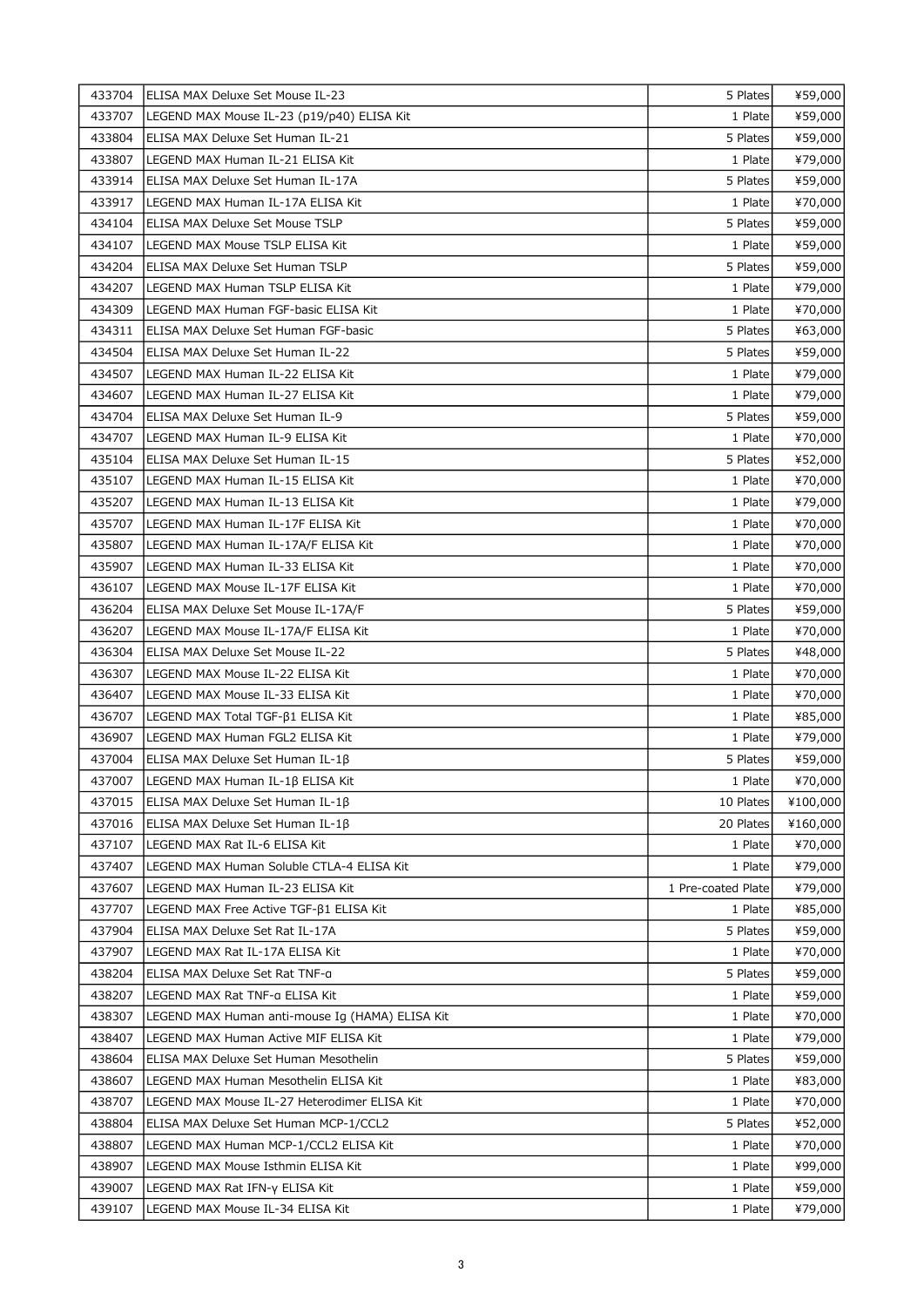| 433704 | ELISA MAX Deluxe Set Mouse IL-23 | 5 Plates | ¥59,000 |
|---|---|---|---|
| 433707 | LEGEND MAX Mouse IL-23 (p19/p40) ELISA Kit | 1 Plate | ¥59,000 |
| 433804 | ELISA MAX Deluxe Set Human IL-21 | 5 Plates | ¥59,000 |
| 433807 | LEGEND MAX Human IL-21 ELISA Kit | 1 Plate | ¥79,000 |
| 433914 | ELISA MAX Deluxe Set Human IL-17A | 5 Plates | ¥59,000 |
| 433917 | LEGEND MAX Human IL-17A ELISA Kit | 1 Plate | ¥70,000 |
| 434104 | ELISA MAX Deluxe Set Mouse TSLP | 5 Plates | ¥59,000 |
| 434107 | LEGEND MAX Mouse TSLP ELISA Kit | 1 Plate | ¥59,000 |
| 434204 | ELISA MAX Deluxe Set Human TSLP | 5 Plates | ¥59,000 |
| 434207 | LEGEND MAX Human TSLP ELISA Kit | 1 Plate | ¥79,000 |
| 434309 | LEGEND MAX Human FGF-basic ELISA Kit | 1 Plate | ¥70,000 |
| 434311 | ELISA MAX Deluxe Set Human FGF-basic | 5 Plates | ¥63,000 |
| 434504 | ELISA MAX Deluxe Set Human IL-22 | 5 Plates | ¥59,000 |
| 434507 | LEGEND MAX Human IL-22 ELISA Kit | 1 Plate | ¥79,000 |
| 434607 | LEGEND MAX Human IL-27 ELISA Kit | 1 Plate | ¥79,000 |
| 434704 | ELISA MAX Deluxe Set Human IL-9 | 5 Plates | ¥59,000 |
| 434707 | LEGEND MAX Human IL-9 ELISA Kit | 1 Plate | ¥70,000 |
| 435104 | ELISA MAX Deluxe Set Human IL-15 | 5 Plates | ¥52,000 |
| 435107 | LEGEND MAX Human IL-15 ELISA Kit | 1 Plate | ¥70,000 |
| 435207 | LEGEND MAX Human IL-13 ELISA Kit | 1 Plate | ¥79,000 |
| 435707 | LEGEND MAX Human IL-17F ELISA Kit | 1 Plate | ¥70,000 |
| 435807 | LEGEND MAX Human IL-17A/F ELISA Kit | 1 Plate | ¥70,000 |
| 435907 | LEGEND MAX Human IL-33 ELISA Kit | 1 Plate | ¥70,000 |
| 436107 | LEGEND MAX Mouse IL-17F ELISA Kit | 1 Plate | ¥70,000 |
| 436204 | ELISA MAX Deluxe Set Mouse IL-17A/F | 5 Plates | ¥59,000 |
| 436207 | LEGEND MAX Mouse IL-17A/F ELISA Kit | 1 Plate | ¥70,000 |
| 436304 | ELISA MAX Deluxe Set Mouse IL-22 | 5 Plates | ¥48,000 |
| 436307 | LEGEND MAX Mouse IL-22 ELISA Kit | 1 Plate | ¥70,000 |
| 436407 | LEGEND MAX Mouse IL-33 ELISA Kit | 1 Plate | ¥70,000 |
| 436707 | LEGEND MAX Total TGF-β1 ELISA Kit | 1 Plate | ¥85,000 |
| 436907 | LEGEND MAX Human FGL2 ELISA Kit | 1 Plate | ¥79,000 |
| 437004 | ELISA MAX Deluxe Set Human IL-1β | 5 Plates | ¥59,000 |
| 437007 | LEGEND MAX Human IL-1β ELISA Kit | 1 Plate | ¥70,000 |
| 437015 | ELISA MAX Deluxe Set Human IL-1β | 10 Plates | ¥100,000 |
| 437016 | ELISA MAX Deluxe Set Human IL-1β | 20 Plates | ¥160,000 |
| 437107 | LEGEND MAX Rat IL-6 ELISA Kit | 1 Plate | ¥70,000 |
| 437407 | LEGEND MAX Human Soluble CTLA-4 ELISA Kit | 1 Plate | ¥79,000 |
| 437607 | LEGEND MAX Human IL-23 ELISA Kit | 1 Pre-coated Plate | ¥79,000 |
| 437707 | LEGEND MAX Free Active TGF-β1 ELISA Kit | 1 Plate | ¥85,000 |
| 437904 | ELISA MAX Deluxe Set Rat IL-17A | 5 Plates | ¥59,000 |
| 437907 | LEGEND MAX Rat IL-17A ELISA Kit | 1 Plate | ¥70,000 |
| 438204 | ELISA MAX Deluxe Set Rat TNF-α | 5 Plates | ¥59,000 |
| 438207 | LEGEND MAX Rat TNF-α ELISA Kit | 1 Plate | ¥59,000 |
| 438307 | LEGEND MAX Human anti-mouse Ig (HAMA) ELISA Kit | 1 Plate | ¥70,000 |
| 438407 | LEGEND MAX Human Active MIF ELISA Kit | 1 Plate | ¥79,000 |
| 438604 | ELISA MAX Deluxe Set Human Mesothelin | 5 Plates | ¥59,000 |
| 438607 | LEGEND MAX Human Mesothelin ELISA Kit | 1 Plate | ¥83,000 |
| 438707 | LEGEND MAX Mouse IL-27 Heterodimer ELISA Kit | 1 Plate | ¥70,000 |
| 438804 | ELISA MAX Deluxe Set Human MCP-1/CCL2 | 5 Plates | ¥52,000 |
| 438807 | LEGEND MAX Human MCP-1/CCL2 ELISA Kit | 1 Plate | ¥70,000 |
| 438907 | LEGEND MAX Mouse Isthmin ELISA Kit | 1 Plate | ¥99,000 |
| 439007 | LEGEND MAX Rat IFN-γ ELISA Kit | 1 Plate | ¥59,000 |
| 439107 | LEGEND MAX Mouse IL-34 ELISA Kit | 1 Plate | ¥79,000 |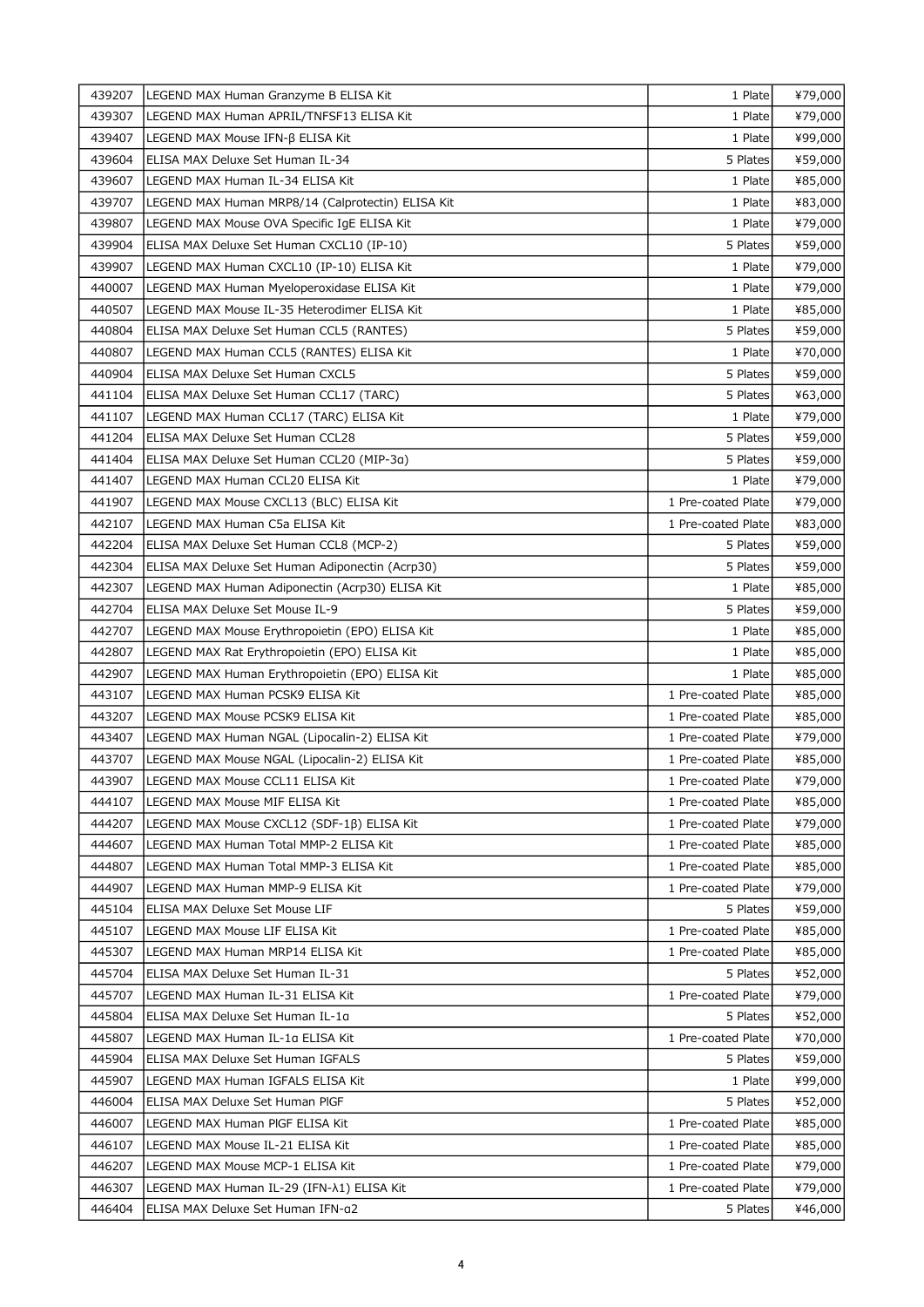| 439207 | LEGEND MAX Human Granzyme B ELISA Kit | 1 Plate | ¥79,000 |
|---|---|---|---|
| 439307 | LEGEND MAX Human APRIL/TNFSF13 ELISA Kit | 1 Plate | ¥79,000 |
| 439407 | LEGEND MAX Mouse IFN-β ELISA Kit | 1 Plate | ¥99,000 |
| 439604 | ELISA MAX Deluxe Set Human IL-34 | 5 Plates | ¥59,000 |
| 439607 | LEGEND MAX Human IL-34 ELISA Kit | 1 Plate | ¥85,000 |
| 439707 | LEGEND MAX Human MRP8/14 (Calprotectin) ELISA Kit | 1 Plate | ¥83,000 |
| 439807 | LEGEND MAX Mouse OVA Specific IgE ELISA Kit | 1 Plate | ¥79,000 |
| 439904 | ELISA MAX Deluxe Set Human CXCL10 (IP-10) | 5 Plates | ¥59,000 |
| 439907 | LEGEND MAX Human CXCL10 (IP-10) ELISA Kit | 1 Plate | ¥79,000 |
| 440007 | LEGEND MAX Human Myeloperoxidase ELISA Kit | 1 Plate | ¥79,000 |
| 440507 | LEGEND MAX Mouse IL-35 Heterodimer ELISA Kit | 1 Plate | ¥85,000 |
| 440804 | ELISA MAX Deluxe Set Human CCL5 (RANTES) | 5 Plates | ¥59,000 |
| 440807 | LEGEND MAX Human CCL5 (RANTES) ELISA Kit | 1 Plate | ¥70,000 |
| 440904 | ELISA MAX Deluxe Set Human CXCL5 | 5 Plates | ¥59,000 |
| 441104 | ELISA MAX Deluxe Set Human CCL17 (TARC) | 5 Plates | ¥63,000 |
| 441107 | LEGEND MAX Human CCL17 (TARC) ELISA Kit | 1 Plate | ¥79,000 |
| 441204 | ELISA MAX Deluxe Set Human CCL28 | 5 Plates | ¥59,000 |
| 441404 | ELISA MAX Deluxe Set Human CCL20 (MIP-3α) | 5 Plates | ¥59,000 |
| 441407 | LEGEND MAX Human CCL20 ELISA Kit | 1 Plate | ¥79,000 |
| 441907 | LEGEND MAX Mouse CXCL13 (BLC) ELISA Kit | 1 Pre-coated Plate | ¥79,000 |
| 442107 | LEGEND MAX Human C5a ELISA Kit | 1 Pre-coated Plate | ¥83,000 |
| 442204 | ELISA MAX Deluxe Set Human CCL8 (MCP-2) | 5 Plates | ¥59,000 |
| 442304 | ELISA MAX Deluxe Set Human Adiponectin (Acrp30) | 5 Plates | ¥59,000 |
| 442307 | LEGEND MAX Human Adiponectin (Acrp30) ELISA Kit | 1 Plate | ¥85,000 |
| 442704 | ELISA MAX Deluxe Set Mouse IL-9 | 5 Plates | ¥59,000 |
| 442707 | LEGEND MAX Mouse Erythropoietin (EPO) ELISA Kit | 1 Plate | ¥85,000 |
| 442807 | LEGEND MAX Rat Erythropoietin (EPO) ELISA Kit | 1 Plate | ¥85,000 |
| 442907 | LEGEND MAX Human Erythropoietin (EPO) ELISA Kit | 1 Plate | ¥85,000 |
| 443107 | LEGEND MAX Human PCSK9 ELISA Kit | 1 Pre-coated Plate | ¥85,000 |
| 443207 | LEGEND MAX Mouse PCSK9 ELISA Kit | 1 Pre-coated Plate | ¥85,000 |
| 443407 | LEGEND MAX Human NGAL (Lipocalin-2) ELISA Kit | 1 Pre-coated Plate | ¥79,000 |
| 443707 | LEGEND MAX Mouse NGAL (Lipocalin-2) ELISA Kit | 1 Pre-coated Plate | ¥85,000 |
| 443907 | LEGEND MAX Mouse CCL11 ELISA Kit | 1 Pre-coated Plate | ¥79,000 |
| 444107 | LEGEND MAX Mouse MIF ELISA Kit | 1 Pre-coated Plate | ¥85,000 |
| 444207 | LEGEND MAX Mouse CXCL12 (SDF-1β) ELISA Kit | 1 Pre-coated Plate | ¥79,000 |
| 444607 | LEGEND MAX Human Total MMP-2 ELISA Kit | 1 Pre-coated Plate | ¥85,000 |
| 444807 | LEGEND MAX Human Total MMP-3 ELISA Kit | 1 Pre-coated Plate | ¥85,000 |
| 444907 | LEGEND MAX Human MMP-9 ELISA Kit | 1 Pre-coated Plate | ¥79,000 |
| 445104 | ELISA MAX Deluxe Set Mouse LIF | 5 Plates | ¥59,000 |
| 445107 | LEGEND MAX Mouse LIF ELISA Kit | 1 Pre-coated Plate | ¥85,000 |
| 445307 | LEGEND MAX Human MRP14 ELISA Kit | 1 Pre-coated Plate | ¥85,000 |
| 445704 | ELISA MAX Deluxe Set Human IL-31 | 5 Plates | ¥52,000 |
| 445707 | LEGEND MAX Human IL-31 ELISA Kit | 1 Pre-coated Plate | ¥79,000 |
| 445804 | ELISA MAX Deluxe Set Human IL-1α | 5 Plates | ¥52,000 |
| 445807 | LEGEND MAX Human IL-1α ELISA Kit | 1 Pre-coated Plate | ¥70,000 |
| 445904 | ELISA MAX Deluxe Set Human IGFALS | 5 Plates | ¥59,000 |
| 445907 | LEGEND MAX Human IGFALS ELISA Kit | 1 Plate | ¥99,000 |
| 446004 | ELISA MAX Deluxe Set Human PlGF | 5 Plates | ¥52,000 |
| 446007 | LEGEND MAX Human PlGF ELISA Kit | 1 Pre-coated Plate | ¥85,000 |
| 446107 | LEGEND MAX Mouse IL-21 ELISA Kit | 1 Pre-coated Plate | ¥85,000 |
| 446207 | LEGEND MAX Mouse MCP-1 ELISA Kit | 1 Pre-coated Plate | ¥79,000 |
| 446307 | LEGEND MAX Human IL-29 (IFN-λ1) ELISA Kit | 1 Pre-coated Plate | ¥79,000 |
| 446404 | ELISA MAX Deluxe Set Human IFN-α2 | 5 Plates | ¥46,000 |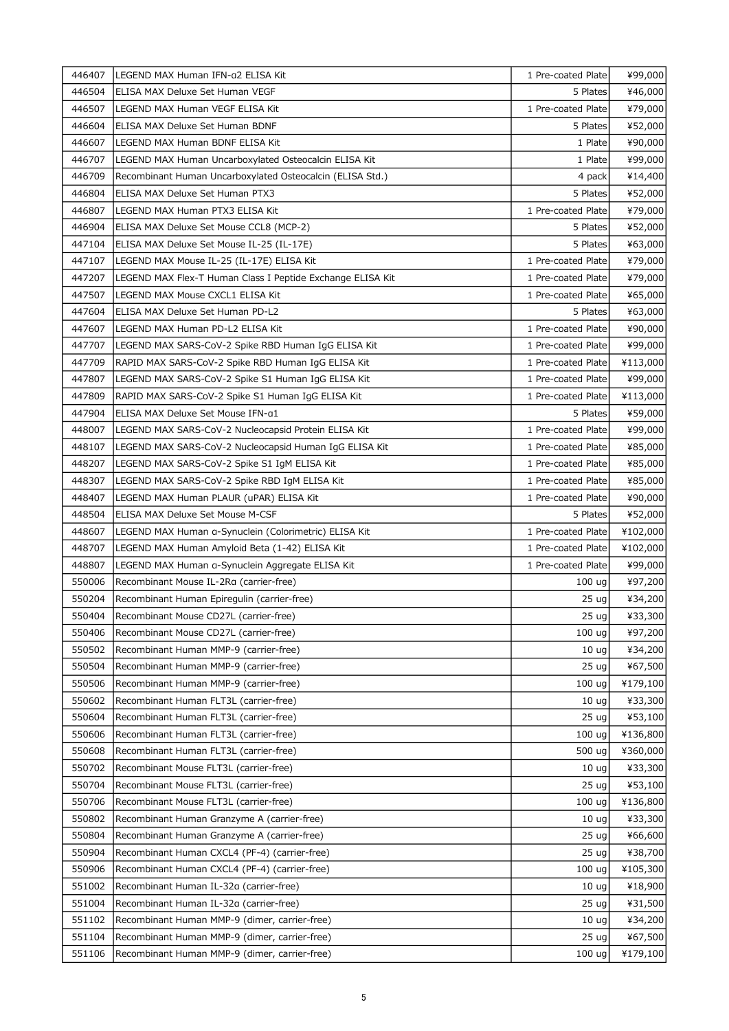| | | | |
|---|---|---|---|
| 446407 | LEGEND MAX Human IFN-α2 ELISA Kit | 1 Pre-coated Plate | ¥99,000 |
| 446504 | ELISA MAX Deluxe Set Human VEGF | 5 Plates | ¥46,000 |
| 446507 | LEGEND MAX Human VEGF ELISA Kit | 1 Pre-coated Plate | ¥79,000 |
| 446604 | ELISA MAX Deluxe Set Human BDNF | 5 Plates | ¥52,000 |
| 446607 | LEGEND MAX Human BDNF ELISA Kit | 1 Plate | ¥90,000 |
| 446707 | LEGEND MAX Human Uncarboxylated Osteocalcin ELISA Kit | 1 Plate | ¥99,000 |
| 446709 | Recombinant Human Uncarboxylated Osteocalcin (ELISA Std.) | 4 pack | ¥14,400 |
| 446804 | ELISA MAX Deluxe Set Human PTX3 | 5 Plates | ¥52,000 |
| 446807 | LEGEND MAX Human PTX3 ELISA Kit | 1 Pre-coated Plate | ¥79,000 |
| 446904 | ELISA MAX Deluxe Set Mouse CCL8 (MCP-2) | 5 Plates | ¥52,000 |
| 447104 | ELISA MAX Deluxe Set Mouse IL-25 (IL-17E) | 5 Plates | ¥63,000 |
| 447107 | LEGEND MAX Mouse IL-25 (IL-17E) ELISA Kit | 1 Pre-coated Plate | ¥79,000 |
| 447207 | LEGEND MAX Flex-T Human Class I Peptide Exchange ELISA Kit | 1 Pre-coated Plate | ¥79,000 |
| 447507 | LEGEND MAX Mouse CXCL1 ELISA Kit | 1 Pre-coated Plate | ¥65,000 |
| 447604 | ELISA MAX Deluxe Set Human PD-L2 | 5 Plates | ¥63,000 |
| 447607 | LEGEND MAX Human PD-L2 ELISA Kit | 1 Pre-coated Plate | ¥90,000 |
| 447707 | LEGEND MAX SARS-CoV-2 Spike RBD Human IgG ELISA Kit | 1 Pre-coated Plate | ¥99,000 |
| 447709 | RAPID MAX SARS-CoV-2 Spike RBD Human IgG ELISA Kit | 1 Pre-coated Plate | ¥113,000 |
| 447807 | LEGEND MAX SARS-CoV-2 Spike S1 Human IgG ELISA Kit | 1 Pre-coated Plate | ¥99,000 |
| 447809 | RAPID MAX SARS-CoV-2 Spike S1 Human IgG ELISA Kit | 1 Pre-coated Plate | ¥113,000 |
| 447904 | ELISA MAX Deluxe Set Mouse IFN-α1 | 5 Plates | ¥59,000 |
| 448007 | LEGEND MAX SARS-CoV-2 Nucleocapsid Protein ELISA Kit | 1 Pre-coated Plate | ¥99,000 |
| 448107 | LEGEND MAX SARS-CoV-2 Nucleocapsid Human IgG ELISA Kit | 1 Pre-coated Plate | ¥85,000 |
| 448207 | LEGEND MAX SARS-CoV-2 Spike S1 IgM ELISA Kit | 1 Pre-coated Plate | ¥85,000 |
| 448307 | LEGEND MAX SARS-CoV-2 Spike RBD IgM ELISA Kit | 1 Pre-coated Plate | ¥85,000 |
| 448407 | LEGEND MAX Human PLAUR (uPAR) ELISA Kit | 1 Pre-coated Plate | ¥90,000 |
| 448504 | ELISA MAX Deluxe Set Mouse M-CSF | 5 Plates | ¥52,000 |
| 448607 | LEGEND MAX Human α-Synuclein (Colorimetric) ELISA Kit | 1 Pre-coated Plate | ¥102,000 |
| 448707 | LEGEND MAX Human Amyloid Beta (1-42) ELISA Kit | 1 Pre-coated Plate | ¥102,000 |
| 448807 | LEGEND MAX Human α-Synuclein Aggregate ELISA Kit | 1 Pre-coated Plate | ¥99,000 |
| 550006 | Recombinant Mouse IL-2Rα (carrier-free) | 100 ug | ¥97,200 |
| 550204 | Recombinant Human Epiregulin (carrier-free) | 25 ug | ¥34,200 |
| 550404 | Recombinant Mouse CD27L (carrier-free) | 25 ug | ¥33,300 |
| 550406 | Recombinant Mouse CD27L (carrier-free) | 100 ug | ¥97,200 |
| 550502 | Recombinant Human MMP-9 (carrier-free) | 10 ug | ¥34,200 |
| 550504 | Recombinant Human MMP-9 (carrier-free) | 25 ug | ¥67,500 |
| 550506 | Recombinant Human MMP-9 (carrier-free) | 100 ug | ¥179,100 |
| 550602 | Recombinant Human FLT3L (carrier-free) | 10 ug | ¥33,300 |
| 550604 | Recombinant Human FLT3L (carrier-free) | 25 ug | ¥53,100 |
| 550606 | Recombinant Human FLT3L (carrier-free) | 100 ug | ¥136,800 |
| 550608 | Recombinant Human FLT3L (carrier-free) | 500 ug | ¥360,000 |
| 550702 | Recombinant Mouse FLT3L (carrier-free) | 10 ug | ¥33,300 |
| 550704 | Recombinant Mouse FLT3L (carrier-free) | 25 ug | ¥53,100 |
| 550706 | Recombinant Mouse FLT3L (carrier-free) | 100 ug | ¥136,800 |
| 550802 | Recombinant Human Granzyme A (carrier-free) | 10 ug | ¥33,300 |
| 550804 | Recombinant Human Granzyme A (carrier-free) | 25 ug | ¥66,600 |
| 550904 | Recombinant Human CXCL4 (PF-4) (carrier-free) | 25 ug | ¥38,700 |
| 550906 | Recombinant Human CXCL4 (PF-4) (carrier-free) | 100 ug | ¥105,300 |
| 551002 | Recombinant Human IL-32α (carrier-free) | 10 ug | ¥18,900 |
| 551004 | Recombinant Human IL-32α (carrier-free) | 25 ug | ¥31,500 |
| 551102 | Recombinant Human MMP-9 (dimer, carrier-free) | 10 ug | ¥34,200 |
| 551104 | Recombinant Human MMP-9 (dimer, carrier-free) | 25 ug | ¥67,500 |
| 551106 | Recombinant Human MMP-9 (dimer, carrier-free) | 100 ug | ¥179,100 |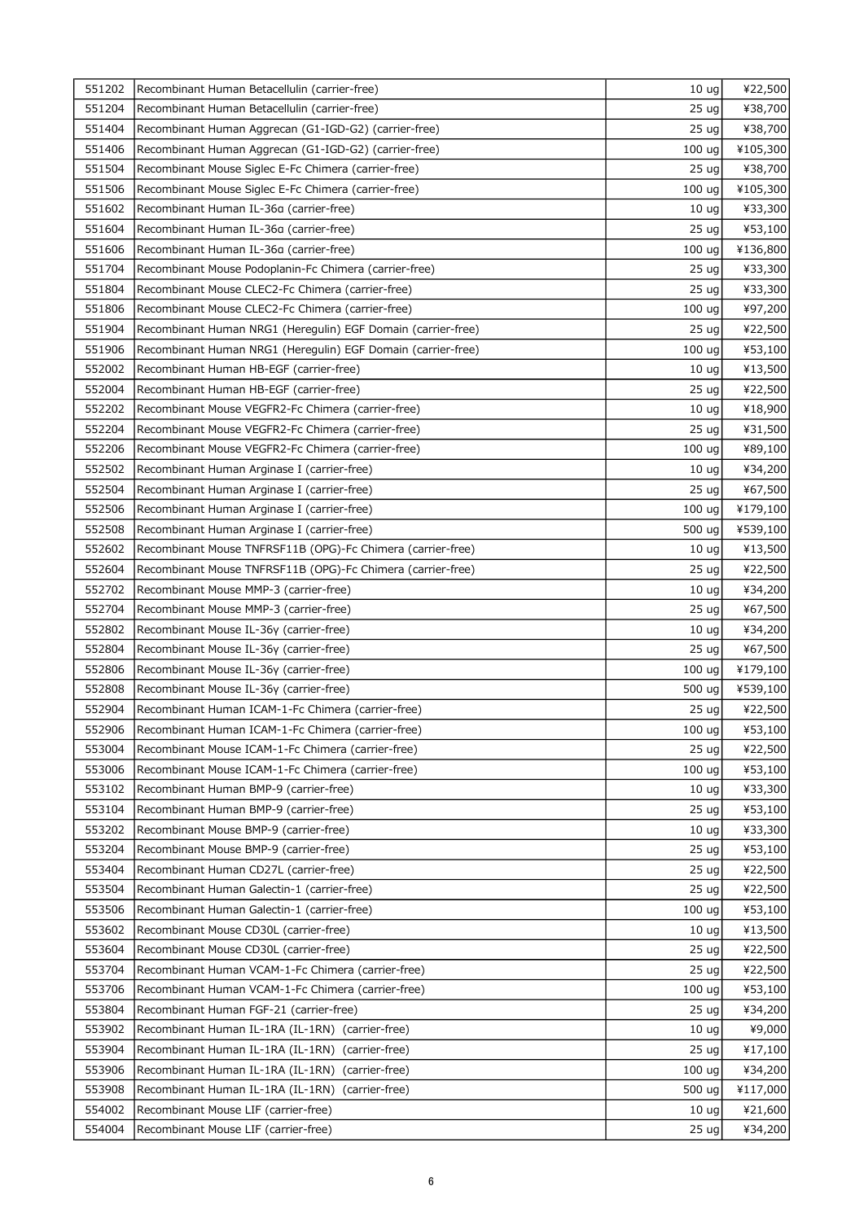| 551202 | Recombinant Human Betacellulin (carrier-free) | 10 ug | ¥22,500 |
|---|---|---|---|
| 551204 | Recombinant Human Betacellulin (carrier-free) | 25 ug | ¥38,700 |
| 551404 | Recombinant Human Aggrecan (G1-IGD-G2) (carrier-free) | 25 ug | ¥38,700 |
| 551406 | Recombinant Human Aggrecan (G1-IGD-G2) (carrier-free) | 100 ug | ¥105,300 |
| 551504 | Recombinant Mouse Siglec E-Fc Chimera (carrier-free) | 25 ug | ¥38,700 |
| 551506 | Recombinant Mouse Siglec E-Fc Chimera (carrier-free) | 100 ug | ¥105,300 |
| 551602 | Recombinant Human IL-36α (carrier-free) | 10 ug | ¥33,300 |
| 551604 | Recombinant Human IL-36α (carrier-free) | 25 ug | ¥53,100 |
| 551606 | Recombinant Human IL-36α (carrier-free) | 100 ug | ¥136,800 |
| 551704 | Recombinant Mouse Podoplanin-Fc Chimera (carrier-free) | 25 ug | ¥33,300 |
| 551804 | Recombinant Mouse CLEC2-Fc Chimera (carrier-free) | 25 ug | ¥33,300 |
| 551806 | Recombinant Mouse CLEC2-Fc Chimera (carrier-free) | 100 ug | ¥97,200 |
| 551904 | Recombinant Human NRG1 (Heregulin) EGF Domain (carrier-free) | 25 ug | ¥22,500 |
| 551906 | Recombinant Human NRG1 (Heregulin) EGF Domain (carrier-free) | 100 ug | ¥53,100 |
| 552002 | Recombinant Human HB-EGF (carrier-free) | 10 ug | ¥13,500 |
| 552004 | Recombinant Human HB-EGF (carrier-free) | 25 ug | ¥22,500 |
| 552202 | Recombinant Mouse VEGFR2-Fc Chimera (carrier-free) | 10 ug | ¥18,900 |
| 552204 | Recombinant Mouse VEGFR2-Fc Chimera (carrier-free) | 25 ug | ¥31,500 |
| 552206 | Recombinant Mouse VEGFR2-Fc Chimera (carrier-free) | 100 ug | ¥89,100 |
| 552502 | Recombinant Human Arginase I (carrier-free) | 10 ug | ¥34,200 |
| 552504 | Recombinant Human Arginase I (carrier-free) | 25 ug | ¥67,500 |
| 552506 | Recombinant Human Arginase I (carrier-free) | 100 ug | ¥179,100 |
| 552508 | Recombinant Human Arginase I (carrier-free) | 500 ug | ¥539,100 |
| 552602 | Recombinant Mouse TNFRSF11B (OPG)-Fc Chimera (carrier-free) | 10 ug | ¥13,500 |
| 552604 | Recombinant Mouse TNFRSF11B (OPG)-Fc Chimera (carrier-free) | 25 ug | ¥22,500 |
| 552702 | Recombinant Mouse MMP-3 (carrier-free) | 10 ug | ¥34,200 |
| 552704 | Recombinant Mouse MMP-3 (carrier-free) | 25 ug | ¥67,500 |
| 552802 | Recombinant Mouse IL-36γ (carrier-free) | 10 ug | ¥34,200 |
| 552804 | Recombinant Mouse IL-36γ (carrier-free) | 25 ug | ¥67,500 |
| 552806 | Recombinant Mouse IL-36γ (carrier-free) | 100 ug | ¥179,100 |
| 552808 | Recombinant Mouse IL-36γ (carrier-free) | 500 ug | ¥539,100 |
| 552904 | Recombinant Human ICAM-1-Fc Chimera (carrier-free) | 25 ug | ¥22,500 |
| 552906 | Recombinant Human ICAM-1-Fc Chimera (carrier-free) | 100 ug | ¥53,100 |
| 553004 | Recombinant Mouse ICAM-1-Fc Chimera (carrier-free) | 25 ug | ¥22,500 |
| 553006 | Recombinant Mouse ICAM-1-Fc Chimera (carrier-free) | 100 ug | ¥53,100 |
| 553102 | Recombinant Human BMP-9 (carrier-free) | 10 ug | ¥33,300 |
| 553104 | Recombinant Human BMP-9 (carrier-free) | 25 ug | ¥53,100 |
| 553202 | Recombinant Mouse BMP-9 (carrier-free) | 10 ug | ¥33,300 |
| 553204 | Recombinant Mouse BMP-9 (carrier-free) | 25 ug | ¥53,100 |
| 553404 | Recombinant Human CD27L (carrier-free) | 25 ug | ¥22,500 |
| 553504 | Recombinant Human Galectin-1 (carrier-free) | 25 ug | ¥22,500 |
| 553506 | Recombinant Human Galectin-1 (carrier-free) | 100 ug | ¥53,100 |
| 553602 | Recombinant Mouse CD30L (carrier-free) | 10 ug | ¥13,500 |
| 553604 | Recombinant Mouse CD30L (carrier-free) | 25 ug | ¥22,500 |
| 553704 | Recombinant Human VCAM-1-Fc Chimera (carrier-free) | 25 ug | ¥22,500 |
| 553706 | Recombinant Human VCAM-1-Fc Chimera (carrier-free) | 100 ug | ¥53,100 |
| 553804 | Recombinant Human FGF-21 (carrier-free) | 25 ug | ¥34,200 |
| 553902 | Recombinant Human IL-1RA (IL-1RN) (carrier-free) | 10 ug | ¥9,000 |
| 553904 | Recombinant Human IL-1RA (IL-1RN) (carrier-free) | 25 ug | ¥17,100 |
| 553906 | Recombinant Human IL-1RA (IL-1RN) (carrier-free) | 100 ug | ¥34,200 |
| 553908 | Recombinant Human IL-1RA (IL-1RN) (carrier-free) | 500 ug | ¥117,000 |
| 554002 | Recombinant Mouse LIF (carrier-free) | 10 ug | ¥21,600 |
| 554004 | Recombinant Mouse LIF (carrier-free) | 25 ug | ¥34,200 |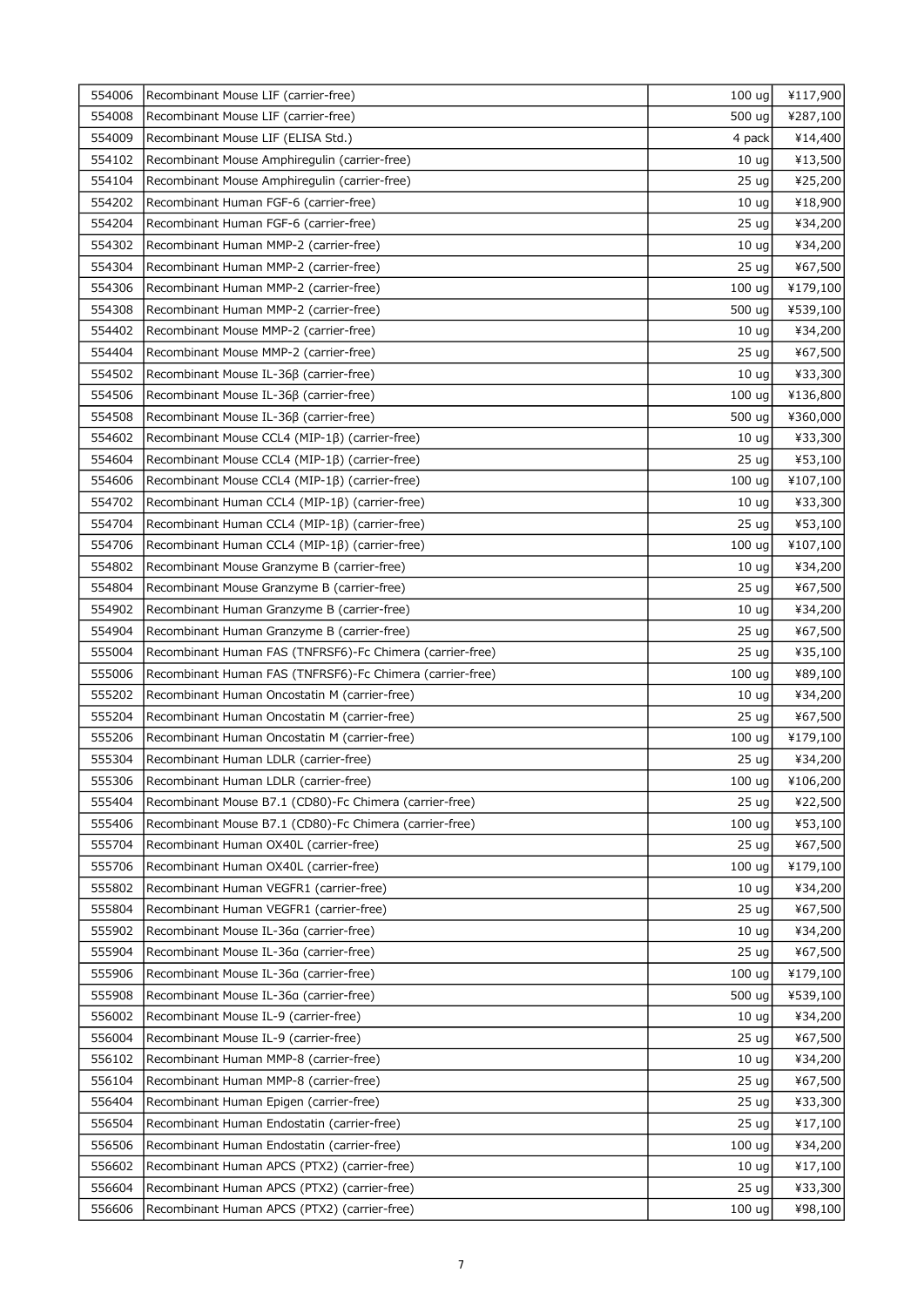| | | | |
|---|---|---|---|
| 554006 | Recombinant Mouse LIF (carrier-free) | 100 ug | ¥117,900 |
| 554008 | Recombinant Mouse LIF (carrier-free) | 500 ug | ¥287,100 |
| 554009 | Recombinant Mouse LIF (ELISA Std.) | 4 pack | ¥14,400 |
| 554102 | Recombinant Mouse Amphiregulin (carrier-free) | 10 ug | ¥13,500 |
| 554104 | Recombinant Mouse Amphiregulin (carrier-free) | 25 ug | ¥25,200 |
| 554202 | Recombinant Human FGF-6 (carrier-free) | 10 ug | ¥18,900 |
| 554204 | Recombinant Human FGF-6 (carrier-free) | 25 ug | ¥34,200 |
| 554302 | Recombinant Human MMP-2 (carrier-free) | 10 ug | ¥34,200 |
| 554304 | Recombinant Human MMP-2 (carrier-free) | 25 ug | ¥67,500 |
| 554306 | Recombinant Human MMP-2 (carrier-free) | 100 ug | ¥179,100 |
| 554308 | Recombinant Human MMP-2 (carrier-free) | 500 ug | ¥539,100 |
| 554402 | Recombinant Mouse MMP-2 (carrier-free) | 10 ug | ¥34,200 |
| 554404 | Recombinant Mouse MMP-2 (carrier-free) | 25 ug | ¥67,500 |
| 554502 | Recombinant Mouse IL-36β (carrier-free) | 10 ug | ¥33,300 |
| 554506 | Recombinant Mouse IL-36β (carrier-free) | 100 ug | ¥136,800 |
| 554508 | Recombinant Mouse IL-36β (carrier-free) | 500 ug | ¥360,000 |
| 554602 | Recombinant Mouse CCL4 (MIP-1β) (carrier-free) | 10 ug | ¥33,300 |
| 554604 | Recombinant Mouse CCL4 (MIP-1β) (carrier-free) | 25 ug | ¥53,100 |
| 554606 | Recombinant Mouse CCL4 (MIP-1β) (carrier-free) | 100 ug | ¥107,100 |
| 554702 | Recombinant Human CCL4 (MIP-1β) (carrier-free) | 10 ug | ¥33,300 |
| 554704 | Recombinant Human CCL4 (MIP-1β) (carrier-free) | 25 ug | ¥53,100 |
| 554706 | Recombinant Human CCL4 (MIP-1β) (carrier-free) | 100 ug | ¥107,100 |
| 554802 | Recombinant Mouse Granzyme B (carrier-free) | 10 ug | ¥34,200 |
| 554804 | Recombinant Mouse Granzyme B (carrier-free) | 25 ug | ¥67,500 |
| 554902 | Recombinant Human Granzyme B (carrier-free) | 10 ug | ¥34,200 |
| 554904 | Recombinant Human Granzyme B (carrier-free) | 25 ug | ¥67,500 |
| 555004 | Recombinant Human FAS (TNFRSF6)-Fc Chimera (carrier-free) | 25 ug | ¥35,100 |
| 555006 | Recombinant Human FAS (TNFRSF6)-Fc Chimera (carrier-free) | 100 ug | ¥89,100 |
| 555202 | Recombinant Human Oncostatin M (carrier-free) | 10 ug | ¥34,200 |
| 555204 | Recombinant Human Oncostatin M (carrier-free) | 25 ug | ¥67,500 |
| 555206 | Recombinant Human Oncostatin M (carrier-free) | 100 ug | ¥179,100 |
| 555304 | Recombinant Human LDLR (carrier-free) | 25 ug | ¥34,200 |
| 555306 | Recombinant Human LDLR (carrier-free) | 100 ug | ¥106,200 |
| 555404 | Recombinant Mouse B7.1 (CD80)-Fc Chimera (carrier-free) | 25 ug | ¥22,500 |
| 555406 | Recombinant Mouse B7.1 (CD80)-Fc Chimera (carrier-free) | 100 ug | ¥53,100 |
| 555704 | Recombinant Human OX40L (carrier-free) | 25 ug | ¥67,500 |
| 555706 | Recombinant Human OX40L (carrier-free) | 100 ug | ¥179,100 |
| 555802 | Recombinant Human VEGFR1 (carrier-free) | 10 ug | ¥34,200 |
| 555804 | Recombinant Human VEGFR1 (carrier-free) | 25 ug | ¥67,500 |
| 555902 | Recombinant Mouse IL-36α (carrier-free) | 10 ug | ¥34,200 |
| 555904 | Recombinant Mouse IL-36α (carrier-free) | 25 ug | ¥67,500 |
| 555906 | Recombinant Mouse IL-36α (carrier-free) | 100 ug | ¥179,100 |
| 555908 | Recombinant Mouse IL-36α (carrier-free) | 500 ug | ¥539,100 |
| 556002 | Recombinant Mouse IL-9 (carrier-free) | 10 ug | ¥34,200 |
| 556004 | Recombinant Mouse IL-9 (carrier-free) | 25 ug | ¥67,500 |
| 556102 | Recombinant Human MMP-8 (carrier-free) | 10 ug | ¥34,200 |
| 556104 | Recombinant Human MMP-8 (carrier-free) | 25 ug | ¥67,500 |
| 556404 | Recombinant Human Epigen (carrier-free) | 25 ug | ¥33,300 |
| 556504 | Recombinant Human Endostatin (carrier-free) | 25 ug | ¥17,100 |
| 556506 | Recombinant Human Endostatin (carrier-free) | 100 ug | ¥34,200 |
| 556602 | Recombinant Human APCS (PTX2) (carrier-free) | 10 ug | ¥17,100 |
| 556604 | Recombinant Human APCS (PTX2) (carrier-free) | 25 ug | ¥33,300 |
| 556606 | Recombinant Human APCS (PTX2) (carrier-free) | 100 ug | ¥98,100 |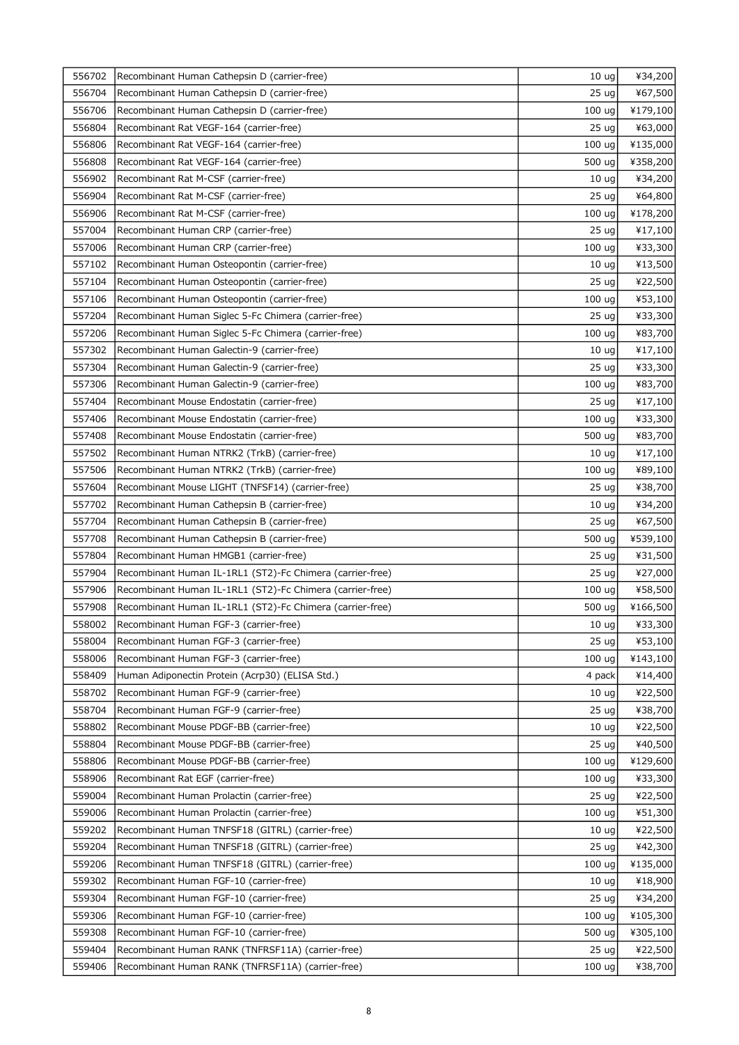| | | | |
|---|---|---|---|
| 556702 | Recombinant Human Cathepsin D (carrier-free) | 10 ug | ¥34,200 |
| 556704 | Recombinant Human Cathepsin D (carrier-free) | 25 ug | ¥67,500 |
| 556706 | Recombinant Human Cathepsin D (carrier-free) | 100 ug | ¥179,100 |
| 556804 | Recombinant Rat VEGF-164 (carrier-free) | 25 ug | ¥63,000 |
| 556806 | Recombinant Rat VEGF-164 (carrier-free) | 100 ug | ¥135,000 |
| 556808 | Recombinant Rat VEGF-164 (carrier-free) | 500 ug | ¥358,200 |
| 556902 | Recombinant Rat M-CSF (carrier-free) | 10 ug | ¥34,200 |
| 556904 | Recombinant Rat M-CSF (carrier-free) | 25 ug | ¥64,800 |
| 556906 | Recombinant Rat M-CSF (carrier-free) | 100 ug | ¥178,200 |
| 557004 | Recombinant Human CRP (carrier-free) | 25 ug | ¥17,100 |
| 557006 | Recombinant Human CRP (carrier-free) | 100 ug | ¥33,300 |
| 557102 | Recombinant Human Osteopontin (carrier-free) | 10 ug | ¥13,500 |
| 557104 | Recombinant Human Osteopontin (carrier-free) | 25 ug | ¥22,500 |
| 557106 | Recombinant Human Osteopontin (carrier-free) | 100 ug | ¥53,100 |
| 557204 | Recombinant Human Siglec 5-Fc Chimera (carrier-free) | 25 ug | ¥33,300 |
| 557206 | Recombinant Human Siglec 5-Fc Chimera (carrier-free) | 100 ug | ¥83,700 |
| 557302 | Recombinant Human Galectin-9 (carrier-free) | 10 ug | ¥17,100 |
| 557304 | Recombinant Human Galectin-9 (carrier-free) | 25 ug | ¥33,300 |
| 557306 | Recombinant Human Galectin-9 (carrier-free) | 100 ug | ¥83,700 |
| 557404 | Recombinant Mouse Endostatin (carrier-free) | 25 ug | ¥17,100 |
| 557406 | Recombinant Mouse Endostatin (carrier-free) | 100 ug | ¥33,300 |
| 557408 | Recombinant Mouse Endostatin (carrier-free) | 500 ug | ¥83,700 |
| 557502 | Recombinant Human NTRK2 (TrkB) (carrier-free) | 10 ug | ¥17,100 |
| 557506 | Recombinant Human NTRK2 (TrkB) (carrier-free) | 100 ug | ¥89,100 |
| 557604 | Recombinant Mouse LIGHT (TNFSF14) (carrier-free) | 25 ug | ¥38,700 |
| 557702 | Recombinant Human Cathepsin B (carrier-free) | 10 ug | ¥34,200 |
| 557704 | Recombinant Human Cathepsin B (carrier-free) | 25 ug | ¥67,500 |
| 557708 | Recombinant Human Cathepsin B (carrier-free) | 500 ug | ¥539,100 |
| 557804 | Recombinant Human HMGB1 (carrier-free) | 25 ug | ¥31,500 |
| 557904 | Recombinant Human IL-1RL1 (ST2)-Fc Chimera (carrier-free) | 25 ug | ¥27,000 |
| 557906 | Recombinant Human IL-1RL1 (ST2)-Fc Chimera (carrier-free) | 100 ug | ¥58,500 |
| 557908 | Recombinant Human IL-1RL1 (ST2)-Fc Chimera (carrier-free) | 500 ug | ¥166,500 |
| 558002 | Recombinant Human FGF-3 (carrier-free) | 10 ug | ¥33,300 |
| 558004 | Recombinant Human FGF-3 (carrier-free) | 25 ug | ¥53,100 |
| 558006 | Recombinant Human FGF-3 (carrier-free) | 100 ug | ¥143,100 |
| 558409 | Human Adiponectin Protein (Acrp30) (ELISA Std.) | 4 pack | ¥14,400 |
| 558702 | Recombinant Human FGF-9 (carrier-free) | 10 ug | ¥22,500 |
| 558704 | Recombinant Human FGF-9 (carrier-free) | 25 ug | ¥38,700 |
| 558802 | Recombinant Mouse PDGF-BB (carrier-free) | 10 ug | ¥22,500 |
| 558804 | Recombinant Mouse PDGF-BB (carrier-free) | 25 ug | ¥40,500 |
| 558806 | Recombinant Mouse PDGF-BB (carrier-free) | 100 ug | ¥129,600 |
| 558906 | Recombinant Rat EGF (carrier-free) | 100 ug | ¥33,300 |
| 559004 | Recombinant Human Prolactin (carrier-free) | 25 ug | ¥22,500 |
| 559006 | Recombinant Human Prolactin (carrier-free) | 100 ug | ¥51,300 |
| 559202 | Recombinant Human TNFSF18 (GITRL) (carrier-free) | 10 ug | ¥22,500 |
| 559204 | Recombinant Human TNFSF18 (GITRL) (carrier-free) | 25 ug | ¥42,300 |
| 559206 | Recombinant Human TNFSF18 (GITRL) (carrier-free) | 100 ug | ¥135,000 |
| 559302 | Recombinant Human FGF-10 (carrier-free) | 10 ug | ¥18,900 |
| 559304 | Recombinant Human FGF-10 (carrier-free) | 25 ug | ¥34,200 |
| 559306 | Recombinant Human FGF-10 (carrier-free) | 100 ug | ¥105,300 |
| 559308 | Recombinant Human FGF-10 (carrier-free) | 500 ug | ¥305,100 |
| 559404 | Recombinant Human RANK (TNFRSF11A) (carrier-free) | 25 ug | ¥22,500 |
| 559406 | Recombinant Human RANK (TNFRSF11A) (carrier-free) | 100 ug | ¥38,700 |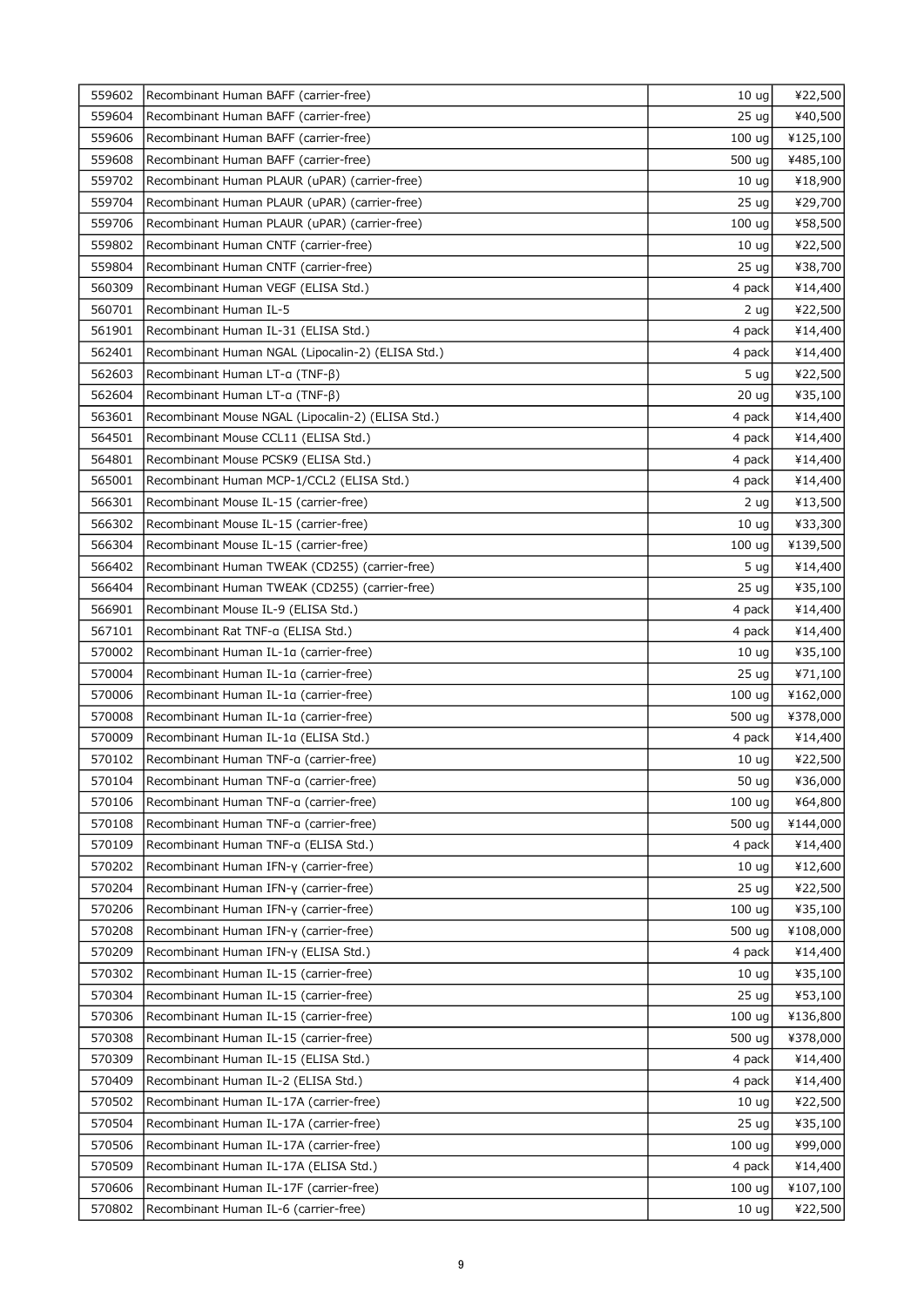| 559602 | Recombinant Human BAFF (carrier-free) | 10 ug | ¥22,500 |
|---|---|---|---|
| 559604 | Recombinant Human BAFF (carrier-free) | 25 ug | ¥40,500 |
| 559606 | Recombinant Human BAFF (carrier-free) | 100 ug | ¥125,100 |
| 559608 | Recombinant Human BAFF (carrier-free) | 500 ug | ¥485,100 |
| 559702 | Recombinant Human PLAUR (uPAR) (carrier-free) | 10 ug | ¥18,900 |
| 559704 | Recombinant Human PLAUR (uPAR) (carrier-free) | 25 ug | ¥29,700 |
| 559706 | Recombinant Human PLAUR (uPAR) (carrier-free) | 100 ug | ¥58,500 |
| 559802 | Recombinant Human CNTF (carrier-free) | 10 ug | ¥22,500 |
| 559804 | Recombinant Human CNTF (carrier-free) | 25 ug | ¥38,700 |
| 560309 | Recombinant Human VEGF (ELISA Std.) | 4 pack | ¥14,400 |
| 560701 | Recombinant Human IL-5 | 2 ug | ¥22,500 |
| 561901 | Recombinant Human IL-31 (ELISA Std.) | 4 pack | ¥14,400 |
| 562401 | Recombinant Human NGAL (Lipocalin-2) (ELISA Std.) | 4 pack | ¥14,400 |
| 562603 | Recombinant Human LT-α (TNF-β) | 5 ug | ¥22,500 |
| 562604 | Recombinant Human LT-α (TNF-β) | 20 ug | ¥35,100 |
| 563601 | Recombinant Mouse NGAL (Lipocalin-2) (ELISA Std.) | 4 pack | ¥14,400 |
| 564501 | Recombinant Mouse CCL11 (ELISA Std.) | 4 pack | ¥14,400 |
| 564801 | Recombinant Mouse PCSK9 (ELISA Std.) | 4 pack | ¥14,400 |
| 565001 | Recombinant Human MCP-1/CCL2 (ELISA Std.) | 4 pack | ¥14,400 |
| 566301 | Recombinant Mouse IL-15 (carrier-free) | 2 ug | ¥13,500 |
| 566302 | Recombinant Mouse IL-15 (carrier-free) | 10 ug | ¥33,300 |
| 566304 | Recombinant Mouse IL-15 (carrier-free) | 100 ug | ¥139,500 |
| 566402 | Recombinant Human TWEAK (CD255) (carrier-free) | 5 ug | ¥14,400 |
| 566404 | Recombinant Human TWEAK (CD255) (carrier-free) | 25 ug | ¥35,100 |
| 566901 | Recombinant Mouse IL-9 (ELISA Std.) | 4 pack | ¥14,400 |
| 567101 | Recombinant Rat TNF-α (ELISA Std.) | 4 pack | ¥14,400 |
| 570002 | Recombinant Human IL-1α (carrier-free) | 10 ug | ¥35,100 |
| 570004 | Recombinant Human IL-1α (carrier-free) | 25 ug | ¥71,100 |
| 570006 | Recombinant Human IL-1α (carrier-free) | 100 ug | ¥162,000 |
| 570008 | Recombinant Human IL-1α (carrier-free) | 500 ug | ¥378,000 |
| 570009 | Recombinant Human IL-1α (ELISA Std.) | 4 pack | ¥14,400 |
| 570102 | Recombinant Human TNF-α (carrier-free) | 10 ug | ¥22,500 |
| 570104 | Recombinant Human TNF-α (carrier-free) | 50 ug | ¥36,000 |
| 570106 | Recombinant Human TNF-α (carrier-free) | 100 ug | ¥64,800 |
| 570108 | Recombinant Human TNF-α (carrier-free) | 500 ug | ¥144,000 |
| 570109 | Recombinant Human TNF-α (ELISA Std.) | 4 pack | ¥14,400 |
| 570202 | Recombinant Human IFN-γ (carrier-free) | 10 ug | ¥12,600 |
| 570204 | Recombinant Human IFN-γ (carrier-free) | 25 ug | ¥22,500 |
| 570206 | Recombinant Human IFN-γ (carrier-free) | 100 ug | ¥35,100 |
| 570208 | Recombinant Human IFN-γ (carrier-free) | 500 ug | ¥108,000 |
| 570209 | Recombinant Human IFN-γ (ELISA Std.) | 4 pack | ¥14,400 |
| 570302 | Recombinant Human IL-15 (carrier-free) | 10 ug | ¥35,100 |
| 570304 | Recombinant Human IL-15 (carrier-free) | 25 ug | ¥53,100 |
| 570306 | Recombinant Human IL-15 (carrier-free) | 100 ug | ¥136,800 |
| 570308 | Recombinant Human IL-15 (carrier-free) | 500 ug | ¥378,000 |
| 570309 | Recombinant Human IL-15 (ELISA Std.) | 4 pack | ¥14,400 |
| 570409 | Recombinant Human IL-2 (ELISA Std.) | 4 pack | ¥14,400 |
| 570502 | Recombinant Human IL-17A (carrier-free) | 10 ug | ¥22,500 |
| 570504 | Recombinant Human IL-17A (carrier-free) | 25 ug | ¥35,100 |
| 570506 | Recombinant Human IL-17A (carrier-free) | 100 ug | ¥99,000 |
| 570509 | Recombinant Human IL-17A (ELISA Std.) | 4 pack | ¥14,400 |
| 570606 | Recombinant Human IL-17F (carrier-free) | 100 ug | ¥107,100 |
| 570802 | Recombinant Human IL-6 (carrier-free) | 10 ug | ¥22,500 |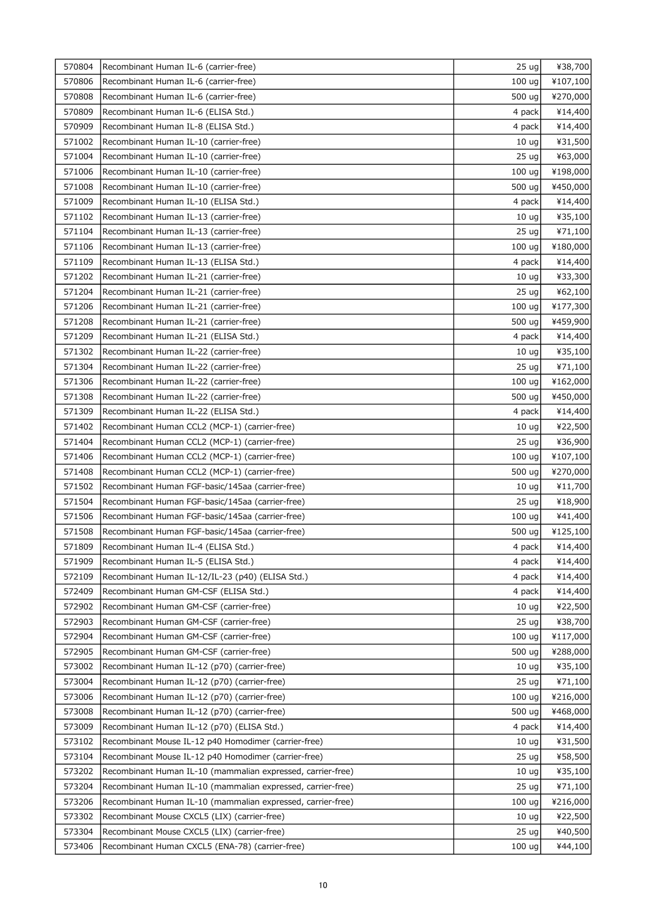| | | | |
|---|---|---|---|
| 570804 | Recombinant Human IL-6 (carrier-free) | 25 ug | ¥38,700 |
| 570806 | Recombinant Human IL-6 (carrier-free) | 100 ug | ¥107,100 |
| 570808 | Recombinant Human IL-6 (carrier-free) | 500 ug | ¥270,000 |
| 570809 | Recombinant Human IL-6 (ELISA Std.) | 4 pack | ¥14,400 |
| 570909 | Recombinant Human IL-8 (ELISA Std.) | 4 pack | ¥14,400 |
| 571002 | Recombinant Human IL-10 (carrier-free) | 10 ug | ¥31,500 |
| 571004 | Recombinant Human IL-10 (carrier-free) | 25 ug | ¥63,000 |
| 571006 | Recombinant Human IL-10 (carrier-free) | 100 ug | ¥198,000 |
| 571008 | Recombinant Human IL-10 (carrier-free) | 500 ug | ¥450,000 |
| 571009 | Recombinant Human IL-10 (ELISA Std.) | 4 pack | ¥14,400 |
| 571102 | Recombinant Human IL-13 (carrier-free) | 10 ug | ¥35,100 |
| 571104 | Recombinant Human IL-13 (carrier-free) | 25 ug | ¥71,100 |
| 571106 | Recombinant Human IL-13 (carrier-free) | 100 ug | ¥180,000 |
| 571109 | Recombinant Human IL-13 (ELISA Std.) | 4 pack | ¥14,400 |
| 571202 | Recombinant Human IL-21 (carrier-free) | 10 ug | ¥33,300 |
| 571204 | Recombinant Human IL-21 (carrier-free) | 25 ug | ¥62,100 |
| 571206 | Recombinant Human IL-21 (carrier-free) | 100 ug | ¥177,300 |
| 571208 | Recombinant Human IL-21 (carrier-free) | 500 ug | ¥459,900 |
| 571209 | Recombinant Human IL-21 (ELISA Std.) | 4 pack | ¥14,400 |
| 571302 | Recombinant Human IL-22 (carrier-free) | 10 ug | ¥35,100 |
| 571304 | Recombinant Human IL-22 (carrier-free) | 25 ug | ¥71,100 |
| 571306 | Recombinant Human IL-22 (carrier-free) | 100 ug | ¥162,000 |
| 571308 | Recombinant Human IL-22 (carrier-free) | 500 ug | ¥450,000 |
| 571309 | Recombinant Human IL-22 (ELISA Std.) | 4 pack | ¥14,400 |
| 571402 | Recombinant Human CCL2 (MCP-1) (carrier-free) | 10 ug | ¥22,500 |
| 571404 | Recombinant Human CCL2 (MCP-1) (carrier-free) | 25 ug | ¥36,900 |
| 571406 | Recombinant Human CCL2 (MCP-1) (carrier-free) | 100 ug | ¥107,100 |
| 571408 | Recombinant Human CCL2 (MCP-1) (carrier-free) | 500 ug | ¥270,000 |
| 571502 | Recombinant Human FGF-basic/145aa (carrier-free) | 10 ug | ¥11,700 |
| 571504 | Recombinant Human FGF-basic/145aa (carrier-free) | 25 ug | ¥18,900 |
| 571506 | Recombinant Human FGF-basic/145aa (carrier-free) | 100 ug | ¥41,400 |
| 571508 | Recombinant Human FGF-basic/145aa (carrier-free) | 500 ug | ¥125,100 |
| 571809 | Recombinant Human IL-4 (ELISA Std.) | 4 pack | ¥14,400 |
| 571909 | Recombinant Human IL-5 (ELISA Std.) | 4 pack | ¥14,400 |
| 572109 | Recombinant Human IL-12/IL-23 (p40) (ELISA Std.) | 4 pack | ¥14,400 |
| 572409 | Recombinant Human GM-CSF (ELISA Std.) | 4 pack | ¥14,400 |
| 572902 | Recombinant Human GM-CSF (carrier-free) | 10 ug | ¥22,500 |
| 572903 | Recombinant Human GM-CSF (carrier-free) | 25 ug | ¥38,700 |
| 572904 | Recombinant Human GM-CSF (carrier-free) | 100 ug | ¥117,000 |
| 572905 | Recombinant Human GM-CSF (carrier-free) | 500 ug | ¥288,000 |
| 573002 | Recombinant Human IL-12 (p70) (carrier-free) | 10 ug | ¥35,100 |
| 573004 | Recombinant Human IL-12 (p70) (carrier-free) | 25 ug | ¥71,100 |
| 573006 | Recombinant Human IL-12 (p70) (carrier-free) | 100 ug | ¥216,000 |
| 573008 | Recombinant Human IL-12 (p70) (carrier-free) | 500 ug | ¥468,000 |
| 573009 | Recombinant Human IL-12 (p70) (ELISA Std.) | 4 pack | ¥14,400 |
| 573102 | Recombinant Mouse IL-12 p40 Homodimer (carrier-free) | 10 ug | ¥31,500 |
| 573104 | Recombinant Mouse IL-12 p40 Homodimer (carrier-free) | 25 ug | ¥58,500 |
| 573202 | Recombinant Human IL-10 (mammalian expressed, carrier-free) | 10 ug | ¥35,100 |
| 573204 | Recombinant Human IL-10 (mammalian expressed, carrier-free) | 25 ug | ¥71,100 |
| 573206 | Recombinant Human IL-10 (mammalian expressed, carrier-free) | 100 ug | ¥216,000 |
| 573302 | Recombinant Mouse CXCL5 (LIX) (carrier-free) | 10 ug | ¥22,500 |
| 573304 | Recombinant Mouse CXCL5 (LIX) (carrier-free) | 25 ug | ¥40,500 |
| 573406 | Recombinant Human CXCL5 (ENA-78) (carrier-free) | 100 ug | ¥44,100 |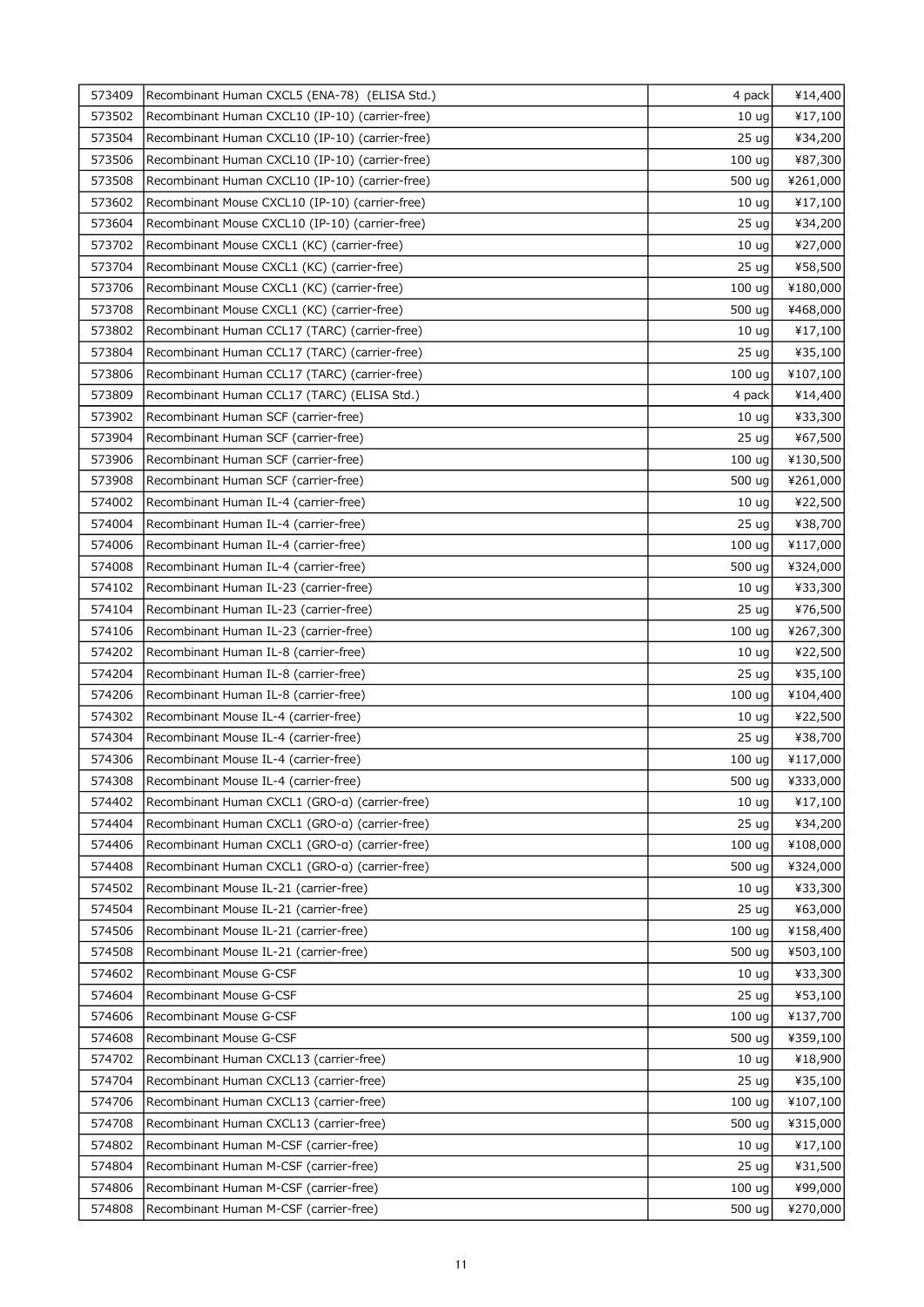| | | | |
|---|---|---|---|
| 573409 | Recombinant Human CXCL5 (ENA-78) (ELISA Std.) | 4 pack | ¥14,400 |
| 573502 | Recombinant Human CXCL10 (IP-10) (carrier-free) | 10 ug | ¥17,100 |
| 573504 | Recombinant Human CXCL10 (IP-10) (carrier-free) | 25 ug | ¥34,200 |
| 573506 | Recombinant Human CXCL10 (IP-10) (carrier-free) | 100 ug | ¥87,300 |
| 573508 | Recombinant Human CXCL10 (IP-10) (carrier-free) | 500 ug | ¥261,000 |
| 573602 | Recombinant Mouse CXCL10 (IP-10) (carrier-free) | 10 ug | ¥17,100 |
| 573604 | Recombinant Mouse CXCL10 (IP-10) (carrier-free) | 25 ug | ¥34,200 |
| 573702 | Recombinant Mouse CXCL1 (KC) (carrier-free) | 10 ug | ¥27,000 |
| 573704 | Recombinant Mouse CXCL1 (KC) (carrier-free) | 25 ug | ¥58,500 |
| 573706 | Recombinant Mouse CXCL1 (KC) (carrier-free) | 100 ug | ¥180,000 |
| 573708 | Recombinant Mouse CXCL1 (KC) (carrier-free) | 500 ug | ¥468,000 |
| 573802 | Recombinant Human CCL17 (TARC) (carrier-free) | 10 ug | ¥17,100 |
| 573804 | Recombinant Human CCL17 (TARC) (carrier-free) | 25 ug | ¥35,100 |
| 573806 | Recombinant Human CCL17 (TARC) (carrier-free) | 100 ug | ¥107,100 |
| 573809 | Recombinant Human CCL17 (TARC) (ELISA Std.) | 4 pack | ¥14,400 |
| 573902 | Recombinant Human SCF (carrier-free) | 10 ug | ¥33,300 |
| 573904 | Recombinant Human SCF (carrier-free) | 25 ug | ¥67,500 |
| 573906 | Recombinant Human SCF (carrier-free) | 100 ug | ¥130,500 |
| 573908 | Recombinant Human SCF (carrier-free) | 500 ug | ¥261,000 |
| 574002 | Recombinant Human IL-4 (carrier-free) | 10 ug | ¥22,500 |
| 574004 | Recombinant Human IL-4 (carrier-free) | 25 ug | ¥38,700 |
| 574006 | Recombinant Human IL-4 (carrier-free) | 100 ug | ¥117,000 |
| 574008 | Recombinant Human IL-4 (carrier-free) | 500 ug | ¥324,000 |
| 574102 | Recombinant Human IL-23 (carrier-free) | 10 ug | ¥33,300 |
| 574104 | Recombinant Human IL-23 (carrier-free) | 25 ug | ¥76,500 |
| 574106 | Recombinant Human IL-23 (carrier-free) | 100 ug | ¥267,300 |
| 574202 | Recombinant Human IL-8 (carrier-free) | 10 ug | ¥22,500 |
| 574204 | Recombinant Human IL-8 (carrier-free) | 25 ug | ¥35,100 |
| 574206 | Recombinant Human IL-8 (carrier-free) | 100 ug | ¥104,400 |
| 574302 | Recombinant Mouse IL-4 (carrier-free) | 10 ug | ¥22,500 |
| 574304 | Recombinant Mouse IL-4 (carrier-free) | 25 ug | ¥38,700 |
| 574306 | Recombinant Mouse IL-4 (carrier-free) | 100 ug | ¥117,000 |
| 574308 | Recombinant Mouse IL-4 (carrier-free) | 500 ug | ¥333,000 |
| 574402 | Recombinant Human CXCL1 (GRO-α) (carrier-free) | 10 ug | ¥17,100 |
| 574404 | Recombinant Human CXCL1 (GRO-α) (carrier-free) | 25 ug | ¥34,200 |
| 574406 | Recombinant Human CXCL1 (GRO-α) (carrier-free) | 100 ug | ¥108,000 |
| 574408 | Recombinant Human CXCL1 (GRO-α) (carrier-free) | 500 ug | ¥324,000 |
| 574502 | Recombinant Mouse IL-21 (carrier-free) | 10 ug | ¥33,300 |
| 574504 | Recombinant Mouse IL-21 (carrier-free) | 25 ug | ¥63,000 |
| 574506 | Recombinant Mouse IL-21 (carrier-free) | 100 ug | ¥158,400 |
| 574508 | Recombinant Mouse IL-21 (carrier-free) | 500 ug | ¥503,100 |
| 574602 | Recombinant Mouse G-CSF | 10 ug | ¥33,300 |
| 574604 | Recombinant Mouse G-CSF | 25 ug | ¥53,100 |
| 574606 | Recombinant Mouse G-CSF | 100 ug | ¥137,700 |
| 574608 | Recombinant Mouse G-CSF | 500 ug | ¥359,100 |
| 574702 | Recombinant Human CXCL13 (carrier-free) | 10 ug | ¥18,900 |
| 574704 | Recombinant Human CXCL13 (carrier-free) | 25 ug | ¥35,100 |
| 574706 | Recombinant Human CXCL13 (carrier-free) | 100 ug | ¥107,100 |
| 574708 | Recombinant Human CXCL13 (carrier-free) | 500 ug | ¥315,000 |
| 574802 | Recombinant Human M-CSF (carrier-free) | 10 ug | ¥17,100 |
| 574804 | Recombinant Human M-CSF (carrier-free) | 25 ug | ¥31,500 |
| 574806 | Recombinant Human M-CSF (carrier-free) | 100 ug | ¥99,000 |
| 574808 | Recombinant Human M-CSF (carrier-free) | 500 ug | ¥270,000 |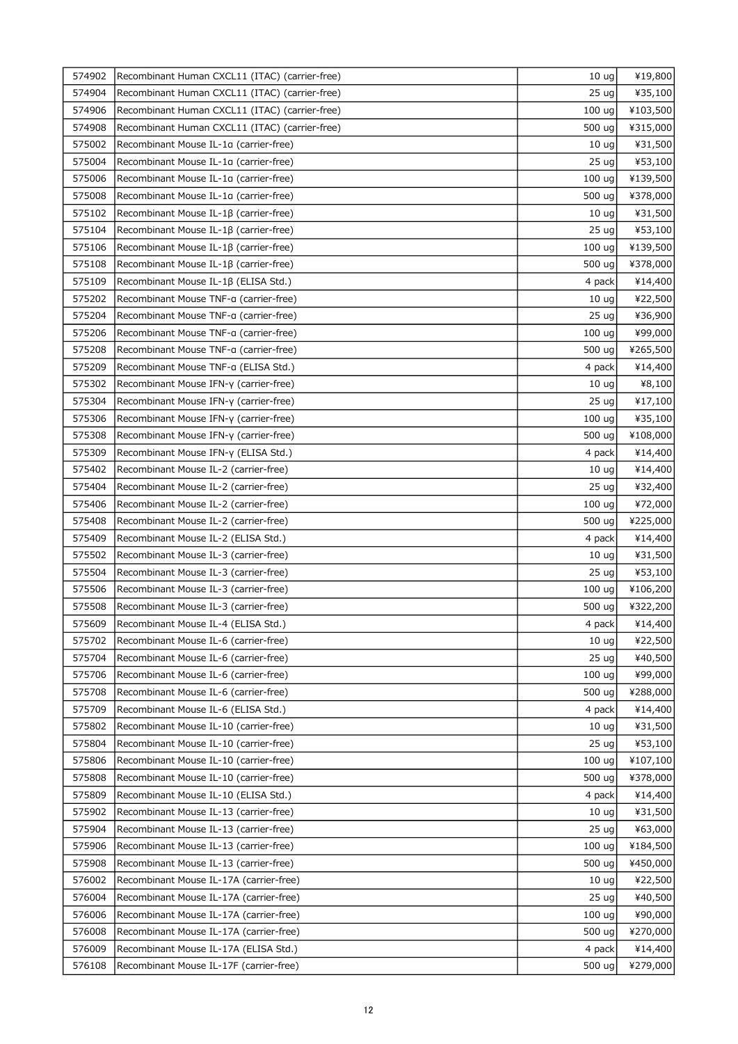| | | | |
|---|---|---|---|
| 574902 | Recombinant Human CXCL11 (ITAC) (carrier-free) | 10 ug | ¥19,800 |
| 574904 | Recombinant Human CXCL11 (ITAC) (carrier-free) | 25 ug | ¥35,100 |
| 574906 | Recombinant Human CXCL11 (ITAC) (carrier-free) | 100 ug | ¥103,500 |
| 574908 | Recombinant Human CXCL11 (ITAC) (carrier-free) | 500 ug | ¥315,000 |
| 575002 | Recombinant Mouse IL-1α (carrier-free) | 10 ug | ¥31,500 |
| 575004 | Recombinant Mouse IL-1α (carrier-free) | 25 ug | ¥53,100 |
| 575006 | Recombinant Mouse IL-1α (carrier-free) | 100 ug | ¥139,500 |
| 575008 | Recombinant Mouse IL-1α (carrier-free) | 500 ug | ¥378,000 |
| 575102 | Recombinant Mouse IL-1β (carrier-free) | 10 ug | ¥31,500 |
| 575104 | Recombinant Mouse IL-1β (carrier-free) | 25 ug | ¥53,100 |
| 575106 | Recombinant Mouse IL-1β (carrier-free) | 100 ug | ¥139,500 |
| 575108 | Recombinant Mouse IL-1β (carrier-free) | 500 ug | ¥378,000 |
| 575109 | Recombinant Mouse IL-1β (ELISA Std.) | 4 pack | ¥14,400 |
| 575202 | Recombinant Mouse TNF-α (carrier-free) | 10 ug | ¥22,500 |
| 575204 | Recombinant Mouse TNF-α (carrier-free) | 25 ug | ¥36,900 |
| 575206 | Recombinant Mouse TNF-α (carrier-free) | 100 ug | ¥99,000 |
| 575208 | Recombinant Mouse TNF-α (carrier-free) | 500 ug | ¥265,500 |
| 575209 | Recombinant Mouse TNF-α (ELISA Std.) | 4 pack | ¥14,400 |
| 575302 | Recombinant Mouse IFN-γ (carrier-free) | 10 ug | ¥8,100 |
| 575304 | Recombinant Mouse IFN-γ (carrier-free) | 25 ug | ¥17,100 |
| 575306 | Recombinant Mouse IFN-γ (carrier-free) | 100 ug | ¥35,100 |
| 575308 | Recombinant Mouse IFN-γ (carrier-free) | 500 ug | ¥108,000 |
| 575309 | Recombinant Mouse IFN-γ (ELISA Std.) | 4 pack | ¥14,400 |
| 575402 | Recombinant Mouse IL-2 (carrier-free) | 10 ug | ¥14,400 |
| 575404 | Recombinant Mouse IL-2 (carrier-free) | 25 ug | ¥32,400 |
| 575406 | Recombinant Mouse IL-2 (carrier-free) | 100 ug | ¥72,000 |
| 575408 | Recombinant Mouse IL-2 (carrier-free) | 500 ug | ¥225,000 |
| 575409 | Recombinant Mouse IL-2 (ELISA Std.) | 4 pack | ¥14,400 |
| 575502 | Recombinant Mouse IL-3 (carrier-free) | 10 ug | ¥31,500 |
| 575504 | Recombinant Mouse IL-3 (carrier-free) | 25 ug | ¥53,100 |
| 575506 | Recombinant Mouse IL-3 (carrier-free) | 100 ug | ¥106,200 |
| 575508 | Recombinant Mouse IL-3 (carrier-free) | 500 ug | ¥322,200 |
| 575609 | Recombinant Mouse IL-4 (ELISA Std.) | 4 pack | ¥14,400 |
| 575702 | Recombinant Mouse IL-6 (carrier-free) | 10 ug | ¥22,500 |
| 575704 | Recombinant Mouse IL-6 (carrier-free) | 25 ug | ¥40,500 |
| 575706 | Recombinant Mouse IL-6 (carrier-free) | 100 ug | ¥99,000 |
| 575708 | Recombinant Mouse IL-6 (carrier-free) | 500 ug | ¥288,000 |
| 575709 | Recombinant Mouse IL-6 (ELISA Std.) | 4 pack | ¥14,400 |
| 575802 | Recombinant Mouse IL-10 (carrier-free) | 10 ug | ¥31,500 |
| 575804 | Recombinant Mouse IL-10 (carrier-free) | 25 ug | ¥53,100 |
| 575806 | Recombinant Mouse IL-10 (carrier-free) | 100 ug | ¥107,100 |
| 575808 | Recombinant Mouse IL-10 (carrier-free) | 500 ug | ¥378,000 |
| 575809 | Recombinant Mouse IL-10 (ELISA Std.) | 4 pack | ¥14,400 |
| 575902 | Recombinant Mouse IL-13 (carrier-free) | 10 ug | ¥31,500 |
| 575904 | Recombinant Mouse IL-13 (carrier-free) | 25 ug | ¥63,000 |
| 575906 | Recombinant Mouse IL-13 (carrier-free) | 100 ug | ¥184,500 |
| 575908 | Recombinant Mouse IL-13 (carrier-free) | 500 ug | ¥450,000 |
| 576002 | Recombinant Mouse IL-17A (carrier-free) | 10 ug | ¥22,500 |
| 576004 | Recombinant Mouse IL-17A (carrier-free) | 25 ug | ¥40,500 |
| 576006 | Recombinant Mouse IL-17A (carrier-free) | 100 ug | ¥90,000 |
| 576008 | Recombinant Mouse IL-17A (carrier-free) | 500 ug | ¥270,000 |
| 576009 | Recombinant Mouse IL-17A (ELISA Std.) | 4 pack | ¥14,400 |
| 576108 | Recombinant Mouse IL-17F (carrier-free) | 500 ug | ¥279,000 |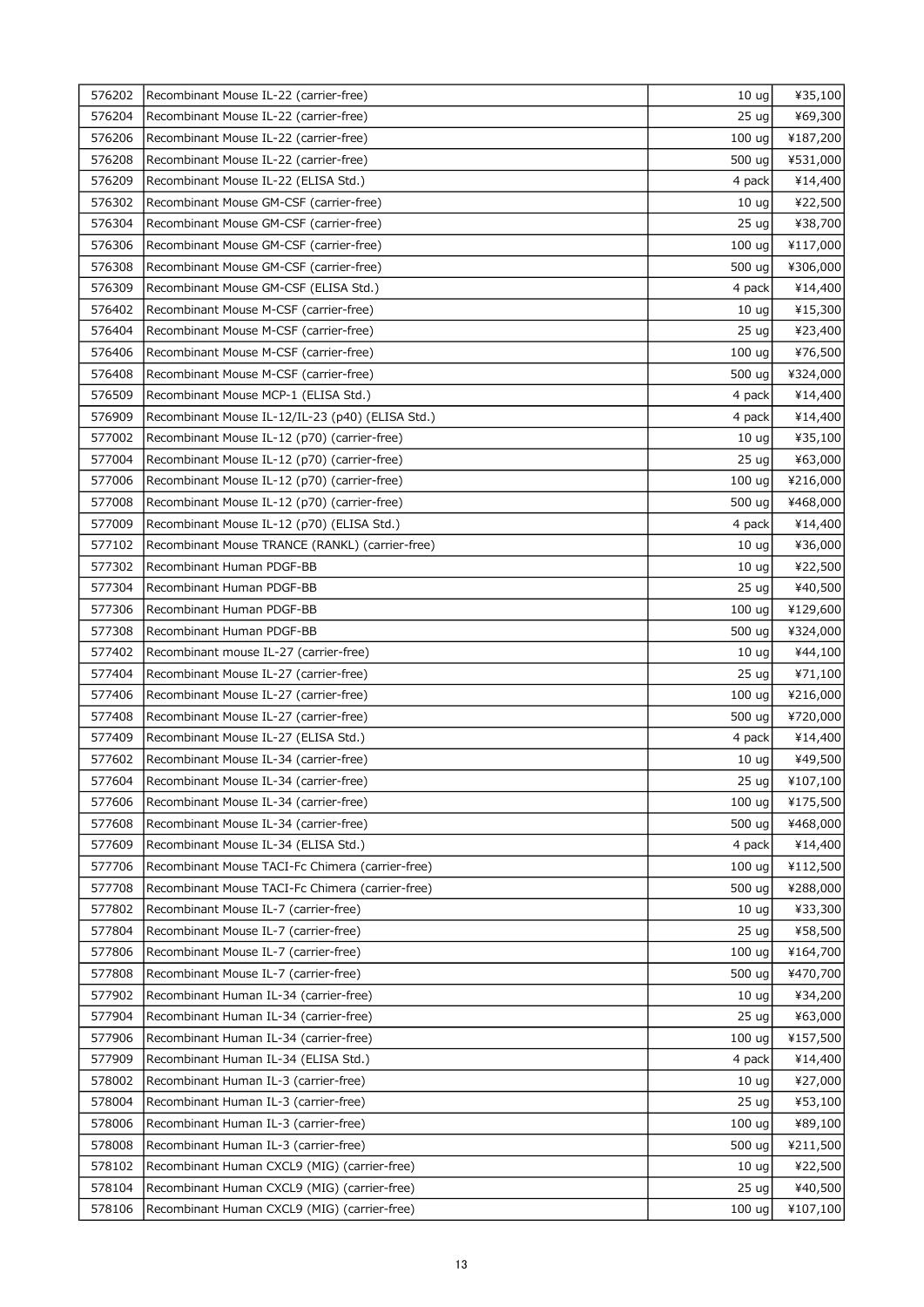| 576202 | Recombinant Mouse IL-22 (carrier-free) | 10 ug | ¥35,100 |
|---|---|---|---|
| 576204 | Recombinant Mouse IL-22 (carrier-free) | 25 ug | ¥69,300 |
| 576206 | Recombinant Mouse IL-22 (carrier-free) | 100 ug | ¥187,200 |
| 576208 | Recombinant Mouse IL-22 (carrier-free) | 500 ug | ¥531,000 |
| 576209 | Recombinant Mouse IL-22 (ELISA Std.) | 4 pack | ¥14,400 |
| 576302 | Recombinant Mouse GM-CSF (carrier-free) | 10 ug | ¥22,500 |
| 576304 | Recombinant Mouse GM-CSF (carrier-free) | 25 ug | ¥38,700 |
| 576306 | Recombinant Mouse GM-CSF (carrier-free) | 100 ug | ¥117,000 |
| 576308 | Recombinant Mouse GM-CSF (carrier-free) | 500 ug | ¥306,000 |
| 576309 | Recombinant Mouse GM-CSF (ELISA Std.) | 4 pack | ¥14,400 |
| 576402 | Recombinant Mouse M-CSF (carrier-free) | 10 ug | ¥15,300 |
| 576404 | Recombinant Mouse M-CSF (carrier-free) | 25 ug | ¥23,400 |
| 576406 | Recombinant Mouse M-CSF (carrier-free) | 100 ug | ¥76,500 |
| 576408 | Recombinant Mouse M-CSF (carrier-free) | 500 ug | ¥324,000 |
| 576509 | Recombinant Mouse MCP-1 (ELISA Std.) | 4 pack | ¥14,400 |
| 576909 | Recombinant Mouse IL-12/IL-23 (p40) (ELISA Std.) | 4 pack | ¥14,400 |
| 577002 | Recombinant Mouse IL-12 (p70) (carrier-free) | 10 ug | ¥35,100 |
| 577004 | Recombinant Mouse IL-12 (p70) (carrier-free) | 25 ug | ¥63,000 |
| 577006 | Recombinant Mouse IL-12 (p70) (carrier-free) | 100 ug | ¥216,000 |
| 577008 | Recombinant Mouse IL-12 (p70) (carrier-free) | 500 ug | ¥468,000 |
| 577009 | Recombinant Mouse IL-12 (p70) (ELISA Std.) | 4 pack | ¥14,400 |
| 577102 | Recombinant Mouse TRANCE (RANKL) (carrier-free) | 10 ug | ¥36,000 |
| 577302 | Recombinant Human PDGF-BB | 10 ug | ¥22,500 |
| 577304 | Recombinant Human PDGF-BB | 25 ug | ¥40,500 |
| 577306 | Recombinant Human PDGF-BB | 100 ug | ¥129,600 |
| 577308 | Recombinant Human PDGF-BB | 500 ug | ¥324,000 |
| 577402 | Recombinant mouse IL-27 (carrier-free) | 10 ug | ¥44,100 |
| 577404 | Recombinant Mouse IL-27 (carrier-free) | 25 ug | ¥71,100 |
| 577406 | Recombinant Mouse IL-27 (carrier-free) | 100 ug | ¥216,000 |
| 577408 | Recombinant Mouse IL-27 (carrier-free) | 500 ug | ¥720,000 |
| 577409 | Recombinant Mouse IL-27 (ELISA Std.) | 4 pack | ¥14,400 |
| 577602 | Recombinant Mouse IL-34 (carrier-free) | 10 ug | ¥49,500 |
| 577604 | Recombinant Mouse IL-34 (carrier-free) | 25 ug | ¥107,100 |
| 577606 | Recombinant Mouse IL-34 (carrier-free) | 100 ug | ¥175,500 |
| 577608 | Recombinant Mouse IL-34 (carrier-free) | 500 ug | ¥468,000 |
| 577609 | Recombinant Mouse IL-34 (ELISA Std.) | 4 pack | ¥14,400 |
| 577706 | Recombinant Mouse TACI-Fc Chimera (carrier-free) | 100 ug | ¥112,500 |
| 577708 | Recombinant Mouse TACI-Fc Chimera (carrier-free) | 500 ug | ¥288,000 |
| 577802 | Recombinant Mouse IL-7 (carrier-free) | 10 ug | ¥33,300 |
| 577804 | Recombinant Mouse IL-7 (carrier-free) | 25 ug | ¥58,500 |
| 577806 | Recombinant Mouse IL-7 (carrier-free) | 100 ug | ¥164,700 |
| 577808 | Recombinant Mouse IL-7 (carrier-free) | 500 ug | ¥470,700 |
| 577902 | Recombinant Human IL-34 (carrier-free) | 10 ug | ¥34,200 |
| 577904 | Recombinant Human IL-34 (carrier-free) | 25 ug | ¥63,000 |
| 577906 | Recombinant Human IL-34 (carrier-free) | 100 ug | ¥157,500 |
| 577909 | Recombinant Human IL-34 (ELISA Std.) | 4 pack | ¥14,400 |
| 578002 | Recombinant Human IL-3 (carrier-free) | 10 ug | ¥27,000 |
| 578004 | Recombinant Human IL-3 (carrier-free) | 25 ug | ¥53,100 |
| 578006 | Recombinant Human IL-3 (carrier-free) | 100 ug | ¥89,100 |
| 578008 | Recombinant Human IL-3 (carrier-free) | 500 ug | ¥211,500 |
| 578102 | Recombinant Human CXCL9 (MIG) (carrier-free) | 10 ug | ¥22,500 |
| 578104 | Recombinant Human CXCL9 (MIG) (carrier-free) | 25 ug | ¥40,500 |
| 578106 | Recombinant Human CXCL9 (MIG) (carrier-free) | 100 ug | ¥107,100 |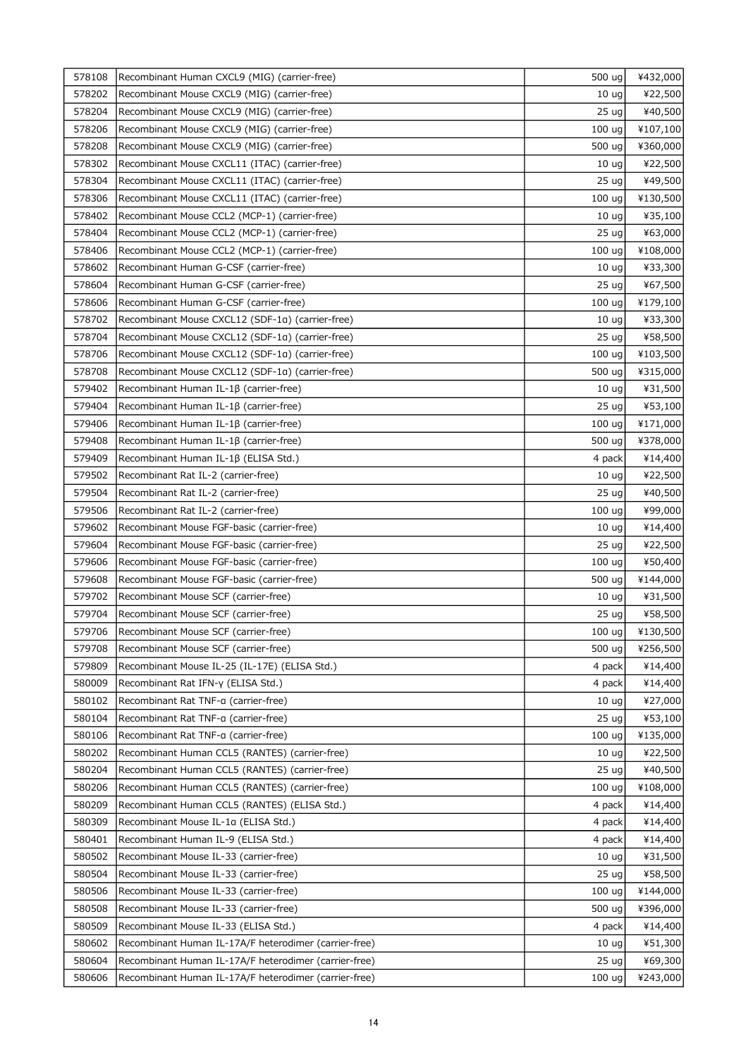| | | | |
|---|---|---|---|
| 578108 | Recombinant Human CXCL9 (MIG) (carrier-free) | 500 ug | ¥432,000 |
| 578202 | Recombinant Mouse CXCL9 (MIG) (carrier-free) | 10 ug | ¥22,500 |
| 578204 | Recombinant Mouse CXCL9 (MIG) (carrier-free) | 25 ug | ¥40,500 |
| 578206 | Recombinant Mouse CXCL9 (MIG) (carrier-free) | 100 ug | ¥107,100 |
| 578208 | Recombinant Mouse CXCL9 (MIG) (carrier-free) | 500 ug | ¥360,000 |
| 578302 | Recombinant Mouse CXCL11 (ITAC) (carrier-free) | 10 ug | ¥22,500 |
| 578304 | Recombinant Mouse CXCL11 (ITAC) (carrier-free) | 25 ug | ¥49,500 |
| 578306 | Recombinant Mouse CXCL11 (ITAC) (carrier-free) | 100 ug | ¥130,500 |
| 578402 | Recombinant Mouse CCL2 (MCP-1) (carrier-free) | 10 ug | ¥35,100 |
| 578404 | Recombinant Mouse CCL2 (MCP-1) (carrier-free) | 25 ug | ¥63,000 |
| 578406 | Recombinant Mouse CCL2 (MCP-1) (carrier-free) | 100 ug | ¥108,000 |
| 578602 | Recombinant Human G-CSF (carrier-free) | 10 ug | ¥33,300 |
| 578604 | Recombinant Human G-CSF (carrier-free) | 25 ug | ¥67,500 |
| 578606 | Recombinant Human G-CSF (carrier-free) | 100 ug | ¥179,100 |
| 578702 | Recombinant Mouse CXCL12 (SDF-1α) (carrier-free) | 10 ug | ¥33,300 |
| 578704 | Recombinant Mouse CXCL12 (SDF-1α) (carrier-free) | 25 ug | ¥58,500 |
| 578706 | Recombinant Mouse CXCL12 (SDF-1α) (carrier-free) | 100 ug | ¥103,500 |
| 578708 | Recombinant Mouse CXCL12 (SDF-1α) (carrier-free) | 500 ug | ¥315,000 |
| 579402 | Recombinant Human IL-1β (carrier-free) | 10 ug | ¥31,500 |
| 579404 | Recombinant Human IL-1β (carrier-free) | 25 ug | ¥53,100 |
| 579406 | Recombinant Human IL-1β (carrier-free) | 100 ug | ¥171,000 |
| 579408 | Recombinant Human IL-1β (carrier-free) | 500 ug | ¥378,000 |
| 579409 | Recombinant Human IL-1β (ELISA Std.) | 4 pack | ¥14,400 |
| 579502 | Recombinant Rat IL-2 (carrier-free) | 10 ug | ¥22,500 |
| 579504 | Recombinant Rat IL-2 (carrier-free) | 25 ug | ¥40,500 |
| 579506 | Recombinant Rat IL-2 (carrier-free) | 100 ug | ¥99,000 |
| 579602 | Recombinant Mouse FGF-basic (carrier-free) | 10 ug | ¥14,400 |
| 579604 | Recombinant Mouse FGF-basic (carrier-free) | 25 ug | ¥22,500 |
| 579606 | Recombinant Mouse FGF-basic (carrier-free) | 100 ug | ¥50,400 |
| 579608 | Recombinant Mouse FGF-basic (carrier-free) | 500 ug | ¥144,000 |
| 579702 | Recombinant Mouse SCF (carrier-free) | 10 ug | ¥31,500 |
| 579704 | Recombinant Mouse SCF (carrier-free) | 25 ug | ¥58,500 |
| 579706 | Recombinant Mouse SCF (carrier-free) | 100 ug | ¥130,500 |
| 579708 | Recombinant Mouse SCF (carrier-free) | 500 ug | ¥256,500 |
| 579809 | Recombinant Mouse IL-25 (IL-17E) (ELISA Std.) | 4 pack | ¥14,400 |
| 580009 | Recombinant Rat IFN-γ (ELISA Std.) | 4 pack | ¥14,400 |
| 580102 | Recombinant Rat TNF-α (carrier-free) | 10 ug | ¥27,000 |
| 580104 | Recombinant Rat TNF-α (carrier-free) | 25 ug | ¥53,100 |
| 580106 | Recombinant Rat TNF-α (carrier-free) | 100 ug | ¥135,000 |
| 580202 | Recombinant Human CCL5 (RANTES) (carrier-free) | 10 ug | ¥22,500 |
| 580204 | Recombinant Human CCL5 (RANTES) (carrier-free) | 25 ug | ¥40,500 |
| 580206 | Recombinant Human CCL5 (RANTES) (carrier-free) | 100 ug | ¥108,000 |
| 580209 | Recombinant Human CCL5 (RANTES) (ELISA Std.) | 4 pack | ¥14,400 |
| 580309 | Recombinant Mouse IL-1α (ELISA Std.) | 4 pack | ¥14,400 |
| 580401 | Recombinant Human IL-9 (ELISA Std.) | 4 pack | ¥14,400 |
| 580502 | Recombinant Mouse IL-33 (carrier-free) | 10 ug | ¥31,500 |
| 580504 | Recombinant Mouse IL-33 (carrier-free) | 25 ug | ¥58,500 |
| 580506 | Recombinant Mouse IL-33 (carrier-free) | 100 ug | ¥144,000 |
| 580508 | Recombinant Mouse IL-33 (carrier-free) | 500 ug | ¥396,000 |
| 580509 | Recombinant Mouse IL-33 (ELISA Std.) | 4 pack | ¥14,400 |
| 580602 | Recombinant Human IL-17A/F heterodimer (carrier-free) | 10 ug | ¥51,300 |
| 580604 | Recombinant Human IL-17A/F heterodimer (carrier-free) | 25 ug | ¥69,300 |
| 580606 | Recombinant Human IL-17A/F heterodimer (carrier-free) | 100 ug | ¥243,000 |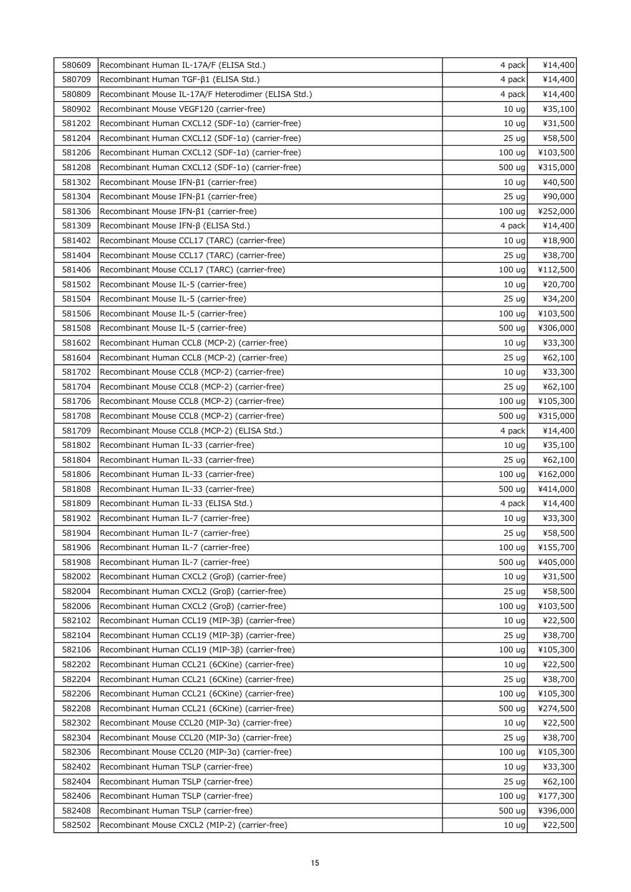| | | | |
|---|---|---|---|
| 580609 | Recombinant Human IL-17A/F (ELISA Std.) | 4 pack | ¥14,400 |
| 580709 | Recombinant Human TGF-β1 (ELISA Std.) | 4 pack | ¥14,400 |
| 580809 | Recombinant Mouse IL-17A/F Heterodimer (ELISA Std.) | 4 pack | ¥14,400 |
| 580902 | Recombinant Mouse VEGF120 (carrier-free) | 10 ug | ¥35,100 |
| 581202 | Recombinant Human CXCL12 (SDF-1α) (carrier-free) | 10 ug | ¥31,500 |
| 581204 | Recombinant Human CXCL12 (SDF-1α) (carrier-free) | 25 ug | ¥58,500 |
| 581206 | Recombinant Human CXCL12 (SDF-1α) (carrier-free) | 100 ug | ¥103,500 |
| 581208 | Recombinant Human CXCL12 (SDF-1α) (carrier-free) | 500 ug | ¥315,000 |
| 581302 | Recombinant Mouse IFN-β1 (carrier-free) | 10 ug | ¥40,500 |
| 581304 | Recombinant Mouse IFN-β1 (carrier-free) | 25 ug | ¥90,000 |
| 581306 | Recombinant Mouse IFN-β1 (carrier-free) | 100 ug | ¥252,000 |
| 581309 | Recombinant Mouse IFN-β (ELISA Std.) | 4 pack | ¥14,400 |
| 581402 | Recombinant Mouse CCL17 (TARC) (carrier-free) | 10 ug | ¥18,900 |
| 581404 | Recombinant Mouse CCL17 (TARC) (carrier-free) | 25 ug | ¥38,700 |
| 581406 | Recombinant Mouse CCL17 (TARC) (carrier-free) | 100 ug | ¥112,500 |
| 581502 | Recombinant Mouse IL-5 (carrier-free) | 10 ug | ¥20,700 |
| 581504 | Recombinant Mouse IL-5 (carrier-free) | 25 ug | ¥34,200 |
| 581506 | Recombinant Mouse IL-5 (carrier-free) | 100 ug | ¥103,500 |
| 581508 | Recombinant Mouse IL-5 (carrier-free) | 500 ug | ¥306,000 |
| 581602 | Recombinant Human CCL8 (MCP-2) (carrier-free) | 10 ug | ¥33,300 |
| 581604 | Recombinant Human CCL8 (MCP-2) (carrier-free) | 25 ug | ¥62,100 |
| 581702 | Recombinant Mouse CCL8 (MCP-2) (carrier-free) | 10 ug | ¥33,300 |
| 581704 | Recombinant Mouse CCL8 (MCP-2) (carrier-free) | 25 ug | ¥62,100 |
| 581706 | Recombinant Mouse CCL8 (MCP-2) (carrier-free) | 100 ug | ¥105,300 |
| 581708 | Recombinant Mouse CCL8 (MCP-2) (carrier-free) | 500 ug | ¥315,000 |
| 581709 | Recombinant Mouse CCL8 (MCP-2) (ELISA Std.) | 4 pack | ¥14,400 |
| 581802 | Recombinant Human IL-33 (carrier-free) | 10 ug | ¥35,100 |
| 581804 | Recombinant Human IL-33 (carrier-free) | 25 ug | ¥62,100 |
| 581806 | Recombinant Human IL-33 (carrier-free) | 100 ug | ¥162,000 |
| 581808 | Recombinant Human IL-33 (carrier-free) | 500 ug | ¥414,000 |
| 581809 | Recombinant Human IL-33 (ELISA Std.) | 4 pack | ¥14,400 |
| 581902 | Recombinant Human IL-7 (carrier-free) | 10 ug | ¥33,300 |
| 581904 | Recombinant Human IL-7 (carrier-free) | 25 ug | ¥58,500 |
| 581906 | Recombinant Human IL-7 (carrier-free) | 100 ug | ¥155,700 |
| 581908 | Recombinant Human IL-7 (carrier-free) | 500 ug | ¥405,000 |
| 582002 | Recombinant Human CXCL2 (Groβ) (carrier-free) | 10 ug | ¥31,500 |
| 582004 | Recombinant Human CXCL2 (Groβ) (carrier-free) | 25 ug | ¥58,500 |
| 582006 | Recombinant Human CXCL2 (Groβ) (carrier-free) | 100 ug | ¥103,500 |
| 582102 | Recombinant Human CCL19 (MIP-3β) (carrier-free) | 10 ug | ¥22,500 |
| 582104 | Recombinant Human CCL19 (MIP-3β) (carrier-free) | 25 ug | ¥38,700 |
| 582106 | Recombinant Human CCL19 (MIP-3β) (carrier-free) | 100 ug | ¥105,300 |
| 582202 | Recombinant Human CCL21 (6CKine) (carrier-free) | 10 ug | ¥22,500 |
| 582204 | Recombinant Human CCL21 (6CKine) (carrier-free) | 25 ug | ¥38,700 |
| 582206 | Recombinant Human CCL21 (6CKine) (carrier-free) | 100 ug | ¥105,300 |
| 582208 | Recombinant Human CCL21 (6CKine) (carrier-free) | 500 ug | ¥274,500 |
| 582302 | Recombinant Mouse CCL20 (MIP-3α) (carrier-free) | 10 ug | ¥22,500 |
| 582304 | Recombinant Mouse CCL20 (MIP-3α) (carrier-free) | 25 ug | ¥38,700 |
| 582306 | Recombinant Mouse CCL20 (MIP-3α) (carrier-free) | 100 ug | ¥105,300 |
| 582402 | Recombinant Human TSLP (carrier-free) | 10 ug | ¥33,300 |
| 582404 | Recombinant Human TSLP (carrier-free) | 25 ug | ¥62,100 |
| 582406 | Recombinant Human TSLP (carrier-free) | 100 ug | ¥177,300 |
| 582408 | Recombinant Human TSLP (carrier-free) | 500 ug | ¥396,000 |
| 582502 | Recombinant Mouse CXCL2 (MIP-2) (carrier-free) | 10 ug | ¥22,500 |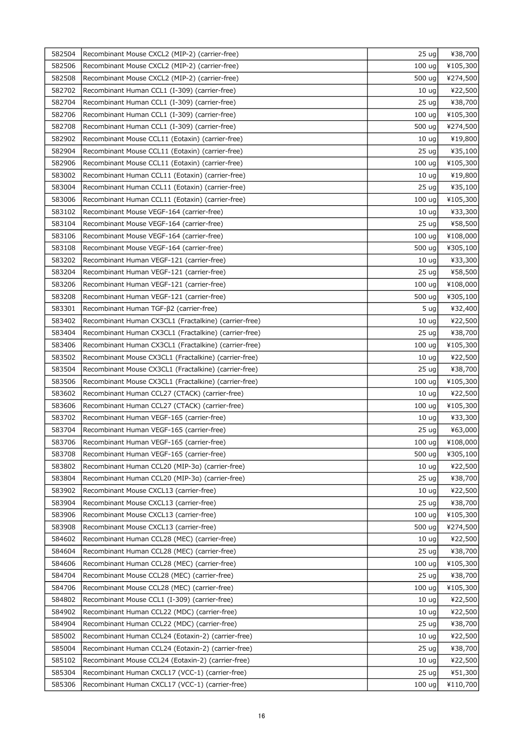| | | | |
|---|---|---|---|
| 582504 | Recombinant Mouse CXCL2 (MIP-2) (carrier-free) | 25 ug | ¥38,700 |
| 582506 | Recombinant Mouse CXCL2 (MIP-2) (carrier-free) | 100 ug | ¥105,300 |
| 582508 | Recombinant Mouse CXCL2 (MIP-2) (carrier-free) | 500 ug | ¥274,500 |
| 582702 | Recombinant Human CCL1 (I-309) (carrier-free) | 10 ug | ¥22,500 |
| 582704 | Recombinant Human CCL1 (I-309) (carrier-free) | 25 ug | ¥38,700 |
| 582706 | Recombinant Human CCL1 (I-309) (carrier-free) | 100 ug | ¥105,300 |
| 582708 | Recombinant Human CCL1 (I-309) (carrier-free) | 500 ug | ¥274,500 |
| 582902 | Recombinant Mouse CCL11 (Eotaxin) (carrier-free) | 10 ug | ¥19,800 |
| 582904 | Recombinant Mouse CCL11 (Eotaxin) (carrier-free) | 25 ug | ¥35,100 |
| 582906 | Recombinant Mouse CCL11 (Eotaxin) (carrier-free) | 100 ug | ¥105,300 |
| 583002 | Recombinant Human CCL11 (Eotaxin) (carrier-free) | 10 ug | ¥19,800 |
| 583004 | Recombinant Human CCL11 (Eotaxin) (carrier-free) | 25 ug | ¥35,100 |
| 583006 | Recombinant Human CCL11 (Eotaxin) (carrier-free) | 100 ug | ¥105,300 |
| 583102 | Recombinant Mouse VEGF-164 (carrier-free) | 10 ug | ¥33,300 |
| 583104 | Recombinant Mouse VEGF-164 (carrier-free) | 25 ug | ¥58,500 |
| 583106 | Recombinant Mouse VEGF-164 (carrier-free) | 100 ug | ¥108,000 |
| 583108 | Recombinant Mouse VEGF-164 (carrier-free) | 500 ug | ¥305,100 |
| 583202 | Recombinant Human VEGF-121 (carrier-free) | 10 ug | ¥33,300 |
| 583204 | Recombinant Human VEGF-121 (carrier-free) | 25 ug | ¥58,500 |
| 583206 | Recombinant Human VEGF-121 (carrier-free) | 100 ug | ¥108,000 |
| 583208 | Recombinant Human VEGF-121 (carrier-free) | 500 ug | ¥305,100 |
| 583301 | Recombinant Human TGF-β2 (carrier-free) | 5 ug | ¥32,400 |
| 583402 | Recombinant Human CX3CL1 (Fractalkine) (carrier-free) | 10 ug | ¥22,500 |
| 583404 | Recombinant Human CX3CL1 (Fractalkine) (carrier-free) | 25 ug | ¥38,700 |
| 583406 | Recombinant Human CX3CL1 (Fractalkine) (carrier-free) | 100 ug | ¥105,300 |
| 583502 | Recombinant Mouse CX3CL1 (Fractalkine) (carrier-free) | 10 ug | ¥22,500 |
| 583504 | Recombinant Mouse CX3CL1 (Fractalkine) (carrier-free) | 25 ug | ¥38,700 |
| 583506 | Recombinant Mouse CX3CL1 (Fractalkine) (carrier-free) | 100 ug | ¥105,300 |
| 583602 | Recombinant Human CCL27 (CTACK) (carrier-free) | 10 ug | ¥22,500 |
| 583606 | Recombinant Human CCL27 (CTACK) (carrier-free) | 100 ug | ¥105,300 |
| 583702 | Recombinant Human VEGF-165 (carrier-free) | 10 ug | ¥33,300 |
| 583704 | Recombinant Human VEGF-165 (carrier-free) | 25 ug | ¥63,000 |
| 583706 | Recombinant Human VEGF-165 (carrier-free) | 100 ug | ¥108,000 |
| 583708 | Recombinant Human VEGF-165 (carrier-free) | 500 ug | ¥305,100 |
| 583802 | Recombinant Human CCL20 (MIP-3α) (carrier-free) | 10 ug | ¥22,500 |
| 583804 | Recombinant Human CCL20 (MIP-3α) (carrier-free) | 25 ug | ¥38,700 |
| 583902 | Recombinant Mouse CXCL13 (carrier-free) | 10 ug | ¥22,500 |
| 583904 | Recombinant Mouse CXCL13 (carrier-free) | 25 ug | ¥38,700 |
| 583906 | Recombinant Mouse CXCL13 (carrier-free) | 100 ug | ¥105,300 |
| 583908 | Recombinant Mouse CXCL13 (carrier-free) | 500 ug | ¥274,500 |
| 584602 | Recombinant Human CCL28 (MEC) (carrier-free) | 10 ug | ¥22,500 |
| 584604 | Recombinant Human CCL28 (MEC) (carrier-free) | 25 ug | ¥38,700 |
| 584606 | Recombinant Human CCL28 (MEC) (carrier-free) | 100 ug | ¥105,300 |
| 584704 | Recombinant Mouse CCL28 (MEC) (carrier-free) | 25 ug | ¥38,700 |
| 584706 | Recombinant Mouse CCL28 (MEC) (carrier-free) | 100 ug | ¥105,300 |
| 584802 | Recombinant Mouse CCL1 (I-309) (carrier-free) | 10 ug | ¥22,500 |
| 584902 | Recombinant Human CCL22 (MDC) (carrier-free) | 10 ug | ¥22,500 |
| 584904 | Recombinant Human CCL22 (MDC) (carrier-free) | 25 ug | ¥38,700 |
| 585002 | Recombinant Human CCL24 (Eotaxin-2) (carrier-free) | 10 ug | ¥22,500 |
| 585004 | Recombinant Human CCL24 (Eotaxin-2) (carrier-free) | 25 ug | ¥38,700 |
| 585102 | Recombinant Mouse CCL24 (Eotaxin-2) (carrier-free) | 10 ug | ¥22,500 |
| 585304 | Recombinant Human CXCL17 (VCC-1) (carrier-free) | 25 ug | ¥51,300 |
| 585306 | Recombinant Human CXCL17 (VCC-1) (carrier-free) | 100 ug | ¥110,700 |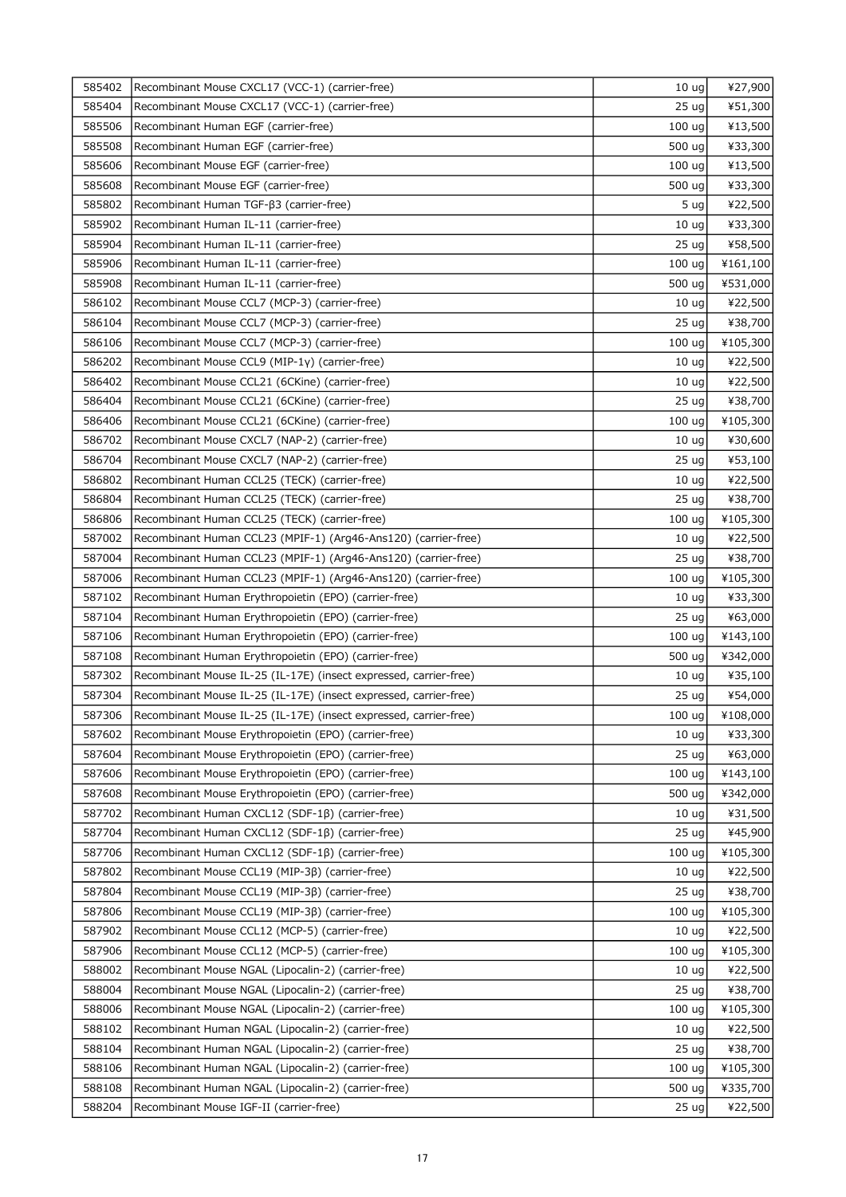| | | | |
|---|---|---|---|
| 585402 | Recombinant Mouse CXCL17 (VCC-1) (carrier-free) | 10 ug | ¥27,900 |
| 585404 | Recombinant Mouse CXCL17 (VCC-1) (carrier-free) | 25 ug | ¥51,300 |
| 585506 | Recombinant Human EGF (carrier-free) | 100 ug | ¥13,500 |
| 585508 | Recombinant Human EGF (carrier-free) | 500 ug | ¥33,300 |
| 585606 | Recombinant Mouse EGF (carrier-free) | 100 ug | ¥13,500 |
| 585608 | Recombinant Mouse EGF (carrier-free) | 500 ug | ¥33,300 |
| 585802 | Recombinant Human TGF-β3 (carrier-free) | 5 ug | ¥22,500 |
| 585902 | Recombinant Human IL-11 (carrier-free) | 10 ug | ¥33,300 |
| 585904 | Recombinant Human IL-11 (carrier-free) | 25 ug | ¥58,500 |
| 585906 | Recombinant Human IL-11 (carrier-free) | 100 ug | ¥161,100 |
| 585908 | Recombinant Human IL-11 (carrier-free) | 500 ug | ¥531,000 |
| 586102 | Recombinant Mouse CCL7 (MCP-3) (carrier-free) | 10 ug | ¥22,500 |
| 586104 | Recombinant Mouse CCL7 (MCP-3) (carrier-free) | 25 ug | ¥38,700 |
| 586106 | Recombinant Mouse CCL7 (MCP-3) (carrier-free) | 100 ug | ¥105,300 |
| 586202 | Recombinant Mouse CCL9 (MIP-1γ) (carrier-free) | 10 ug | ¥22,500 |
| 586402 | Recombinant Mouse CCL21 (6CKine) (carrier-free) | 10 ug | ¥22,500 |
| 586404 | Recombinant Mouse CCL21 (6CKine) (carrier-free) | 25 ug | ¥38,700 |
| 586406 | Recombinant Mouse CCL21 (6CKine) (carrier-free) | 100 ug | ¥105,300 |
| 586702 | Recombinant Mouse CXCL7 (NAP-2) (carrier-free) | 10 ug | ¥30,600 |
| 586704 | Recombinant Mouse CXCL7 (NAP-2) (carrier-free) | 25 ug | ¥53,100 |
| 586802 | Recombinant Human CCL25 (TECK) (carrier-free) | 10 ug | ¥22,500 |
| 586804 | Recombinant Human CCL25 (TECK) (carrier-free) | 25 ug | ¥38,700 |
| 586806 | Recombinant Human CCL25 (TECK) (carrier-free) | 100 ug | ¥105,300 |
| 587002 | Recombinant Human CCL23 (MPIF-1) (Arg46-Ans120) (carrier-free) | 10 ug | ¥22,500 |
| 587004 | Recombinant Human CCL23 (MPIF-1) (Arg46-Ans120) (carrier-free) | 25 ug | ¥38,700 |
| 587006 | Recombinant Human CCL23 (MPIF-1) (Arg46-Ans120) (carrier-free) | 100 ug | ¥105,300 |
| 587102 | Recombinant Human Erythropoietin (EPO) (carrier-free) | 10 ug | ¥33,300 |
| 587104 | Recombinant Human Erythropoietin (EPO) (carrier-free) | 25 ug | ¥63,000 |
| 587106 | Recombinant Human Erythropoietin (EPO) (carrier-free) | 100 ug | ¥143,100 |
| 587108 | Recombinant Human Erythropoietin (EPO) (carrier-free) | 500 ug | ¥342,000 |
| 587302 | Recombinant Mouse IL-25 (IL-17E) (insect expressed, carrier-free) | 10 ug | ¥35,100 |
| 587304 | Recombinant Mouse IL-25 (IL-17E) (insect expressed, carrier-free) | 25 ug | ¥54,000 |
| 587306 | Recombinant Mouse IL-25 (IL-17E) (insect expressed, carrier-free) | 100 ug | ¥108,000 |
| 587602 | Recombinant Mouse Erythropoietin (EPO) (carrier-free) | 10 ug | ¥33,300 |
| 587604 | Recombinant Mouse Erythropoietin (EPO) (carrier-free) | 25 ug | ¥63,000 |
| 587606 | Recombinant Mouse Erythropoietin (EPO) (carrier-free) | 100 ug | ¥143,100 |
| 587608 | Recombinant Mouse Erythropoietin (EPO) (carrier-free) | 500 ug | ¥342,000 |
| 587702 | Recombinant Human CXCL12 (SDF-1β) (carrier-free) | 10 ug | ¥31,500 |
| 587704 | Recombinant Human CXCL12 (SDF-1β) (carrier-free) | 25 ug | ¥45,900 |
| 587706 | Recombinant Human CXCL12 (SDF-1β) (carrier-free) | 100 ug | ¥105,300 |
| 587802 | Recombinant Mouse CCL19 (MIP-3β) (carrier-free) | 10 ug | ¥22,500 |
| 587804 | Recombinant Mouse CCL19 (MIP-3β) (carrier-free) | 25 ug | ¥38,700 |
| 587806 | Recombinant Mouse CCL19 (MIP-3β) (carrier-free) | 100 ug | ¥105,300 |
| 587902 | Recombinant Mouse CCL12 (MCP-5) (carrier-free) | 10 ug | ¥22,500 |
| 587906 | Recombinant Mouse CCL12 (MCP-5) (carrier-free) | 100 ug | ¥105,300 |
| 588002 | Recombinant Mouse NGAL (Lipocalin-2) (carrier-free) | 10 ug | ¥22,500 |
| 588004 | Recombinant Mouse NGAL (Lipocalin-2) (carrier-free) | 25 ug | ¥38,700 |
| 588006 | Recombinant Mouse NGAL (Lipocalin-2) (carrier-free) | 100 ug | ¥105,300 |
| 588102 | Recombinant Human NGAL (Lipocalin-2) (carrier-free) | 10 ug | ¥22,500 |
| 588104 | Recombinant Human NGAL (Lipocalin-2) (carrier-free) | 25 ug | ¥38,700 |
| 588106 | Recombinant Human NGAL (Lipocalin-2) (carrier-free) | 100 ug | ¥105,300 |
| 588108 | Recombinant Human NGAL (Lipocalin-2) (carrier-free) | 500 ug | ¥335,700 |
| 588204 | Recombinant Mouse IGF-II (carrier-free) | 25 ug | ¥22,500 |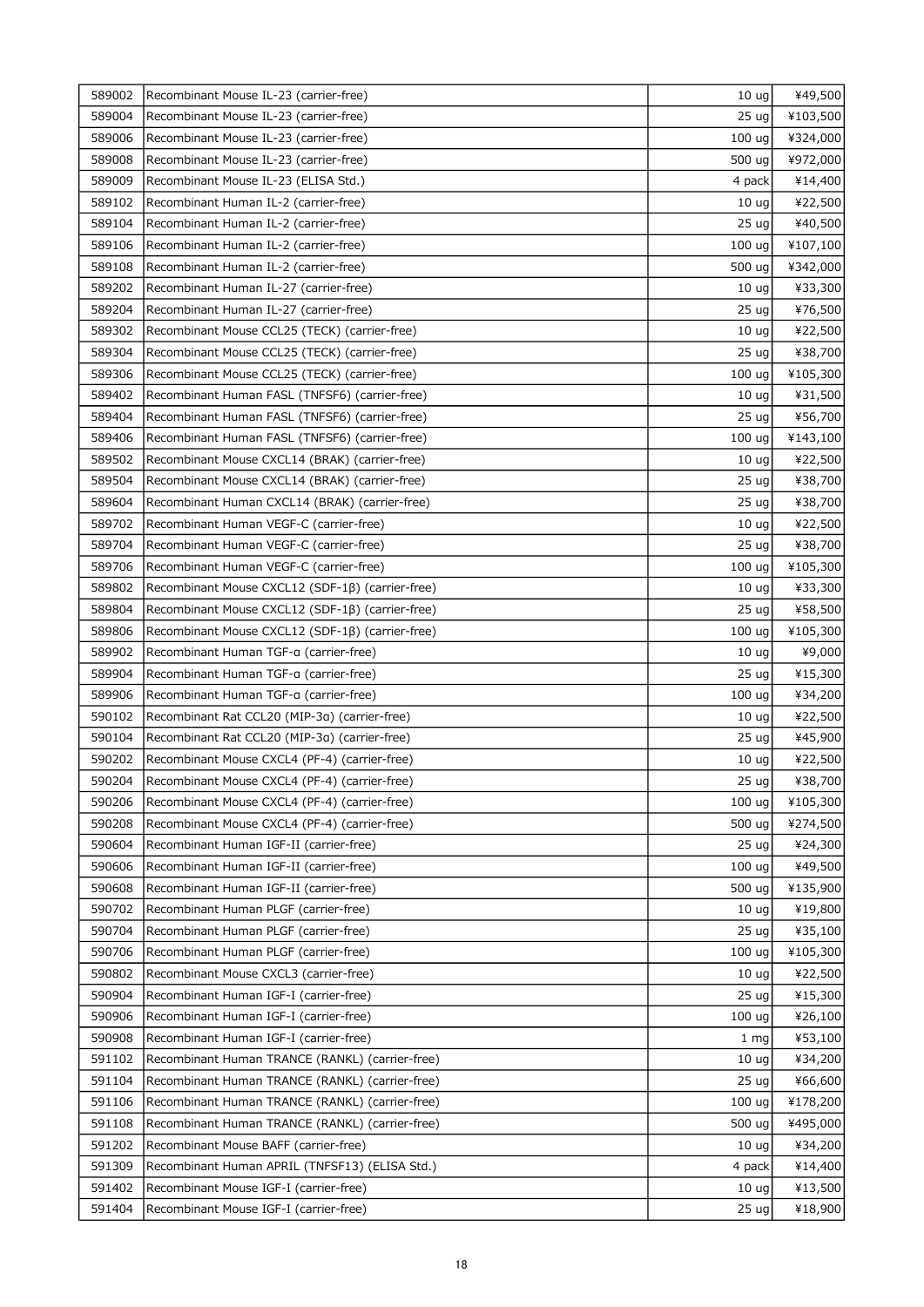| 589002 | Recombinant Mouse IL-23 (carrier-free) | 10 ug | ¥49,500 |
|---|---|---|---|
| 589004 | Recombinant Mouse IL-23 (carrier-free) | 25 ug | ¥103,500 |
| 589006 | Recombinant Mouse IL-23 (carrier-free) | 100 ug | ¥324,000 |
| 589008 | Recombinant Mouse IL-23 (carrier-free) | 500 ug | ¥972,000 |
| 589009 | Recombinant Mouse IL-23 (ELISA Std.) | 4 pack | ¥14,400 |
| 589102 | Recombinant Human IL-2 (carrier-free) | 10 ug | ¥22,500 |
| 589104 | Recombinant Human IL-2 (carrier-free) | 25 ug | ¥40,500 |
| 589106 | Recombinant Human IL-2 (carrier-free) | 100 ug | ¥107,100 |
| 589108 | Recombinant Human IL-2 (carrier-free) | 500 ug | ¥342,000 |
| 589202 | Recombinant Human IL-27 (carrier-free) | 10 ug | ¥33,300 |
| 589204 | Recombinant Human IL-27 (carrier-free) | 25 ug | ¥76,500 |
| 589302 | Recombinant Mouse CCL25 (TECK) (carrier-free) | 10 ug | ¥22,500 |
| 589304 | Recombinant Mouse CCL25 (TECK) (carrier-free) | 25 ug | ¥38,700 |
| 589306 | Recombinant Mouse CCL25 (TECK) (carrier-free) | 100 ug | ¥105,300 |
| 589402 | Recombinant Human FASL (TNFSF6) (carrier-free) | 10 ug | ¥31,500 |
| 589404 | Recombinant Human FASL (TNFSF6) (carrier-free) | 25 ug | ¥56,700 |
| 589406 | Recombinant Human FASL (TNFSF6) (carrier-free) | 100 ug | ¥143,100 |
| 589502 | Recombinant Mouse CXCL14 (BRAK) (carrier-free) | 10 ug | ¥22,500 |
| 589504 | Recombinant Mouse CXCL14 (BRAK) (carrier-free) | 25 ug | ¥38,700 |
| 589604 | Recombinant Human CXCL14 (BRAK) (carrier-free) | 25 ug | ¥38,700 |
| 589702 | Recombinant Human VEGF-C (carrier-free) | 10 ug | ¥22,500 |
| 589704 | Recombinant Human VEGF-C (carrier-free) | 25 ug | ¥38,700 |
| 589706 | Recombinant Human VEGF-C (carrier-free) | 100 ug | ¥105,300 |
| 589802 | Recombinant Mouse CXCL12 (SDF-1β) (carrier-free) | 10 ug | ¥33,300 |
| 589804 | Recombinant Mouse CXCL12 (SDF-1β) (carrier-free) | 25 ug | ¥58,500 |
| 589806 | Recombinant Mouse CXCL12 (SDF-1β) (carrier-free) | 100 ug | ¥105,300 |
| 589902 | Recombinant Human TGF-α (carrier-free) | 10 ug | ¥9,000 |
| 589904 | Recombinant Human TGF-α (carrier-free) | 25 ug | ¥15,300 |
| 589906 | Recombinant Human TGF-α (carrier-free) | 100 ug | ¥34,200 |
| 590102 | Recombinant Rat CCL20 (MIP-3α) (carrier-free) | 10 ug | ¥22,500 |
| 590104 | Recombinant Rat CCL20 (MIP-3α) (carrier-free) | 25 ug | ¥45,900 |
| 590202 | Recombinant Mouse CXCL4 (PF-4) (carrier-free) | 10 ug | ¥22,500 |
| 590204 | Recombinant Mouse CXCL4 (PF-4) (carrier-free) | 25 ug | ¥38,700 |
| 590206 | Recombinant Mouse CXCL4 (PF-4) (carrier-free) | 100 ug | ¥105,300 |
| 590208 | Recombinant Mouse CXCL4 (PF-4) (carrier-free) | 500 ug | ¥274,500 |
| 590604 | Recombinant Human IGF-II (carrier-free) | 25 ug | ¥24,300 |
| 590606 | Recombinant Human IGF-II (carrier-free) | 100 ug | ¥49,500 |
| 590608 | Recombinant Human IGF-II (carrier-free) | 500 ug | ¥135,900 |
| 590702 | Recombinant Human PLGF (carrier-free) | 10 ug | ¥19,800 |
| 590704 | Recombinant Human PLGF (carrier-free) | 25 ug | ¥35,100 |
| 590706 | Recombinant Human PLGF (carrier-free) | 100 ug | ¥105,300 |
| 590802 | Recombinant Mouse CXCL3 (carrier-free) | 10 ug | ¥22,500 |
| 590904 | Recombinant Human IGF-I (carrier-free) | 25 ug | ¥15,300 |
| 590906 | Recombinant Human IGF-I (carrier-free) | 100 ug | ¥26,100 |
| 590908 | Recombinant Human IGF-I (carrier-free) | 1 mg | ¥53,100 |
| 591102 | Recombinant Human TRANCE (RANKL) (carrier-free) | 10 ug | ¥34,200 |
| 591104 | Recombinant Human TRANCE (RANKL) (carrier-free) | 25 ug | ¥66,600 |
| 591106 | Recombinant Human TRANCE (RANKL) (carrier-free) | 100 ug | ¥178,200 |
| 591108 | Recombinant Human TRANCE (RANKL) (carrier-free) | 500 ug | ¥495,000 |
| 591202 | Recombinant Mouse BAFF (carrier-free) | 10 ug | ¥34,200 |
| 591309 | Recombinant Human APRIL (TNFSF13) (ELISA Std.) | 4 pack | ¥14,400 |
| 591402 | Recombinant Mouse IGF-I (carrier-free) | 10 ug | ¥13,500 |
| 591404 | Recombinant Mouse IGF-I (carrier-free) | 25 ug | ¥18,900 |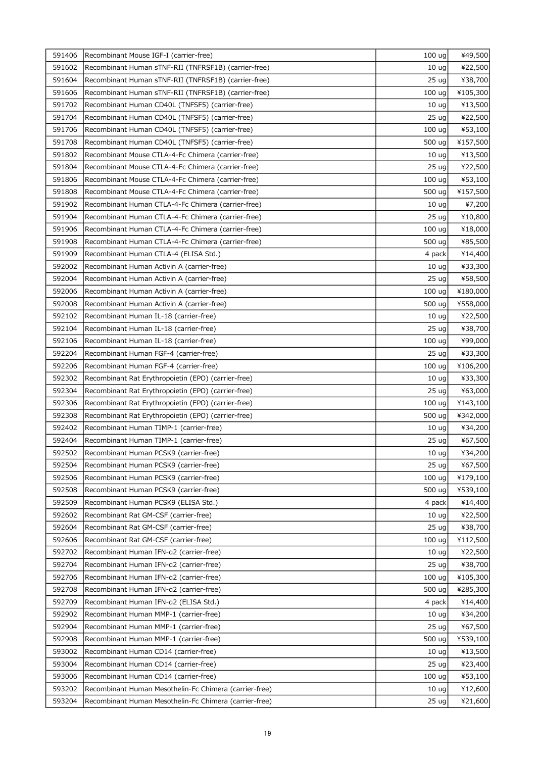| | | | |
|---|---|---|---|
| 591406 | Recombinant Mouse IGF-I (carrier-free) | 100 ug | ¥49,500 |
| 591602 | Recombinant Human sTNF-RII (TNFRSF1B) (carrier-free) | 10 ug | ¥22,500 |
| 591604 | Recombinant Human sTNF-RII (TNFRSF1B) (carrier-free) | 25 ug | ¥38,700 |
| 591606 | Recombinant Human sTNF-RII (TNFRSF1B) (carrier-free) | 100 ug | ¥105,300 |
| 591702 | Recombinant Human CD40L (TNFSF5) (carrier-free) | 10 ug | ¥13,500 |
| 591704 | Recombinant Human CD40L (TNFSF5) (carrier-free) | 25 ug | ¥22,500 |
| 591706 | Recombinant Human CD40L (TNFSF5) (carrier-free) | 100 ug | ¥53,100 |
| 591708 | Recombinant Human CD40L (TNFSF5) (carrier-free) | 500 ug | ¥157,500 |
| 591802 | Recombinant Mouse CTLA-4-Fc Chimera (carrier-free) | 10 ug | ¥13,500 |
| 591804 | Recombinant Mouse CTLA-4-Fc Chimera (carrier-free) | 25 ug | ¥22,500 |
| 591806 | Recombinant Mouse CTLA-4-Fc Chimera (carrier-free) | 100 ug | ¥53,100 |
| 591808 | Recombinant Mouse CTLA-4-Fc Chimera (carrier-free) | 500 ug | ¥157,500 |
| 591902 | Recombinant Human CTLA-4-Fc Chimera (carrier-free) | 10 ug | ¥7,200 |
| 591904 | Recombinant Human CTLA-4-Fc Chimera (carrier-free) | 25 ug | ¥10,800 |
| 591906 | Recombinant Human CTLA-4-Fc Chimera (carrier-free) | 100 ug | ¥18,000 |
| 591908 | Recombinant Human CTLA-4-Fc Chimera (carrier-free) | 500 ug | ¥85,500 |
| 591909 | Recombinant Human CTLA-4 (ELISA Std.) | 4 pack | ¥14,400 |
| 592002 | Recombinant Human Activin A (carrier-free) | 10 ug | ¥33,300 |
| 592004 | Recombinant Human Activin A (carrier-free) | 25 ug | ¥58,500 |
| 592006 | Recombinant Human Activin A (carrier-free) | 100 ug | ¥180,000 |
| 592008 | Recombinant Human Activin A (carrier-free) | 500 ug | ¥558,000 |
| 592102 | Recombinant Human IL-18 (carrier-free) | 10 ug | ¥22,500 |
| 592104 | Recombinant Human IL-18 (carrier-free) | 25 ug | ¥38,700 |
| 592106 | Recombinant Human IL-18 (carrier-free) | 100 ug | ¥99,000 |
| 592204 | Recombinant Human FGF-4 (carrier-free) | 25 ug | ¥33,300 |
| 592206 | Recombinant Human FGF-4 (carrier-free) | 100 ug | ¥106,200 |
| 592302 | Recombinant Rat Erythropoietin (EPO) (carrier-free) | 10 ug | ¥33,300 |
| 592304 | Recombinant Rat Erythropoietin (EPO) (carrier-free) | 25 ug | ¥63,000 |
| 592306 | Recombinant Rat Erythropoietin (EPO) (carrier-free) | 100 ug | ¥143,100 |
| 592308 | Recombinant Rat Erythropoietin (EPO) (carrier-free) | 500 ug | ¥342,000 |
| 592402 | Recombinant Human TIMP-1 (carrier-free) | 10 ug | ¥34,200 |
| 592404 | Recombinant Human TIMP-1 (carrier-free) | 25 ug | ¥67,500 |
| 592502 | Recombinant Human PCSK9 (carrier-free) | 10 ug | ¥34,200 |
| 592504 | Recombinant Human PCSK9 (carrier-free) | 25 ug | ¥67,500 |
| 592506 | Recombinant Human PCSK9 (carrier-free) | 100 ug | ¥179,100 |
| 592508 | Recombinant Human PCSK9 (carrier-free) | 500 ug | ¥539,100 |
| 592509 | Recombinant Human PCSK9 (ELISA Std.) | 4 pack | ¥14,400 |
| 592602 | Recombinant Rat GM-CSF (carrier-free) | 10 ug | ¥22,500 |
| 592604 | Recombinant Rat GM-CSF (carrier-free) | 25 ug | ¥38,700 |
| 592606 | Recombinant Rat GM-CSF (carrier-free) | 100 ug | ¥112,500 |
| 592702 | Recombinant Human IFN-α2 (carrier-free) | 10 ug | ¥22,500 |
| 592704 | Recombinant Human IFN-α2 (carrier-free) | 25 ug | ¥38,700 |
| 592706 | Recombinant Human IFN-α2 (carrier-free) | 100 ug | ¥105,300 |
| 592708 | Recombinant Human IFN-α2 (carrier-free) | 500 ug | ¥285,300 |
| 592709 | Recombinant Human IFN-α2 (ELISA Std.) | 4 pack | ¥14,400 |
| 592902 | Recombinant Human MMP-1 (carrier-free) | 10 ug | ¥34,200 |
| 592904 | Recombinant Human MMP-1 (carrier-free) | 25 ug | ¥67,500 |
| 592908 | Recombinant Human MMP-1 (carrier-free) | 500 ug | ¥539,100 |
| 593002 | Recombinant Human CD14 (carrier-free) | 10 ug | ¥13,500 |
| 593004 | Recombinant Human CD14 (carrier-free) | 25 ug | ¥23,400 |
| 593006 | Recombinant Human CD14 (carrier-free) | 100 ug | ¥53,100 |
| 593202 | Recombinant Human Mesothelin-Fc Chimera (carrier-free) | 10 ug | ¥12,600 |
| 593204 | Recombinant Human Mesothelin-Fc Chimera (carrier-free) | 25 ug | ¥21,600 |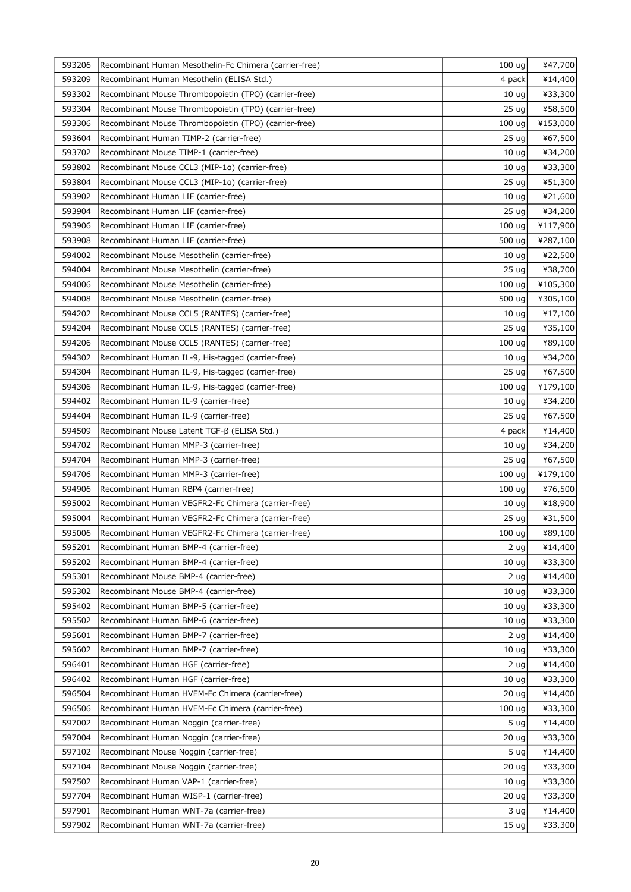| | | | |
|---|---|---|---|
| 593206 | Recombinant Human Mesothelin-Fc Chimera (carrier-free) | 100 ug | ¥47,700 |
| 593209 | Recombinant Human Mesothelin (ELISA Std.) | 4 pack | ¥14,400 |
| 593302 | Recombinant Mouse Thrombopoietin (TPO) (carrier-free) | 10 ug | ¥33,300 |
| 593304 | Recombinant Mouse Thrombopoietin (TPO) (carrier-free) | 25 ug | ¥58,500 |
| 593306 | Recombinant Mouse Thrombopoietin (TPO) (carrier-free) | 100 ug | ¥153,000 |
| 593604 | Recombinant Human TIMP-2 (carrier-free) | 25 ug | ¥67,500 |
| 593702 | Recombinant Mouse TIMP-1 (carrier-free) | 10 ug | ¥34,200 |
| 593802 | Recombinant Mouse CCL3 (MIP-1α) (carrier-free) | 10 ug | ¥33,300 |
| 593804 | Recombinant Mouse CCL3 (MIP-1α) (carrier-free) | 25 ug | ¥51,300 |
| 593902 | Recombinant Human LIF (carrier-free) | 10 ug | ¥21,600 |
| 593904 | Recombinant Human LIF (carrier-free) | 25 ug | ¥34,200 |
| 593906 | Recombinant Human LIF (carrier-free) | 100 ug | ¥117,900 |
| 593908 | Recombinant Human LIF (carrier-free) | 500 ug | ¥287,100 |
| 594002 | Recombinant Mouse Mesothelin (carrier-free) | 10 ug | ¥22,500 |
| 594004 | Recombinant Mouse Mesothelin (carrier-free) | 25 ug | ¥38,700 |
| 594006 | Recombinant Mouse Mesothelin (carrier-free) | 100 ug | ¥105,300 |
| 594008 | Recombinant Mouse Mesothelin (carrier-free) | 500 ug | ¥305,100 |
| 594202 | Recombinant Mouse CCL5 (RANTES) (carrier-free) | 10 ug | ¥17,100 |
| 594204 | Recombinant Mouse CCL5 (RANTES) (carrier-free) | 25 ug | ¥35,100 |
| 594206 | Recombinant Mouse CCL5 (RANTES) (carrier-free) | 100 ug | ¥89,100 |
| 594302 | Recombinant Human IL-9, His-tagged (carrier-free) | 10 ug | ¥34,200 |
| 594304 | Recombinant Human IL-9, His-tagged (carrier-free) | 25 ug | ¥67,500 |
| 594306 | Recombinant Human IL-9, His-tagged (carrier-free) | 100 ug | ¥179,100 |
| 594402 | Recombinant Human IL-9 (carrier-free) | 10 ug | ¥34,200 |
| 594404 | Recombinant Human IL-9 (carrier-free) | 25 ug | ¥67,500 |
| 594509 | Recombinant Mouse Latent TGF-β (ELISA Std.) | 4 pack | ¥14,400 |
| 594702 | Recombinant Human MMP-3 (carrier-free) | 10 ug | ¥34,200 |
| 594704 | Recombinant Human MMP-3 (carrier-free) | 25 ug | ¥67,500 |
| 594706 | Recombinant Human MMP-3 (carrier-free) | 100 ug | ¥179,100 |
| 594906 | Recombinant Human RBP4 (carrier-free) | 100 ug | ¥76,500 |
| 595002 | Recombinant Human VEGFR2-Fc Chimera (carrier-free) | 10 ug | ¥18,900 |
| 595004 | Recombinant Human VEGFR2-Fc Chimera (carrier-free) | 25 ug | ¥31,500 |
| 595006 | Recombinant Human VEGFR2-Fc Chimera (carrier-free) | 100 ug | ¥89,100 |
| 595201 | Recombinant Human BMP-4 (carrier-free) | 2 ug | ¥14,400 |
| 595202 | Recombinant Human BMP-4 (carrier-free) | 10 ug | ¥33,300 |
| 595301 | Recombinant Mouse BMP-4 (carrier-free) | 2 ug | ¥14,400 |
| 595302 | Recombinant Mouse BMP-4 (carrier-free) | 10 ug | ¥33,300 |
| 595402 | Recombinant Human BMP-5 (carrier-free) | 10 ug | ¥33,300 |
| 595502 | Recombinant Human BMP-6 (carrier-free) | 10 ug | ¥33,300 |
| 595601 | Recombinant Human BMP-7 (carrier-free) | 2 ug | ¥14,400 |
| 595602 | Recombinant Human BMP-7 (carrier-free) | 10 ug | ¥33,300 |
| 596401 | Recombinant Human HGF (carrier-free) | 2 ug | ¥14,400 |
| 596402 | Recombinant Human HGF (carrier-free) | 10 ug | ¥33,300 |
| 596504 | Recombinant Human HVEM-Fc Chimera (carrier-free) | 20 ug | ¥14,400 |
| 596506 | Recombinant Human HVEM-Fc Chimera (carrier-free) | 100 ug | ¥33,300 |
| 597002 | Recombinant Human Noggin (carrier-free) | 5 ug | ¥14,400 |
| 597004 | Recombinant Human Noggin (carrier-free) | 20 ug | ¥33,300 |
| 597102 | Recombinant Mouse Noggin (carrier-free) | 5 ug | ¥14,400 |
| 597104 | Recombinant Mouse Noggin (carrier-free) | 20 ug | ¥33,300 |
| 597502 | Recombinant Human VAP-1 (carrier-free) | 10 ug | ¥33,300 |
| 597704 | Recombinant Human WISP-1 (carrier-free) | 20 ug | ¥33,300 |
| 597901 | Recombinant Human WNT-7a (carrier-free) | 3 ug | ¥14,400 |
| 597902 | Recombinant Human WNT-7a (carrier-free) | 15 ug | ¥33,300 |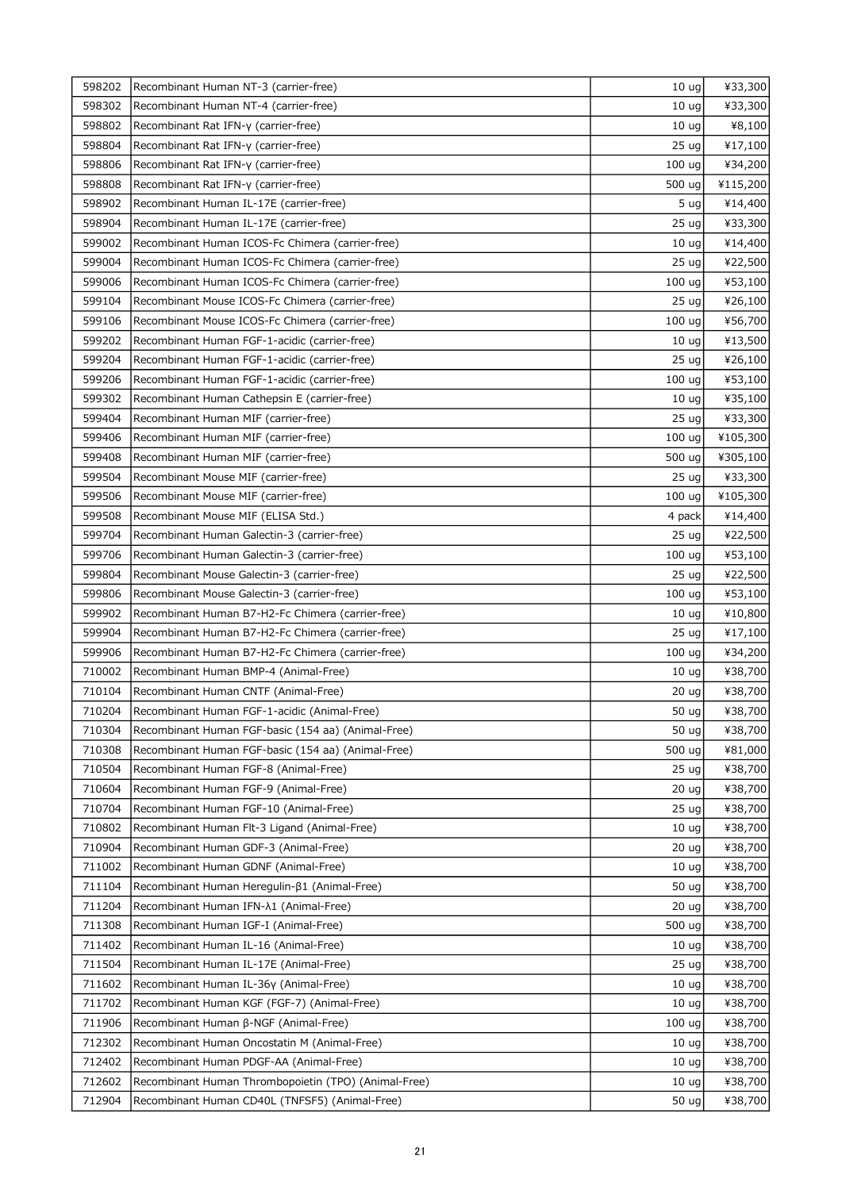| 598202 | Recombinant Human NT-3 (carrier-free) | 10 ug | ¥33,300 |
|---|---|---|---|
| 598302 | Recombinant Human NT-4 (carrier-free) | 10 ug | ¥33,300 |
| 598802 | Recombinant Rat IFN-γ (carrier-free) | 10 ug | ¥8,100 |
| 598804 | Recombinant Rat IFN-γ (carrier-free) | 25 ug | ¥17,100 |
| 598806 | Recombinant Rat IFN-γ (carrier-free) | 100 ug | ¥34,200 |
| 598808 | Recombinant Rat IFN-γ (carrier-free) | 500 ug | ¥115,200 |
| 598902 | Recombinant Human IL-17E (carrier-free) | 5 ug | ¥14,400 |
| 598904 | Recombinant Human IL-17E (carrier-free) | 25 ug | ¥33,300 |
| 599002 | Recombinant Human ICOS-Fc Chimera (carrier-free) | 10 ug | ¥14,400 |
| 599004 | Recombinant Human ICOS-Fc Chimera (carrier-free) | 25 ug | ¥22,500 |
| 599006 | Recombinant Human ICOS-Fc Chimera (carrier-free) | 100 ug | ¥53,100 |
| 599104 | Recombinant Mouse ICOS-Fc Chimera (carrier-free) | 25 ug | ¥26,100 |
| 599106 | Recombinant Mouse ICOS-Fc Chimera (carrier-free) | 100 ug | ¥56,700 |
| 599202 | Recombinant Human FGF-1-acidic (carrier-free) | 10 ug | ¥13,500 |
| 599204 | Recombinant Human FGF-1-acidic (carrier-free) | 25 ug | ¥26,100 |
| 599206 | Recombinant Human FGF-1-acidic (carrier-free) | 100 ug | ¥53,100 |
| 599302 | Recombinant Human Cathepsin E (carrier-free) | 10 ug | ¥35,100 |
| 599404 | Recombinant Human MIF (carrier-free) | 25 ug | ¥33,300 |
| 599406 | Recombinant Human MIF (carrier-free) | 100 ug | ¥105,300 |
| 599408 | Recombinant Human MIF (carrier-free) | 500 ug | ¥305,100 |
| 599504 | Recombinant Mouse MIF (carrier-free) | 25 ug | ¥33,300 |
| 599506 | Recombinant Mouse MIF (carrier-free) | 100 ug | ¥105,300 |
| 599508 | Recombinant Mouse MIF (ELISA Std.) | 4 pack | ¥14,400 |
| 599704 | Recombinant Human Galectin-3 (carrier-free) | 25 ug | ¥22,500 |
| 599706 | Recombinant Human Galectin-3 (carrier-free) | 100 ug | ¥53,100 |
| 599804 | Recombinant Mouse Galectin-3 (carrier-free) | 25 ug | ¥22,500 |
| 599806 | Recombinant Mouse Galectin-3 (carrier-free) | 100 ug | ¥53,100 |
| 599902 | Recombinant Human B7-H2-Fc Chimera (carrier-free) | 10 ug | ¥10,800 |
| 599904 | Recombinant Human B7-H2-Fc Chimera (carrier-free) | 25 ug | ¥17,100 |
| 599906 | Recombinant Human B7-H2-Fc Chimera (carrier-free) | 100 ug | ¥34,200 |
| 710002 | Recombinant Human BMP-4 (Animal-Free) | 10 ug | ¥38,700 |
| 710104 | Recombinant Human CNTF (Animal-Free) | 20 ug | ¥38,700 |
| 710204 | Recombinant Human FGF-1-acidic (Animal-Free) | 50 ug | ¥38,700 |
| 710304 | Recombinant Human FGF-basic (154 aa) (Animal-Free) | 50 ug | ¥38,700 |
| 710308 | Recombinant Human FGF-basic (154 aa) (Animal-Free) | 500 ug | ¥81,000 |
| 710504 | Recombinant Human FGF-8 (Animal-Free) | 25 ug | ¥38,700 |
| 710604 | Recombinant Human FGF-9 (Animal-Free) | 20 ug | ¥38,700 |
| 710704 | Recombinant Human FGF-10 (Animal-Free) | 25 ug | ¥38,700 |
| 710802 | Recombinant Human Flt-3 Ligand (Animal-Free) | 10 ug | ¥38,700 |
| 710904 | Recombinant Human GDF-3 (Animal-Free) | 20 ug | ¥38,700 |
| 711002 | Recombinant Human GDNF (Animal-Free) | 10 ug | ¥38,700 |
| 711104 | Recombinant Human Heregulin-β1 (Animal-Free) | 50 ug | ¥38,700 |
| 711204 | Recombinant Human IFN-λ1 (Animal-Free) | 20 ug | ¥38,700 |
| 711308 | Recombinant Human IGF-I (Animal-Free) | 500 ug | ¥38,700 |
| 711402 | Recombinant Human IL-16 (Animal-Free) | 10 ug | ¥38,700 |
| 711504 | Recombinant Human IL-17E (Animal-Free) | 25 ug | ¥38,700 |
| 711602 | Recombinant Human IL-36γ (Animal-Free) | 10 ug | ¥38,700 |
| 711702 | Recombinant Human KGF (FGF-7) (Animal-Free) | 10 ug | ¥38,700 |
| 711906 | Recombinant Human β-NGF (Animal-Free) | 100 ug | ¥38,700 |
| 712302 | Recombinant Human Oncostatin M (Animal-Free) | 10 ug | ¥38,700 |
| 712402 | Recombinant Human PDGF-AA (Animal-Free) | 10 ug | ¥38,700 |
| 712602 | Recombinant Human Thrombopoietin (TPO) (Animal-Free) | 10 ug | ¥38,700 |
| 712904 | Recombinant Human CD40L (TNFSF5) (Animal-Free) | 50 ug | ¥38,700 |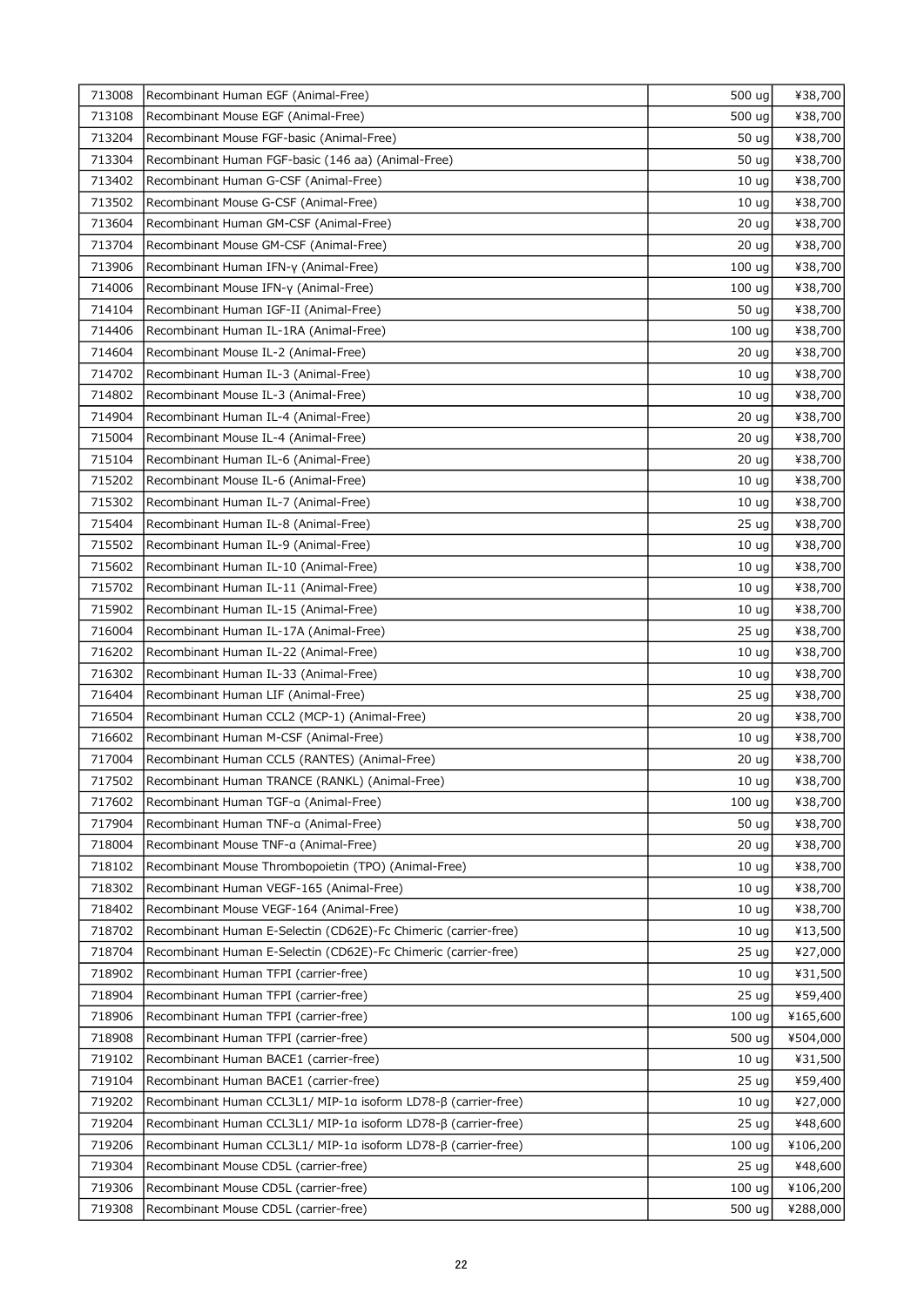| | | | |
|---|---|---|---|
| 713008 | Recombinant Human EGF (Animal-Free) | 500 ug | ¥38,700 |
| 713108 | Recombinant Mouse EGF (Animal-Free) | 500 ug | ¥38,700 |
| 713204 | Recombinant Mouse FGF-basic (Animal-Free) | 50 ug | ¥38,700 |
| 713304 | Recombinant Human FGF-basic (146 aa) (Animal-Free) | 50 ug | ¥38,700 |
| 713402 | Recombinant Human G-CSF (Animal-Free) | 10 ug | ¥38,700 |
| 713502 | Recombinant Mouse G-CSF (Animal-Free) | 10 ug | ¥38,700 |
| 713604 | Recombinant Human GM-CSF (Animal-Free) | 20 ug | ¥38,700 |
| 713704 | Recombinant Mouse GM-CSF (Animal-Free) | 20 ug | ¥38,700 |
| 713906 | Recombinant Human IFN-γ (Animal-Free) | 100 ug | ¥38,700 |
| 714006 | Recombinant Mouse IFN-γ (Animal-Free) | 100 ug | ¥38,700 |
| 714104 | Recombinant Human IGF-II (Animal-Free) | 50 ug | ¥38,700 |
| 714406 | Recombinant Human IL-1RA (Animal-Free) | 100 ug | ¥38,700 |
| 714604 | Recombinant Mouse IL-2 (Animal-Free) | 20 ug | ¥38,700 |
| 714702 | Recombinant Human IL-3 (Animal-Free) | 10 ug | ¥38,700 |
| 714802 | Recombinant Mouse IL-3 (Animal-Free) | 10 ug | ¥38,700 |
| 714904 | Recombinant Human IL-4 (Animal-Free) | 20 ug | ¥38,700 |
| 715004 | Recombinant Mouse IL-4 (Animal-Free) | 20 ug | ¥38,700 |
| 715104 | Recombinant Human IL-6 (Animal-Free) | 20 ug | ¥38,700 |
| 715202 | Recombinant Mouse IL-6 (Animal-Free) | 10 ug | ¥38,700 |
| 715302 | Recombinant Human IL-7 (Animal-Free) | 10 ug | ¥38,700 |
| 715404 | Recombinant Human IL-8 (Animal-Free) | 25 ug | ¥38,700 |
| 715502 | Recombinant Human IL-9 (Animal-Free) | 10 ug | ¥38,700 |
| 715602 | Recombinant Human IL-10 (Animal-Free) | 10 ug | ¥38,700 |
| 715702 | Recombinant Human IL-11 (Animal-Free) | 10 ug | ¥38,700 |
| 715902 | Recombinant Human IL-15 (Animal-Free) | 10 ug | ¥38,700 |
| 716004 | Recombinant Human IL-17A (Animal-Free) | 25 ug | ¥38,700 |
| 716202 | Recombinant Human IL-22 (Animal-Free) | 10 ug | ¥38,700 |
| 716302 | Recombinant Human IL-33 (Animal-Free) | 10 ug | ¥38,700 |
| 716404 | Recombinant Human LIF (Animal-Free) | 25 ug | ¥38,700 |
| 716504 | Recombinant Human CCL2 (MCP-1) (Animal-Free) | 20 ug | ¥38,700 |
| 716602 | Recombinant Human M-CSF (Animal-Free) | 10 ug | ¥38,700 |
| 717004 | Recombinant Human CCL5 (RANTES) (Animal-Free) | 20 ug | ¥38,700 |
| 717502 | Recombinant Human TRANCE (RANKL) (Animal-Free) | 10 ug | ¥38,700 |
| 717602 | Recombinant Human TGF-α (Animal-Free) | 100 ug | ¥38,700 |
| 717904 | Recombinant Human TNF-α (Animal-Free) | 50 ug | ¥38,700 |
| 718004 | Recombinant Mouse TNF-α (Animal-Free) | 20 ug | ¥38,700 |
| 718102 | Recombinant Mouse Thrombopoietin (TPO) (Animal-Free) | 10 ug | ¥38,700 |
| 718302 | Recombinant Human VEGF-165 (Animal-Free) | 10 ug | ¥38,700 |
| 718402 | Recombinant Mouse VEGF-164 (Animal-Free) | 10 ug | ¥38,700 |
| 718702 | Recombinant Human E-Selectin (CD62E)-Fc Chimeric (carrier-free) | 10 ug | ¥13,500 |
| 718704 | Recombinant Human E-Selectin (CD62E)-Fc Chimeric (carrier-free) | 25 ug | ¥27,000 |
| 718902 | Recombinant Human TFPI (carrier-free) | 10 ug | ¥31,500 |
| 718904 | Recombinant Human TFPI (carrier-free) | 25 ug | ¥59,400 |
| 718906 | Recombinant Human TFPI (carrier-free) | 100 ug | ¥165,600 |
| 718908 | Recombinant Human TFPI (carrier-free) | 500 ug | ¥504,000 |
| 719102 | Recombinant Human BACE1 (carrier-free) | 10 ug | ¥31,500 |
| 719104 | Recombinant Human BACE1 (carrier-free) | 25 ug | ¥59,400 |
| 719202 | Recombinant Human CCL3L1/ MIP-1α isoform LD78-β (carrier-free) | 10 ug | ¥27,000 |
| 719204 | Recombinant Human CCL3L1/ MIP-1α isoform LD78-β (carrier-free) | 25 ug | ¥48,600 |
| 719206 | Recombinant Human CCL3L1/ MIP-1α isoform LD78-β (carrier-free) | 100 ug | ¥106,200 |
| 719304 | Recombinant Mouse CD5L (carrier-free) | 25 ug | ¥48,600 |
| 719306 | Recombinant Mouse CD5L (carrier-free) | 100 ug | ¥106,200 |
| 719308 | Recombinant Mouse CD5L (carrier-free) | 500 ug | ¥288,000 |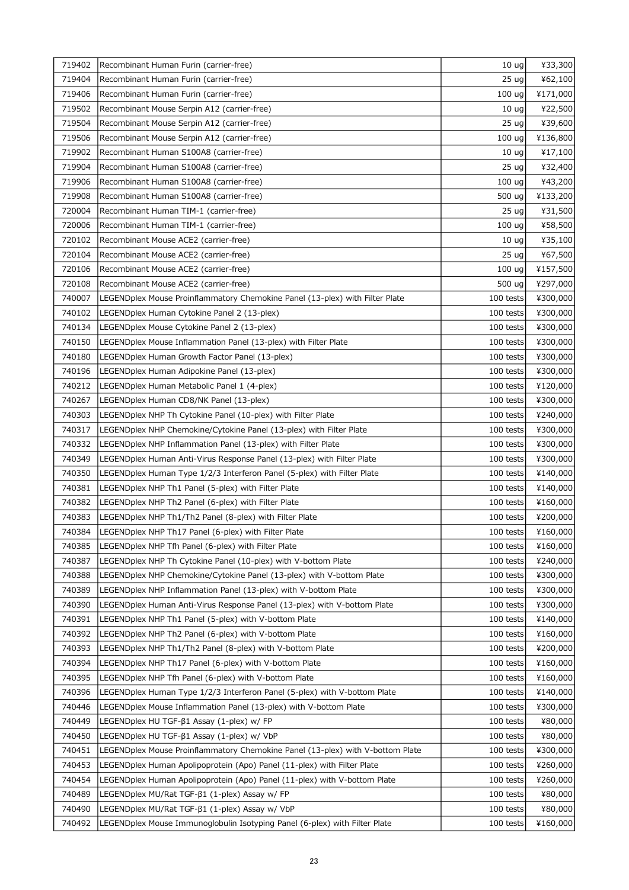| | | | |
|---|---|---|---|
| 719402 | Recombinant Human Furin (carrier-free) | 10 ug | ¥33,300 |
| 719404 | Recombinant Human Furin (carrier-free) | 25 ug | ¥62,100 |
| 719406 | Recombinant Human Furin (carrier-free) | 100 ug | ¥171,000 |
| 719502 | Recombinant Mouse Serpin A12 (carrier-free) | 10 ug | ¥22,500 |
| 719504 | Recombinant Mouse Serpin A12 (carrier-free) | 25 ug | ¥39,600 |
| 719506 | Recombinant Mouse Serpin A12 (carrier-free) | 100 ug | ¥136,800 |
| 719902 | Recombinant Human S100A8 (carrier-free) | 10 ug | ¥17,100 |
| 719904 | Recombinant Human S100A8 (carrier-free) | 25 ug | ¥32,400 |
| 719906 | Recombinant Human S100A8 (carrier-free) | 100 ug | ¥43,200 |
| 719908 | Recombinant Human S100A8 (carrier-free) | 500 ug | ¥133,200 |
| 720004 | Recombinant Human TIM-1 (carrier-free) | 25 ug | ¥31,500 |
| 720006 | Recombinant Human TIM-1 (carrier-free) | 100 ug | ¥58,500 |
| 720102 | Recombinant Mouse ACE2 (carrier-free) | 10 ug | ¥35,100 |
| 720104 | Recombinant Mouse ACE2 (carrier-free) | 25 ug | ¥67,500 |
| 720106 | Recombinant Mouse ACE2 (carrier-free) | 100 ug | ¥157,500 |
| 720108 | Recombinant Mouse ACE2 (carrier-free) | 500 ug | ¥297,000 |
| 740007 | LEGENDplex Mouse Proinflammatory Chemokine Panel (13-plex) with Filter Plate | 100 tests | ¥300,000 |
| 740102 | LEGENDplex Human Cytokine Panel 2 (13-plex) | 100 tests | ¥300,000 |
| 740134 | LEGENDplex Mouse Cytokine Panel 2 (13-plex) | 100 tests | ¥300,000 |
| 740150 | LEGENDplex Mouse Inflammation Panel (13-plex) with Filter Plate | 100 tests | ¥300,000 |
| 740180 | LEGENDplex Human Growth Factor Panel (13-plex) | 100 tests | ¥300,000 |
| 740196 | LEGENDplex Human Adipokine Panel (13-plex) | 100 tests | ¥300,000 |
| 740212 | LEGENDplex Human Metabolic Panel 1 (4-plex) | 100 tests | ¥120,000 |
| 740267 | LEGENDplex Human CD8/NK Panel (13-plex) | 100 tests | ¥300,000 |
| 740303 | LEGENDplex NHP Th Cytokine Panel (10-plex) with Filter Plate | 100 tests | ¥240,000 |
| 740317 | LEGENDplex NHP Chemokine/Cytokine Panel (13-plex) with Filter Plate | 100 tests | ¥300,000 |
| 740332 | LEGENDplex NHP Inflammation Panel (13-plex) with Filter Plate | 100 tests | ¥300,000 |
| 740349 | LEGENDplex Human Anti-Virus Response Panel (13-plex) with Filter Plate | 100 tests | ¥300,000 |
| 740350 | LEGENDplex Human Type 1/2/3 Interferon Panel (5-plex) with Filter Plate | 100 tests | ¥140,000 |
| 740381 | LEGENDplex NHP Th1 Panel (5-plex) with Filter Plate | 100 tests | ¥140,000 |
| 740382 | LEGENDplex NHP Th2 Panel (6-plex) with Filter Plate | 100 tests | ¥160,000 |
| 740383 | LEGENDplex NHP Th1/Th2 Panel (8-plex) with Filter Plate | 100 tests | ¥200,000 |
| 740384 | LEGENDplex NHP Th17 Panel (6-plex) with Filter Plate | 100 tests | ¥160,000 |
| 740385 | LEGENDplex NHP Tfh Panel (6-plex) with Filter Plate | 100 tests | ¥160,000 |
| 740387 | LEGENDplex NHP Th Cytokine Panel (10-plex) with V-bottom Plate | 100 tests | ¥240,000 |
| 740388 | LEGENDplex NHP Chemokine/Cytokine Panel (13-plex) with V-bottom Plate | 100 tests | ¥300,000 |
| 740389 | LEGENDplex NHP Inflammation Panel (13-plex) with V-bottom Plate | 100 tests | ¥300,000 |
| 740390 | LEGENDplex Human Anti-Virus Response Panel (13-plex) with V-bottom Plate | 100 tests | ¥300,000 |
| 740391 | LEGENDplex NHP Th1 Panel (5-plex) with V-bottom Plate | 100 tests | ¥140,000 |
| 740392 | LEGENDplex NHP Th2 Panel (6-plex) with V-bottom Plate | 100 tests | ¥160,000 |
| 740393 | LEGENDplex NHP Th1/Th2 Panel (8-plex) with V-bottom Plate | 100 tests | ¥200,000 |
| 740394 | LEGENDplex NHP Th17 Panel (6-plex) with V-bottom Plate | 100 tests | ¥160,000 |
| 740395 | LEGENDplex NHP Tfh Panel (6-plex) with V-bottom Plate | 100 tests | ¥160,000 |
| 740396 | LEGENDplex Human Type 1/2/3 Interferon Panel (5-plex) with V-bottom Plate | 100 tests | ¥140,000 |
| 740446 | LEGENDplex Mouse Inflammation Panel (13-plex) with V-bottom Plate | 100 tests | ¥300,000 |
| 740449 | LEGENDplex HU TGF-β1 Assay (1-plex) w/ FP | 100 tests | ¥80,000 |
| 740450 | LEGENDplex HU TGF-β1 Assay (1-plex) w/ VbP | 100 tests | ¥80,000 |
| 740451 | LEGENDplex Mouse Proinflammatory Chemokine Panel (13-plex) with V-bottom Plate | 100 tests | ¥300,000 |
| 740453 | LEGENDplex Human Apolipoprotein (Apo) Panel (11-plex) with Filter Plate | 100 tests | ¥260,000 |
| 740454 | LEGENDplex Human Apolipoprotein (Apo) Panel (11-plex) with V-bottom Plate | 100 tests | ¥260,000 |
| 740489 | LEGENDplex MU/Rat TGF-β1 (1-plex) Assay w/ FP | 100 tests | ¥80,000 |
| 740490 | LEGENDplex MU/Rat TGF-β1 (1-plex) Assay w/ VbP | 100 tests | ¥80,000 |
| 740492 | LEGENDplex Mouse Immunoglobulin Isotyping Panel (6-plex) with Filter Plate | 100 tests | ¥160,000 |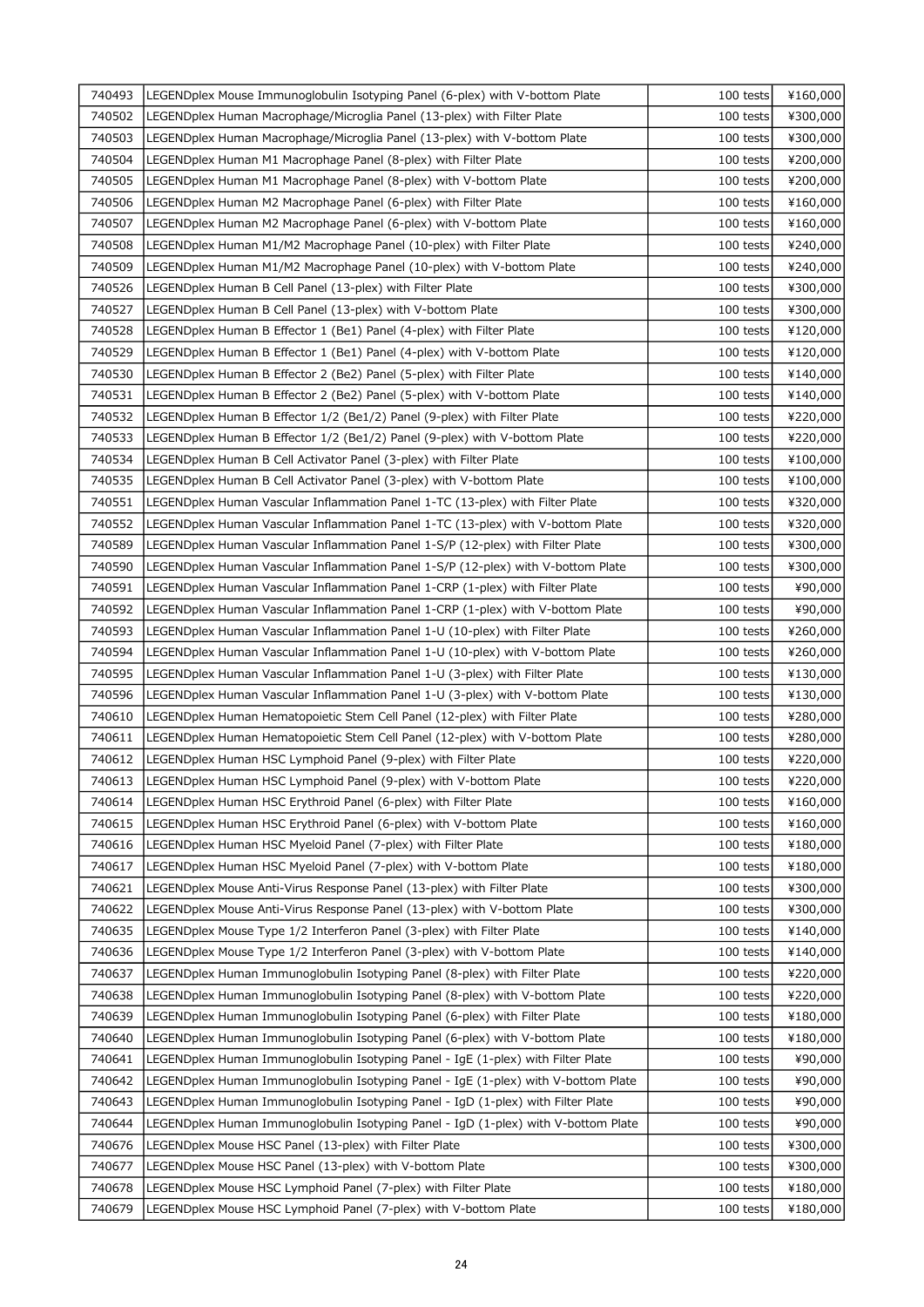| | | | |
|---|---|---|---|
| 740493 | LEGENDplex Mouse Immunoglobulin Isotyping Panel (6-plex) with V-bottom Plate | 100 tests | ¥160,000 |
| 740502 | LEGENDplex Human Macrophage/Microglia Panel (13-plex) with Filter Plate | 100 tests | ¥300,000 |
| 740503 | LEGENDplex Human Macrophage/Microglia Panel (13-plex) with V-bottom Plate | 100 tests | ¥300,000 |
| 740504 | LEGENDplex Human M1 Macrophage Panel (8-plex) with Filter Plate | 100 tests | ¥200,000 |
| 740505 | LEGENDplex Human M1 Macrophage Panel (8-plex) with V-bottom Plate | 100 tests | ¥200,000 |
| 740506 | LEGENDplex Human M2 Macrophage Panel (6-plex) with Filter Plate | 100 tests | ¥160,000 |
| 740507 | LEGENDplex Human M2 Macrophage Panel (6-plex) with V-bottom Plate | 100 tests | ¥160,000 |
| 740508 | LEGENDplex Human M1/M2 Macrophage Panel (10-plex) with Filter Plate | 100 tests | ¥240,000 |
| 740509 | LEGENDplex Human M1/M2 Macrophage Panel (10-plex) with V-bottom Plate | 100 tests | ¥240,000 |
| 740526 | LEGENDplex Human B Cell Panel (13-plex) with Filter Plate | 100 tests | ¥300,000 |
| 740527 | LEGENDplex Human B Cell Panel (13-plex) with V-bottom Plate | 100 tests | ¥300,000 |
| 740528 | LEGENDplex Human B Effector 1 (Be1) Panel (4-plex) with Filter Plate | 100 tests | ¥120,000 |
| 740529 | LEGENDplex Human B Effector 1 (Be1) Panel (4-plex) with V-bottom Plate | 100 tests | ¥120,000 |
| 740530 | LEGENDplex Human B Effector 2 (Be2) Panel (5-plex) with Filter Plate | 100 tests | ¥140,000 |
| 740531 | LEGENDplex Human B Effector 2 (Be2) Panel (5-plex) with V-bottom Plate | 100 tests | ¥140,000 |
| 740532 | LEGENDplex Human B Effector 1/2 (Be1/2) Panel (9-plex) with Filter Plate | 100 tests | ¥220,000 |
| 740533 | LEGENDplex Human B Effector 1/2 (Be1/2) Panel (9-plex) with V-bottom Plate | 100 tests | ¥220,000 |
| 740534 | LEGENDplex Human B Cell Activator Panel (3-plex) with Filter Plate | 100 tests | ¥100,000 |
| 740535 | LEGENDplex Human B Cell Activator Panel (3-plex) with V-bottom Plate | 100 tests | ¥100,000 |
| 740551 | LEGENDplex Human Vascular Inflammation Panel 1-TC (13-plex) with Filter Plate | 100 tests | ¥320,000 |
| 740552 | LEGENDplex Human Vascular Inflammation Panel 1-TC (13-plex) with V-bottom Plate | 100 tests | ¥320,000 |
| 740589 | LEGENDplex Human Vascular Inflammation Panel 1-S/P (12-plex) with Filter Plate | 100 tests | ¥300,000 |
| 740590 | LEGENDplex Human Vascular Inflammation Panel 1-S/P (12-plex) with V-bottom Plate | 100 tests | ¥300,000 |
| 740591 | LEGENDplex Human Vascular Inflammation Panel 1-CRP (1-plex) with Filter Plate | 100 tests | ¥90,000 |
| 740592 | LEGENDplex Human Vascular Inflammation Panel 1-CRP (1-plex) with V-bottom Plate | 100 tests | ¥90,000 |
| 740593 | LEGENDplex Human Vascular Inflammation Panel 1-U (10-plex) with Filter Plate | 100 tests | ¥260,000 |
| 740594 | LEGENDplex Human Vascular Inflammation Panel 1-U (10-plex) with V-bottom Plate | 100 tests | ¥260,000 |
| 740595 | LEGENDplex Human Vascular Inflammation Panel 1-U (3-plex) with Filter Plate | 100 tests | ¥130,000 |
| 740596 | LEGENDplex Human Vascular Inflammation Panel 1-U (3-plex) with V-bottom Plate | 100 tests | ¥130,000 |
| 740610 | LEGENDplex Human Hematopoietic Stem Cell Panel (12-plex) with Filter Plate | 100 tests | ¥280,000 |
| 740611 | LEGENDplex Human Hematopoietic Stem Cell Panel (12-plex) with V-bottom Plate | 100 tests | ¥280,000 |
| 740612 | LEGENDplex Human HSC Lymphoid Panel (9-plex) with Filter Plate | 100 tests | ¥220,000 |
| 740613 | LEGENDplex Human HSC Lymphoid Panel (9-plex) with V-bottom Plate | 100 tests | ¥220,000 |
| 740614 | LEGENDplex Human HSC Erythroid Panel (6-plex) with Filter Plate | 100 tests | ¥160,000 |
| 740615 | LEGENDplex Human HSC Erythroid Panel (6-plex) with V-bottom Plate | 100 tests | ¥160,000 |
| 740616 | LEGENDplex Human HSC Myeloid Panel (7-plex) with Filter Plate | 100 tests | ¥180,000 |
| 740617 | LEGENDplex Human HSC Myeloid Panel (7-plex) with V-bottom Plate | 100 tests | ¥180,000 |
| 740621 | LEGENDplex Mouse Anti-Virus Response Panel (13-plex) with Filter Plate | 100 tests | ¥300,000 |
| 740622 | LEGENDplex Mouse Anti-Virus Response Panel (13-plex) with V-bottom Plate | 100 tests | ¥300,000 |
| 740635 | LEGENDplex Mouse Type 1/2 Interferon Panel (3-plex) with Filter Plate | 100 tests | ¥140,000 |
| 740636 | LEGENDplex Mouse Type 1/2 Interferon Panel (3-plex) with V-bottom Plate | 100 tests | ¥140,000 |
| 740637 | LEGENDplex Human Immunoglobulin Isotyping Panel (8-plex) with Filter Plate | 100 tests | ¥220,000 |
| 740638 | LEGENDplex Human Immunoglobulin Isotyping Panel (8-plex) with V-bottom Plate | 100 tests | ¥220,000 |
| 740639 | LEGENDplex Human Immunoglobulin Isotyping Panel (6-plex) with Filter Plate | 100 tests | ¥180,000 |
| 740640 | LEGENDplex Human Immunoglobulin Isotyping Panel (6-plex) with V-bottom Plate | 100 tests | ¥180,000 |
| 740641 | LEGENDplex Human Immunoglobulin Isotyping Panel - IgE (1-plex) with Filter Plate | 100 tests | ¥90,000 |
| 740642 | LEGENDplex Human Immunoglobulin Isotyping Panel - IgE (1-plex) with V-bottom Plate | 100 tests | ¥90,000 |
| 740643 | LEGENDplex Human Immunoglobulin Isotyping Panel - IgD (1-plex) with Filter Plate | 100 tests | ¥90,000 |
| 740644 | LEGENDplex Human Immunoglobulin Isotyping Panel - IgD (1-plex) with V-bottom Plate | 100 tests | ¥90,000 |
| 740676 | LEGENDplex Mouse HSC Panel (13-plex) with Filter Plate | 100 tests | ¥300,000 |
| 740677 | LEGENDplex Mouse HSC Panel (13-plex) with V-bottom Plate | 100 tests | ¥300,000 |
| 740678 | LEGENDplex Mouse HSC Lymphoid Panel (7-plex) with Filter Plate | 100 tests | ¥180,000 |
| 740679 | LEGENDplex Mouse HSC Lymphoid Panel (7-plex) with V-bottom Plate | 100 tests | ¥180,000 |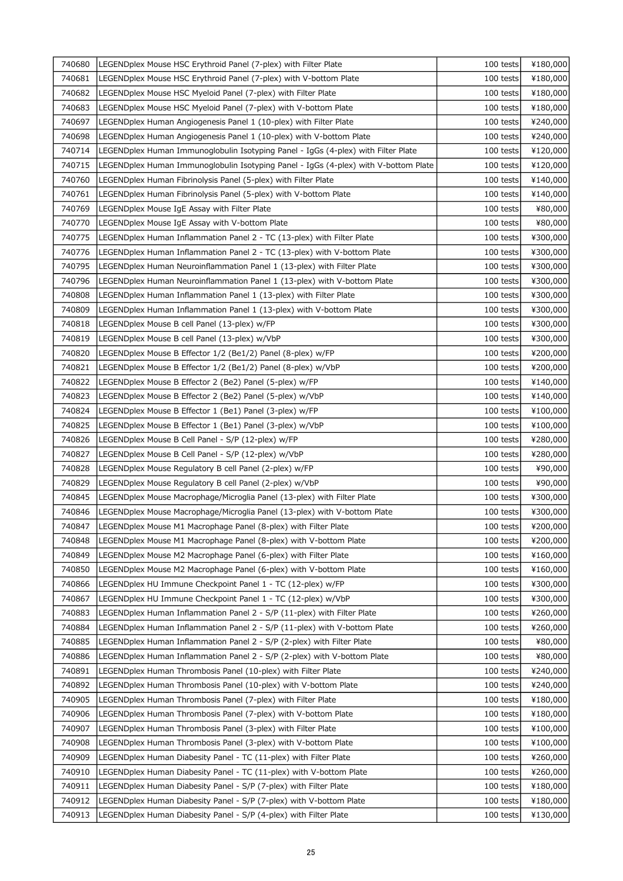| | | | |
|---|---|---|---|
| 740680 | LEGENDplex Mouse HSC Erythroid Panel (7-plex) with Filter Plate | 100 tests | ¥180,000 |
| 740681 | LEGENDplex Mouse HSC Erythroid Panel (7-plex) with V-bottom Plate | 100 tests | ¥180,000 |
| 740682 | LEGENDplex Mouse HSC Myeloid Panel (7-plex) with Filter Plate | 100 tests | ¥180,000 |
| 740683 | LEGENDplex Mouse HSC Myeloid Panel (7-plex) with V-bottom Plate | 100 tests | ¥180,000 |
| 740697 | LEGENDplex Human Angiogenesis Panel 1 (10-plex) with Filter Plate | 100 tests | ¥240,000 |
| 740698 | LEGENDplex Human Angiogenesis Panel 1 (10-plex) with V-bottom Plate | 100 tests | ¥240,000 |
| 740714 | LEGENDplex Human Immunoglobulin Isotyping Panel - IgGs (4-plex) with Filter Plate | 100 tests | ¥120,000 |
| 740715 | LEGENDplex Human Immunoglobulin Isotyping Panel - IgGs (4-plex) with V-bottom Plate | 100 tests | ¥120,000 |
| 740760 | LEGENDplex Human Fibrinolysis Panel (5-plex) with Filter Plate | 100 tests | ¥140,000 |
| 740761 | LEGENDplex Human Fibrinolysis Panel (5-plex) with V-bottom Plate | 100 tests | ¥140,000 |
| 740769 | LEGENDplex Mouse IgE Assay with Filter Plate | 100 tests | ¥80,000 |
| 740770 | LEGENDplex Mouse IgE Assay with V-bottom Plate | 100 tests | ¥80,000 |
| 740775 | LEGENDplex Human Inflammation Panel 2 - TC (13-plex) with Filter Plate | 100 tests | ¥300,000 |
| 740776 | LEGENDplex Human Inflammation Panel 2 - TC (13-plex) with V-bottom Plate | 100 tests | ¥300,000 |
| 740795 | LEGENDplex Human Neuroinflammation Panel 1 (13-plex) with Filter Plate | 100 tests | ¥300,000 |
| 740796 | LEGENDplex Human Neuroinflammation Panel 1 (13-plex) with V-bottom Plate | 100 tests | ¥300,000 |
| 740808 | LEGENDplex Human Inflammation Panel 1 (13-plex) with Filter Plate | 100 tests | ¥300,000 |
| 740809 | LEGENDplex Human Inflammation Panel 1 (13-plex) with V-bottom Plate | 100 tests | ¥300,000 |
| 740818 | LEGENDplex Mouse B cell Panel (13-plex) w/FP | 100 tests | ¥300,000 |
| 740819 | LEGENDplex Mouse B cell Panel (13-plex) w/VbP | 100 tests | ¥300,000 |
| 740820 | LEGENDplex Mouse B Effector 1/2 (Be1/2) Panel (8-plex) w/FP | 100 tests | ¥200,000 |
| 740821 | LEGENDplex Mouse B Effector 1/2 (Be1/2) Panel (8-plex) w/VbP | 100 tests | ¥200,000 |
| 740822 | LEGENDplex Mouse B Effector 2 (Be2) Panel (5-plex) w/FP | 100 tests | ¥140,000 |
| 740823 | LEGENDplex Mouse B Effector 2 (Be2) Panel (5-plex) w/VbP | 100 tests | ¥140,000 |
| 740824 | LEGENDplex Mouse B Effector 1 (Be1) Panel (3-plex) w/FP | 100 tests | ¥100,000 |
| 740825 | LEGENDplex Mouse B Effector 1 (Be1) Panel (3-plex) w/VbP | 100 tests | ¥100,000 |
| 740826 | LEGENDplex Mouse B Cell Panel - S/P (12-plex) w/FP | 100 tests | ¥280,000 |
| 740827 | LEGENDplex Mouse B Cell Panel - S/P (12-plex) w/VbP | 100 tests | ¥280,000 |
| 740828 | LEGENDplex Mouse Regulatory B cell Panel (2-plex) w/FP | 100 tests | ¥90,000 |
| 740829 | LEGENDplex Mouse Regulatory B cell Panel (2-plex) w/VbP | 100 tests | ¥90,000 |
| 740845 | LEGENDplex Mouse Macrophage/Microglia Panel (13-plex) with Filter Plate | 100 tests | ¥300,000 |
| 740846 | LEGENDplex Mouse Macrophage/Microglia Panel (13-plex) with V-bottom Plate | 100 tests | ¥300,000 |
| 740847 | LEGENDplex Mouse M1 Macrophage Panel (8-plex) with Filter Plate | 100 tests | ¥200,000 |
| 740848 | LEGENDplex Mouse M1 Macrophage Panel (8-plex) with V-bottom Plate | 100 tests | ¥200,000 |
| 740849 | LEGENDplex Mouse M2 Macrophage Panel (6-plex) with Filter Plate | 100 tests | ¥160,000 |
| 740850 | LEGENDplex Mouse M2 Macrophage Panel (6-plex) with V-bottom Plate | 100 tests | ¥160,000 |
| 740866 | LEGENDplex HU Immune Checkpoint Panel 1 - TC (12-plex) w/FP | 100 tests | ¥300,000 |
| 740867 | LEGENDplex HU Immune Checkpoint Panel 1 - TC (12-plex) w/VbP | 100 tests | ¥300,000 |
| 740883 | LEGENDplex Human Inflammation Panel 2 - S/P (11-plex) with Filter Plate | 100 tests | ¥260,000 |
| 740884 | LEGENDplex Human Inflammation Panel 2 - S/P (11-plex) with V-bottom Plate | 100 tests | ¥260,000 |
| 740885 | LEGENDplex Human Inflammation Panel 2 - S/P (2-plex) with Filter Plate | 100 tests | ¥80,000 |
| 740886 | LEGENDplex Human Inflammation Panel 2 - S/P (2-plex) with V-bottom Plate | 100 tests | ¥80,000 |
| 740891 | LEGENDplex Human Thrombosis Panel (10-plex) with Filter Plate | 100 tests | ¥240,000 |
| 740892 | LEGENDplex Human Thrombosis Panel (10-plex) with V-bottom Plate | 100 tests | ¥240,000 |
| 740905 | LEGENDplex Human Thrombosis Panel (7-plex) with Filter Plate | 100 tests | ¥180,000 |
| 740906 | LEGENDplex Human Thrombosis Panel (7-plex) with V-bottom Plate | 100 tests | ¥180,000 |
| 740907 | LEGENDplex Human Thrombosis Panel (3-plex) with Filter Plate | 100 tests | ¥100,000 |
| 740908 | LEGENDplex Human Thrombosis Panel (3-plex) with V-bottom Plate | 100 tests | ¥100,000 |
| 740909 | LEGENDplex Human Diabesity Panel - TC (11-plex) with Filter Plate | 100 tests | ¥260,000 |
| 740910 | LEGENDplex Human Diabesity Panel - TC (11-plex) with V-bottom Plate | 100 tests | ¥260,000 |
| 740911 | LEGENDplex Human Diabesity Panel - S/P (7-plex) with Filter Plate | 100 tests | ¥180,000 |
| 740912 | LEGENDplex Human Diabesity Panel - S/P (7-plex) with V-bottom Plate | 100 tests | ¥180,000 |
| 740913 | LEGENDplex Human Diabesity Panel - S/P (4-plex) with Filter Plate | 100 tests | ¥130,000 |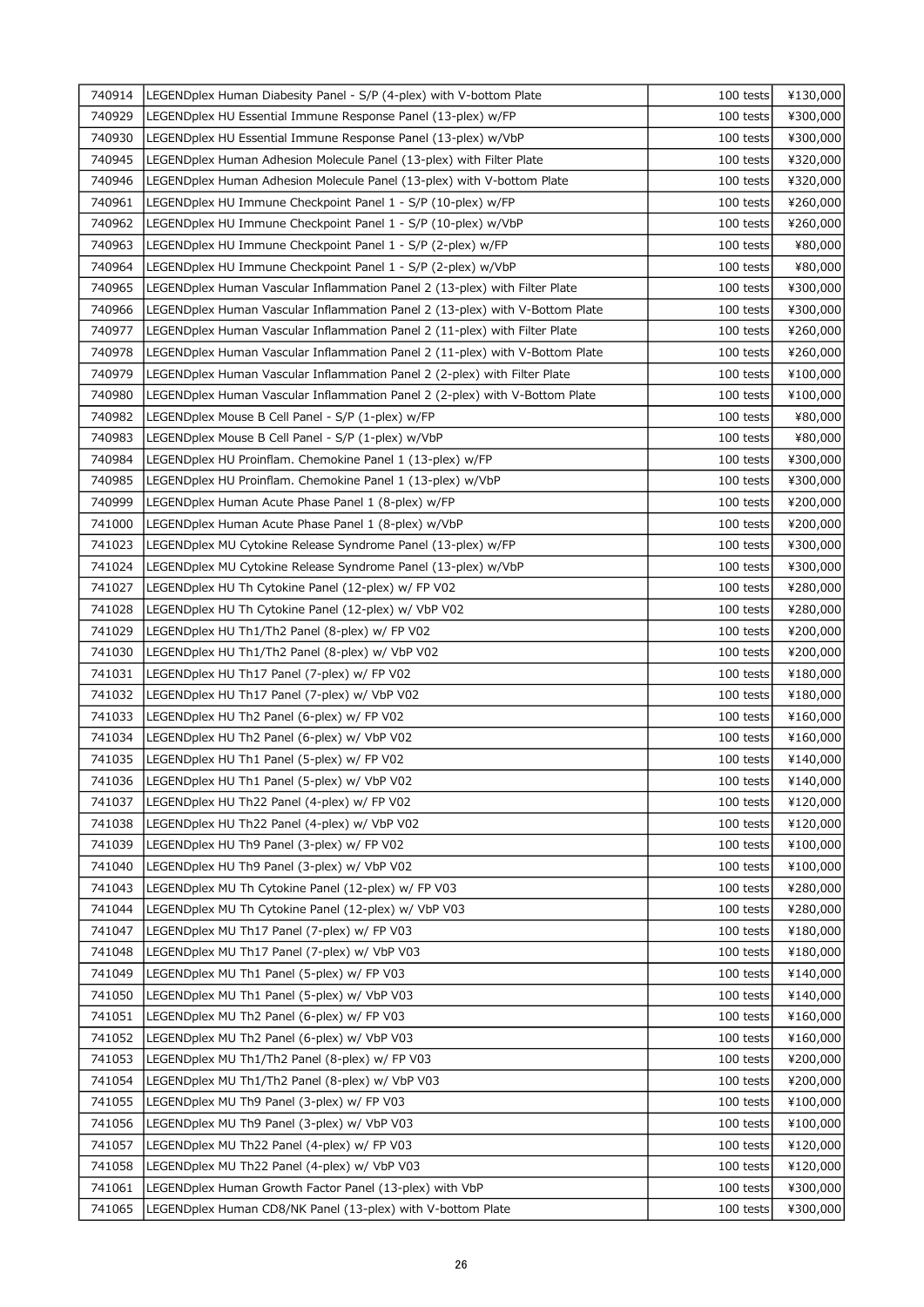| 740914 | LEGENDplex Human Diabesity Panel - S/P (4-plex) with V-bottom Plate | 100 tests | ¥130,000 |
|---|---|---|---|
| 740929 | LEGENDplex HU Essential Immune Response Panel (13-plex) w/FP | 100 tests | ¥300,000 |
| 740930 | LEGENDplex HU Essential Immune Response Panel (13-plex) w/VbP | 100 tests | ¥300,000 |
| 740945 | LEGENDplex Human Adhesion Molecule Panel (13-plex) with Filter Plate | 100 tests | ¥320,000 |
| 740946 | LEGENDplex Human Adhesion Molecule Panel (13-plex) with V-bottom Plate | 100 tests | ¥320,000 |
| 740961 | LEGENDplex HU Immune Checkpoint Panel 1 - S/P (10-plex) w/FP | 100 tests | ¥260,000 |
| 740962 | LEGENDplex HU Immune Checkpoint Panel 1 - S/P (10-plex) w/VbP | 100 tests | ¥260,000 |
| 740963 | LEGENDplex HU Immune Checkpoint Panel 1 - S/P (2-plex) w/FP | 100 tests | ¥80,000 |
| 740964 | LEGENDplex HU Immune Checkpoint Panel 1 - S/P (2-plex) w/VbP | 100 tests | ¥80,000 |
| 740965 | LEGENDplex Human Vascular Inflammation Panel 2 (13-plex) with Filter Plate | 100 tests | ¥300,000 |
| 740966 | LEGENDplex Human Vascular Inflammation Panel 2 (13-plex) with V-Bottom Plate | 100 tests | ¥300,000 |
| 740977 | LEGENDplex Human Vascular Inflammation Panel 2 (11-plex) with Filter Plate | 100 tests | ¥260,000 |
| 740978 | LEGENDplex Human Vascular Inflammation Panel 2 (11-plex) with V-Bottom Plate | 100 tests | ¥260,000 |
| 740979 | LEGENDplex Human Vascular Inflammation Panel 2 (2-plex) with Filter Plate | 100 tests | ¥100,000 |
| 740980 | LEGENDplex Human Vascular Inflammation Panel 2 (2-plex) with V-Bottom Plate | 100 tests | ¥100,000 |
| 740982 | LEGENDplex Mouse B Cell Panel - S/P (1-plex) w/FP | 100 tests | ¥80,000 |
| 740983 | LEGENDplex Mouse B Cell Panel - S/P (1-plex) w/VbP | 100 tests | ¥80,000 |
| 740984 | LEGENDplex HU Proinflam. Chemokine Panel 1 (13-plex) w/FP | 100 tests | ¥300,000 |
| 740985 | LEGENDplex HU Proinflam. Chemokine Panel 1 (13-plex) w/VbP | 100 tests | ¥300,000 |
| 740999 | LEGENDplex Human Acute Phase Panel 1 (8-plex) w/FP | 100 tests | ¥200,000 |
| 741000 | LEGENDplex Human Acute Phase Panel 1 (8-plex) w/VbP | 100 tests | ¥200,000 |
| 741023 | LEGENDplex MU Cytokine Release Syndrome Panel (13-plex) w/FP | 100 tests | ¥300,000 |
| 741024 | LEGENDplex MU Cytokine Release Syndrome Panel (13-plex) w/VbP | 100 tests | ¥300,000 |
| 741027 | LEGENDplex HU Th Cytokine Panel (12-plex) w/ FP V02 | 100 tests | ¥280,000 |
| 741028 | LEGENDplex HU Th Cytokine Panel (12-plex) w/ VbP V02 | 100 tests | ¥280,000 |
| 741029 | LEGENDplex HU Th1/Th2 Panel (8-plex) w/ FP V02 | 100 tests | ¥200,000 |
| 741030 | LEGENDplex HU Th1/Th2 Panel (8-plex) w/ VbP V02 | 100 tests | ¥200,000 |
| 741031 | LEGENDplex HU Th17 Panel (7-plex) w/ FP V02 | 100 tests | ¥180,000 |
| 741032 | LEGENDplex HU Th17 Panel (7-plex) w/ VbP V02 | 100 tests | ¥180,000 |
| 741033 | LEGENDplex HU Th2 Panel (6-plex) w/ FP V02 | 100 tests | ¥160,000 |
| 741034 | LEGENDplex HU Th2 Panel (6-plex) w/ VbP V02 | 100 tests | ¥160,000 |
| 741035 | LEGENDplex HU Th1 Panel (5-plex) w/ FP V02 | 100 tests | ¥140,000 |
| 741036 | LEGENDplex HU Th1 Panel (5-plex) w/ VbP V02 | 100 tests | ¥140,000 |
| 741037 | LEGENDplex HU Th22 Panel (4-plex) w/ FP V02 | 100 tests | ¥120,000 |
| 741038 | LEGENDplex HU Th22 Panel (4-plex) w/ VbP V02 | 100 tests | ¥120,000 |
| 741039 | LEGENDplex HU Th9 Panel (3-plex) w/ FP V02 | 100 tests | ¥100,000 |
| 741040 | LEGENDplex HU Th9 Panel (3-plex) w/ VbP V02 | 100 tests | ¥100,000 |
| 741043 | LEGENDplex MU Th Cytokine Panel (12-plex) w/ FP V03 | 100 tests | ¥280,000 |
| 741044 | LEGENDplex MU Th Cytokine Panel (12-plex) w/ VbP V03 | 100 tests | ¥280,000 |
| 741047 | LEGENDplex MU Th17 Panel (7-plex) w/ FP V03 | 100 tests | ¥180,000 |
| 741048 | LEGENDplex MU Th17 Panel (7-plex) w/ VbP V03 | 100 tests | ¥180,000 |
| 741049 | LEGENDplex MU Th1 Panel (5-plex) w/ FP V03 | 100 tests | ¥140,000 |
| 741050 | LEGENDplex MU Th1 Panel (5-plex) w/ VbP V03 | 100 tests | ¥140,000 |
| 741051 | LEGENDplex MU Th2 Panel (6-plex) w/ FP V03 | 100 tests | ¥160,000 |
| 741052 | LEGENDplex MU Th2 Panel (6-plex) w/ VbP V03 | 100 tests | ¥160,000 |
| 741053 | LEGENDplex MU Th1/Th2 Panel (8-plex) w/ FP V03 | 100 tests | ¥200,000 |
| 741054 | LEGENDplex MU Th1/Th2 Panel (8-plex) w/ VbP V03 | 100 tests | ¥200,000 |
| 741055 | LEGENDplex MU Th9 Panel (3-plex) w/ FP V03 | 100 tests | ¥100,000 |
| 741056 | LEGENDplex MU Th9 Panel (3-plex) w/ VbP V03 | 100 tests | ¥100,000 |
| 741057 | LEGENDplex MU Th22 Panel (4-plex) w/ FP V03 | 100 tests | ¥120,000 |
| 741058 | LEGENDplex MU Th22 Panel (4-plex) w/ VbP V03 | 100 tests | ¥120,000 |
| 741061 | LEGENDplex Human Growth Factor Panel (13-plex) with VbP | 100 tests | ¥300,000 |
| 741065 | LEGENDplex Human CD8/NK Panel (13-plex) with V-bottom Plate | 100 tests | ¥300,000 |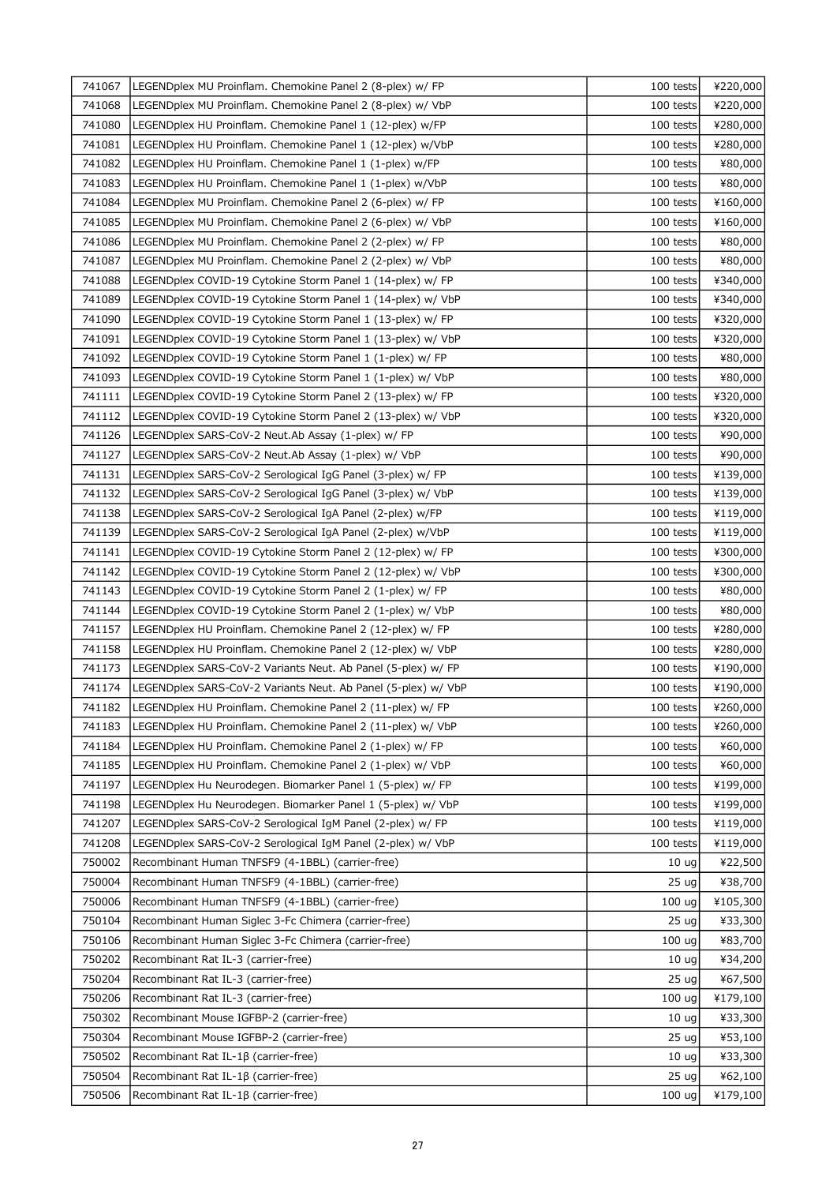| | | | |
|---|---|---|---|
| 741067 | LEGENDplex MU Proinflam. Chemokine Panel 2 (8-plex) w/ FP | 100 tests | ¥220,000 |
| 741068 | LEGENDplex MU Proinflam. Chemokine Panel 2 (8-plex) w/ VbP | 100 tests | ¥220,000 |
| 741080 | LEGENDplex HU Proinflam. Chemokine Panel 1 (12-plex) w/FP | 100 tests | ¥280,000 |
| 741081 | LEGENDplex HU Proinflam. Chemokine Panel 1 (12-plex) w/VbP | 100 tests | ¥280,000 |
| 741082 | LEGENDplex HU Proinflam. Chemokine Panel 1 (1-plex) w/FP | 100 tests | ¥80,000 |
| 741083 | LEGENDplex HU Proinflam. Chemokine Panel 1 (1-plex) w/VbP | 100 tests | ¥80,000 |
| 741084 | LEGENDplex MU Proinflam. Chemokine Panel 2 (6-plex) w/ FP | 100 tests | ¥160,000 |
| 741085 | LEGENDplex MU Proinflam. Chemokine Panel 2 (6-plex) w/ VbP | 100 tests | ¥160,000 |
| 741086 | LEGENDplex MU Proinflam. Chemokine Panel 2 (2-plex) w/ FP | 100 tests | ¥80,000 |
| 741087 | LEGENDplex MU Proinflam. Chemokine Panel 2 (2-plex) w/ VbP | 100 tests | ¥80,000 |
| 741088 | LEGENDplex COVID-19 Cytokine Storm Panel 1 (14-plex) w/ FP | 100 tests | ¥340,000 |
| 741089 | LEGENDplex COVID-19 Cytokine Storm Panel 1 (14-plex) w/ VbP | 100 tests | ¥340,000 |
| 741090 | LEGENDplex COVID-19 Cytokine Storm Panel 1 (13-plex) w/ FP | 100 tests | ¥320,000 |
| 741091 | LEGENDplex COVID-19 Cytokine Storm Panel 1 (13-plex) w/ VbP | 100 tests | ¥320,000 |
| 741092 | LEGENDplex COVID-19 Cytokine Storm Panel 1 (1-plex) w/ FP | 100 tests | ¥80,000 |
| 741093 | LEGENDplex COVID-19 Cytokine Storm Panel 1 (1-plex) w/ VbP | 100 tests | ¥80,000 |
| 741111 | LEGENDplex COVID-19 Cytokine Storm Panel 2 (13-plex) w/ FP | 100 tests | ¥320,000 |
| 741112 | LEGENDplex COVID-19 Cytokine Storm Panel 2 (13-plex) w/ VbP | 100 tests | ¥320,000 |
| 741126 | LEGENDplex SARS-CoV-2 Neut.Ab Assay (1-plex) w/ FP | 100 tests | ¥90,000 |
| 741127 | LEGENDplex SARS-CoV-2 Neut.Ab Assay (1-plex) w/ VbP | 100 tests | ¥90,000 |
| 741131 | LEGENDplex SARS-CoV-2 Serological IgG Panel (3-plex) w/ FP | 100 tests | ¥139,000 |
| 741132 | LEGENDplex SARS-CoV-2 Serological IgG Panel (3-plex) w/ VbP | 100 tests | ¥139,000 |
| 741138 | LEGENDplex SARS-CoV-2 Serological IgA Panel (2-plex) w/FP | 100 tests | ¥119,000 |
| 741139 | LEGENDplex SARS-CoV-2 Serological IgA Panel (2-plex) w/VbP | 100 tests | ¥119,000 |
| 741141 | LEGENDplex COVID-19 Cytokine Storm Panel 2 (12-plex) w/ FP | 100 tests | ¥300,000 |
| 741142 | LEGENDplex COVID-19 Cytokine Storm Panel 2 (12-plex) w/ VbP | 100 tests | ¥300,000 |
| 741143 | LEGENDplex COVID-19 Cytokine Storm Panel 2 (1-plex) w/ FP | 100 tests | ¥80,000 |
| 741144 | LEGENDplex COVID-19 Cytokine Storm Panel 2 (1-plex) w/ VbP | 100 tests | ¥80,000 |
| 741157 | LEGENDplex HU Proinflam. Chemokine Panel 2 (12-plex) w/ FP | 100 tests | ¥280,000 |
| 741158 | LEGENDplex HU Proinflam. Chemokine Panel 2 (12-plex) w/ VbP | 100 tests | ¥280,000 |
| 741173 | LEGENDplex SARS-CoV-2 Variants Neut. Ab Panel (5-plex) w/ FP | 100 tests | ¥190,000 |
| 741174 | LEGENDplex SARS-CoV-2 Variants Neut. Ab Panel (5-plex) w/ VbP | 100 tests | ¥190,000 |
| 741182 | LEGENDplex HU Proinflam. Chemokine Panel 2 (11-plex) w/ FP | 100 tests | ¥260,000 |
| 741183 | LEGENDplex HU Proinflam. Chemokine Panel 2 (11-plex) w/ VbP | 100 tests | ¥260,000 |
| 741184 | LEGENDplex HU Proinflam. Chemokine Panel 2 (1-plex) w/ FP | 100 tests | ¥60,000 |
| 741185 | LEGENDplex HU Proinflam. Chemokine Panel 2 (1-plex) w/ VbP | 100 tests | ¥60,000 |
| 741197 | LEGENDplex Hu Neurodegen. Biomarker Panel 1 (5-plex) w/ FP | 100 tests | ¥199,000 |
| 741198 | LEGENDplex Hu Neurodegen. Biomarker Panel 1 (5-plex) w/ VbP | 100 tests | ¥199,000 |
| 741207 | LEGENDplex SARS-CoV-2 Serological IgM Panel (2-plex) w/ FP | 100 tests | ¥119,000 |
| 741208 | LEGENDplex SARS-CoV-2 Serological IgM Panel (2-plex) w/ VbP | 100 tests | ¥119,000 |
| 750002 | Recombinant Human TNFSF9 (4-1BBL) (carrier-free) | 10 ug | ¥22,500 |
| 750004 | Recombinant Human TNFSF9 (4-1BBL) (carrier-free) | 25 ug | ¥38,700 |
| 750006 | Recombinant Human TNFSF9 (4-1BBL) (carrier-free) | 100 ug | ¥105,300 |
| 750104 | Recombinant Human Siglec 3-Fc Chimera (carrier-free) | 25 ug | ¥33,300 |
| 750106 | Recombinant Human Siglec 3-Fc Chimera (carrier-free) | 100 ug | ¥83,700 |
| 750202 | Recombinant Rat IL-3 (carrier-free) | 10 ug | ¥34,200 |
| 750204 | Recombinant Rat IL-3 (carrier-free) | 25 ug | ¥67,500 |
| 750206 | Recombinant Rat IL-3 (carrier-free) | 100 ug | ¥179,100 |
| 750302 | Recombinant Mouse IGFBP-2 (carrier-free) | 10 ug | ¥33,300 |
| 750304 | Recombinant Mouse IGFBP-2 (carrier-free) | 25 ug | ¥53,100 |
| 750502 | Recombinant Rat IL-1β (carrier-free) | 10 ug | ¥33,300 |
| 750504 | Recombinant Rat IL-1β (carrier-free) | 25 ug | ¥62,100 |
| 750506 | Recombinant Rat IL-1β (carrier-free) | 100 ug | ¥179,100 |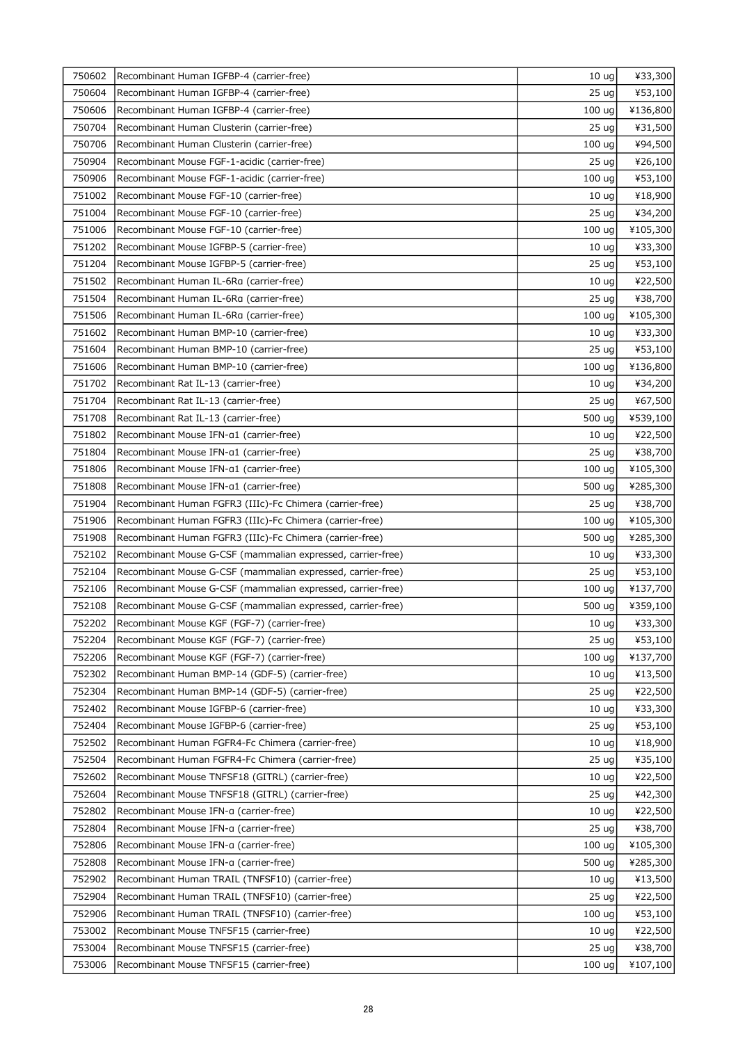| | | | |
|---|---|---|---|
| 750602 | Recombinant Human IGFBP-4 (carrier-free) | 10 ug | ¥33,300 |
| 750604 | Recombinant Human IGFBP-4 (carrier-free) | 25 ug | ¥53,100 |
| 750606 | Recombinant Human IGFBP-4 (carrier-free) | 100 ug | ¥136,800 |
| 750704 | Recombinant Human Clusterin (carrier-free) | 25 ug | ¥31,500 |
| 750706 | Recombinant Human Clusterin (carrier-free) | 100 ug | ¥94,500 |
| 750904 | Recombinant Mouse FGF-1-acidic (carrier-free) | 25 ug | ¥26,100 |
| 750906 | Recombinant Mouse FGF-1-acidic (carrier-free) | 100 ug | ¥53,100 |
| 751002 | Recombinant Mouse FGF-10 (carrier-free) | 10 ug | ¥18,900 |
| 751004 | Recombinant Mouse FGF-10 (carrier-free) | 25 ug | ¥34,200 |
| 751006 | Recombinant Mouse FGF-10 (carrier-free) | 100 ug | ¥105,300 |
| 751202 | Recombinant Mouse IGFBP-5 (carrier-free) | 10 ug | ¥33,300 |
| 751204 | Recombinant Mouse IGFBP-5 (carrier-free) | 25 ug | ¥53,100 |
| 751502 | Recombinant Human IL-6Rα (carrier-free) | 10 ug | ¥22,500 |
| 751504 | Recombinant Human IL-6Rα (carrier-free) | 25 ug | ¥38,700 |
| 751506 | Recombinant Human IL-6Rα (carrier-free) | 100 ug | ¥105,300 |
| 751602 | Recombinant Human BMP-10 (carrier-free) | 10 ug | ¥33,300 |
| 751604 | Recombinant Human BMP-10 (carrier-free) | 25 ug | ¥53,100 |
| 751606 | Recombinant Human BMP-10 (carrier-free) | 100 ug | ¥136,800 |
| 751702 | Recombinant Rat IL-13 (carrier-free) | 10 ug | ¥34,200 |
| 751704 | Recombinant Rat IL-13 (carrier-free) | 25 ug | ¥67,500 |
| 751708 | Recombinant Rat IL-13 (carrier-free) | 500 ug | ¥539,100 |
| 751802 | Recombinant Mouse IFN-α1 (carrier-free) | 10 ug | ¥22,500 |
| 751804 | Recombinant Mouse IFN-α1 (carrier-free) | 25 ug | ¥38,700 |
| 751806 | Recombinant Mouse IFN-α1 (carrier-free) | 100 ug | ¥105,300 |
| 751808 | Recombinant Mouse IFN-α1 (carrier-free) | 500 ug | ¥285,300 |
| 751904 | Recombinant Human FGFR3 (IIIc)-Fc Chimera (carrier-free) | 25 ug | ¥38,700 |
| 751906 | Recombinant Human FGFR3 (IIIc)-Fc Chimera (carrier-free) | 100 ug | ¥105,300 |
| 751908 | Recombinant Human FGFR3 (IIIc)-Fc Chimera (carrier-free) | 500 ug | ¥285,300 |
| 752102 | Recombinant Mouse G-CSF (mammalian expressed, carrier-free) | 10 ug | ¥33,300 |
| 752104 | Recombinant Mouse G-CSF (mammalian expressed, carrier-free) | 25 ug | ¥53,100 |
| 752106 | Recombinant Mouse G-CSF (mammalian expressed, carrier-free) | 100 ug | ¥137,700 |
| 752108 | Recombinant Mouse G-CSF (mammalian expressed, carrier-free) | 500 ug | ¥359,100 |
| 752202 | Recombinant Mouse KGF (FGF-7) (carrier-free) | 10 ug | ¥33,300 |
| 752204 | Recombinant Mouse KGF (FGF-7) (carrier-free) | 25 ug | ¥53,100 |
| 752206 | Recombinant Mouse KGF (FGF-7) (carrier-free) | 100 ug | ¥137,700 |
| 752302 | Recombinant Human BMP-14 (GDF-5) (carrier-free) | 10 ug | ¥13,500 |
| 752304 | Recombinant Human BMP-14 (GDF-5) (carrier-free) | 25 ug | ¥22,500 |
| 752402 | Recombinant Mouse IGFBP-6 (carrier-free) | 10 ug | ¥33,300 |
| 752404 | Recombinant Mouse IGFBP-6 (carrier-free) | 25 ug | ¥53,100 |
| 752502 | Recombinant Human FGFR4-Fc Chimera (carrier-free) | 10 ug | ¥18,900 |
| 752504 | Recombinant Human FGFR4-Fc Chimera (carrier-free) | 25 ug | ¥35,100 |
| 752602 | Recombinant Mouse TNFSF18 (GITRL) (carrier-free) | 10 ug | ¥22,500 |
| 752604 | Recombinant Mouse TNFSF18 (GITRL) (carrier-free) | 25 ug | ¥42,300 |
| 752802 | Recombinant Mouse IFN-α (carrier-free) | 10 ug | ¥22,500 |
| 752804 | Recombinant Mouse IFN-α (carrier-free) | 25 ug | ¥38,700 |
| 752806 | Recombinant Mouse IFN-α (carrier-free) | 100 ug | ¥105,300 |
| 752808 | Recombinant Mouse IFN-α (carrier-free) | 500 ug | ¥285,300 |
| 752902 | Recombinant Human TRAIL (TNFSF10) (carrier-free) | 10 ug | ¥13,500 |
| 752904 | Recombinant Human TRAIL (TNFSF10) (carrier-free) | 25 ug | ¥22,500 |
| 752906 | Recombinant Human TRAIL (TNFSF10) (carrier-free) | 100 ug | ¥53,100 |
| 753002 | Recombinant Mouse TNFSF15 (carrier-free) | 10 ug | ¥22,500 |
| 753004 | Recombinant Mouse TNFSF15 (carrier-free) | 25 ug | ¥38,700 |
| 753006 | Recombinant Mouse TNFSF15 (carrier-free) | 100 ug | ¥107,100 |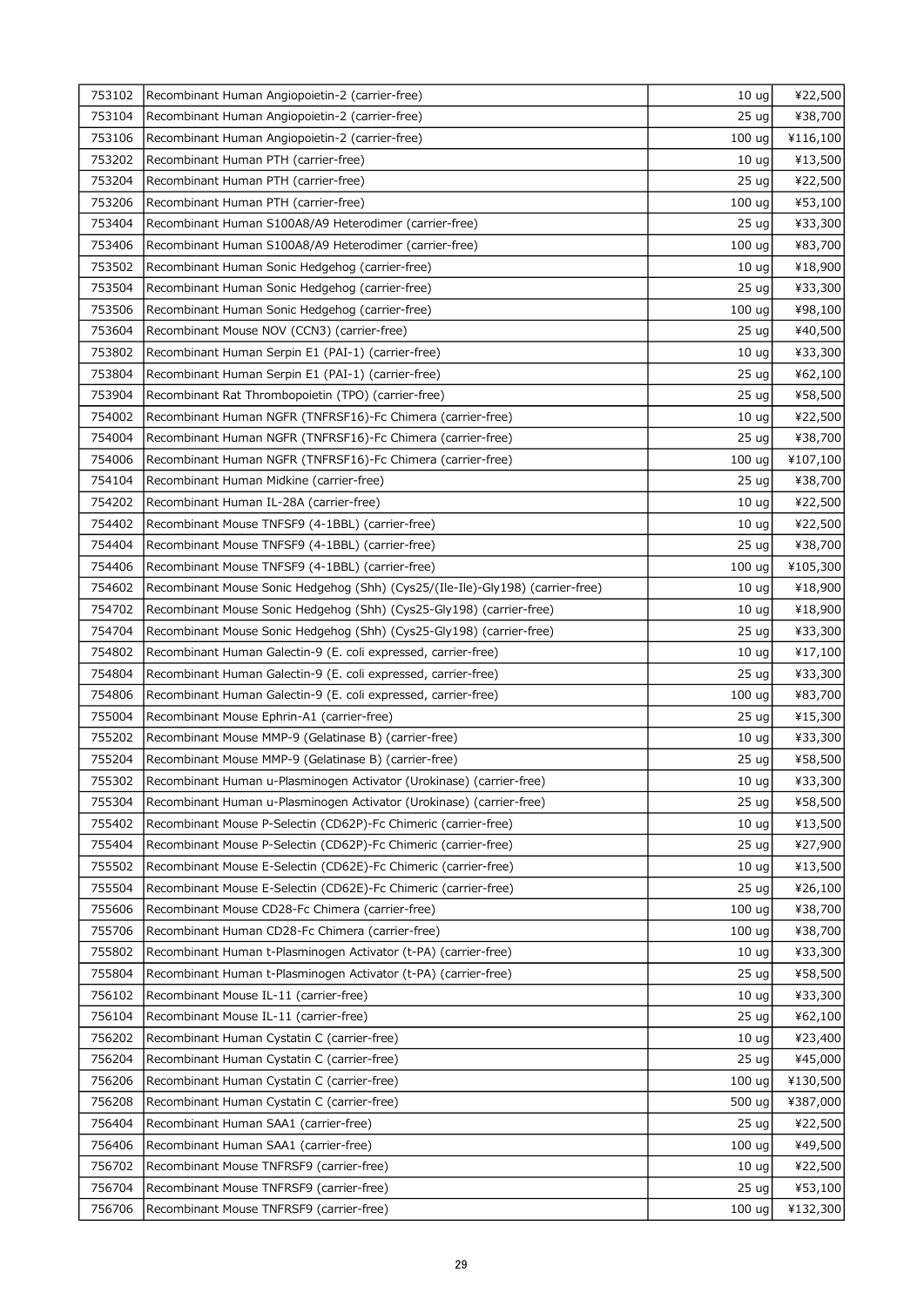| | | | |
|---|---|---|---|
| 753102 | Recombinant Human Angiopoietin-2 (carrier-free) | 10 ug | ¥22,500 |
| 753104 | Recombinant Human Angiopoietin-2 (carrier-free) | 25 ug | ¥38,700 |
| 753106 | Recombinant Human Angiopoietin-2 (carrier-free) | 100 ug | ¥116,100 |
| 753202 | Recombinant Human PTH (carrier-free) | 10 ug | ¥13,500 |
| 753204 | Recombinant Human PTH (carrier-free) | 25 ug | ¥22,500 |
| 753206 | Recombinant Human PTH (carrier-free) | 100 ug | ¥53,100 |
| 753404 | Recombinant Human S100A8/A9 Heterodimer (carrier-free) | 25 ug | ¥33,300 |
| 753406 | Recombinant Human S100A8/A9 Heterodimer (carrier-free) | 100 ug | ¥83,700 |
| 753502 | Recombinant Human Sonic Hedgehog (carrier-free) | 10 ug | ¥18,900 |
| 753504 | Recombinant Human Sonic Hedgehog (carrier-free) | 25 ug | ¥33,300 |
| 753506 | Recombinant Human Sonic Hedgehog (carrier-free) | 100 ug | ¥98,100 |
| 753604 | Recombinant Mouse NOV (CCN3) (carrier-free) | 25 ug | ¥40,500 |
| 753802 | Recombinant Human Serpin E1 (PAI-1) (carrier-free) | 10 ug | ¥33,300 |
| 753804 | Recombinant Human Serpin E1 (PAI-1) (carrier-free) | 25 ug | ¥62,100 |
| 753904 | Recombinant Rat Thrombopoietin (TPO) (carrier-free) | 25 ug | ¥58,500 |
| 754002 | Recombinant Human NGFR (TNFRSF16)-Fc Chimera (carrier-free) | 10 ug | ¥22,500 |
| 754004 | Recombinant Human NGFR (TNFRSF16)-Fc Chimera (carrier-free) | 25 ug | ¥38,700 |
| 754006 | Recombinant Human NGFR (TNFRSF16)-Fc Chimera (carrier-free) | 100 ug | ¥107,100 |
| 754104 | Recombinant Human Midkine (carrier-free) | 25 ug | ¥38,700 |
| 754202 | Recombinant Human IL-28A (carrier-free) | 10 ug | ¥22,500 |
| 754402 | Recombinant Mouse TNFSF9 (4-1BBL) (carrier-free) | 10 ug | ¥22,500 |
| 754404 | Recombinant Mouse TNFSF9 (4-1BBL) (carrier-free) | 25 ug | ¥38,700 |
| 754406 | Recombinant Mouse TNFSF9 (4-1BBL) (carrier-free) | 100 ug | ¥105,300 |
| 754602 | Recombinant Mouse Sonic Hedgehog (Shh) (Cys25/(Ile-Ile)-Gly198) (carrier-free) | 10 ug | ¥18,900 |
| 754702 | Recombinant Mouse Sonic Hedgehog (Shh) (Cys25-Gly198) (carrier-free) | 10 ug | ¥18,900 |
| 754704 | Recombinant Mouse Sonic Hedgehog (Shh) (Cys25-Gly198) (carrier-free) | 25 ug | ¥33,300 |
| 754802 | Recombinant Human Galectin-9 (E. coli expressed, carrier-free) | 10 ug | ¥17,100 |
| 754804 | Recombinant Human Galectin-9 (E. coli expressed, carrier-free) | 25 ug | ¥33,300 |
| 754806 | Recombinant Human Galectin-9 (E. coli expressed, carrier-free) | 100 ug | ¥83,700 |
| 755004 | Recombinant Mouse Ephrin-A1 (carrier-free) | 25 ug | ¥15,300 |
| 755202 | Recombinant Mouse MMP-9 (Gelatinase B) (carrier-free) | 10 ug | ¥33,300 |
| 755204 | Recombinant Mouse MMP-9 (Gelatinase B) (carrier-free) | 25 ug | ¥58,500 |
| 755302 | Recombinant Human u-Plasminogen Activator (Urokinase) (carrier-free) | 10 ug | ¥33,300 |
| 755304 | Recombinant Human u-Plasminogen Activator (Urokinase) (carrier-free) | 25 ug | ¥58,500 |
| 755402 | Recombinant Mouse P-Selectin (CD62P)-Fc Chimeric (carrier-free) | 10 ug | ¥13,500 |
| 755404 | Recombinant Mouse P-Selectin (CD62P)-Fc Chimeric (carrier-free) | 25 ug | ¥27,900 |
| 755502 | Recombinant Mouse E-Selectin (CD62E)-Fc Chimeric (carrier-free) | 10 ug | ¥13,500 |
| 755504 | Recombinant Mouse E-Selectin (CD62E)-Fc Chimeric (carrier-free) | 25 ug | ¥26,100 |
| 755606 | Recombinant Mouse CD28-Fc Chimera (carrier-free) | 100 ug | ¥38,700 |
| 755706 | Recombinant Human CD28-Fc Chimera (carrier-free) | 100 ug | ¥38,700 |
| 755802 | Recombinant Human t-Plasminogen Activator (t-PA) (carrier-free) | 10 ug | ¥33,300 |
| 755804 | Recombinant Human t-Plasminogen Activator (t-PA) (carrier-free) | 25 ug | ¥58,500 |
| 756102 | Recombinant Mouse IL-11 (carrier-free) | 10 ug | ¥33,300 |
| 756104 | Recombinant Mouse IL-11 (carrier-free) | 25 ug | ¥62,100 |
| 756202 | Recombinant Human Cystatin C (carrier-free) | 10 ug | ¥23,400 |
| 756204 | Recombinant Human Cystatin C (carrier-free) | 25 ug | ¥45,000 |
| 756206 | Recombinant Human Cystatin C (carrier-free) | 100 ug | ¥130,500 |
| 756208 | Recombinant Human Cystatin C (carrier-free) | 500 ug | ¥387,000 |
| 756404 | Recombinant Human SAA1 (carrier-free) | 25 ug | ¥22,500 |
| 756406 | Recombinant Human SAA1 (carrier-free) | 100 ug | ¥49,500 |
| 756702 | Recombinant Mouse TNFRSF9 (carrier-free) | 10 ug | ¥22,500 |
| 756704 | Recombinant Mouse TNFRSF9 (carrier-free) | 25 ug | ¥53,100 |
| 756706 | Recombinant Mouse TNFRSF9 (carrier-free) | 100 ug | ¥132,300 |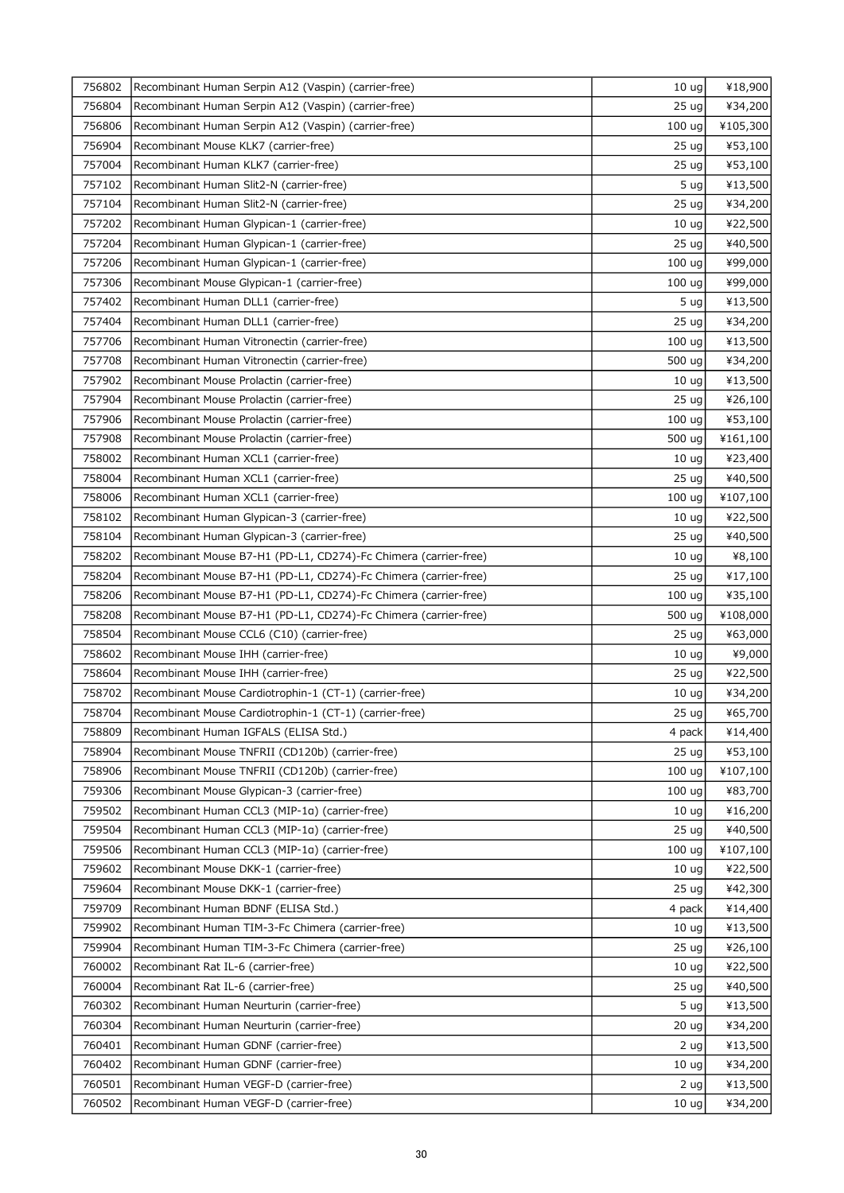| | | | |
|---|---|---|---|
| 756802 | Recombinant Human Serpin A12 (Vaspin) (carrier-free) | 10 ug | ¥18,900 |
| 756804 | Recombinant Human Serpin A12 (Vaspin) (carrier-free) | 25 ug | ¥34,200 |
| 756806 | Recombinant Human Serpin A12 (Vaspin) (carrier-free) | 100 ug | ¥105,300 |
| 756904 | Recombinant Mouse KLK7 (carrier-free) | 25 ug | ¥53,100 |
| 757004 | Recombinant Human KLK7 (carrier-free) | 25 ug | ¥53,100 |
| 757102 | Recombinant Human Slit2-N (carrier-free) | 5 ug | ¥13,500 |
| 757104 | Recombinant Human Slit2-N (carrier-free) | 25 ug | ¥34,200 |
| 757202 | Recombinant Human Glypican-1 (carrier-free) | 10 ug | ¥22,500 |
| 757204 | Recombinant Human Glypican-1 (carrier-free) | 25 ug | ¥40,500 |
| 757206 | Recombinant Human Glypican-1 (carrier-free) | 100 ug | ¥99,000 |
| 757306 | Recombinant Mouse Glypican-1 (carrier-free) | 100 ug | ¥99,000 |
| 757402 | Recombinant Human DLL1 (carrier-free) | 5 ug | ¥13,500 |
| 757404 | Recombinant Human DLL1 (carrier-free) | 25 ug | ¥34,200 |
| 757706 | Recombinant Human Vitronectin (carrier-free) | 100 ug | ¥13,500 |
| 757708 | Recombinant Human Vitronectin (carrier-free) | 500 ug | ¥34,200 |
| 757902 | Recombinant Mouse Prolactin (carrier-free) | 10 ug | ¥13,500 |
| 757904 | Recombinant Mouse Prolactin (carrier-free) | 25 ug | ¥26,100 |
| 757906 | Recombinant Mouse Prolactin (carrier-free) | 100 ug | ¥53,100 |
| 757908 | Recombinant Mouse Prolactin (carrier-free) | 500 ug | ¥161,100 |
| 758002 | Recombinant Human XCL1 (carrier-free) | 10 ug | ¥23,400 |
| 758004 | Recombinant Human XCL1 (carrier-free) | 25 ug | ¥40,500 |
| 758006 | Recombinant Human XCL1 (carrier-free) | 100 ug | ¥107,100 |
| 758102 | Recombinant Human Glypican-3 (carrier-free) | 10 ug | ¥22,500 |
| 758104 | Recombinant Human Glypican-3 (carrier-free) | 25 ug | ¥40,500 |
| 758202 | Recombinant Mouse B7-H1 (PD-L1, CD274)-Fc Chimera (carrier-free) | 10 ug | ¥8,100 |
| 758204 | Recombinant Mouse B7-H1 (PD-L1, CD274)-Fc Chimera (carrier-free) | 25 ug | ¥17,100 |
| 758206 | Recombinant Mouse B7-H1 (PD-L1, CD274)-Fc Chimera (carrier-free) | 100 ug | ¥35,100 |
| 758208 | Recombinant Mouse B7-H1 (PD-L1, CD274)-Fc Chimera (carrier-free) | 500 ug | ¥108,000 |
| 758504 | Recombinant Mouse CCL6 (C10) (carrier-free) | 25 ug | ¥63,000 |
| 758602 | Recombinant Mouse IHH (carrier-free) | 10 ug | ¥9,000 |
| 758604 | Recombinant Mouse IHH (carrier-free) | 25 ug | ¥22,500 |
| 758702 | Recombinant Mouse Cardiotrophin-1 (CT-1) (carrier-free) | 10 ug | ¥34,200 |
| 758704 | Recombinant Mouse Cardiotrophin-1 (CT-1) (carrier-free) | 25 ug | ¥65,700 |
| 758809 | Recombinant Human IGFALS (ELISA Std.) | 4 pack | ¥14,400 |
| 758904 | Recombinant Mouse TNFRII (CD120b) (carrier-free) | 25 ug | ¥53,100 |
| 758906 | Recombinant Mouse TNFRII (CD120b) (carrier-free) | 100 ug | ¥107,100 |
| 759306 | Recombinant Mouse Glypican-3 (carrier-free) | 100 ug | ¥83,700 |
| 759502 | Recombinant Human CCL3 (MIP-1α) (carrier-free) | 10 ug | ¥16,200 |
| 759504 | Recombinant Human CCL3 (MIP-1α) (carrier-free) | 25 ug | ¥40,500 |
| 759506 | Recombinant Human CCL3 (MIP-1α) (carrier-free) | 100 ug | ¥107,100 |
| 759602 | Recombinant Mouse DKK-1 (carrier-free) | 10 ug | ¥22,500 |
| 759604 | Recombinant Mouse DKK-1 (carrier-free) | 25 ug | ¥42,300 |
| 759709 | Recombinant Human BDNF (ELISA Std.) | 4 pack | ¥14,400 |
| 759902 | Recombinant Human TIM-3-Fc Chimera (carrier-free) | 10 ug | ¥13,500 |
| 759904 | Recombinant Human TIM-3-Fc Chimera (carrier-free) | 25 ug | ¥26,100 |
| 760002 | Recombinant Rat IL-6 (carrier-free) | 10 ug | ¥22,500 |
| 760004 | Recombinant Rat IL-6 (carrier-free) | 25 ug | ¥40,500 |
| 760302 | Recombinant Human Neurturin (carrier-free) | 5 ug | ¥13,500 |
| 760304 | Recombinant Human Neurturin (carrier-free) | 20 ug | ¥34,200 |
| 760401 | Recombinant Human GDNF (carrier-free) | 2 ug | ¥13,500 |
| 760402 | Recombinant Human GDNF (carrier-free) | 10 ug | ¥34,200 |
| 760501 | Recombinant Human VEGF-D (carrier-free) | 2 ug | ¥13,500 |
| 760502 | Recombinant Human VEGF-D (carrier-free) | 10 ug | ¥34,200 |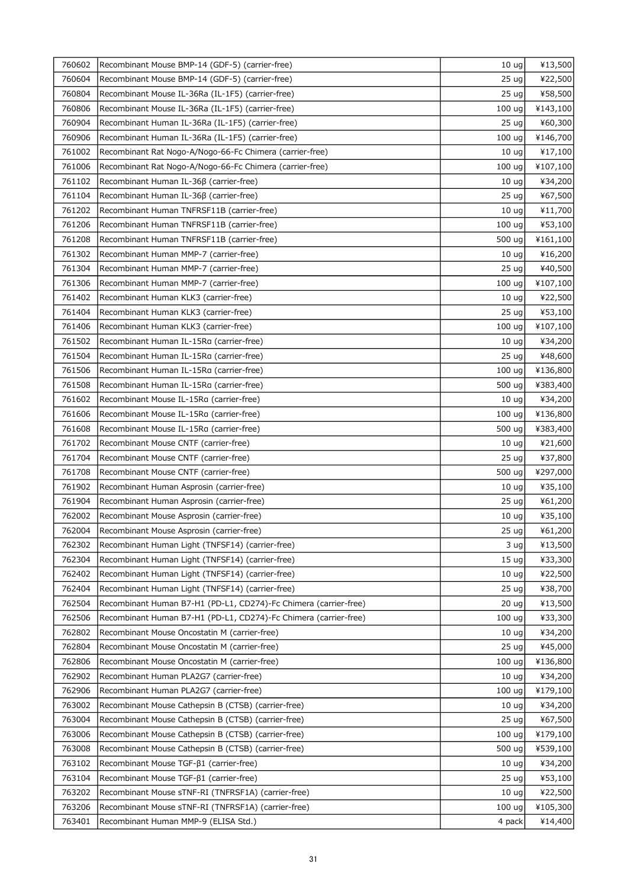| | | | |
|---|---|---|---|
| 760602 | Recombinant Mouse BMP-14 (GDF-5) (carrier-free) | 10 ug | ¥13,500 |
| 760604 | Recombinant Mouse BMP-14 (GDF-5) (carrier-free) | 25 ug | ¥22,500 |
| 760804 | Recombinant Mouse IL-36Ra (IL-1F5) (carrier-free) | 25 ug | ¥58,500 |
| 760806 | Recombinant Mouse IL-36Ra (IL-1F5) (carrier-free) | 100 ug | ¥143,100 |
| 760904 | Recombinant Human IL-36Ra (IL-1F5) (carrier-free) | 25 ug | ¥60,300 |
| 760906 | Recombinant Human IL-36Ra (IL-1F5) (carrier-free) | 100 ug | ¥146,700 |
| 761002 | Recombinant Rat Nogo-A/Nogo-66-Fc Chimera (carrier-free) | 10 ug | ¥17,100 |
| 761006 | Recombinant Rat Nogo-A/Nogo-66-Fc Chimera (carrier-free) | 100 ug | ¥107,100 |
| 761102 | Recombinant Human IL-36β (carrier-free) | 10 ug | ¥34,200 |
| 761104 | Recombinant Human IL-36β (carrier-free) | 25 ug | ¥67,500 |
| 761202 | Recombinant Human TNFRSF11B (carrier-free) | 10 ug | ¥11,700 |
| 761206 | Recombinant Human TNFRSF11B (carrier-free) | 100 ug | ¥53,100 |
| 761208 | Recombinant Human TNFRSF11B (carrier-free) | 500 ug | ¥161,100 |
| 761302 | Recombinant Human MMP-7 (carrier-free) | 10 ug | ¥16,200 |
| 761304 | Recombinant Human MMP-7 (carrier-free) | 25 ug | ¥40,500 |
| 761306 | Recombinant Human MMP-7 (carrier-free) | 100 ug | ¥107,100 |
| 761402 | Recombinant Human KLK3 (carrier-free) | 10 ug | ¥22,500 |
| 761404 | Recombinant Human KLK3 (carrier-free) | 25 ug | ¥53,100 |
| 761406 | Recombinant Human KLK3 (carrier-free) | 100 ug | ¥107,100 |
| 761502 | Recombinant Human IL-15Rα (carrier-free) | 10 ug | ¥34,200 |
| 761504 | Recombinant Human IL-15Rα (carrier-free) | 25 ug | ¥48,600 |
| 761506 | Recombinant Human IL-15Rα (carrier-free) | 100 ug | ¥136,800 |
| 761508 | Recombinant Human IL-15Rα (carrier-free) | 500 ug | ¥383,400 |
| 761602 | Recombinant Mouse IL-15Rα (carrier-free) | 10 ug | ¥34,200 |
| 761606 | Recombinant Mouse IL-15Rα (carrier-free) | 100 ug | ¥136,800 |
| 761608 | Recombinant Mouse IL-15Rα (carrier-free) | 500 ug | ¥383,400 |
| 761702 | Recombinant Mouse CNTF (carrier-free) | 10 ug | ¥21,600 |
| 761704 | Recombinant Mouse CNTF (carrier-free) | 25 ug | ¥37,800 |
| 761708 | Recombinant Mouse CNTF (carrier-free) | 500 ug | ¥297,000 |
| 761902 | Recombinant Human Asprosin (carrier-free) | 10 ug | ¥35,100 |
| 761904 | Recombinant Human Asprosin (carrier-free) | 25 ug | ¥61,200 |
| 762002 | Recombinant Mouse Asprosin (carrier-free) | 10 ug | ¥35,100 |
| 762004 | Recombinant Mouse Asprosin (carrier-free) | 25 ug | ¥61,200 |
| 762302 | Recombinant Human Light (TNFSF14) (carrier-free) | 3 ug | ¥13,500 |
| 762304 | Recombinant Human Light (TNFSF14) (carrier-free) | 15 ug | ¥33,300 |
| 762402 | Recombinant Human Light (TNFSF14) (carrier-free) | 10 ug | ¥22,500 |
| 762404 | Recombinant Human Light (TNFSF14) (carrier-free) | 25 ug | ¥38,700 |
| 762504 | Recombinant Human B7-H1 (PD-L1, CD274)-Fc Chimera (carrier-free) | 20 ug | ¥13,500 |
| 762506 | Recombinant Human B7-H1 (PD-L1, CD274)-Fc Chimera (carrier-free) | 100 ug | ¥33,300 |
| 762802 | Recombinant Mouse Oncostatin M (carrier-free) | 10 ug | ¥34,200 |
| 762804 | Recombinant Mouse Oncostatin M (carrier-free) | 25 ug | ¥45,000 |
| 762806 | Recombinant Mouse Oncostatin M (carrier-free) | 100 ug | ¥136,800 |
| 762902 | Recombinant Human PLA2G7 (carrier-free) | 10 ug | ¥34,200 |
| 762906 | Recombinant Human PLA2G7 (carrier-free) | 100 ug | ¥179,100 |
| 763002 | Recombinant Mouse Cathepsin B (CTSB) (carrier-free) | 10 ug | ¥34,200 |
| 763004 | Recombinant Mouse Cathepsin B (CTSB) (carrier-free) | 25 ug | ¥67,500 |
| 763006 | Recombinant Mouse Cathepsin B (CTSB) (carrier-free) | 100 ug | ¥179,100 |
| 763008 | Recombinant Mouse Cathepsin B (CTSB) (carrier-free) | 500 ug | ¥539,100 |
| 763102 | Recombinant Mouse TGF-β1 (carrier-free) | 10 ug | ¥34,200 |
| 763104 | Recombinant Mouse TGF-β1 (carrier-free) | 25 ug | ¥53,100 |
| 763202 | Recombinant Mouse sTNF-RI (TNFRSF1A) (carrier-free) | 10 ug | ¥22,500 |
| 763206 | Recombinant Mouse sTNF-RI (TNFRSF1A) (carrier-free) | 100 ug | ¥105,300 |
| 763401 | Recombinant Human MMP-9 (ELISA Std.) | 4 pack | ¥14,400 |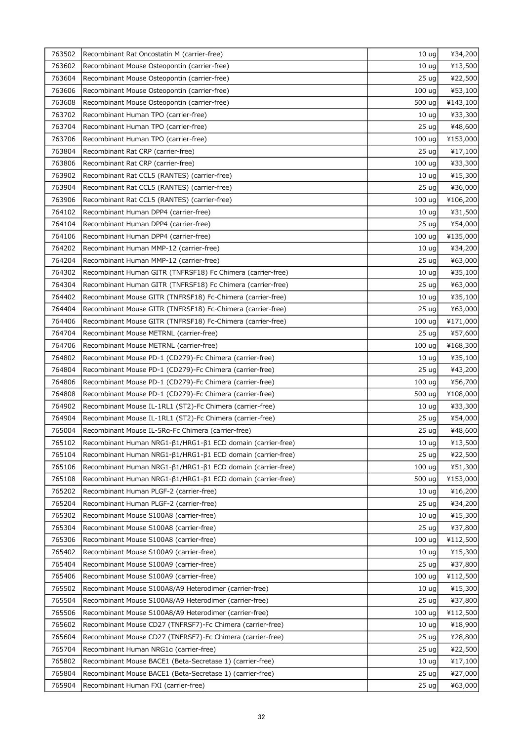| | | | |
|---|---|---|---|
| 763502 | Recombinant Rat Oncostatin M (carrier-free) | 10 ug | ¥34,200 |
| 763602 | Recombinant Mouse Osteopontin (carrier-free) | 10 ug | ¥13,500 |
| 763604 | Recombinant Mouse Osteopontin (carrier-free) | 25 ug | ¥22,500 |
| 763606 | Recombinant Mouse Osteopontin (carrier-free) | 100 ug | ¥53,100 |
| 763608 | Recombinant Mouse Osteopontin (carrier-free) | 500 ug | ¥143,100 |
| 763702 | Recombinant Human TPO (carrier-free) | 10 ug | ¥33,300 |
| 763704 | Recombinant Human TPO (carrier-free) | 25 ug | ¥48,600 |
| 763706 | Recombinant Human TPO (carrier-free) | 100 ug | ¥153,000 |
| 763804 | Recombinant Rat CRP (carrier-free) | 25 ug | ¥17,100 |
| 763806 | Recombinant Rat CRP (carrier-free) | 100 ug | ¥33,300 |
| 763902 | Recombinant Rat CCL5 (RANTES) (carrier-free) | 10 ug | ¥15,300 |
| 763904 | Recombinant Rat CCL5 (RANTES) (carrier-free) | 25 ug | ¥36,000 |
| 763906 | Recombinant Rat CCL5 (RANTES) (carrier-free) | 100 ug | ¥106,200 |
| 764102 | Recombinant Human DPP4 (carrier-free) | 10 ug | ¥31,500 |
| 764104 | Recombinant Human DPP4 (carrier-free) | 25 ug | ¥54,000 |
| 764106 | Recombinant Human DPP4 (carrier-free) | 100 ug | ¥135,000 |
| 764202 | Recombinant Human MMP-12 (carrier-free) | 10 ug | ¥34,200 |
| 764204 | Recombinant Human MMP-12 (carrier-free) | 25 ug | ¥63,000 |
| 764302 | Recombinant Human GITR (TNFRSF18) Fc Chimera (carrier-free) | 10 ug | ¥35,100 |
| 764304 | Recombinant Human GITR (TNFRSF18) Fc Chimera (carrier-free) | 25 ug | ¥63,000 |
| 764402 | Recombinant Mouse GITR (TNFRSF18) Fc-Chimera (carrier-free) | 10 ug | ¥35,100 |
| 764404 | Recombinant Mouse GITR (TNFRSF18) Fc-Chimera (carrier-free) | 25 ug | ¥63,000 |
| 764406 | Recombinant Mouse GITR (TNFRSF18) Fc-Chimera (carrier-free) | 100 ug | ¥171,000 |
| 764704 | Recombinant Mouse METRNL (carrier-free) | 25 ug | ¥57,600 |
| 764706 | Recombinant Mouse METRNL (carrier-free) | 100 ug | ¥168,300 |
| 764802 | Recombinant Mouse PD-1 (CD279)-Fc Chimera (carrier-free) | 10 ug | ¥35,100 |
| 764804 | Recombinant Mouse PD-1 (CD279)-Fc Chimera (carrier-free) | 25 ug | ¥43,200 |
| 764806 | Recombinant Mouse PD-1 (CD279)-Fc Chimera (carrier-free) | 100 ug | ¥56,700 |
| 764808 | Recombinant Mouse PD-1 (CD279)-Fc Chimera (carrier-free) | 500 ug | ¥108,000 |
| 764902 | Recombinant Mouse IL-1RL1 (ST2)-Fc Chimera (carrier-free) | 10 ug | ¥33,300 |
| 764904 | Recombinant Mouse IL-1RL1 (ST2)-Fc Chimera (carrier-free) | 25 ug | ¥54,000 |
| 765004 | Recombinant Mouse IL-5Rα-Fc Chimera (carrier-free) | 25 ug | ¥48,600 |
| 765102 | Recombinant Human NRG1-β1/HRG1-β1 ECD domain (carrier-free) | 10 ug | ¥13,500 |
| 765104 | Recombinant Human NRG1-β1/HRG1-β1 ECD domain (carrier-free) | 25 ug | ¥22,500 |
| 765106 | Recombinant Human NRG1-β1/HRG1-β1 ECD domain (carrier-free) | 100 ug | ¥51,300 |
| 765108 | Recombinant Human NRG1-β1/HRG1-β1 ECD domain (carrier-free) | 500 ug | ¥153,000 |
| 765202 | Recombinant Human PLGF-2 (carrier-free) | 10 ug | ¥16,200 |
| 765204 | Recombinant Human PLGF-2 (carrier-free) | 25 ug | ¥34,200 |
| 765302 | Recombinant Mouse S100A8 (carrier-free) | 10 ug | ¥15,300 |
| 765304 | Recombinant Mouse S100A8 (carrier-free) | 25 ug | ¥37,800 |
| 765306 | Recombinant Mouse S100A8 (carrier-free) | 100 ug | ¥112,500 |
| 765402 | Recombinant Mouse S100A9 (carrier-free) | 10 ug | ¥15,300 |
| 765404 | Recombinant Mouse S100A9 (carrier-free) | 25 ug | ¥37,800 |
| 765406 | Recombinant Mouse S100A9 (carrier-free) | 100 ug | ¥112,500 |
| 765502 | Recombinant Mouse S100A8/A9 Heterodimer (carrier-free) | 10 ug | ¥15,300 |
| 765504 | Recombinant Mouse S100A8/A9 Heterodimer (carrier-free) | 25 ug | ¥37,800 |
| 765506 | Recombinant Mouse S100A8/A9 Heterodimer (carrier-free) | 100 ug | ¥112,500 |
| 765602 | Recombinant Mouse CD27 (TNFRSF7)-Fc Chimera (carrier-free) | 10 ug | ¥18,900 |
| 765604 | Recombinant Mouse CD27 (TNFRSF7)-Fc Chimera (carrier-free) | 25 ug | ¥28,800 |
| 765704 | Recombinant Human NRG1α (carrier-free) | 25 ug | ¥22,500 |
| 765802 | Recombinant Mouse BACE1 (Beta-Secretase 1) (carrier-free) | 10 ug | ¥17,100 |
| 765804 | Recombinant Mouse BACE1 (Beta-Secretase 1) (carrier-free) | 25 ug | ¥27,000 |
| 765904 | Recombinant Human FXI (carrier-free) | 25 ug | ¥63,000 |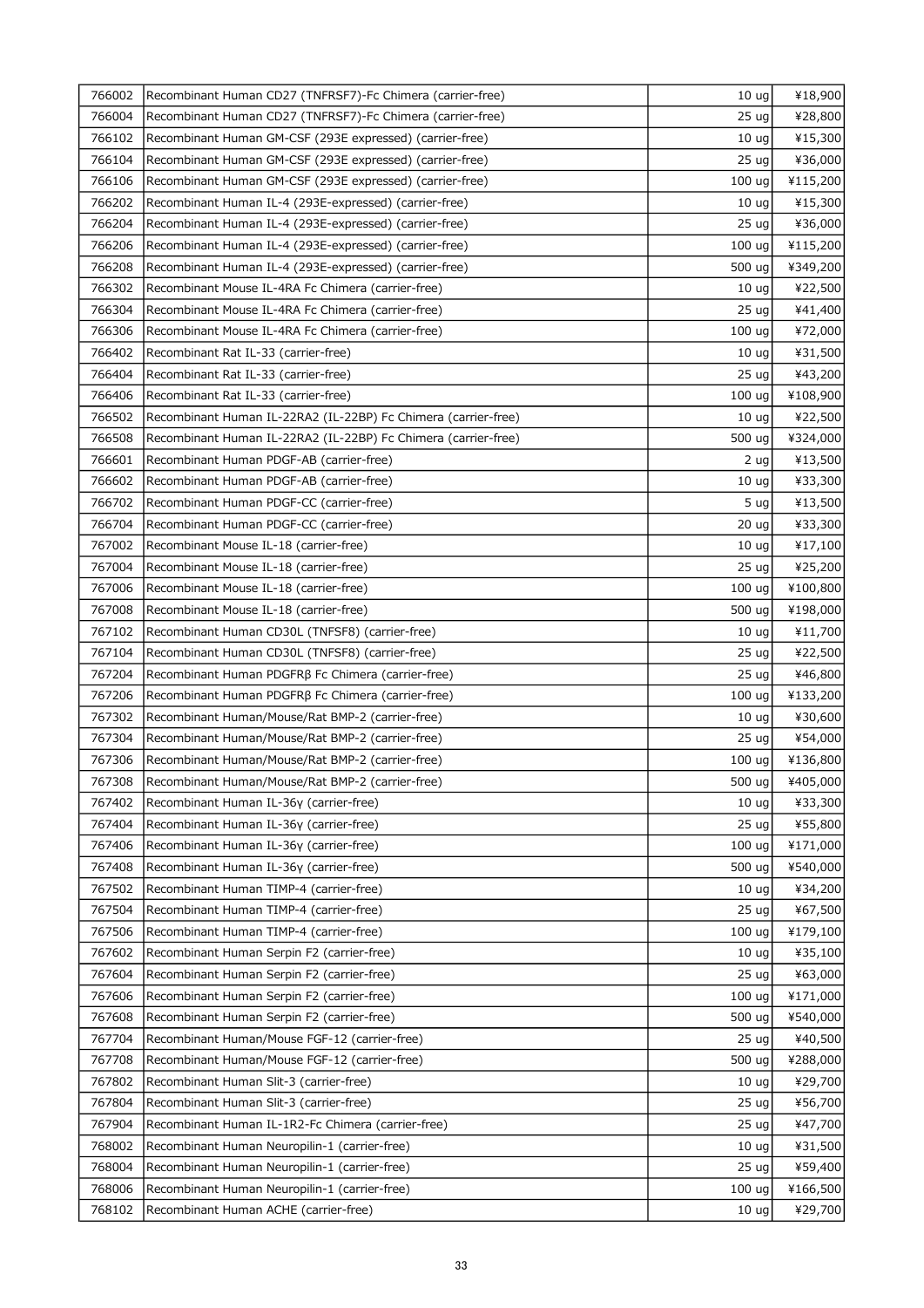| | | | |
|---|---|---|---|
| 766002 | Recombinant Human CD27 (TNFRSF7)-Fc Chimera (carrier-free) | 10 ug | ¥18,900 |
| 766004 | Recombinant Human CD27 (TNFRSF7)-Fc Chimera (carrier-free) | 25 ug | ¥28,800 |
| 766102 | Recombinant Human GM-CSF (293E expressed) (carrier-free) | 10 ug | ¥15,300 |
| 766104 | Recombinant Human GM-CSF (293E expressed) (carrier-free) | 25 ug | ¥36,000 |
| 766106 | Recombinant Human GM-CSF (293E expressed) (carrier-free) | 100 ug | ¥115,200 |
| 766202 | Recombinant Human IL-4 (293E-expressed) (carrier-free) | 10 ug | ¥15,300 |
| 766204 | Recombinant Human IL-4 (293E-expressed) (carrier-free) | 25 ug | ¥36,000 |
| 766206 | Recombinant Human IL-4 (293E-expressed) (carrier-free) | 100 ug | ¥115,200 |
| 766208 | Recombinant Human IL-4 (293E-expressed) (carrier-free) | 500 ug | ¥349,200 |
| 766302 | Recombinant Mouse IL-4RA Fc Chimera (carrier-free) | 10 ug | ¥22,500 |
| 766304 | Recombinant Mouse IL-4RA Fc Chimera (carrier-free) | 25 ug | ¥41,400 |
| 766306 | Recombinant Mouse IL-4RA Fc Chimera (carrier-free) | 100 ug | ¥72,000 |
| 766402 | Recombinant Rat IL-33 (carrier-free) | 10 ug | ¥31,500 |
| 766404 | Recombinant Rat IL-33 (carrier-free) | 25 ug | ¥43,200 |
| 766406 | Recombinant Rat IL-33 (carrier-free) | 100 ug | ¥108,900 |
| 766502 | Recombinant Human IL-22RA2 (IL-22BP) Fc Chimera (carrier-free) | 10 ug | ¥22,500 |
| 766508 | Recombinant Human IL-22RA2 (IL-22BP) Fc Chimera (carrier-free) | 500 ug | ¥324,000 |
| 766601 | Recombinant Human PDGF-AB (carrier-free) | 2 ug | ¥13,500 |
| 766602 | Recombinant Human PDGF-AB (carrier-free) | 10 ug | ¥33,300 |
| 766702 | Recombinant Human PDGF-CC (carrier-free) | 5 ug | ¥13,500 |
| 766704 | Recombinant Human PDGF-CC (carrier-free) | 20 ug | ¥33,300 |
| 767002 | Recombinant Mouse IL-18 (carrier-free) | 10 ug | ¥17,100 |
| 767004 | Recombinant Mouse IL-18 (carrier-free) | 25 ug | ¥25,200 |
| 767006 | Recombinant Mouse IL-18 (carrier-free) | 100 ug | ¥100,800 |
| 767008 | Recombinant Mouse IL-18 (carrier-free) | 500 ug | ¥198,000 |
| 767102 | Recombinant Human CD30L (TNFSF8) (carrier-free) | 10 ug | ¥11,700 |
| 767104 | Recombinant Human CD30L (TNFSF8) (carrier-free) | 25 ug | ¥22,500 |
| 767204 | Recombinant Human PDGFRβ Fc Chimera (carrier-free) | 25 ug | ¥46,800 |
| 767206 | Recombinant Human PDGFRβ Fc Chimera (carrier-free) | 100 ug | ¥133,200 |
| 767302 | Recombinant Human/Mouse/Rat BMP-2 (carrier-free) | 10 ug | ¥30,600 |
| 767304 | Recombinant Human/Mouse/Rat BMP-2 (carrier-free) | 25 ug | ¥54,000 |
| 767306 | Recombinant Human/Mouse/Rat BMP-2 (carrier-free) | 100 ug | ¥136,800 |
| 767308 | Recombinant Human/Mouse/Rat BMP-2 (carrier-free) | 500 ug | ¥405,000 |
| 767402 | Recombinant Human IL-36γ (carrier-free) | 10 ug | ¥33,300 |
| 767404 | Recombinant Human IL-36γ (carrier-free) | 25 ug | ¥55,800 |
| 767406 | Recombinant Human IL-36γ (carrier-free) | 100 ug | ¥171,000 |
| 767408 | Recombinant Human IL-36γ (carrier-free) | 500 ug | ¥540,000 |
| 767502 | Recombinant Human TIMP-4 (carrier-free) | 10 ug | ¥34,200 |
| 767504 | Recombinant Human TIMP-4 (carrier-free) | 25 ug | ¥67,500 |
| 767506 | Recombinant Human TIMP-4 (carrier-free) | 100 ug | ¥179,100 |
| 767602 | Recombinant Human Serpin F2 (carrier-free) | 10 ug | ¥35,100 |
| 767604 | Recombinant Human Serpin F2 (carrier-free) | 25 ug | ¥63,000 |
| 767606 | Recombinant Human Serpin F2 (carrier-free) | 100 ug | ¥171,000 |
| 767608 | Recombinant Human Serpin F2 (carrier-free) | 500 ug | ¥540,000 |
| 767704 | Recombinant Human/Mouse FGF-12 (carrier-free) | 25 ug | ¥40,500 |
| 767708 | Recombinant Human/Mouse FGF-12 (carrier-free) | 500 ug | ¥288,000 |
| 767802 | Recombinant Human Slit-3 (carrier-free) | 10 ug | ¥29,700 |
| 767804 | Recombinant Human Slit-3 (carrier-free) | 25 ug | ¥56,700 |
| 767904 | Recombinant Human IL-1R2-Fc Chimera (carrier-free) | 25 ug | ¥47,700 |
| 768002 | Recombinant Human Neuropilin-1 (carrier-free) | 10 ug | ¥31,500 |
| 768004 | Recombinant Human Neuropilin-1 (carrier-free) | 25 ug | ¥59,400 |
| 768006 | Recombinant Human Neuropilin-1 (carrier-free) | 100 ug | ¥166,500 |
| 768102 | Recombinant Human ACHE (carrier-free) | 10 ug | ¥29,700 |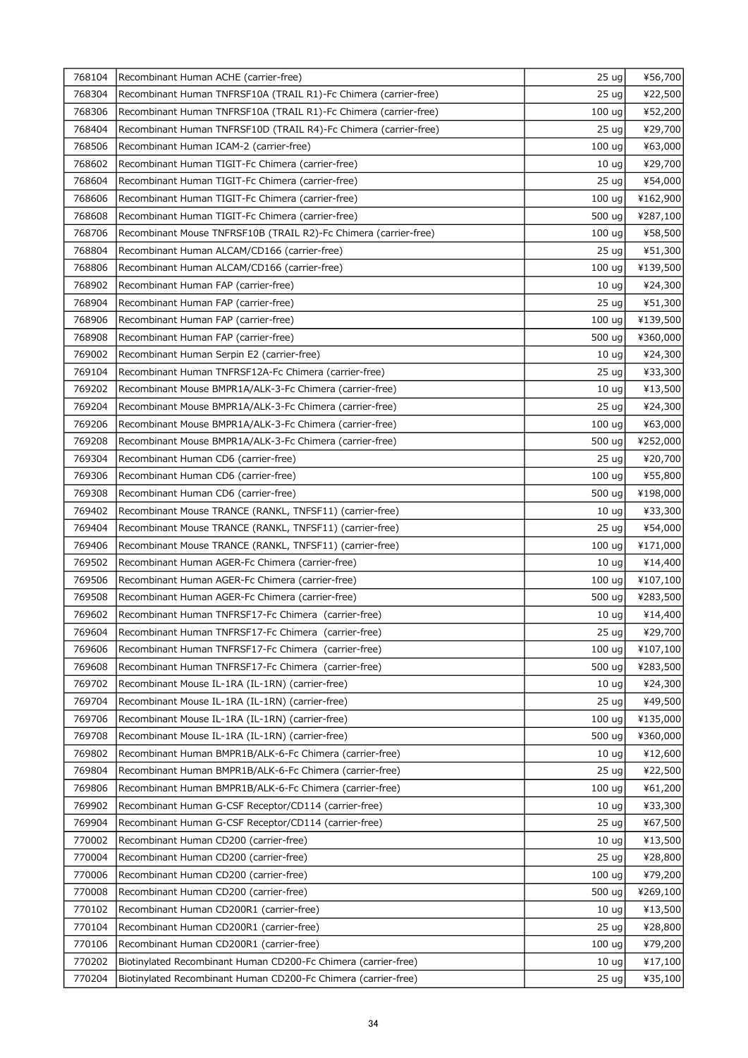| | | | |
|---|---|---|---|
| 768104 | Recombinant Human ACHE (carrier-free) | 25 ug | ¥56,700 |
| 768304 | Recombinant Human TNFRSF10A (TRAIL R1)-Fc Chimera (carrier-free) | 25 ug | ¥22,500 |
| 768306 | Recombinant Human TNFRSF10A (TRAIL R1)-Fc Chimera (carrier-free) | 100 ug | ¥52,200 |
| 768404 | Recombinant Human TNFRSF10D (TRAIL R4)-Fc Chimera (carrier-free) | 25 ug | ¥29,700 |
| 768506 | Recombinant Human ICAM-2 (carrier-free) | 100 ug | ¥63,000 |
| 768602 | Recombinant Human TIGIT-Fc Chimera (carrier-free) | 10 ug | ¥29,700 |
| 768604 | Recombinant Human TIGIT-Fc Chimera (carrier-free) | 25 ug | ¥54,000 |
| 768606 | Recombinant Human TIGIT-Fc Chimera (carrier-free) | 100 ug | ¥162,900 |
| 768608 | Recombinant Human TIGIT-Fc Chimera (carrier-free) | 500 ug | ¥287,100 |
| 768706 | Recombinant Mouse TNFRSF10B (TRAIL R2)-Fc Chimera (carrier-free) | 100 ug | ¥58,500 |
| 768804 | Recombinant Human ALCAM/CD166 (carrier-free) | 25 ug | ¥51,300 |
| 768806 | Recombinant Human ALCAM/CD166 (carrier-free) | 100 ug | ¥139,500 |
| 768902 | Recombinant Human FAP (carrier-free) | 10 ug | ¥24,300 |
| 768904 | Recombinant Human FAP (carrier-free) | 25 ug | ¥51,300 |
| 768906 | Recombinant Human FAP (carrier-free) | 100 ug | ¥139,500 |
| 768908 | Recombinant Human FAP (carrier-free) | 500 ug | ¥360,000 |
| 769002 | Recombinant Human Serpin E2 (carrier-free) | 10 ug | ¥24,300 |
| 769104 | Recombinant Human TNFRSF12A-Fc Chimera (carrier-free) | 25 ug | ¥33,300 |
| 769202 | Recombinant Mouse BMPR1A/ALK-3-Fc Chimera (carrier-free) | 10 ug | ¥13,500 |
| 769204 | Recombinant Mouse BMPR1A/ALK-3-Fc Chimera (carrier-free) | 25 ug | ¥24,300 |
| 769206 | Recombinant Mouse BMPR1A/ALK-3-Fc Chimera (carrier-free) | 100 ug | ¥63,000 |
| 769208 | Recombinant Mouse BMPR1A/ALK-3-Fc Chimera (carrier-free) | 500 ug | ¥252,000 |
| 769304 | Recombinant Human CD6 (carrier-free) | 25 ug | ¥20,700 |
| 769306 | Recombinant Human CD6 (carrier-free) | 100 ug | ¥55,800 |
| 769308 | Recombinant Human CD6 (carrier-free) | 500 ug | ¥198,000 |
| 769402 | Recombinant Mouse TRANCE (RANKL, TNFSF11) (carrier-free) | 10 ug | ¥33,300 |
| 769404 | Recombinant Mouse TRANCE (RANKL, TNFSF11) (carrier-free) | 25 ug | ¥54,000 |
| 769406 | Recombinant Mouse TRANCE (RANKL, TNFSF11) (carrier-free) | 100 ug | ¥171,000 |
| 769502 | Recombinant Human AGER-Fc Chimera (carrier-free) | 10 ug | ¥14,400 |
| 769506 | Recombinant Human AGER-Fc Chimera (carrier-free) | 100 ug | ¥107,100 |
| 769508 | Recombinant Human AGER-Fc Chimera (carrier-free) | 500 ug | ¥283,500 |
| 769602 | Recombinant Human TNFRSF17-Fc Chimera (carrier-free) | 10 ug | ¥14,400 |
| 769604 | Recombinant Human TNFRSF17-Fc Chimera (carrier-free) | 25 ug | ¥29,700 |
| 769606 | Recombinant Human TNFRSF17-Fc Chimera (carrier-free) | 100 ug | ¥107,100 |
| 769608 | Recombinant Human TNFRSF17-Fc Chimera (carrier-free) | 500 ug | ¥283,500 |
| 769702 | Recombinant Mouse IL-1RA (IL-1RN) (carrier-free) | 10 ug | ¥24,300 |
| 769704 | Recombinant Mouse IL-1RA (IL-1RN) (carrier-free) | 25 ug | ¥49,500 |
| 769706 | Recombinant Mouse IL-1RA (IL-1RN) (carrier-free) | 100 ug | ¥135,000 |
| 769708 | Recombinant Mouse IL-1RA (IL-1RN) (carrier-free) | 500 ug | ¥360,000 |
| 769802 | Recombinant Human BMPR1B/ALK-6-Fc Chimera (carrier-free) | 10 ug | ¥12,600 |
| 769804 | Recombinant Human BMPR1B/ALK-6-Fc Chimera (carrier-free) | 25 ug | ¥22,500 |
| 769806 | Recombinant Human BMPR1B/ALK-6-Fc Chimera (carrier-free) | 100 ug | ¥61,200 |
| 769902 | Recombinant Human G-CSF Receptor/CD114 (carrier-free) | 10 ug | ¥33,300 |
| 769904 | Recombinant Human G-CSF Receptor/CD114 (carrier-free) | 25 ug | ¥67,500 |
| 770002 | Recombinant Human CD200 (carrier-free) | 10 ug | ¥13,500 |
| 770004 | Recombinant Human CD200 (carrier-free) | 25 ug | ¥28,800 |
| 770006 | Recombinant Human CD200 (carrier-free) | 100 ug | ¥79,200 |
| 770008 | Recombinant Human CD200 (carrier-free) | 500 ug | ¥269,100 |
| 770102 | Recombinant Human CD200R1 (carrier-free) | 10 ug | ¥13,500 |
| 770104 | Recombinant Human CD200R1 (carrier-free) | 25 ug | ¥28,800 |
| 770106 | Recombinant Human CD200R1 (carrier-free) | 100 ug | ¥79,200 |
| 770202 | Biotinylated Recombinant Human CD200-Fc Chimera (carrier-free) | 10 ug | ¥17,100 |
| 770204 | Biotinylated Recombinant Human CD200-Fc Chimera (carrier-free) | 25 ug | ¥35,100 |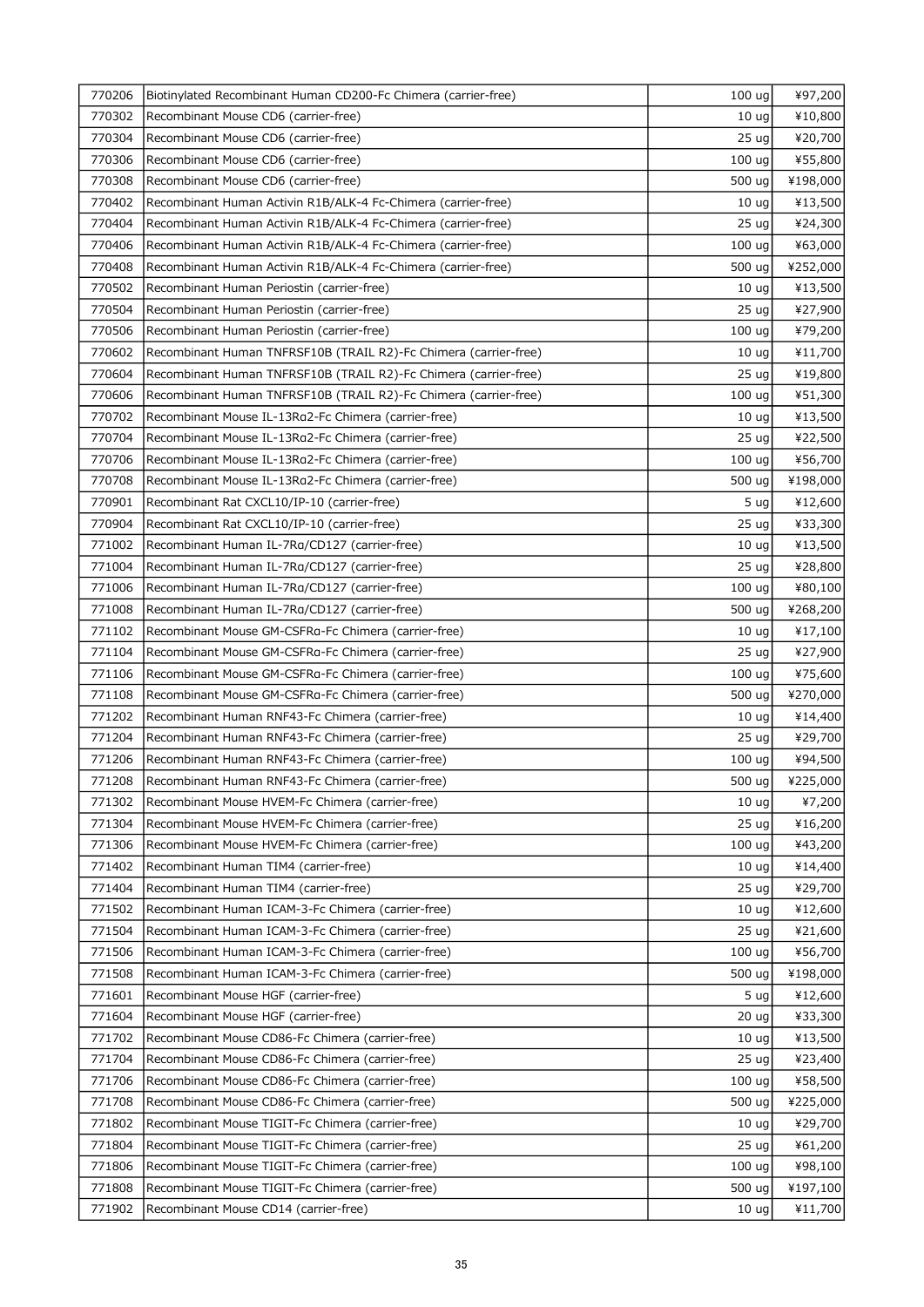| | | | |
|---|---|---|---|
| 770206 | Biotinylated Recombinant Human CD200-Fc Chimera (carrier-free) | 100 ug | ¥97,200 |
| 770302 | Recombinant Mouse CD6 (carrier-free) | 10 ug | ¥10,800 |
| 770304 | Recombinant Mouse CD6 (carrier-free) | 25 ug | ¥20,700 |
| 770306 | Recombinant Mouse CD6 (carrier-free) | 100 ug | ¥55,800 |
| 770308 | Recombinant Mouse CD6 (carrier-free) | 500 ug | ¥198,000 |
| 770402 | Recombinant Human Activin R1B/ALK-4 Fc-Chimera (carrier-free) | 10 ug | ¥13,500 |
| 770404 | Recombinant Human Activin R1B/ALK-4 Fc-Chimera (carrier-free) | 25 ug | ¥24,300 |
| 770406 | Recombinant Human Activin R1B/ALK-4 Fc-Chimera (carrier-free) | 100 ug | ¥63,000 |
| 770408 | Recombinant Human Activin R1B/ALK-4 Fc-Chimera (carrier-free) | 500 ug | ¥252,000 |
| 770502 | Recombinant Human Periostin (carrier-free) | 10 ug | ¥13,500 |
| 770504 | Recombinant Human Periostin (carrier-free) | 25 ug | ¥27,900 |
| 770506 | Recombinant Human Periostin (carrier-free) | 100 ug | ¥79,200 |
| 770602 | Recombinant Human TNFRSF10B (TRAIL R2)-Fc Chimera (carrier-free) | 10 ug | ¥11,700 |
| 770604 | Recombinant Human TNFRSF10B (TRAIL R2)-Fc Chimera (carrier-free) | 25 ug | ¥19,800 |
| 770606 | Recombinant Human TNFRSF10B (TRAIL R2)-Fc Chimera (carrier-free) | 100 ug | ¥51,300 |
| 770702 | Recombinant Mouse IL-13Rα2-Fc Chimera (carrier-free) | 10 ug | ¥13,500 |
| 770704 | Recombinant Mouse IL-13Rα2-Fc Chimera (carrier-free) | 25 ug | ¥22,500 |
| 770706 | Recombinant Mouse IL-13Rα2-Fc Chimera (carrier-free) | 100 ug | ¥56,700 |
| 770708 | Recombinant Mouse IL-13Rα2-Fc Chimera (carrier-free) | 500 ug | ¥198,000 |
| 770901 | Recombinant Rat CXCL10/IP-10 (carrier-free) | 5 ug | ¥12,600 |
| 770904 | Recombinant Rat CXCL10/IP-10 (carrier-free) | 25 ug | ¥33,300 |
| 771002 | Recombinant Human IL-7Rα/CD127 (carrier-free) | 10 ug | ¥13,500 |
| 771004 | Recombinant Human IL-7Rα/CD127 (carrier-free) | 25 ug | ¥28,800 |
| 771006 | Recombinant Human IL-7Rα/CD127 (carrier-free) | 100 ug | ¥80,100 |
| 771008 | Recombinant Human IL-7Rα/CD127 (carrier-free) | 500 ug | ¥268,200 |
| 771102 | Recombinant Mouse GM-CSFRα-Fc Chimera (carrier-free) | 10 ug | ¥17,100 |
| 771104 | Recombinant Mouse GM-CSFRα-Fc Chimera (carrier-free) | 25 ug | ¥27,900 |
| 771106 | Recombinant Mouse GM-CSFRα-Fc Chimera (carrier-free) | 100 ug | ¥75,600 |
| 771108 | Recombinant Mouse GM-CSFRα-Fc Chimera (carrier-free) | 500 ug | ¥270,000 |
| 771202 | Recombinant Human RNF43-Fc Chimera (carrier-free) | 10 ug | ¥14,400 |
| 771204 | Recombinant Human RNF43-Fc Chimera (carrier-free) | 25 ug | ¥29,700 |
| 771206 | Recombinant Human RNF43-Fc Chimera (carrier-free) | 100 ug | ¥94,500 |
| 771208 | Recombinant Human RNF43-Fc Chimera (carrier-free) | 500 ug | ¥225,000 |
| 771302 | Recombinant Mouse HVEM-Fc Chimera (carrier-free) | 10 ug | ¥7,200 |
| 771304 | Recombinant Mouse HVEM-Fc Chimera (carrier-free) | 25 ug | ¥16,200 |
| 771306 | Recombinant Mouse HVEM-Fc Chimera (carrier-free) | 100 ug | ¥43,200 |
| 771402 | Recombinant Human TIM4 (carrier-free) | 10 ug | ¥14,400 |
| 771404 | Recombinant Human TIM4 (carrier-free) | 25 ug | ¥29,700 |
| 771502 | Recombinant Human ICAM-3-Fc Chimera (carrier-free) | 10 ug | ¥12,600 |
| 771504 | Recombinant Human ICAM-3-Fc Chimera (carrier-free) | 25 ug | ¥21,600 |
| 771506 | Recombinant Human ICAM-3-Fc Chimera (carrier-free) | 100 ug | ¥56,700 |
| 771508 | Recombinant Human ICAM-3-Fc Chimera (carrier-free) | 500 ug | ¥198,000 |
| 771601 | Recombinant Mouse HGF (carrier-free) | 5 ug | ¥12,600 |
| 771604 | Recombinant Mouse HGF (carrier-free) | 20 ug | ¥33,300 |
| 771702 | Recombinant Mouse CD86-Fc Chimera (carrier-free) | 10 ug | ¥13,500 |
| 771704 | Recombinant Mouse CD86-Fc Chimera (carrier-free) | 25 ug | ¥23,400 |
| 771706 | Recombinant Mouse CD86-Fc Chimera (carrier-free) | 100 ug | ¥58,500 |
| 771708 | Recombinant Mouse CD86-Fc Chimera (carrier-free) | 500 ug | ¥225,000 |
| 771802 | Recombinant Mouse TIGIT-Fc Chimera (carrier-free) | 10 ug | ¥29,700 |
| 771804 | Recombinant Mouse TIGIT-Fc Chimera (carrier-free) | 25 ug | ¥61,200 |
| 771806 | Recombinant Mouse TIGIT-Fc Chimera (carrier-free) | 100 ug | ¥98,100 |
| 771808 | Recombinant Mouse TIGIT-Fc Chimera (carrier-free) | 500 ug | ¥197,100 |
| 771902 | Recombinant Mouse CD14 (carrier-free) | 10 ug | ¥11,700 |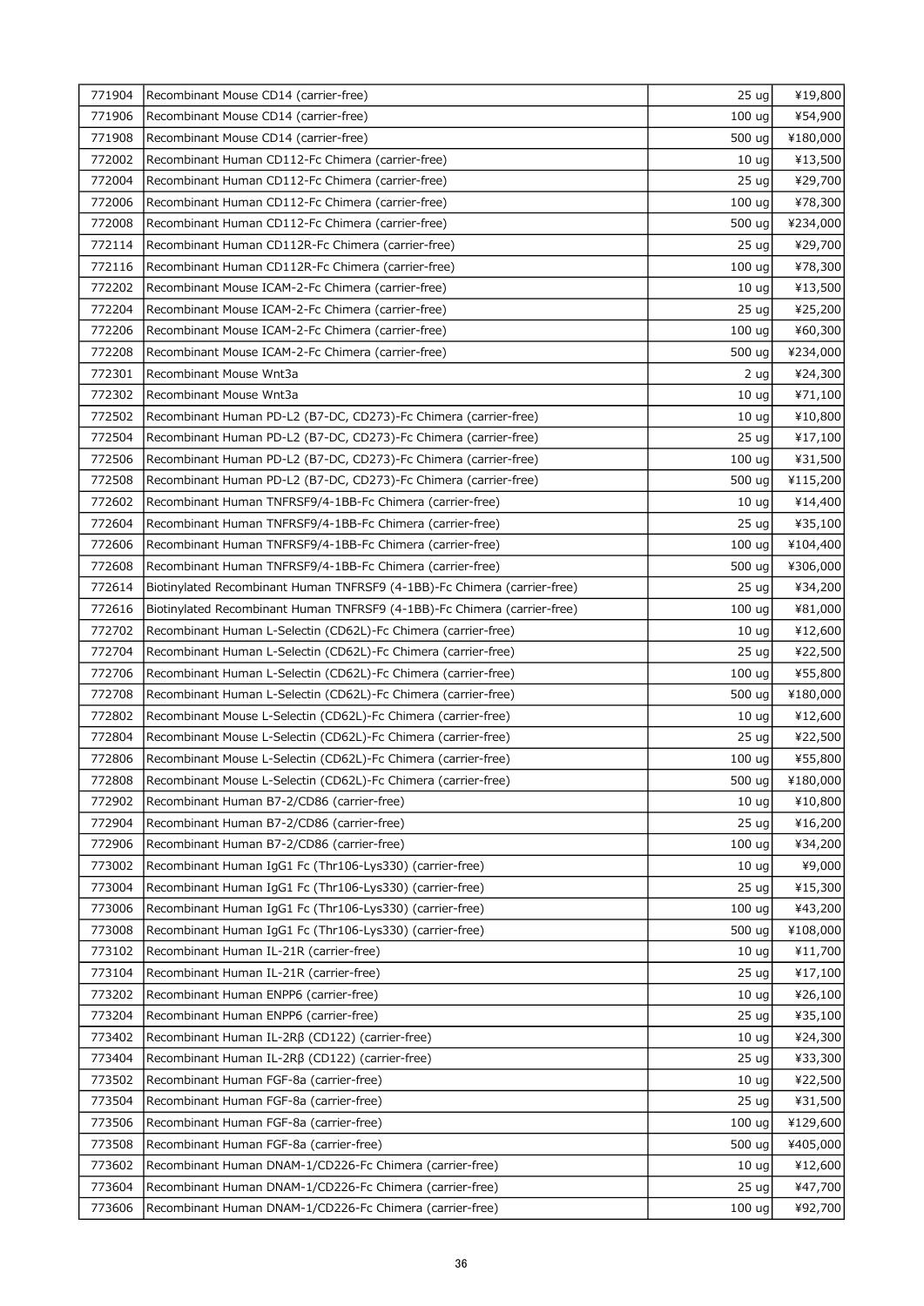| 771904 | Recombinant Mouse CD14 (carrier-free) | 25 ug | ¥19,800 |
|---|---|---|---|
| 771906 | Recombinant Mouse CD14 (carrier-free) | 100 ug | ¥54,900 |
| 771908 | Recombinant Mouse CD14 (carrier-free) | 500 ug | ¥180,000 |
| 772002 | Recombinant Human CD112-Fc Chimera (carrier-free) | 10 ug | ¥13,500 |
| 772004 | Recombinant Human CD112-Fc Chimera (carrier-free) | 25 ug | ¥29,700 |
| 772006 | Recombinant Human CD112-Fc Chimera (carrier-free) | 100 ug | ¥78,300 |
| 772008 | Recombinant Human CD112-Fc Chimera (carrier-free) | 500 ug | ¥234,000 |
| 772114 | Recombinant Human CD112R-Fc Chimera (carrier-free) | 25 ug | ¥29,700 |
| 772116 | Recombinant Human CD112R-Fc Chimera (carrier-free) | 100 ug | ¥78,300 |
| 772202 | Recombinant Mouse ICAM-2-Fc Chimera (carrier-free) | 10 ug | ¥13,500 |
| 772204 | Recombinant Mouse ICAM-2-Fc Chimera (carrier-free) | 25 ug | ¥25,200 |
| 772206 | Recombinant Mouse ICAM-2-Fc Chimera (carrier-free) | 100 ug | ¥60,300 |
| 772208 | Recombinant Mouse ICAM-2-Fc Chimera (carrier-free) | 500 ug | ¥234,000 |
| 772301 | Recombinant Mouse Wnt3a | 2 ug | ¥24,300 |
| 772302 | Recombinant Mouse Wnt3a | 10 ug | ¥71,100 |
| 772502 | Recombinant Human PD-L2 (B7-DC, CD273)-Fc Chimera (carrier-free) | 10 ug | ¥10,800 |
| 772504 | Recombinant Human PD-L2 (B7-DC, CD273)-Fc Chimera (carrier-free) | 25 ug | ¥17,100 |
| 772506 | Recombinant Human PD-L2 (B7-DC, CD273)-Fc Chimera (carrier-free) | 100 ug | ¥31,500 |
| 772508 | Recombinant Human PD-L2 (B7-DC, CD273)-Fc Chimera (carrier-free) | 500 ug | ¥115,200 |
| 772602 | Recombinant Human TNFRSF9/4-1BB-Fc Chimera (carrier-free) | 10 ug | ¥14,400 |
| 772604 | Recombinant Human TNFRSF9/4-1BB-Fc Chimera (carrier-free) | 25 ug | ¥35,100 |
| 772606 | Recombinant Human TNFRSF9/4-1BB-Fc Chimera (carrier-free) | 100 ug | ¥104,400 |
| 772608 | Recombinant Human TNFRSF9/4-1BB-Fc Chimera (carrier-free) | 500 ug | ¥306,000 |
| 772614 | Biotinylated Recombinant Human TNFRSF9 (4-1BB)-Fc Chimera (carrier-free) | 25 ug | ¥34,200 |
| 772616 | Biotinylated Recombinant Human TNFRSF9 (4-1BB)-Fc Chimera (carrier-free) | 100 ug | ¥81,000 |
| 772702 | Recombinant Human L-Selectin (CD62L)-Fc Chimera (carrier-free) | 10 ug | ¥12,600 |
| 772704 | Recombinant Human L-Selectin (CD62L)-Fc Chimera (carrier-free) | 25 ug | ¥22,500 |
| 772706 | Recombinant Human L-Selectin (CD62L)-Fc Chimera (carrier-free) | 100 ug | ¥55,800 |
| 772708 | Recombinant Human L-Selectin (CD62L)-Fc Chimera (carrier-free) | 500 ug | ¥180,000 |
| 772802 | Recombinant Mouse L-Selectin (CD62L)-Fc Chimera (carrier-free) | 10 ug | ¥12,600 |
| 772804 | Recombinant Mouse L-Selectin (CD62L)-Fc Chimera (carrier-free) | 25 ug | ¥22,500 |
| 772806 | Recombinant Mouse L-Selectin (CD62L)-Fc Chimera (carrier-free) | 100 ug | ¥55,800 |
| 772808 | Recombinant Mouse L-Selectin (CD62L)-Fc Chimera (carrier-free) | 500 ug | ¥180,000 |
| 772902 | Recombinant Human B7-2/CD86 (carrier-free) | 10 ug | ¥10,800 |
| 772904 | Recombinant Human B7-2/CD86 (carrier-free) | 25 ug | ¥16,200 |
| 772906 | Recombinant Human B7-2/CD86 (carrier-free) | 100 ug | ¥34,200 |
| 773002 | Recombinant Human IgG1 Fc (Thr106-Lys330) (carrier-free) | 10 ug | ¥9,000 |
| 773004 | Recombinant Human IgG1 Fc (Thr106-Lys330) (carrier-free) | 25 ug | ¥15,300 |
| 773006 | Recombinant Human IgG1 Fc (Thr106-Lys330) (carrier-free) | 100 ug | ¥43,200 |
| 773008 | Recombinant Human IgG1 Fc (Thr106-Lys330) (carrier-free) | 500 ug | ¥108,000 |
| 773102 | Recombinant Human IL-21R (carrier-free) | 10 ug | ¥11,700 |
| 773104 | Recombinant Human IL-21R (carrier-free) | 25 ug | ¥17,100 |
| 773202 | Recombinant Human ENPP6 (carrier-free) | 10 ug | ¥26,100 |
| 773204 | Recombinant Human ENPP6 (carrier-free) | 25 ug | ¥35,100 |
| 773402 | Recombinant Human IL-2Rβ (CD122) (carrier-free) | 10 ug | ¥24,300 |
| 773404 | Recombinant Human IL-2Rβ (CD122) (carrier-free) | 25 ug | ¥33,300 |
| 773502 | Recombinant Human FGF-8a (carrier-free) | 10 ug | ¥22,500 |
| 773504 | Recombinant Human FGF-8a (carrier-free) | 25 ug | ¥31,500 |
| 773506 | Recombinant Human FGF-8a (carrier-free) | 100 ug | ¥129,600 |
| 773508 | Recombinant Human FGF-8a (carrier-free) | 500 ug | ¥405,000 |
| 773602 | Recombinant Human DNAM-1/CD226-Fc Chimera (carrier-free) | 10 ug | ¥12,600 |
| 773604 | Recombinant Human DNAM-1/CD226-Fc Chimera (carrier-free) | 25 ug | ¥47,700 |
| 773606 | Recombinant Human DNAM-1/CD226-Fc Chimera (carrier-free) | 100 ug | ¥92,700 |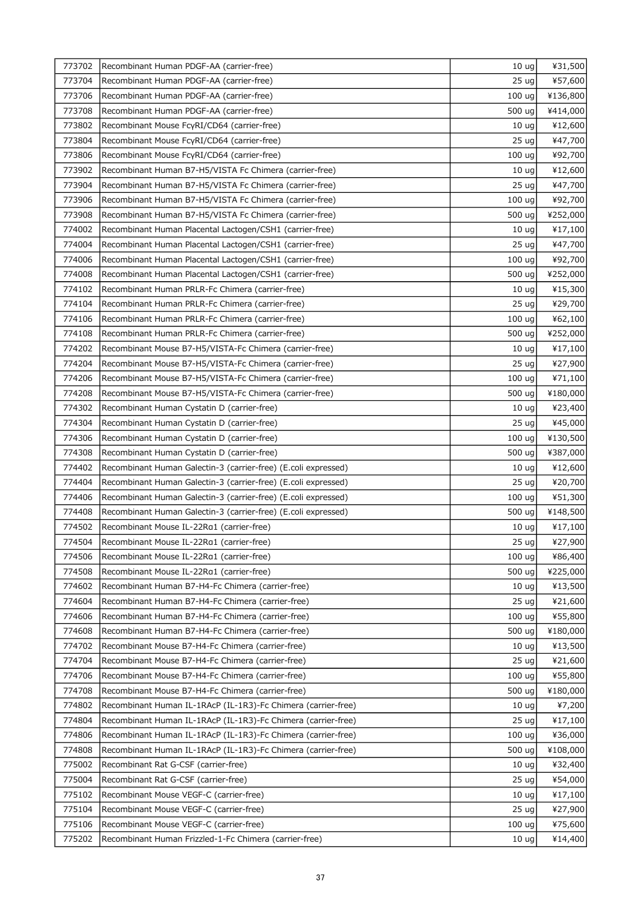| | | | |
|---|---|---|---|
| 773702 | Recombinant Human PDGF-AA (carrier-free) | 10 ug | ¥31,500 |
| 773704 | Recombinant Human PDGF-AA (carrier-free) | 25 ug | ¥57,600 |
| 773706 | Recombinant Human PDGF-AA (carrier-free) | 100 ug | ¥136,800 |
| 773708 | Recombinant Human PDGF-AA (carrier-free) | 500 ug | ¥414,000 |
| 773802 | Recombinant Mouse FcγRI/CD64 (carrier-free) | 10 ug | ¥12,600 |
| 773804 | Recombinant Mouse FcγRI/CD64 (carrier-free) | 25 ug | ¥47,700 |
| 773806 | Recombinant Mouse FcγRI/CD64 (carrier-free) | 100 ug | ¥92,700 |
| 773902 | Recombinant Human B7-H5/VISTA Fc Chimera (carrier-free) | 10 ug | ¥12,600 |
| 773904 | Recombinant Human B7-H5/VISTA Fc Chimera (carrier-free) | 25 ug | ¥47,700 |
| 773906 | Recombinant Human B7-H5/VISTA Fc Chimera (carrier-free) | 100 ug | ¥92,700 |
| 773908 | Recombinant Human B7-H5/VISTA Fc Chimera (carrier-free) | 500 ug | ¥252,000 |
| 774002 | Recombinant Human Placental Lactogen/CSH1 (carrier-free) | 10 ug | ¥17,100 |
| 774004 | Recombinant Human Placental Lactogen/CSH1 (carrier-free) | 25 ug | ¥47,700 |
| 774006 | Recombinant Human Placental Lactogen/CSH1 (carrier-free) | 100 ug | ¥92,700 |
| 774008 | Recombinant Human Placental Lactogen/CSH1 (carrier-free) | 500 ug | ¥252,000 |
| 774102 | Recombinant Human PRLR-Fc Chimera (carrier-free) | 10 ug | ¥15,300 |
| 774104 | Recombinant Human PRLR-Fc Chimera (carrier-free) | 25 ug | ¥29,700 |
| 774106 | Recombinant Human PRLR-Fc Chimera (carrier-free) | 100 ug | ¥62,100 |
| 774108 | Recombinant Human PRLR-Fc Chimera (carrier-free) | 500 ug | ¥252,000 |
| 774202 | Recombinant Mouse B7-H5/VISTA-Fc Chimera (carrier-free) | 10 ug | ¥17,100 |
| 774204 | Recombinant Mouse B7-H5/VISTA-Fc Chimera (carrier-free) | 25 ug | ¥27,900 |
| 774206 | Recombinant Mouse B7-H5/VISTA-Fc Chimera (carrier-free) | 100 ug | ¥71,100 |
| 774208 | Recombinant Mouse B7-H5/VISTA-Fc Chimera (carrier-free) | 500 ug | ¥180,000 |
| 774302 | Recombinant Human Cystatin D (carrier-free) | 10 ug | ¥23,400 |
| 774304 | Recombinant Human Cystatin D (carrier-free) | 25 ug | ¥45,000 |
| 774306 | Recombinant Human Cystatin D (carrier-free) | 100 ug | ¥130,500 |
| 774308 | Recombinant Human Cystatin D (carrier-free) | 500 ug | ¥387,000 |
| 774402 | Recombinant Human Galectin-3 (carrier-free) (E.coli expressed) | 10 ug | ¥12,600 |
| 774404 | Recombinant Human Galectin-3 (carrier-free) (E.coli expressed) | 25 ug | ¥20,700 |
| 774406 | Recombinant Human Galectin-3 (carrier-free) (E.coli expressed) | 100 ug | ¥51,300 |
| 774408 | Recombinant Human Galectin-3 (carrier-free) (E.coli expressed) | 500 ug | ¥148,500 |
| 774502 | Recombinant Mouse IL-22Rα1 (carrier-free) | 10 ug | ¥17,100 |
| 774504 | Recombinant Mouse IL-22Rα1 (carrier-free) | 25 ug | ¥27,900 |
| 774506 | Recombinant Mouse IL-22Rα1 (carrier-free) | 100 ug | ¥86,400 |
| 774508 | Recombinant Mouse IL-22Rα1 (carrier-free) | 500 ug | ¥225,000 |
| 774602 | Recombinant Human B7-H4-Fc Chimera (carrier-free) | 10 ug | ¥13,500 |
| 774604 | Recombinant Human B7-H4-Fc Chimera (carrier-free) | 25 ug | ¥21,600 |
| 774606 | Recombinant Human B7-H4-Fc Chimera (carrier-free) | 100 ug | ¥55,800 |
| 774608 | Recombinant Human B7-H4-Fc Chimera (carrier-free) | 500 ug | ¥180,000 |
| 774702 | Recombinant Mouse B7-H4-Fc Chimera (carrier-free) | 10 ug | ¥13,500 |
| 774704 | Recombinant Mouse B7-H4-Fc Chimera (carrier-free) | 25 ug | ¥21,600 |
| 774706 | Recombinant Mouse B7-H4-Fc Chimera (carrier-free) | 100 ug | ¥55,800 |
| 774708 | Recombinant Mouse B7-H4-Fc Chimera (carrier-free) | 500 ug | ¥180,000 |
| 774802 | Recombinant Human IL-1RAcP (IL-1R3)-Fc Chimera (carrier-free) | 10 ug | ¥7,200 |
| 774804 | Recombinant Human IL-1RAcP (IL-1R3)-Fc Chimera (carrier-free) | 25 ug | ¥17,100 |
| 774806 | Recombinant Human IL-1RAcP (IL-1R3)-Fc Chimera (carrier-free) | 100 ug | ¥36,000 |
| 774808 | Recombinant Human IL-1RAcP (IL-1R3)-Fc Chimera (carrier-free) | 500 ug | ¥108,000 |
| 775002 | Recombinant Rat G-CSF (carrier-free) | 10 ug | ¥32,400 |
| 775004 | Recombinant Rat G-CSF (carrier-free) | 25 ug | ¥54,000 |
| 775102 | Recombinant Mouse VEGF-C (carrier-free) | 10 ug | ¥17,100 |
| 775104 | Recombinant Mouse VEGF-C (carrier-free) | 25 ug | ¥27,900 |
| 775106 | Recombinant Mouse VEGF-C (carrier-free) | 100 ug | ¥75,600 |
| 775202 | Recombinant Human Frizzled-1-Fc Chimera (carrier-free) | 10 ug | ¥14,400 |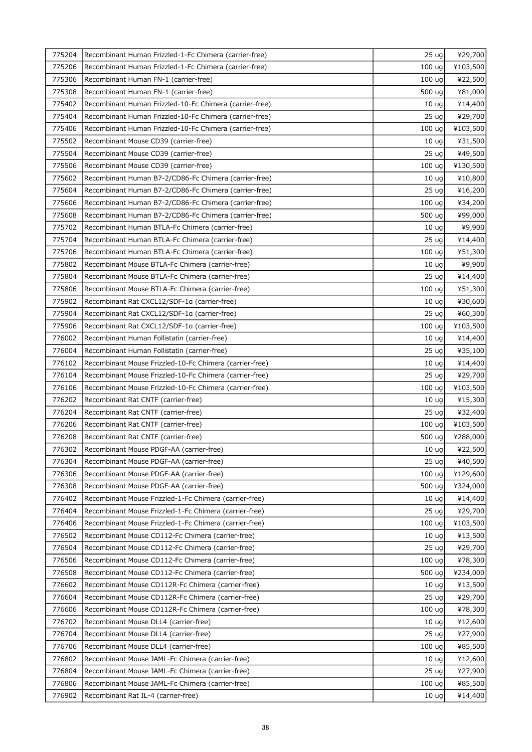| | | | |
|---|---|---|---|
| 775204 | Recombinant Human Frizzled-1-Fc Chimera (carrier-free) | 25 ug | ¥29,700 |
| 775206 | Recombinant Human Frizzled-1-Fc Chimera (carrier-free) | 100 ug | ¥103,500 |
| 775306 | Recombinant Human FN-1 (carrier-free) | 100 ug | ¥22,500 |
| 775308 | Recombinant Human FN-1 (carrier-free) | 500 ug | ¥81,000 |
| 775402 | Recombinant Human Frizzled-10-Fc Chimera (carrier-free) | 10 ug | ¥14,400 |
| 775404 | Recombinant Human Frizzled-10-Fc Chimera (carrier-free) | 25 ug | ¥29,700 |
| 775406 | Recombinant Human Frizzled-10-Fc Chimera (carrier-free) | 100 ug | ¥103,500 |
| 775502 | Recombinant Mouse CD39 (carrier-free) | 10 ug | ¥31,500 |
| 775504 | Recombinant Mouse CD39 (carrier-free) | 25 ug | ¥49,500 |
| 775506 | Recombinant Mouse CD39 (carrier-free) | 100 ug | ¥130,500 |
| 775602 | Recombinant Human B7-2/CD86-Fc Chimera (carrier-free) | 10 ug | ¥10,800 |
| 775604 | Recombinant Human B7-2/CD86-Fc Chimera (carrier-free) | 25 ug | ¥16,200 |
| 775606 | Recombinant Human B7-2/CD86-Fc Chimera (carrier-free) | 100 ug | ¥34,200 |
| 775608 | Recombinant Human B7-2/CD86-Fc Chimera (carrier-free) | 500 ug | ¥99,000 |
| 775702 | Recombinant Human BTLA-Fc Chimera (carrier-free) | 10 ug | ¥9,900 |
| 775704 | Recombinant Human BTLA-Fc Chimera (carrier-free) | 25 ug | ¥14,400 |
| 775706 | Recombinant Human BTLA-Fc Chimera (carrier-free) | 100 ug | ¥51,300 |
| 775802 | Recombinant Mouse BTLA-Fc Chimera (carrier-free) | 10 ug | ¥9,900 |
| 775804 | Recombinant Mouse BTLA-Fc Chimera (carrier-free) | 25 ug | ¥14,400 |
| 775806 | Recombinant Mouse BTLA-Fc Chimera (carrier-free) | 100 ug | ¥51,300 |
| 775902 | Recombinant Rat CXCL12/SDF-1α (carrier-free) | 10 ug | ¥30,600 |
| 775904 | Recombinant Rat CXCL12/SDF-1α (carrier-free) | 25 ug | ¥60,300 |
| 775906 | Recombinant Rat CXCL12/SDF-1α (carrier-free) | 100 ug | ¥103,500 |
| 776002 | Recombinant Human Follistatin (carrier-free) | 10 ug | ¥14,400 |
| 776004 | Recombinant Human Follistatin (carrier-free) | 25 ug | ¥35,100 |
| 776102 | Recombinant Mouse Frizzled-10-Fc Chimera (carrier-free) | 10 ug | ¥14,400 |
| 776104 | Recombinant Mouse Frizzled-10-Fc Chimera (carrier-free) | 25 ug | ¥29,700 |
| 776106 | Recombinant Mouse Frizzled-10-Fc Chimera (carrier-free) | 100 ug | ¥103,500 |
| 776202 | Recombinant Rat CNTF (carrier-free) | 10 ug | ¥15,300 |
| 776204 | Recombinant Rat CNTF (carrier-free) | 25 ug | ¥32,400 |
| 776206 | Recombinant Rat CNTF (carrier-free) | 100 ug | ¥103,500 |
| 776208 | Recombinant Rat CNTF (carrier-free) | 500 ug | ¥288,000 |
| 776302 | Recombinant Mouse PDGF-AA (carrier-free) | 10 ug | ¥22,500 |
| 776304 | Recombinant Mouse PDGF-AA (carrier-free) | 25 ug | ¥40,500 |
| 776306 | Recombinant Mouse PDGF-AA (carrier-free) | 100 ug | ¥129,600 |
| 776308 | Recombinant Mouse PDGF-AA (carrier-free) | 500 ug | ¥324,000 |
| 776402 | Recombinant Mouse Frizzled-1-Fc Chimera (carrier-free) | 10 ug | ¥14,400 |
| 776404 | Recombinant Mouse Frizzled-1-Fc Chimera (carrier-free) | 25 ug | ¥29,700 |
| 776406 | Recombinant Mouse Frizzled-1-Fc Chimera (carrier-free) | 100 ug | ¥103,500 |
| 776502 | Recombinant Mouse CD112-Fc Chimera (carrier-free) | 10 ug | ¥13,500 |
| 776504 | Recombinant Mouse CD112-Fc Chimera (carrier-free) | 25 ug | ¥29,700 |
| 776506 | Recombinant Mouse CD112-Fc Chimera (carrier-free) | 100 ug | ¥78,300 |
| 776508 | Recombinant Mouse CD112-Fc Chimera (carrier-free) | 500 ug | ¥234,000 |
| 776602 | Recombinant Mouse CD112R-Fc Chimera (carrier-free) | 10 ug | ¥13,500 |
| 776604 | Recombinant Mouse CD112R-Fc Chimera (carrier-free) | 25 ug | ¥29,700 |
| 776606 | Recombinant Mouse CD112R-Fc Chimera (carrier-free) | 100 ug | ¥78,300 |
| 776702 | Recombinant Mouse DLL4 (carrier-free) | 10 ug | ¥12,600 |
| 776704 | Recombinant Mouse DLL4 (carrier-free) | 25 ug | ¥27,900 |
| 776706 | Recombinant Mouse DLL4 (carrier-free) | 100 ug | ¥85,500 |
| 776802 | Recombinant Mouse JAML-Fc Chimera (carrier-free) | 10 ug | ¥12,600 |
| 776804 | Recombinant Mouse JAML-Fc Chimera (carrier-free) | 25 ug | ¥27,900 |
| 776806 | Recombinant Mouse JAML-Fc Chimera (carrier-free) | 100 ug | ¥85,500 |
| 776902 | Recombinant Rat IL-4 (carrier-free) | 10 ug | ¥14,400 |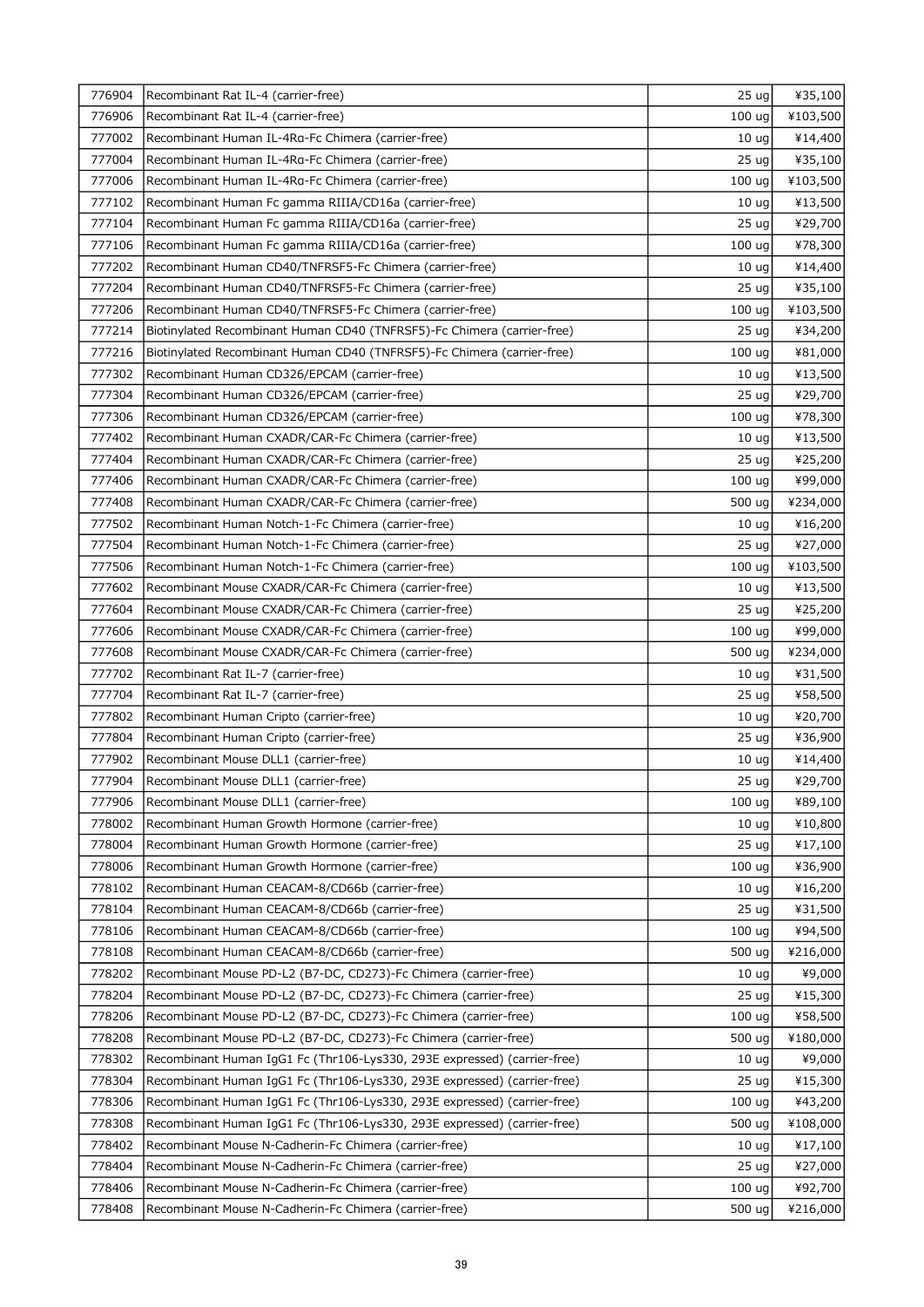| 776904 | Recombinant Rat IL-4 (carrier-free) | 25 ug | ¥35,100 |
|---|---|---|---|
| 776906 | Recombinant Rat IL-4 (carrier-free) | 100 ug | ¥103,500 |
| 777002 | Recombinant Human IL-4Rα-Fc Chimera (carrier-free) | 10 ug | ¥14,400 |
| 777004 | Recombinant Human IL-4Rα-Fc Chimera (carrier-free) | 25 ug | ¥35,100 |
| 777006 | Recombinant Human IL-4Rα-Fc Chimera (carrier-free) | 100 ug | ¥103,500 |
| 777102 | Recombinant Human Fc gamma RIIIA/CD16a (carrier-free) | 10 ug | ¥13,500 |
| 777104 | Recombinant Human Fc gamma RIIIA/CD16a (carrier-free) | 25 ug | ¥29,700 |
| 777106 | Recombinant Human Fc gamma RIIIA/CD16a (carrier-free) | 100 ug | ¥78,300 |
| 777202 | Recombinant Human CD40/TNFRSF5-Fc Chimera (carrier-free) | 10 ug | ¥14,400 |
| 777204 | Recombinant Human CD40/TNFRSF5-Fc Chimera (carrier-free) | 25 ug | ¥35,100 |
| 777206 | Recombinant Human CD40/TNFRSF5-Fc Chimera (carrier-free) | 100 ug | ¥103,500 |
| 777214 | Biotinylated Recombinant Human CD40 (TNFRSF5)-Fc Chimera (carrier-free) | 25 ug | ¥34,200 |
| 777216 | Biotinylated Recombinant Human CD40 (TNFRSF5)-Fc Chimera (carrier-free) | 100 ug | ¥81,000 |
| 777302 | Recombinant Human CD326/EPCAM (carrier-free) | 10 ug | ¥13,500 |
| 777304 | Recombinant Human CD326/EPCAM (carrier-free) | 25 ug | ¥29,700 |
| 777306 | Recombinant Human CD326/EPCAM (carrier-free) | 100 ug | ¥78,300 |
| 777402 | Recombinant Human CXADR/CAR-Fc Chimera (carrier-free) | 10 ug | ¥13,500 |
| 777404 | Recombinant Human CXADR/CAR-Fc Chimera (carrier-free) | 25 ug | ¥25,200 |
| 777406 | Recombinant Human CXADR/CAR-Fc Chimera (carrier-free) | 100 ug | ¥99,000 |
| 777408 | Recombinant Human CXADR/CAR-Fc Chimera (carrier-free) | 500 ug | ¥234,000 |
| 777502 | Recombinant Human Notch-1-Fc Chimera (carrier-free) | 10 ug | ¥16,200 |
| 777504 | Recombinant Human Notch-1-Fc Chimera (carrier-free) | 25 ug | ¥27,000 |
| 777506 | Recombinant Human Notch-1-Fc Chimera (carrier-free) | 100 ug | ¥103,500 |
| 777602 | Recombinant Mouse CXADR/CAR-Fc Chimera (carrier-free) | 10 ug | ¥13,500 |
| 777604 | Recombinant Mouse CXADR/CAR-Fc Chimera (carrier-free) | 25 ug | ¥25,200 |
| 777606 | Recombinant Mouse CXADR/CAR-Fc Chimera (carrier-free) | 100 ug | ¥99,000 |
| 777608 | Recombinant Mouse CXADR/CAR-Fc Chimera (carrier-free) | 500 ug | ¥234,000 |
| 777702 | Recombinant Rat IL-7 (carrier-free) | 10 ug | ¥31,500 |
| 777704 | Recombinant Rat IL-7 (carrier-free) | 25 ug | ¥58,500 |
| 777802 | Recombinant Human Cripto (carrier-free) | 10 ug | ¥20,700 |
| 777804 | Recombinant Human Cripto (carrier-free) | 25 ug | ¥36,900 |
| 777902 | Recombinant Mouse DLL1 (carrier-free) | 10 ug | ¥14,400 |
| 777904 | Recombinant Mouse DLL1 (carrier-free) | 25 ug | ¥29,700 |
| 777906 | Recombinant Mouse DLL1 (carrier-free) | 100 ug | ¥89,100 |
| 778002 | Recombinant Human Growth Hormone (carrier-free) | 10 ug | ¥10,800 |
| 778004 | Recombinant Human Growth Hormone (carrier-free) | 25 ug | ¥17,100 |
| 778006 | Recombinant Human Growth Hormone (carrier-free) | 100 ug | ¥36,900 |
| 778102 | Recombinant Human CEACAM-8/CD66b (carrier-free) | 10 ug | ¥16,200 |
| 778104 | Recombinant Human CEACAM-8/CD66b (carrier-free) | 25 ug | ¥31,500 |
| 778106 | Recombinant Human CEACAM-8/CD66b (carrier-free) | 100 ug | ¥94,500 |
| 778108 | Recombinant Human CEACAM-8/CD66b (carrier-free) | 500 ug | ¥216,000 |
| 778202 | Recombinant Mouse PD-L2 (B7-DC, CD273)-Fc Chimera (carrier-free) | 10 ug | ¥9,000 |
| 778204 | Recombinant Mouse PD-L2 (B7-DC, CD273)-Fc Chimera (carrier-free) | 25 ug | ¥15,300 |
| 778206 | Recombinant Mouse PD-L2 (B7-DC, CD273)-Fc Chimera (carrier-free) | 100 ug | ¥58,500 |
| 778208 | Recombinant Mouse PD-L2 (B7-DC, CD273)-Fc Chimera (carrier-free) | 500 ug | ¥180,000 |
| 778302 | Recombinant Human IgG1 Fc (Thr106-Lys330, 293E expressed) (carrier-free) | 10 ug | ¥9,000 |
| 778304 | Recombinant Human IgG1 Fc (Thr106-Lys330, 293E expressed) (carrier-free) | 25 ug | ¥15,300 |
| 778306 | Recombinant Human IgG1 Fc (Thr106-Lys330, 293E expressed) (carrier-free) | 100 ug | ¥43,200 |
| 778308 | Recombinant Human IgG1 Fc (Thr106-Lys330, 293E expressed) (carrier-free) | 500 ug | ¥108,000 |
| 778402 | Recombinant Mouse N-Cadherin-Fc Chimera (carrier-free) | 10 ug | ¥17,100 |
| 778404 | Recombinant Mouse N-Cadherin-Fc Chimera (carrier-free) | 25 ug | ¥27,000 |
| 778406 | Recombinant Mouse N-Cadherin-Fc Chimera (carrier-free) | 100 ug | ¥92,700 |
| 778408 | Recombinant Mouse N-Cadherin-Fc Chimera (carrier-free) | 500 ug | ¥216,000 |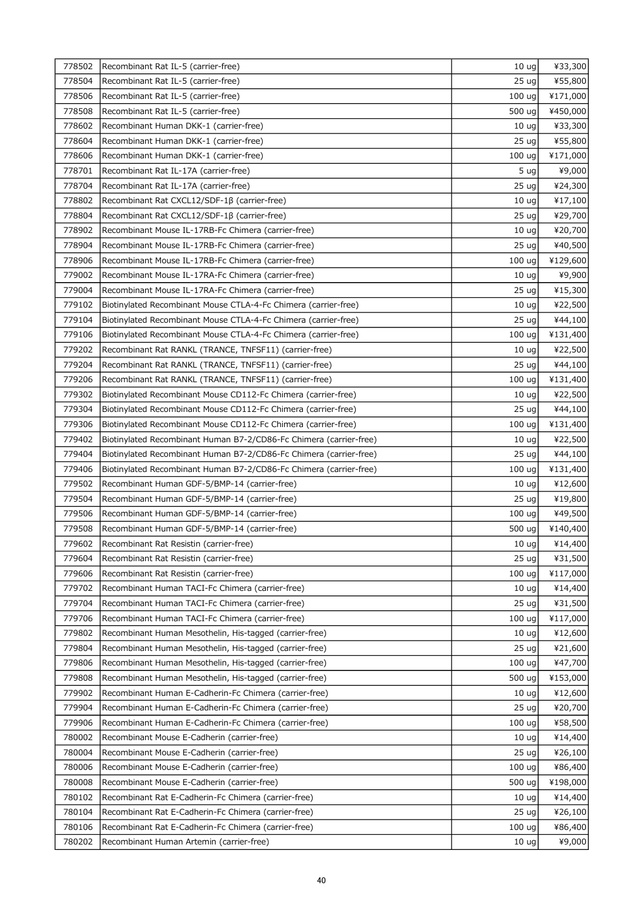| | | | |
|---|---|---|---|
| 778502 | Recombinant Rat IL-5 (carrier-free) | 10 ug | ¥33,300 |
| 778504 | Recombinant Rat IL-5 (carrier-free) | 25 ug | ¥55,800 |
| 778506 | Recombinant Rat IL-5 (carrier-free) | 100 ug | ¥171,000 |
| 778508 | Recombinant Rat IL-5 (carrier-free) | 500 ug | ¥450,000 |
| 778602 | Recombinant Human DKK-1 (carrier-free) | 10 ug | ¥33,300 |
| 778604 | Recombinant Human DKK-1 (carrier-free) | 25 ug | ¥55,800 |
| 778606 | Recombinant Human DKK-1 (carrier-free) | 100 ug | ¥171,000 |
| 778701 | Recombinant Rat IL-17A (carrier-free) | 5 ug | ¥9,000 |
| 778704 | Recombinant Rat IL-17A (carrier-free) | 25 ug | ¥24,300 |
| 778802 | Recombinant Rat CXCL12/SDF-1β (carrier-free) | 10 ug | ¥17,100 |
| 778804 | Recombinant Rat CXCL12/SDF-1β (carrier-free) | 25 ug | ¥29,700 |
| 778902 | Recombinant Mouse IL-17RB-Fc Chimera (carrier-free) | 10 ug | ¥20,700 |
| 778904 | Recombinant Mouse IL-17RB-Fc Chimera (carrier-free) | 25 ug | ¥40,500 |
| 778906 | Recombinant Mouse IL-17RB-Fc Chimera (carrier-free) | 100 ug | ¥129,600 |
| 779002 | Recombinant Mouse IL-17RA-Fc Chimera (carrier-free) | 10 ug | ¥9,900 |
| 779004 | Recombinant Mouse IL-17RA-Fc Chimera (carrier-free) | 25 ug | ¥15,300 |
| 779102 | Biotinylated Recombinant Mouse CTLA-4-Fc Chimera (carrier-free) | 10 ug | ¥22,500 |
| 779104 | Biotinylated Recombinant Mouse CTLA-4-Fc Chimera (carrier-free) | 25 ug | ¥44,100 |
| 779106 | Biotinylated Recombinant Mouse CTLA-4-Fc Chimera (carrier-free) | 100 ug | ¥131,400 |
| 779202 | Recombinant Rat RANKL (TRANCE, TNFSF11) (carrier-free) | 10 ug | ¥22,500 |
| 779204 | Recombinant Rat RANKL (TRANCE, TNFSF11) (carrier-free) | 25 ug | ¥44,100 |
| 779206 | Recombinant Rat RANKL (TRANCE, TNFSF11) (carrier-free) | 100 ug | ¥131,400 |
| 779302 | Biotinylated Recombinant Mouse CD112-Fc Chimera (carrier-free) | 10 ug | ¥22,500 |
| 779304 | Biotinylated Recombinant Mouse CD112-Fc Chimera (carrier-free) | 25 ug | ¥44,100 |
| 779306 | Biotinylated Recombinant Mouse CD112-Fc Chimera (carrier-free) | 100 ug | ¥131,400 |
| 779402 | Biotinylated Recombinant Human B7-2/CD86-Fc Chimera (carrier-free) | 10 ug | ¥22,500 |
| 779404 | Biotinylated Recombinant Human B7-2/CD86-Fc Chimera (carrier-free) | 25 ug | ¥44,100 |
| 779406 | Biotinylated Recombinant Human B7-2/CD86-Fc Chimera (carrier-free) | 100 ug | ¥131,400 |
| 779502 | Recombinant Human GDF-5/BMP-14 (carrier-free) | 10 ug | ¥12,600 |
| 779504 | Recombinant Human GDF-5/BMP-14 (carrier-free) | 25 ug | ¥19,800 |
| 779506 | Recombinant Human GDF-5/BMP-14 (carrier-free) | 100 ug | ¥49,500 |
| 779508 | Recombinant Human GDF-5/BMP-14 (carrier-free) | 500 ug | ¥140,400 |
| 779602 | Recombinant Rat Resistin (carrier-free) | 10 ug | ¥14,400 |
| 779604 | Recombinant Rat Resistin (carrier-free) | 25 ug | ¥31,500 |
| 779606 | Recombinant Rat Resistin (carrier-free) | 100 ug | ¥117,000 |
| 779702 | Recombinant Human TACI-Fc Chimera (carrier-free) | 10 ug | ¥14,400 |
| 779704 | Recombinant Human TACI-Fc Chimera (carrier-free) | 25 ug | ¥31,500 |
| 779706 | Recombinant Human TACI-Fc Chimera (carrier-free) | 100 ug | ¥117,000 |
| 779802 | Recombinant Human Mesothelin, His-tagged (carrier-free) | 10 ug | ¥12,600 |
| 779804 | Recombinant Human Mesothelin, His-tagged (carrier-free) | 25 ug | ¥21,600 |
| 779806 | Recombinant Human Mesothelin, His-tagged (carrier-free) | 100 ug | ¥47,700 |
| 779808 | Recombinant Human Mesothelin, His-tagged (carrier-free) | 500 ug | ¥153,000 |
| 779902 | Recombinant Human E-Cadherin-Fc Chimera (carrier-free) | 10 ug | ¥12,600 |
| 779904 | Recombinant Human E-Cadherin-Fc Chimera (carrier-free) | 25 ug | ¥20,700 |
| 779906 | Recombinant Human E-Cadherin-Fc Chimera (carrier-free) | 100 ug | ¥58,500 |
| 780002 | Recombinant Mouse E-Cadherin (carrier-free) | 10 ug | ¥14,400 |
| 780004 | Recombinant Mouse E-Cadherin (carrier-free) | 25 ug | ¥26,100 |
| 780006 | Recombinant Mouse E-Cadherin (carrier-free) | 100 ug | ¥86,400 |
| 780008 | Recombinant Mouse E-Cadherin (carrier-free) | 500 ug | ¥198,000 |
| 780102 | Recombinant Rat E-Cadherin-Fc Chimera (carrier-free) | 10 ug | ¥14,400 |
| 780104 | Recombinant Rat E-Cadherin-Fc Chimera (carrier-free) | 25 ug | ¥26,100 |
| 780106 | Recombinant Rat E-Cadherin-Fc Chimera (carrier-free) | 100 ug | ¥86,400 |
| 780202 | Recombinant Human Artemin (carrier-free) | 10 ug | ¥9,000 |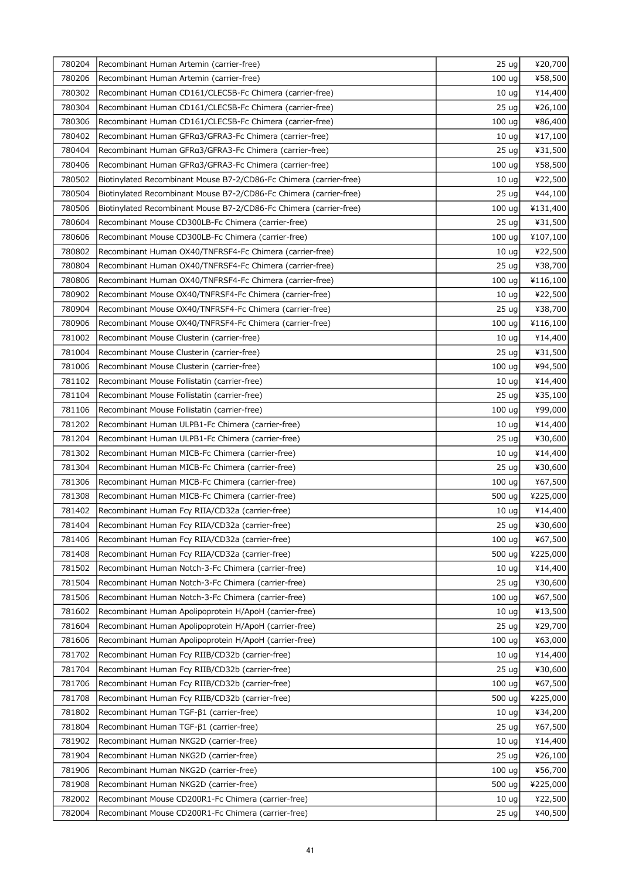| | | | |
|---|---|---|---|
| 780204 | Recombinant Human Artemin (carrier-free) | 25 ug | ¥20,700 |
| 780206 | Recombinant Human Artemin (carrier-free) | 100 ug | ¥58,500 |
| 780302 | Recombinant Human CD161/CLEC5B-Fc Chimera (carrier-free) | 10 ug | ¥14,400 |
| 780304 | Recombinant Human CD161/CLEC5B-Fc Chimera (carrier-free) | 25 ug | ¥26,100 |
| 780306 | Recombinant Human CD161/CLEC5B-Fc Chimera (carrier-free) | 100 ug | ¥86,400 |
| 780402 | Recombinant Human GFRα3/GFRA3-Fc Chimera (carrier-free) | 10 ug | ¥17,100 |
| 780404 | Recombinant Human GFRα3/GFRA3-Fc Chimera (carrier-free) | 25 ug | ¥31,500 |
| 780406 | Recombinant Human GFRα3/GFRA3-Fc Chimera (carrier-free) | 100 ug | ¥58,500 |
| 780502 | Biotinylated Recombinant Mouse B7-2/CD86-Fc Chimera (carrier-free) | 10 ug | ¥22,500 |
| 780504 | Biotinylated Recombinant Mouse B7-2/CD86-Fc Chimera (carrier-free) | 25 ug | ¥44,100 |
| 780506 | Biotinylated Recombinant Mouse B7-2/CD86-Fc Chimera (carrier-free) | 100 ug | ¥131,400 |
| 780604 | Recombinant Mouse CD300LB-Fc Chimera (carrier-free) | 25 ug | ¥31,500 |
| 780606 | Recombinant Mouse CD300LB-Fc Chimera (carrier-free) | 100 ug | ¥107,100 |
| 780802 | Recombinant Human OX40/TNFRSF4-Fc Chimera (carrier-free) | 10 ug | ¥22,500 |
| 780804 | Recombinant Human OX40/TNFRSF4-Fc Chimera (carrier-free) | 25 ug | ¥38,700 |
| 780806 | Recombinant Human OX40/TNFRSF4-Fc Chimera (carrier-free) | 100 ug | ¥116,100 |
| 780902 | Recombinant Mouse OX40/TNFRSF4-Fc Chimera (carrier-free) | 10 ug | ¥22,500 |
| 780904 | Recombinant Mouse OX40/TNFRSF4-Fc Chimera (carrier-free) | 25 ug | ¥38,700 |
| 780906 | Recombinant Mouse OX40/TNFRSF4-Fc Chimera (carrier-free) | 100 ug | ¥116,100 |
| 781002 | Recombinant Mouse Clusterin (carrier-free) | 10 ug | ¥14,400 |
| 781004 | Recombinant Mouse Clusterin (carrier-free) | 25 ug | ¥31,500 |
| 781006 | Recombinant Mouse Clusterin (carrier-free) | 100 ug | ¥94,500 |
| 781102 | Recombinant Mouse Follistatin (carrier-free) | 10 ug | ¥14,400 |
| 781104 | Recombinant Mouse Follistatin (carrier-free) | 25 ug | ¥35,100 |
| 781106 | Recombinant Mouse Follistatin (carrier-free) | 100 ug | ¥99,000 |
| 781202 | Recombinant Human ULPB1-Fc Chimera (carrier-free) | 10 ug | ¥14,400 |
| 781204 | Recombinant Human ULPB1-Fc Chimera (carrier-free) | 25 ug | ¥30,600 |
| 781302 | Recombinant Human MICB-Fc Chimera (carrier-free) | 10 ug | ¥14,400 |
| 781304 | Recombinant Human MICB-Fc Chimera (carrier-free) | 25 ug | ¥30,600 |
| 781306 | Recombinant Human MICB-Fc Chimera (carrier-free) | 100 ug | ¥67,500 |
| 781308 | Recombinant Human MICB-Fc Chimera (carrier-free) | 500 ug | ¥225,000 |
| 781402 | Recombinant Human Fcγ RIIA/CD32a (carrier-free) | 10 ug | ¥14,400 |
| 781404 | Recombinant Human Fcγ RIIA/CD32a (carrier-free) | 25 ug | ¥30,600 |
| 781406 | Recombinant Human Fcγ RIIA/CD32a (carrier-free) | 100 ug | ¥67,500 |
| 781408 | Recombinant Human Fcγ RIIA/CD32a (carrier-free) | 500 ug | ¥225,000 |
| 781502 | Recombinant Human Notch-3-Fc Chimera (carrier-free) | 10 ug | ¥14,400 |
| 781504 | Recombinant Human Notch-3-Fc Chimera (carrier-free) | 25 ug | ¥30,600 |
| 781506 | Recombinant Human Notch-3-Fc Chimera (carrier-free) | 100 ug | ¥67,500 |
| 781602 | Recombinant Human Apolipoprotein H/ApoH (carrier-free) | 10 ug | ¥13,500 |
| 781604 | Recombinant Human Apolipoprotein H/ApoH (carrier-free) | 25 ug | ¥29,700 |
| 781606 | Recombinant Human Apolipoprotein H/ApoH (carrier-free) | 100 ug | ¥63,000 |
| 781702 | Recombinant Human Fcγ RIIB/CD32b (carrier-free) | 10 ug | ¥14,400 |
| 781704 | Recombinant Human Fcγ RIIB/CD32b (carrier-free) | 25 ug | ¥30,600 |
| 781706 | Recombinant Human Fcγ RIIB/CD32b (carrier-free) | 100 ug | ¥67,500 |
| 781708 | Recombinant Human Fcγ RIIB/CD32b (carrier-free) | 500 ug | ¥225,000 |
| 781802 | Recombinant Human TGF-β1 (carrier-free) | 10 ug | ¥34,200 |
| 781804 | Recombinant Human TGF-β1 (carrier-free) | 25 ug | ¥67,500 |
| 781902 | Recombinant Human NKG2D (carrier-free) | 10 ug | ¥14,400 |
| 781904 | Recombinant Human NKG2D (carrier-free) | 25 ug | ¥26,100 |
| 781906 | Recombinant Human NKG2D (carrier-free) | 100 ug | ¥56,700 |
| 781908 | Recombinant Human NKG2D (carrier-free) | 500 ug | ¥225,000 |
| 782002 | Recombinant Mouse CD200R1-Fc Chimera (carrier-free) | 10 ug | ¥22,500 |
| 782004 | Recombinant Mouse CD200R1-Fc Chimera (carrier-free) | 25 ug | ¥40,500 |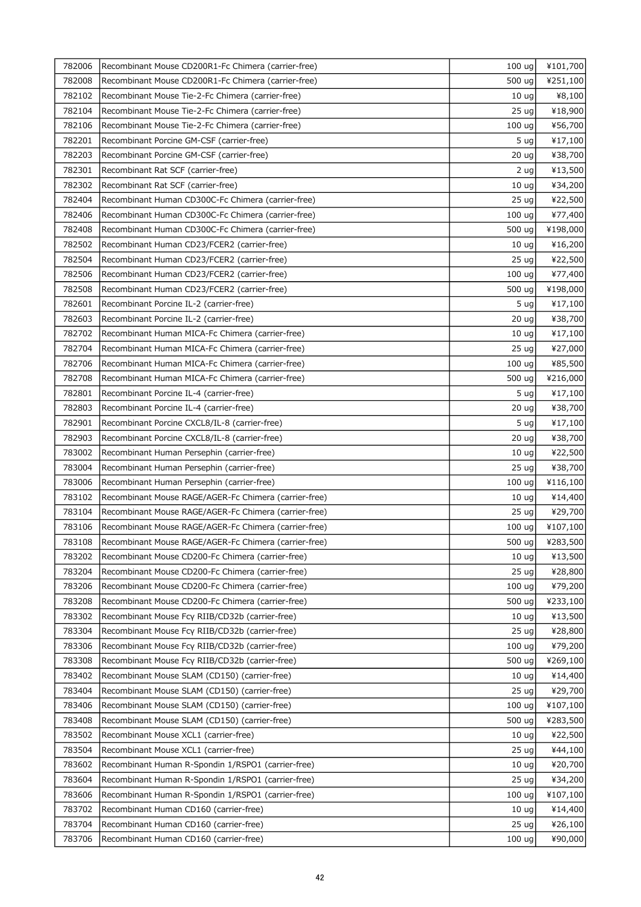| 782006 | Recombinant Mouse CD200R1-Fc Chimera (carrier-free) | 100 ug | ¥101,700 |
|---|---|---|---|
| 782008 | Recombinant Mouse CD200R1-Fc Chimera (carrier-free) | 500 ug | ¥251,100 |
| 782102 | Recombinant Mouse Tie-2-Fc Chimera (carrier-free) | 10 ug | ¥8,100 |
| 782104 | Recombinant Mouse Tie-2-Fc Chimera (carrier-free) | 25 ug | ¥18,900 |
| 782106 | Recombinant Mouse Tie-2-Fc Chimera (carrier-free) | 100 ug | ¥56,700 |
| 782201 | Recombinant Porcine GM-CSF (carrier-free) | 5 ug | ¥17,100 |
| 782203 | Recombinant Porcine GM-CSF (carrier-free) | 20 ug | ¥38,700 |
| 782301 | Recombinant Rat SCF (carrier-free) | 2 ug | ¥13,500 |
| 782302 | Recombinant Rat SCF (carrier-free) | 10 ug | ¥34,200 |
| 782404 | Recombinant Human CD300C-Fc Chimera (carrier-free) | 25 ug | ¥22,500 |
| 782406 | Recombinant Human CD300C-Fc Chimera (carrier-free) | 100 ug | ¥77,400 |
| 782408 | Recombinant Human CD300C-Fc Chimera (carrier-free) | 500 ug | ¥198,000 |
| 782502 | Recombinant Human CD23/FCER2 (carrier-free) | 10 ug | ¥16,200 |
| 782504 | Recombinant Human CD23/FCER2 (carrier-free) | 25 ug | ¥22,500 |
| 782506 | Recombinant Human CD23/FCER2 (carrier-free) | 100 ug | ¥77,400 |
| 782508 | Recombinant Human CD23/FCER2 (carrier-free) | 500 ug | ¥198,000 |
| 782601 | Recombinant Porcine IL-2 (carrier-free) | 5 ug | ¥17,100 |
| 782603 | Recombinant Porcine IL-2 (carrier-free) | 20 ug | ¥38,700 |
| 782702 | Recombinant Human MICA-Fc Chimera (carrier-free) | 10 ug | ¥17,100 |
| 782704 | Recombinant Human MICA-Fc Chimera (carrier-free) | 25 ug | ¥27,000 |
| 782706 | Recombinant Human MICA-Fc Chimera (carrier-free) | 100 ug | ¥85,500 |
| 782708 | Recombinant Human MICA-Fc Chimera (carrier-free) | 500 ug | ¥216,000 |
| 782801 | Recombinant Porcine IL-4 (carrier-free) | 5 ug | ¥17,100 |
| 782803 | Recombinant Porcine IL-4 (carrier-free) | 20 ug | ¥38,700 |
| 782901 | Recombinant Porcine CXCL8/IL-8 (carrier-free) | 5 ug | ¥17,100 |
| 782903 | Recombinant Porcine CXCL8/IL-8 (carrier-free) | 20 ug | ¥38,700 |
| 783002 | Recombinant Human Persephin (carrier-free) | 10 ug | ¥22,500 |
| 783004 | Recombinant Human Persephin (carrier-free) | 25 ug | ¥38,700 |
| 783006 | Recombinant Human Persephin (carrier-free) | 100 ug | ¥116,100 |
| 783102 | Recombinant Mouse RAGE/AGER-Fc Chimera (carrier-free) | 10 ug | ¥14,400 |
| 783104 | Recombinant Mouse RAGE/AGER-Fc Chimera (carrier-free) | 25 ug | ¥29,700 |
| 783106 | Recombinant Mouse RAGE/AGER-Fc Chimera (carrier-free) | 100 ug | ¥107,100 |
| 783108 | Recombinant Mouse RAGE/AGER-Fc Chimera (carrier-free) | 500 ug | ¥283,500 |
| 783202 | Recombinant Mouse CD200-Fc Chimera (carrier-free) | 10 ug | ¥13,500 |
| 783204 | Recombinant Mouse CD200-Fc Chimera (carrier-free) | 25 ug | ¥28,800 |
| 783206 | Recombinant Mouse CD200-Fc Chimera (carrier-free) | 100 ug | ¥79,200 |
| 783208 | Recombinant Mouse CD200-Fc Chimera (carrier-free) | 500 ug | ¥233,100 |
| 783302 | Recombinant Mouse Fcγ RIIB/CD32b (carrier-free) | 10 ug | ¥13,500 |
| 783304 | Recombinant Mouse Fcγ RIIB/CD32b (carrier-free) | 25 ug | ¥28,800 |
| 783306 | Recombinant Mouse Fcγ RIIB/CD32b (carrier-free) | 100 ug | ¥79,200 |
| 783308 | Recombinant Mouse Fcγ RIIB/CD32b (carrier-free) | 500 ug | ¥269,100 |
| 783402 | Recombinant Mouse SLAM (CD150) (carrier-free) | 10 ug | ¥14,400 |
| 783404 | Recombinant Mouse SLAM (CD150) (carrier-free) | 25 ug | ¥29,700 |
| 783406 | Recombinant Mouse SLAM (CD150) (carrier-free) | 100 ug | ¥107,100 |
| 783408 | Recombinant Mouse SLAM (CD150) (carrier-free) | 500 ug | ¥283,500 |
| 783502 | Recombinant Mouse XCL1 (carrier-free) | 10 ug | ¥22,500 |
| 783504 | Recombinant Mouse XCL1 (carrier-free) | 25 ug | ¥44,100 |
| 783602 | Recombinant Human R-Spondin 1/RSPO1 (carrier-free) | 10 ug | ¥20,700 |
| 783604 | Recombinant Human R-Spondin 1/RSPO1 (carrier-free) | 25 ug | ¥34,200 |
| 783606 | Recombinant Human R-Spondin 1/RSPO1 (carrier-free) | 100 ug | ¥107,100 |
| 783702 | Recombinant Human CD160 (carrier-free) | 10 ug | ¥14,400 |
| 783704 | Recombinant Human CD160 (carrier-free) | 25 ug | ¥26,100 |
| 783706 | Recombinant Human CD160 (carrier-free) | 100 ug | ¥90,000 |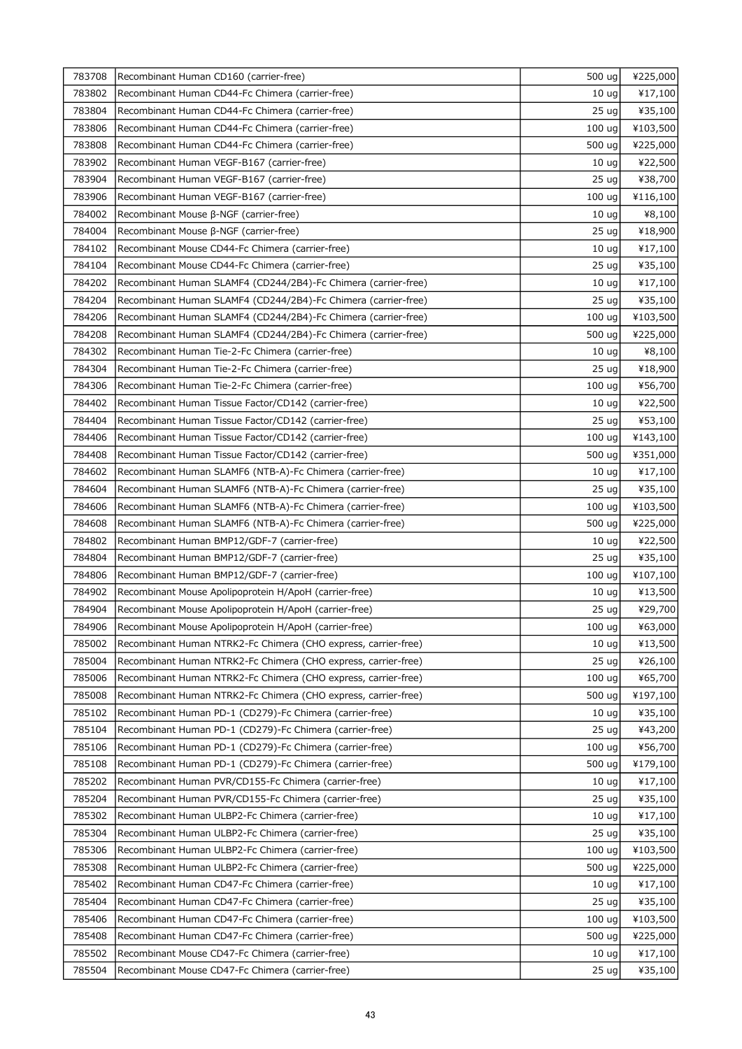| | | | |
|---|---|---|---|
| 783708 | Recombinant Human CD160 (carrier-free) | 500 ug | ¥225,000 |
| 783802 | Recombinant Human CD44-Fc Chimera (carrier-free) | 10 ug | ¥17,100 |
| 783804 | Recombinant Human CD44-Fc Chimera (carrier-free) | 25 ug | ¥35,100 |
| 783806 | Recombinant Human CD44-Fc Chimera (carrier-free) | 100 ug | ¥103,500 |
| 783808 | Recombinant Human CD44-Fc Chimera (carrier-free) | 500 ug | ¥225,000 |
| 783902 | Recombinant Human VEGF-B167 (carrier-free) | 10 ug | ¥22,500 |
| 783904 | Recombinant Human VEGF-B167 (carrier-free) | 25 ug | ¥38,700 |
| 783906 | Recombinant Human VEGF-B167 (carrier-free) | 100 ug | ¥116,100 |
| 784002 | Recombinant Mouse β-NGF (carrier-free) | 10 ug | ¥8,100 |
| 784004 | Recombinant Mouse β-NGF (carrier-free) | 25 ug | ¥18,900 |
| 784102 | Recombinant Mouse CD44-Fc Chimera (carrier-free) | 10 ug | ¥17,100 |
| 784104 | Recombinant Mouse CD44-Fc Chimera (carrier-free) | 25 ug | ¥35,100 |
| 784202 | Recombinant Human SLAMF4 (CD244/2B4)-Fc Chimera (carrier-free) | 10 ug | ¥17,100 |
| 784204 | Recombinant Human SLAMF4 (CD244/2B4)-Fc Chimera (carrier-free) | 25 ug | ¥35,100 |
| 784206 | Recombinant Human SLAMF4 (CD244/2B4)-Fc Chimera (carrier-free) | 100 ug | ¥103,500 |
| 784208 | Recombinant Human SLAMF4 (CD244/2B4)-Fc Chimera (carrier-free) | 500 ug | ¥225,000 |
| 784302 | Recombinant Human Tie-2-Fc Chimera (carrier-free) | 10 ug | ¥8,100 |
| 784304 | Recombinant Human Tie-2-Fc Chimera (carrier-free) | 25 ug | ¥18,900 |
| 784306 | Recombinant Human Tie-2-Fc Chimera (carrier-free) | 100 ug | ¥56,700 |
| 784402 | Recombinant Human Tissue Factor/CD142 (carrier-free) | 10 ug | ¥22,500 |
| 784404 | Recombinant Human Tissue Factor/CD142 (carrier-free) | 25 ug | ¥53,100 |
| 784406 | Recombinant Human Tissue Factor/CD142 (carrier-free) | 100 ug | ¥143,100 |
| 784408 | Recombinant Human Tissue Factor/CD142 (carrier-free) | 500 ug | ¥351,000 |
| 784602 | Recombinant Human SLAMF6 (NTB-A)-Fc Chimera (carrier-free) | 10 ug | ¥17,100 |
| 784604 | Recombinant Human SLAMF6 (NTB-A)-Fc Chimera (carrier-free) | 25 ug | ¥35,100 |
| 784606 | Recombinant Human SLAMF6 (NTB-A)-Fc Chimera (carrier-free) | 100 ug | ¥103,500 |
| 784608 | Recombinant Human SLAMF6 (NTB-A)-Fc Chimera (carrier-free) | 500 ug | ¥225,000 |
| 784802 | Recombinant Human BMP12/GDF-7 (carrier-free) | 10 ug | ¥22,500 |
| 784804 | Recombinant Human BMP12/GDF-7 (carrier-free) | 25 ug | ¥35,100 |
| 784806 | Recombinant Human BMP12/GDF-7 (carrier-free) | 100 ug | ¥107,100 |
| 784902 | Recombinant Mouse Apolipoprotein H/ApoH (carrier-free) | 10 ug | ¥13,500 |
| 784904 | Recombinant Mouse Apolipoprotein H/ApoH (carrier-free) | 25 ug | ¥29,700 |
| 784906 | Recombinant Mouse Apolipoprotein H/ApoH (carrier-free) | 100 ug | ¥63,000 |
| 785002 | Recombinant Human NTRK2-Fc Chimera (CHO express, carrier-free) | 10 ug | ¥13,500 |
| 785004 | Recombinant Human NTRK2-Fc Chimera (CHO express, carrier-free) | 25 ug | ¥26,100 |
| 785006 | Recombinant Human NTRK2-Fc Chimera (CHO express, carrier-free) | 100 ug | ¥65,700 |
| 785008 | Recombinant Human NTRK2-Fc Chimera (CHO express, carrier-free) | 500 ug | ¥197,100 |
| 785102 | Recombinant Human PD-1 (CD279)-Fc Chimera (carrier-free) | 10 ug | ¥35,100 |
| 785104 | Recombinant Human PD-1 (CD279)-Fc Chimera (carrier-free) | 25 ug | ¥43,200 |
| 785106 | Recombinant Human PD-1 (CD279)-Fc Chimera (carrier-free) | 100 ug | ¥56,700 |
| 785108 | Recombinant Human PD-1 (CD279)-Fc Chimera (carrier-free) | 500 ug | ¥179,100 |
| 785202 | Recombinant Human PVR/CD155-Fc Chimera (carrier-free) | 10 ug | ¥17,100 |
| 785204 | Recombinant Human PVR/CD155-Fc Chimera (carrier-free) | 25 ug | ¥35,100 |
| 785302 | Recombinant Human ULBP2-Fc Chimera (carrier-free) | 10 ug | ¥17,100 |
| 785304 | Recombinant Human ULBP2-Fc Chimera (carrier-free) | 25 ug | ¥35,100 |
| 785306 | Recombinant Human ULBP2-Fc Chimera (carrier-free) | 100 ug | ¥103,500 |
| 785308 | Recombinant Human ULBP2-Fc Chimera (carrier-free) | 500 ug | ¥225,000 |
| 785402 | Recombinant Human CD47-Fc Chimera (carrier-free) | 10 ug | ¥17,100 |
| 785404 | Recombinant Human CD47-Fc Chimera (carrier-free) | 25 ug | ¥35,100 |
| 785406 | Recombinant Human CD47-Fc Chimera (carrier-free) | 100 ug | ¥103,500 |
| 785408 | Recombinant Human CD47-Fc Chimera (carrier-free) | 500 ug | ¥225,000 |
| 785502 | Recombinant Mouse CD47-Fc Chimera (carrier-free) | 10 ug | ¥17,100 |
| 785504 | Recombinant Mouse CD47-Fc Chimera (carrier-free) | 25 ug | ¥35,100 |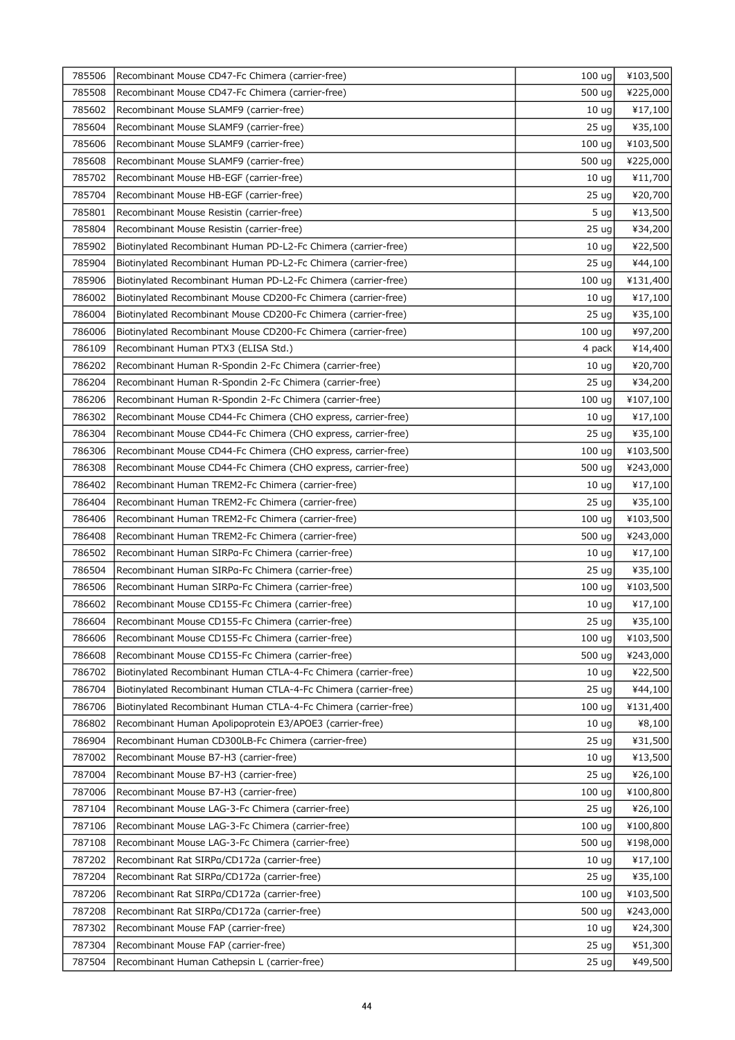| | | | |
|---|---|---|---|
| 785506 | Recombinant Mouse CD47-Fc Chimera (carrier-free) | 100 ug | ¥103,500 |
| 785508 | Recombinant Mouse CD47-Fc Chimera (carrier-free) | 500 ug | ¥225,000 |
| 785602 | Recombinant Mouse SLAMF9 (carrier-free) | 10 ug | ¥17,100 |
| 785604 | Recombinant Mouse SLAMF9 (carrier-free) | 25 ug | ¥35,100 |
| 785606 | Recombinant Mouse SLAMF9 (carrier-free) | 100 ug | ¥103,500 |
| 785608 | Recombinant Mouse SLAMF9 (carrier-free) | 500 ug | ¥225,000 |
| 785702 | Recombinant Mouse HB-EGF (carrier-free) | 10 ug | ¥11,700 |
| 785704 | Recombinant Mouse HB-EGF (carrier-free) | 25 ug | ¥20,700 |
| 785801 | Recombinant Mouse Resistin (carrier-free) | 5 ug | ¥13,500 |
| 785804 | Recombinant Mouse Resistin (carrier-free) | 25 ug | ¥34,200 |
| 785902 | Biotinylated Recombinant Human PD-L2-Fc Chimera (carrier-free) | 10 ug | ¥22,500 |
| 785904 | Biotinylated Recombinant Human PD-L2-Fc Chimera (carrier-free) | 25 ug | ¥44,100 |
| 785906 | Biotinylated Recombinant Human PD-L2-Fc Chimera (carrier-free) | 100 ug | ¥131,400 |
| 786002 | Biotinylated Recombinant Mouse CD200-Fc Chimera (carrier-free) | 10 ug | ¥17,100 |
| 786004 | Biotinylated Recombinant Mouse CD200-Fc Chimera (carrier-free) | 25 ug | ¥35,100 |
| 786006 | Biotinylated Recombinant Mouse CD200-Fc Chimera (carrier-free) | 100 ug | ¥97,200 |
| 786109 | Recombinant Human PTX3 (ELISA Std.) | 4 pack | ¥14,400 |
| 786202 | Recombinant Human R-Spondin 2-Fc Chimera (carrier-free) | 10 ug | ¥20,700 |
| 786204 | Recombinant Human R-Spondin 2-Fc Chimera (carrier-free) | 25 ug | ¥34,200 |
| 786206 | Recombinant Human R-Spondin 2-Fc Chimera (carrier-free) | 100 ug | ¥107,100 |
| 786302 | Recombinant Mouse CD44-Fc Chimera (CHO express, carrier-free) | 10 ug | ¥17,100 |
| 786304 | Recombinant Mouse CD44-Fc Chimera (CHO express, carrier-free) | 25 ug | ¥35,100 |
| 786306 | Recombinant Mouse CD44-Fc Chimera (CHO express, carrier-free) | 100 ug | ¥103,500 |
| 786308 | Recombinant Mouse CD44-Fc Chimera (CHO express, carrier-free) | 500 ug | ¥243,000 |
| 786402 | Recombinant Human TREM2-Fc Chimera (carrier-free) | 10 ug | ¥17,100 |
| 786404 | Recombinant Human TREM2-Fc Chimera (carrier-free) | 25 ug | ¥35,100 |
| 786406 | Recombinant Human TREM2-Fc Chimera (carrier-free) | 100 ug | ¥103,500 |
| 786408 | Recombinant Human TREM2-Fc Chimera (carrier-free) | 500 ug | ¥243,000 |
| 786502 | Recombinant Human SIRPα-Fc Chimera (carrier-free) | 10 ug | ¥17,100 |
| 786504 | Recombinant Human SIRPα-Fc Chimera (carrier-free) | 25 ug | ¥35,100 |
| 786506 | Recombinant Human SIRPα-Fc Chimera (carrier-free) | 100 ug | ¥103,500 |
| 786602 | Recombinant Mouse CD155-Fc Chimera (carrier-free) | 10 ug | ¥17,100 |
| 786604 | Recombinant Mouse CD155-Fc Chimera (carrier-free) | 25 ug | ¥35,100 |
| 786606 | Recombinant Mouse CD155-Fc Chimera (carrier-free) | 100 ug | ¥103,500 |
| 786608 | Recombinant Mouse CD155-Fc Chimera (carrier-free) | 500 ug | ¥243,000 |
| 786702 | Biotinylated Recombinant Human CTLA-4-Fc Chimera (carrier-free) | 10 ug | ¥22,500 |
| 786704 | Biotinylated Recombinant Human CTLA-4-Fc Chimera (carrier-free) | 25 ug | ¥44,100 |
| 786706 | Biotinylated Recombinant Human CTLA-4-Fc Chimera (carrier-free) | 100 ug | ¥131,400 |
| 786802 | Recombinant Human Apolipoprotein E3/APOE3 (carrier-free) | 10 ug | ¥8,100 |
| 786904 | Recombinant Human CD300LB-Fc Chimera (carrier-free) | 25 ug | ¥31,500 |
| 787002 | Recombinant Mouse B7-H3 (carrier-free) | 10 ug | ¥13,500 |
| 787004 | Recombinant Mouse B7-H3 (carrier-free) | 25 ug | ¥26,100 |
| 787006 | Recombinant Mouse B7-H3 (carrier-free) | 100 ug | ¥100,800 |
| 787104 | Recombinant Mouse LAG-3-Fc Chimera (carrier-free) | 25 ug | ¥26,100 |
| 787106 | Recombinant Mouse LAG-3-Fc Chimera (carrier-free) | 100 ug | ¥100,800 |
| 787108 | Recombinant Mouse LAG-3-Fc Chimera (carrier-free) | 500 ug | ¥198,000 |
| 787202 | Recombinant Rat SIRPα/CD172a (carrier-free) | 10 ug | ¥17,100 |
| 787204 | Recombinant Rat SIRPα/CD172a (carrier-free) | 25 ug | ¥35,100 |
| 787206 | Recombinant Rat SIRPα/CD172a (carrier-free) | 100 ug | ¥103,500 |
| 787208 | Recombinant Rat SIRPα/CD172a (carrier-free) | 500 ug | ¥243,000 |
| 787302 | Recombinant Mouse FAP (carrier-free) | 10 ug | ¥24,300 |
| 787304 | Recombinant Mouse FAP (carrier-free) | 25 ug | ¥51,300 |
| 787504 | Recombinant Human Cathepsin L (carrier-free) | 25 ug | ¥49,500 |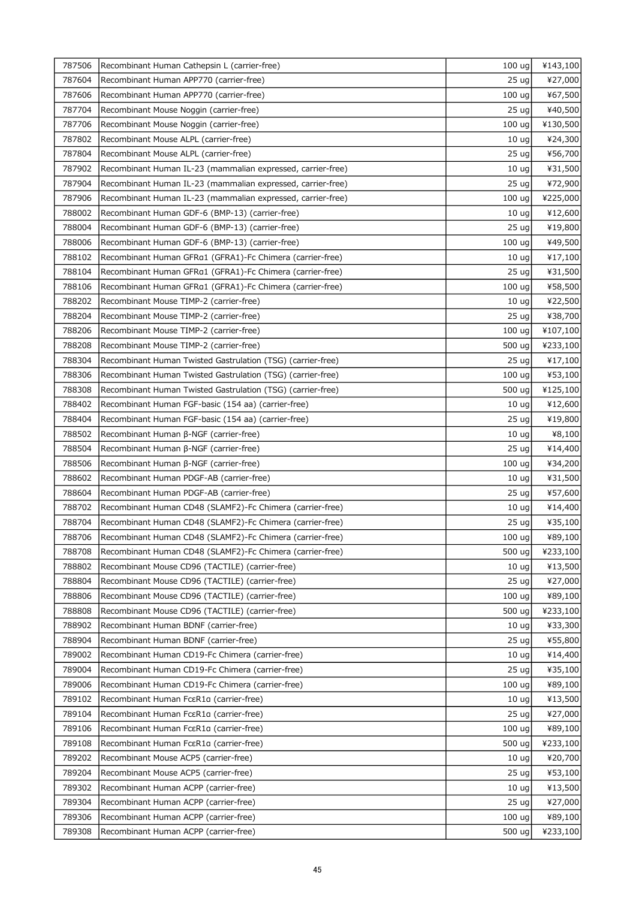| 787506 | Recombinant Human Cathepsin L (carrier-free) | 100 ug | ¥143,100 |
|---|---|---|---|
| 787604 | Recombinant Human APP770 (carrier-free) | 25 ug | ¥27,000 |
| 787606 | Recombinant Human APP770 (carrier-free) | 100 ug | ¥67,500 |
| 787704 | Recombinant Mouse Noggin (carrier-free) | 25 ug | ¥40,500 |
| 787706 | Recombinant Mouse Noggin (carrier-free) | 100 ug | ¥130,500 |
| 787802 | Recombinant Mouse ALPL (carrier-free) | 10 ug | ¥24,300 |
| 787804 | Recombinant Mouse ALPL (carrier-free) | 25 ug | ¥56,700 |
| 787902 | Recombinant Human IL-23 (mammalian expressed, carrier-free) | 10 ug | ¥31,500 |
| 787904 | Recombinant Human IL-23 (mammalian expressed, carrier-free) | 25 ug | ¥72,900 |
| 787906 | Recombinant Human IL-23 (mammalian expressed, carrier-free) | 100 ug | ¥225,000 |
| 788002 | Recombinant Human GDF-6 (BMP-13) (carrier-free) | 10 ug | ¥12,600 |
| 788004 | Recombinant Human GDF-6 (BMP-13) (carrier-free) | 25 ug | ¥19,800 |
| 788006 | Recombinant Human GDF-6 (BMP-13) (carrier-free) | 100 ug | ¥49,500 |
| 788102 | Recombinant Human GFRα1 (GFRA1)-Fc Chimera (carrier-free) | 10 ug | ¥17,100 |
| 788104 | Recombinant Human GFRα1 (GFRA1)-Fc Chimera (carrier-free) | 25 ug | ¥31,500 |
| 788106 | Recombinant Human GFRα1 (GFRA1)-Fc Chimera (carrier-free) | 100 ug | ¥58,500 |
| 788202 | Recombinant Mouse TIMP-2 (carrier-free) | 10 ug | ¥22,500 |
| 788204 | Recombinant Mouse TIMP-2 (carrier-free) | 25 ug | ¥38,700 |
| 788206 | Recombinant Mouse TIMP-2 (carrier-free) | 100 ug | ¥107,100 |
| 788208 | Recombinant Mouse TIMP-2 (carrier-free) | 500 ug | ¥233,100 |
| 788304 | Recombinant Human Twisted Gastrulation (TSG) (carrier-free) | 25 ug | ¥17,100 |
| 788306 | Recombinant Human Twisted Gastrulation (TSG) (carrier-free) | 100 ug | ¥53,100 |
| 788308 | Recombinant Human Twisted Gastrulation (TSG) (carrier-free) | 500 ug | ¥125,100 |
| 788402 | Recombinant Human FGF-basic (154 aa) (carrier-free) | 10 ug | ¥12,600 |
| 788404 | Recombinant Human FGF-basic (154 aa) (carrier-free) | 25 ug | ¥19,800 |
| 788502 | Recombinant Human β-NGF (carrier-free) | 10 ug | ¥8,100 |
| 788504 | Recombinant Human β-NGF (carrier-free) | 25 ug | ¥14,400 |
| 788506 | Recombinant Human β-NGF (carrier-free) | 100 ug | ¥34,200 |
| 788602 | Recombinant Human PDGF-AB (carrier-free) | 10 ug | ¥31,500 |
| 788604 | Recombinant Human PDGF-AB (carrier-free) | 25 ug | ¥57,600 |
| 788702 | Recombinant Human CD48 (SLAMF2)-Fc Chimera (carrier-free) | 10 ug | ¥14,400 |
| 788704 | Recombinant Human CD48 (SLAMF2)-Fc Chimera (carrier-free) | 25 ug | ¥35,100 |
| 788706 | Recombinant Human CD48 (SLAMF2)-Fc Chimera (carrier-free) | 100 ug | ¥89,100 |
| 788708 | Recombinant Human CD48 (SLAMF2)-Fc Chimera (carrier-free) | 500 ug | ¥233,100 |
| 788802 | Recombinant Mouse CD96 (TACTILE) (carrier-free) | 10 ug | ¥13,500 |
| 788804 | Recombinant Mouse CD96 (TACTILE) (carrier-free) | 25 ug | ¥27,000 |
| 788806 | Recombinant Mouse CD96 (TACTILE) (carrier-free) | 100 ug | ¥89,100 |
| 788808 | Recombinant Mouse CD96 (TACTILE) (carrier-free) | 500 ug | ¥233,100 |
| 788902 | Recombinant Human BDNF (carrier-free) | 10 ug | ¥33,300 |
| 788904 | Recombinant Human BDNF (carrier-free) | 25 ug | ¥55,800 |
| 789002 | Recombinant Human CD19-Fc Chimera (carrier-free) | 10 ug | ¥14,400 |
| 789004 | Recombinant Human CD19-Fc Chimera (carrier-free) | 25 ug | ¥35,100 |
| 789006 | Recombinant Human CD19-Fc Chimera (carrier-free) | 100 ug | ¥89,100 |
| 789102 | Recombinant Human FcεR1α (carrier-free) | 10 ug | ¥13,500 |
| 789104 | Recombinant Human FcεR1α (carrier-free) | 25 ug | ¥27,000 |
| 789106 | Recombinant Human FcεR1α (carrier-free) | 100 ug | ¥89,100 |
| 789108 | Recombinant Human FcεR1α (carrier-free) | 500 ug | ¥233,100 |
| 789202 | Recombinant Mouse ACP5 (carrier-free) | 10 ug | ¥20,700 |
| 789204 | Recombinant Mouse ACP5 (carrier-free) | 25 ug | ¥53,100 |
| 789302 | Recombinant Human ACPP (carrier-free) | 10 ug | ¥13,500 |
| 789304 | Recombinant Human ACPP (carrier-free) | 25 ug | ¥27,000 |
| 789306 | Recombinant Human ACPP (carrier-free) | 100 ug | ¥89,100 |
| 789308 | Recombinant Human ACPP (carrier-free) | 500 ug | ¥233,100 |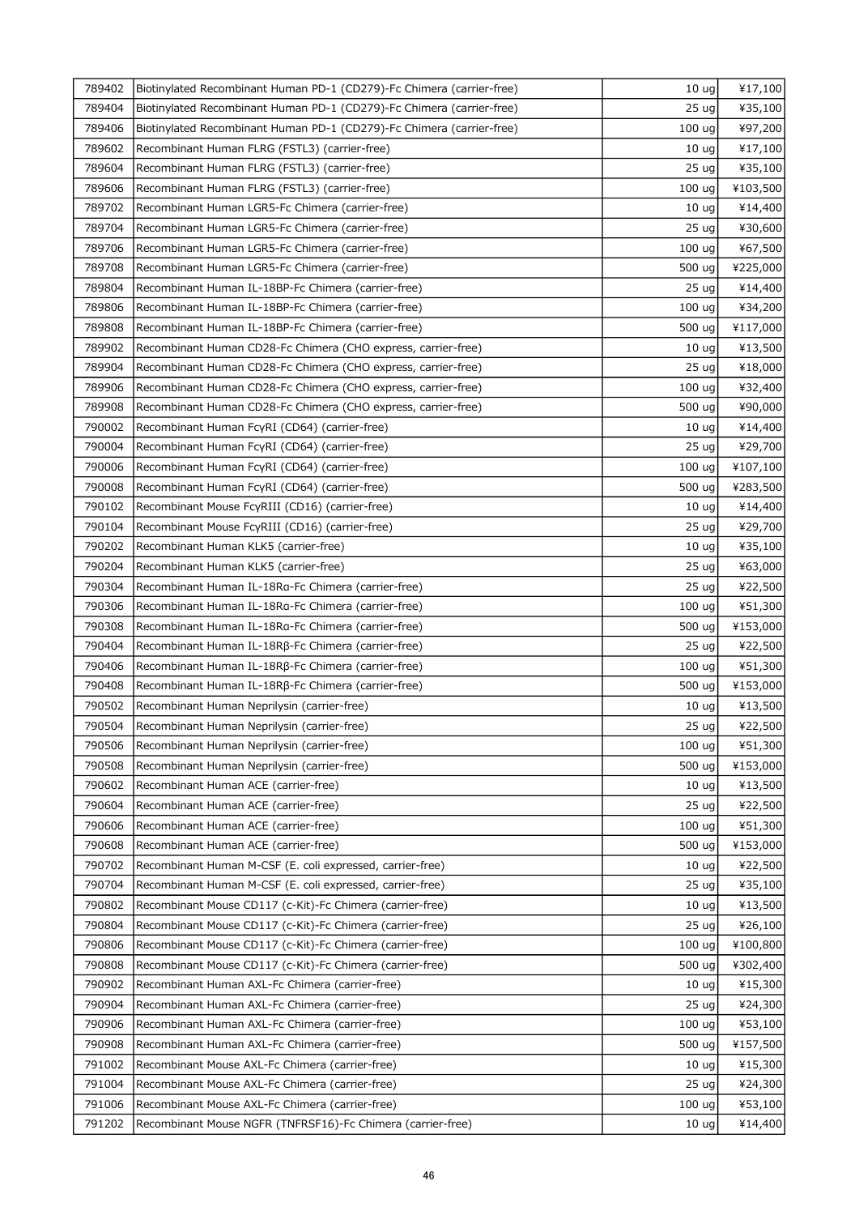| | | | |
|---|---|---|---|
| 789402 | Biotinylated Recombinant Human PD-1 (CD279)-Fc Chimera (carrier-free) | 10 ug | ¥17,100 |
| 789404 | Biotinylated Recombinant Human PD-1 (CD279)-Fc Chimera (carrier-free) | 25 ug | ¥35,100 |
| 789406 | Biotinylated Recombinant Human PD-1 (CD279)-Fc Chimera (carrier-free) | 100 ug | ¥97,200 |
| 789602 | Recombinant Human FLRG (FSTL3) (carrier-free) | 10 ug | ¥17,100 |
| 789604 | Recombinant Human FLRG (FSTL3) (carrier-free) | 25 ug | ¥35,100 |
| 789606 | Recombinant Human FLRG (FSTL3) (carrier-free) | 100 ug | ¥103,500 |
| 789702 | Recombinant Human LGR5-Fc Chimera (carrier-free) | 10 ug | ¥14,400 |
| 789704 | Recombinant Human LGR5-Fc Chimera (carrier-free) | 25 ug | ¥30,600 |
| 789706 | Recombinant Human LGR5-Fc Chimera (carrier-free) | 100 ug | ¥67,500 |
| 789708 | Recombinant Human LGR5-Fc Chimera (carrier-free) | 500 ug | ¥225,000 |
| 789804 | Recombinant Human IL-18BP-Fc Chimera (carrier-free) | 25 ug | ¥14,400 |
| 789806 | Recombinant Human IL-18BP-Fc Chimera (carrier-free) | 100 ug | ¥34,200 |
| 789808 | Recombinant Human IL-18BP-Fc Chimera (carrier-free) | 500 ug | ¥117,000 |
| 789902 | Recombinant Human CD28-Fc Chimera (CHO express, carrier-free) | 10 ug | ¥13,500 |
| 789904 | Recombinant Human CD28-Fc Chimera (CHO express, carrier-free) | 25 ug | ¥18,000 |
| 789906 | Recombinant Human CD28-Fc Chimera (CHO express, carrier-free) | 100 ug | ¥32,400 |
| 789908 | Recombinant Human CD28-Fc Chimera (CHO express, carrier-free) | 500 ug | ¥90,000 |
| 790002 | Recombinant Human FcγRI (CD64) (carrier-free) | 10 ug | ¥14,400 |
| 790004 | Recombinant Human FcγRI (CD64) (carrier-free) | 25 ug | ¥29,700 |
| 790006 | Recombinant Human FcγRI (CD64) (carrier-free) | 100 ug | ¥107,100 |
| 790008 | Recombinant Human FcγRI (CD64) (carrier-free) | 500 ug | ¥283,500 |
| 790102 | Recombinant Mouse FcγRIII (CD16) (carrier-free) | 10 ug | ¥14,400 |
| 790104 | Recombinant Mouse FcγRIII (CD16) (carrier-free) | 25 ug | ¥29,700 |
| 790202 | Recombinant Human KLK5 (carrier-free) | 10 ug | ¥35,100 |
| 790204 | Recombinant Human KLK5 (carrier-free) | 25 ug | ¥63,000 |
| 790304 | Recombinant Human IL-18Rα-Fc Chimera (carrier-free) | 25 ug | ¥22,500 |
| 790306 | Recombinant Human IL-18Rα-Fc Chimera (carrier-free) | 100 ug | ¥51,300 |
| 790308 | Recombinant Human IL-18Rα-Fc Chimera (carrier-free) | 500 ug | ¥153,000 |
| 790404 | Recombinant Human IL-18Rβ-Fc Chimera (carrier-free) | 25 ug | ¥22,500 |
| 790406 | Recombinant Human IL-18Rβ-Fc Chimera (carrier-free) | 100 ug | ¥51,300 |
| 790408 | Recombinant Human IL-18Rβ-Fc Chimera (carrier-free) | 500 ug | ¥153,000 |
| 790502 | Recombinant Human Neprilysin (carrier-free) | 10 ug | ¥13,500 |
| 790504 | Recombinant Human Neprilysin (carrier-free) | 25 ug | ¥22,500 |
| 790506 | Recombinant Human Neprilysin (carrier-free) | 100 ug | ¥51,300 |
| 790508 | Recombinant Human Neprilysin (carrier-free) | 500 ug | ¥153,000 |
| 790602 | Recombinant Human ACE (carrier-free) | 10 ug | ¥13,500 |
| 790604 | Recombinant Human ACE (carrier-free) | 25 ug | ¥22,500 |
| 790606 | Recombinant Human ACE (carrier-free) | 100 ug | ¥51,300 |
| 790608 | Recombinant Human ACE (carrier-free) | 500 ug | ¥153,000 |
| 790702 | Recombinant Human M-CSF (E. coli expressed, carrier-free) | 10 ug | ¥22,500 |
| 790704 | Recombinant Human M-CSF (E. coli expressed, carrier-free) | 25 ug | ¥35,100 |
| 790802 | Recombinant Mouse CD117 (c-Kit)-Fc Chimera (carrier-free) | 10 ug | ¥13,500 |
| 790804 | Recombinant Mouse CD117 (c-Kit)-Fc Chimera (carrier-free) | 25 ug | ¥26,100 |
| 790806 | Recombinant Mouse CD117 (c-Kit)-Fc Chimera (carrier-free) | 100 ug | ¥100,800 |
| 790808 | Recombinant Mouse CD117 (c-Kit)-Fc Chimera (carrier-free) | 500 ug | ¥302,400 |
| 790902 | Recombinant Human AXL-Fc Chimera (carrier-free) | 10 ug | ¥15,300 |
| 790904 | Recombinant Human AXL-Fc Chimera (carrier-free) | 25 ug | ¥24,300 |
| 790906 | Recombinant Human AXL-Fc Chimera (carrier-free) | 100 ug | ¥53,100 |
| 790908 | Recombinant Human AXL-Fc Chimera (carrier-free) | 500 ug | ¥157,500 |
| 791002 | Recombinant Mouse AXL-Fc Chimera (carrier-free) | 10 ug | ¥15,300 |
| 791004 | Recombinant Mouse AXL-Fc Chimera (carrier-free) | 25 ug | ¥24,300 |
| 791006 | Recombinant Mouse AXL-Fc Chimera (carrier-free) | 100 ug | ¥53,100 |
| 791202 | Recombinant Mouse NGFR (TNFRSF16)-Fc Chimera (carrier-free) | 10 ug | ¥14,400 |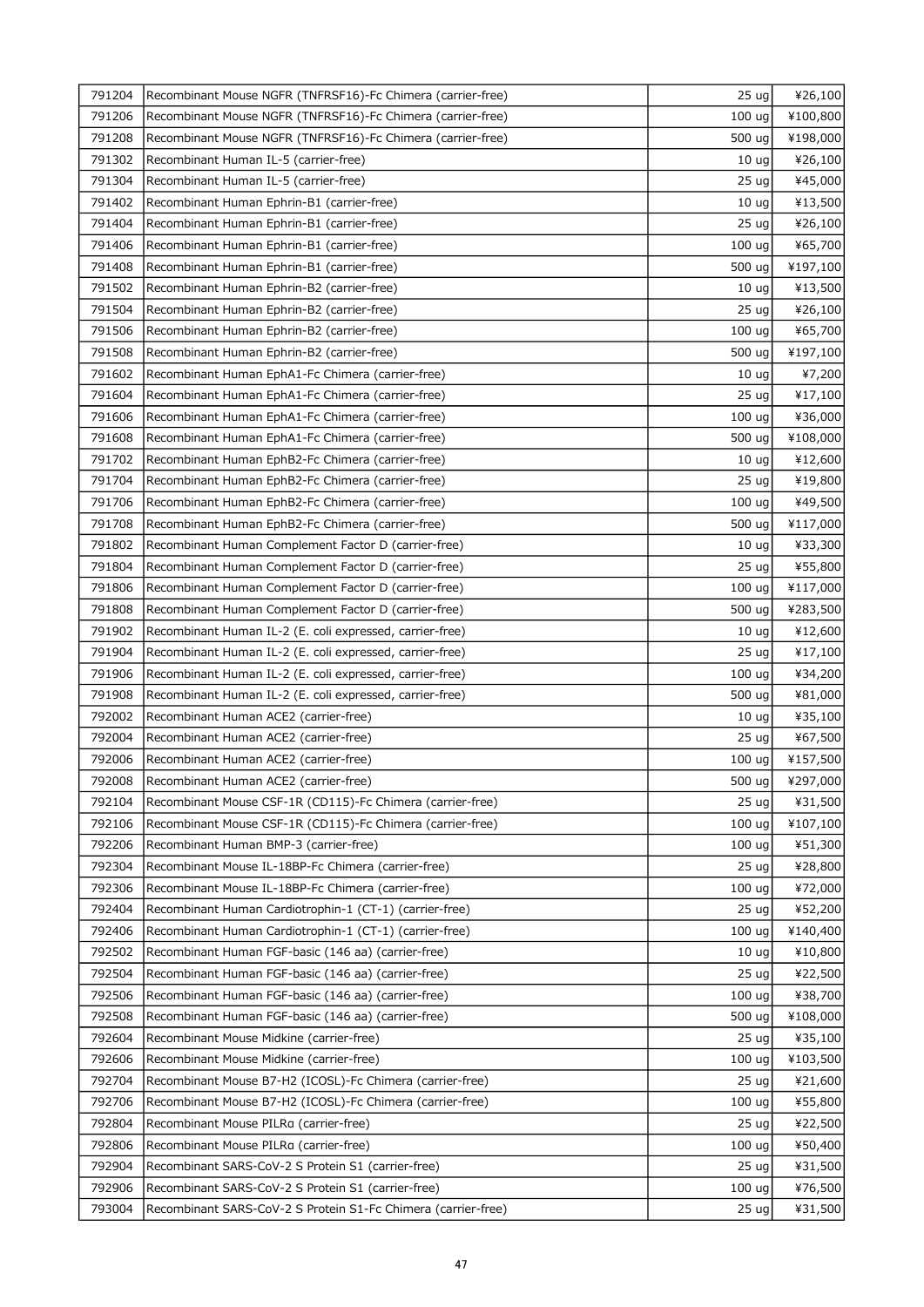| | | | |
|---|---|---|---|
| 791204 | Recombinant Mouse NGFR (TNFRSF16)-Fc Chimera (carrier-free) | 25 ug | ¥26,100 |
| 791206 | Recombinant Mouse NGFR (TNFRSF16)-Fc Chimera (carrier-free) | 100 ug | ¥100,800 |
| 791208 | Recombinant Mouse NGFR (TNFRSF16)-Fc Chimera (carrier-free) | 500 ug | ¥198,000 |
| 791302 | Recombinant Human IL-5 (carrier-free) | 10 ug | ¥26,100 |
| 791304 | Recombinant Human IL-5 (carrier-free) | 25 ug | ¥45,000 |
| 791402 | Recombinant Human Ephrin-B1 (carrier-free) | 10 ug | ¥13,500 |
| 791404 | Recombinant Human Ephrin-B1 (carrier-free) | 25 ug | ¥26,100 |
| 791406 | Recombinant Human Ephrin-B1 (carrier-free) | 100 ug | ¥65,700 |
| 791408 | Recombinant Human Ephrin-B1 (carrier-free) | 500 ug | ¥197,100 |
| 791502 | Recombinant Human Ephrin-B2 (carrier-free) | 10 ug | ¥13,500 |
| 791504 | Recombinant Human Ephrin-B2 (carrier-free) | 25 ug | ¥26,100 |
| 791506 | Recombinant Human Ephrin-B2 (carrier-free) | 100 ug | ¥65,700 |
| 791508 | Recombinant Human Ephrin-B2 (carrier-free) | 500 ug | ¥197,100 |
| 791602 | Recombinant Human EphA1-Fc Chimera (carrier-free) | 10 ug | ¥7,200 |
| 791604 | Recombinant Human EphA1-Fc Chimera (carrier-free) | 25 ug | ¥17,100 |
| 791606 | Recombinant Human EphA1-Fc Chimera (carrier-free) | 100 ug | ¥36,000 |
| 791608 | Recombinant Human EphA1-Fc Chimera (carrier-free) | 500 ug | ¥108,000 |
| 791702 | Recombinant Human EphB2-Fc Chimera (carrier-free) | 10 ug | ¥12,600 |
| 791704 | Recombinant Human EphB2-Fc Chimera (carrier-free) | 25 ug | ¥19,800 |
| 791706 | Recombinant Human EphB2-Fc Chimera (carrier-free) | 100 ug | ¥49,500 |
| 791708 | Recombinant Human EphB2-Fc Chimera (carrier-free) | 500 ug | ¥117,000 |
| 791802 | Recombinant Human Complement Factor D (carrier-free) | 10 ug | ¥33,300 |
| 791804 | Recombinant Human Complement Factor D (carrier-free) | 25 ug | ¥55,800 |
| 791806 | Recombinant Human Complement Factor D (carrier-free) | 100 ug | ¥117,000 |
| 791808 | Recombinant Human Complement Factor D (carrier-free) | 500 ug | ¥283,500 |
| 791902 | Recombinant Human IL-2 (E. coli expressed, carrier-free) | 10 ug | ¥12,600 |
| 791904 | Recombinant Human IL-2 (E. coli expressed, carrier-free) | 25 ug | ¥17,100 |
| 791906 | Recombinant Human IL-2 (E. coli expressed, carrier-free) | 100 ug | ¥34,200 |
| 791908 | Recombinant Human IL-2 (E. coli expressed, carrier-free) | 500 ug | ¥81,000 |
| 792002 | Recombinant Human ACE2 (carrier-free) | 10 ug | ¥35,100 |
| 792004 | Recombinant Human ACE2 (carrier-free) | 25 ug | ¥67,500 |
| 792006 | Recombinant Human ACE2 (carrier-free) | 100 ug | ¥157,500 |
| 792008 | Recombinant Human ACE2 (carrier-free) | 500 ug | ¥297,000 |
| 792104 | Recombinant Mouse CSF-1R (CD115)-Fc Chimera (carrier-free) | 25 ug | ¥31,500 |
| 792106 | Recombinant Mouse CSF-1R (CD115)-Fc Chimera (carrier-free) | 100 ug | ¥107,100 |
| 792206 | Recombinant Human BMP-3 (carrier-free) | 100 ug | ¥51,300 |
| 792304 | Recombinant Mouse IL-18BP-Fc Chimera (carrier-free) | 25 ug | ¥28,800 |
| 792306 | Recombinant Mouse IL-18BP-Fc Chimera (carrier-free) | 100 ug | ¥72,000 |
| 792404 | Recombinant Human Cardiotrophin-1 (CT-1) (carrier-free) | 25 ug | ¥52,200 |
| 792406 | Recombinant Human Cardiotrophin-1 (CT-1) (carrier-free) | 100 ug | ¥140,400 |
| 792502 | Recombinant Human FGF-basic (146 aa) (carrier-free) | 10 ug | ¥10,800 |
| 792504 | Recombinant Human FGF-basic (146 aa) (carrier-free) | 25 ug | ¥22,500 |
| 792506 | Recombinant Human FGF-basic (146 aa) (carrier-free) | 100 ug | ¥38,700 |
| 792508 | Recombinant Human FGF-basic (146 aa) (carrier-free) | 500 ug | ¥108,000 |
| 792604 | Recombinant Mouse Midkine (carrier-free) | 25 ug | ¥35,100 |
| 792606 | Recombinant Mouse Midkine (carrier-free) | 100 ug | ¥103,500 |
| 792704 | Recombinant Mouse B7-H2 (ICOSL)-Fc Chimera (carrier-free) | 25 ug | ¥21,600 |
| 792706 | Recombinant Mouse B7-H2 (ICOSL)-Fc Chimera (carrier-free) | 100 ug | ¥55,800 |
| 792804 | Recombinant Mouse PILRα (carrier-free) | 25 ug | ¥22,500 |
| 792806 | Recombinant Mouse PILRα (carrier-free) | 100 ug | ¥50,400 |
| 792904 | Recombinant SARS-CoV-2 S Protein S1 (carrier-free) | 25 ug | ¥31,500 |
| 792906 | Recombinant SARS-CoV-2 S Protein S1 (carrier-free) | 100 ug | ¥76,500 |
| 793004 | Recombinant SARS-CoV-2 S Protein S1-Fc Chimera (carrier-free) | 25 ug | ¥31,500 |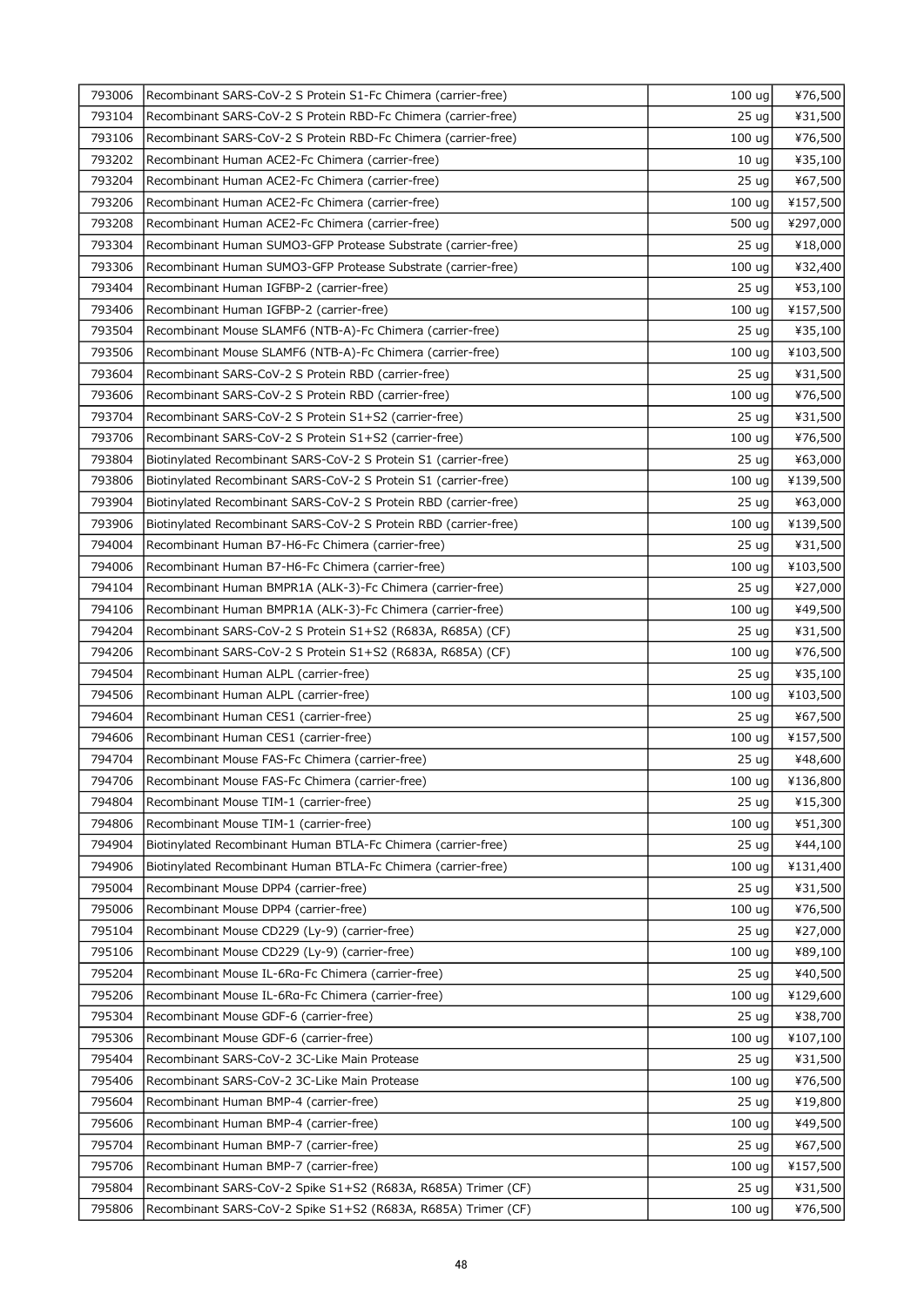| 793006 | Recombinant SARS-CoV-2 S Protein S1-Fc Chimera (carrier-free) | 100 ug | ¥76,500 |
|---|---|---|---|
| 793104 | Recombinant SARS-CoV-2 S Protein RBD-Fc Chimera (carrier-free) | 25 ug | ¥31,500 |
| 793106 | Recombinant SARS-CoV-2 S Protein RBD-Fc Chimera (carrier-free) | 100 ug | ¥76,500 |
| 793202 | Recombinant Human ACE2-Fc Chimera (carrier-free) | 10 ug | ¥35,100 |
| 793204 | Recombinant Human ACE2-Fc Chimera (carrier-free) | 25 ug | ¥67,500 |
| 793206 | Recombinant Human ACE2-Fc Chimera (carrier-free) | 100 ug | ¥157,500 |
| 793208 | Recombinant Human ACE2-Fc Chimera (carrier-free) | 500 ug | ¥297,000 |
| 793304 | Recombinant Human SUMO3-GFP Protease Substrate (carrier-free) | 25 ug | ¥18,000 |
| 793306 | Recombinant Human SUMO3-GFP Protease Substrate (carrier-free) | 100 ug | ¥32,400 |
| 793404 | Recombinant Human IGFBP-2 (carrier-free) | 25 ug | ¥53,100 |
| 793406 | Recombinant Human IGFBP-2 (carrier-free) | 100 ug | ¥157,500 |
| 793504 | Recombinant Mouse SLAMF6 (NTB-A)-Fc Chimera (carrier-free) | 25 ug | ¥35,100 |
| 793506 | Recombinant Mouse SLAMF6 (NTB-A)-Fc Chimera (carrier-free) | 100 ug | ¥103,500 |
| 793604 | Recombinant SARS-CoV-2 S Protein RBD (carrier-free) | 25 ug | ¥31,500 |
| 793606 | Recombinant SARS-CoV-2 S Protein RBD (carrier-free) | 100 ug | ¥76,500 |
| 793704 | Recombinant SARS-CoV-2 S Protein S1+S2 (carrier-free) | 25 ug | ¥31,500 |
| 793706 | Recombinant SARS-CoV-2 S Protein S1+S2 (carrier-free) | 100 ug | ¥76,500 |
| 793804 | Biotinylated Recombinant SARS-CoV-2 S Protein S1 (carrier-free) | 25 ug | ¥63,000 |
| 793806 | Biotinylated Recombinant SARS-CoV-2 S Protein S1 (carrier-free) | 100 ug | ¥139,500 |
| 793904 | Biotinylated Recombinant SARS-CoV-2 S Protein RBD (carrier-free) | 25 ug | ¥63,000 |
| 793906 | Biotinylated Recombinant SARS-CoV-2 S Protein RBD (carrier-free) | 100 ug | ¥139,500 |
| 794004 | Recombinant Human B7-H6-Fc Chimera (carrier-free) | 25 ug | ¥31,500 |
| 794006 | Recombinant Human B7-H6-Fc Chimera (carrier-free) | 100 ug | ¥103,500 |
| 794104 | Recombinant Human BMPR1A (ALK-3)-Fc Chimera (carrier-free) | 25 ug | ¥27,000 |
| 794106 | Recombinant Human BMPR1A (ALK-3)-Fc Chimera (carrier-free) | 100 ug | ¥49,500 |
| 794204 | Recombinant SARS-CoV-2 S Protein S1+S2 (R683A, R685A) (CF) | 25 ug | ¥31,500 |
| 794206 | Recombinant SARS-CoV-2 S Protein S1+S2 (R683A, R685A) (CF) | 100 ug | ¥76,500 |
| 794504 | Recombinant Human ALPL (carrier-free) | 25 ug | ¥35,100 |
| 794506 | Recombinant Human ALPL (carrier-free) | 100 ug | ¥103,500 |
| 794604 | Recombinant Human CES1 (carrier-free) | 25 ug | ¥67,500 |
| 794606 | Recombinant Human CES1 (carrier-free) | 100 ug | ¥157,500 |
| 794704 | Recombinant Mouse FAS-Fc Chimera (carrier-free) | 25 ug | ¥48,600 |
| 794706 | Recombinant Mouse FAS-Fc Chimera (carrier-free) | 100 ug | ¥136,800 |
| 794804 | Recombinant Mouse TIM-1 (carrier-free) | 25 ug | ¥15,300 |
| 794806 | Recombinant Mouse TIM-1 (carrier-free) | 100 ug | ¥51,300 |
| 794904 | Biotinylated Recombinant Human BTLA-Fc Chimera (carrier-free) | 25 ug | ¥44,100 |
| 794906 | Biotinylated Recombinant Human BTLA-Fc Chimera (carrier-free) | 100 ug | ¥131,400 |
| 795004 | Recombinant Mouse DPP4 (carrier-free) | 25 ug | ¥31,500 |
| 795006 | Recombinant Mouse DPP4 (carrier-free) | 100 ug | ¥76,500 |
| 795104 | Recombinant Mouse CD229 (Ly-9) (carrier-free) | 25 ug | ¥27,000 |
| 795106 | Recombinant Mouse CD229 (Ly-9) (carrier-free) | 100 ug | ¥89,100 |
| 795204 | Recombinant Mouse IL-6Rα-Fc Chimera (carrier-free) | 25 ug | ¥40,500 |
| 795206 | Recombinant Mouse IL-6Rα-Fc Chimera (carrier-free) | 100 ug | ¥129,600 |
| 795304 | Recombinant Mouse GDF-6 (carrier-free) | 25 ug | ¥38,700 |
| 795306 | Recombinant Mouse GDF-6 (carrier-free) | 100 ug | ¥107,100 |
| 795404 | Recombinant SARS-CoV-2 3C-Like Main Protease | 25 ug | ¥31,500 |
| 795406 | Recombinant SARS-CoV-2 3C-Like Main Protease | 100 ug | ¥76,500 |
| 795604 | Recombinant Human BMP-4 (carrier-free) | 25 ug | ¥19,800 |
| 795606 | Recombinant Human BMP-4 (carrier-free) | 100 ug | ¥49,500 |
| 795704 | Recombinant Human BMP-7 (carrier-free) | 25 ug | ¥67,500 |
| 795706 | Recombinant Human BMP-7 (carrier-free) | 100 ug | ¥157,500 |
| 795804 | Recombinant SARS-CoV-2 Spike S1+S2 (R683A, R685A) Trimer (CF) | 25 ug | ¥31,500 |
| 795806 | Recombinant SARS-CoV-2 Spike S1+S2 (R683A, R685A) Trimer (CF) | 100 ug | ¥76,500 |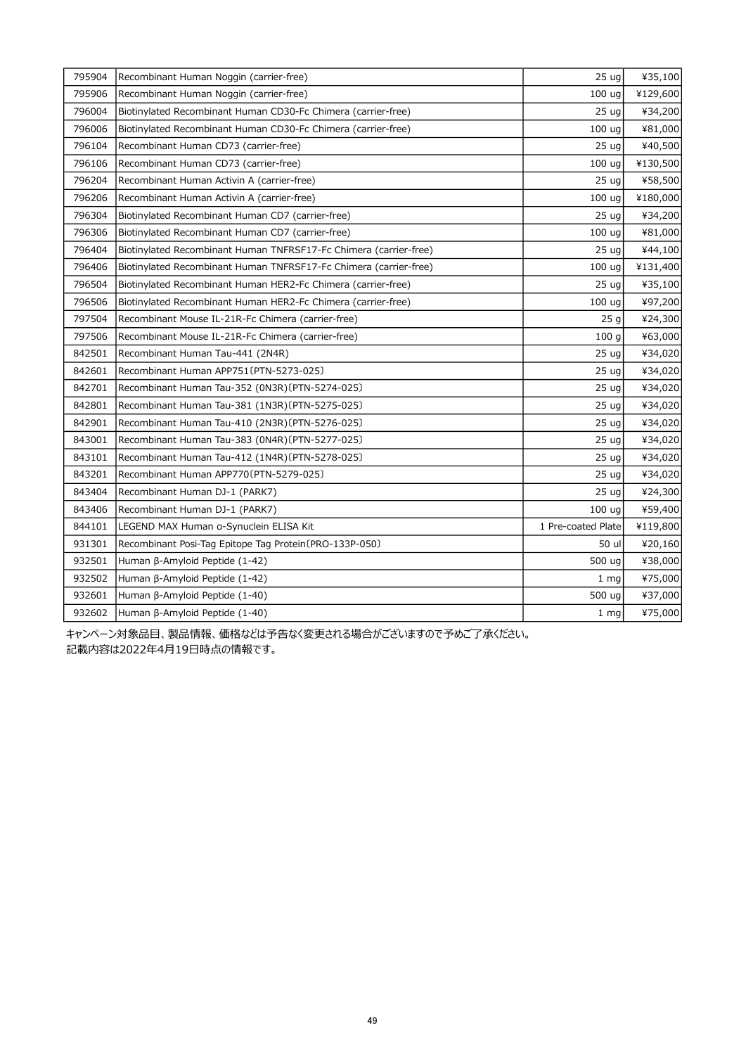| | | | |
|---|---|---|---|
| 795904 | Recombinant Human Noggin (carrier-free) | 25 ug | ¥35,100 |
| 795906 | Recombinant Human Noggin (carrier-free) | 100 ug | ¥129,600 |
| 796004 | Biotinylated Recombinant Human CD30-Fc Chimera (carrier-free) | 25 ug | ¥34,200 |
| 796006 | Biotinylated Recombinant Human CD30-Fc Chimera (carrier-free) | 100 ug | ¥81,000 |
| 796104 | Recombinant Human CD73 (carrier-free) | 25 ug | ¥40,500 |
| 796106 | Recombinant Human CD73 (carrier-free) | 100 ug | ¥130,500 |
| 796204 | Recombinant Human Activin A (carrier-free) | 25 ug | ¥58,500 |
| 796206 | Recombinant Human Activin A (carrier-free) | 100 ug | ¥180,000 |
| 796304 | Biotinylated Recombinant Human CD7 (carrier-free) | 25 ug | ¥34,200 |
| 796306 | Biotinylated Recombinant Human CD7 (carrier-free) | 100 ug | ¥81,000 |
| 796404 | Biotinylated Recombinant Human TNFRSF17-Fc Chimera (carrier-free) | 25 ug | ¥44,100 |
| 796406 | Biotinylated Recombinant Human TNFRSF17-Fc Chimera (carrier-free) | 100 ug | ¥131,400 |
| 796504 | Biotinylated Recombinant Human HER2-Fc Chimera (carrier-free) | 25 ug | ¥35,100 |
| 796506 | Biotinylated Recombinant Human HER2-Fc Chimera (carrier-free) | 100 ug | ¥97,200 |
| 797504 | Recombinant Mouse IL-21R-Fc Chimera (carrier-free) | 25 g | ¥24,300 |
| 797506 | Recombinant Mouse IL-21R-Fc Chimera (carrier-free) | 100 g | ¥63,000 |
| 842501 | Recombinant Human Tau-441 (2N4R) | 25 ug | ¥34,020 |
| 842601 | Recombinant Human APP751〔PTN-5273-025〕 | 25 ug | ¥34,020 |
| 842701 | Recombinant Human Tau-352 (0N3R)〔PTN-5274-025〕 | 25 ug | ¥34,020 |
| 842801 | Recombinant Human Tau-381 (1N3R)〔PTN-5275-025〕 | 25 ug | ¥34,020 |
| 842901 | Recombinant Human Tau-410 (2N3R)〔PTN-5276-025〕 | 25 ug | ¥34,020 |
| 843001 | Recombinant Human Tau-383 (0N4R)〔PTN-5277-025〕 | 25 ug | ¥34,020 |
| 843101 | Recombinant Human Tau-412 (1N4R)〔PTN-5278-025〕 | 25 ug | ¥34,020 |
| 843201 | Recombinant Human APP770〔PTN-5279-025〕 | 25 ug | ¥34,020 |
| 843404 | Recombinant Human DJ-1 (PARK7) | 25 ug | ¥24,300 |
| 843406 | Recombinant Human DJ-1 (PARK7) | 100 ug | ¥59,400 |
| 844101 | LEGEND MAX Human α-Synuclein ELISA Kit | 1 Pre-coated Plate | ¥119,800 |
| 931301 | Recombinant Posi-Tag Epitope Tag Protein〔PRO-133P-050〕 | 50 ul | ¥20,160 |
| 932501 | Human β-Amyloid Peptide (1-42) | 500 ug | ¥38,000 |
| 932502 | Human β-Amyloid Peptide (1-42) | 1 mg | ¥75,000 |
| 932601 | Human β-Amyloid Peptide (1-40) | 500 ug | ¥37,000 |
| 932602 | Human β-Amyloid Peptide (1-40) | 1 mg | ¥75,000 |

キャンペーン対象品目、製品情報、価格などは予告なく変更される場合がございますので予めご了承ください。
記載内容は2022年4月19日時点の情報です。